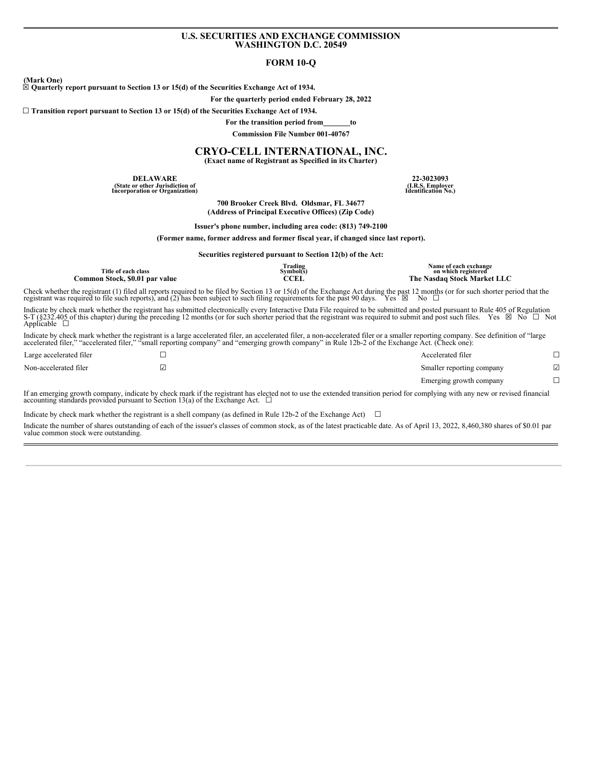# U.S. SECURITIES AND EXCHANGE COMMISSION
## WASHINGTON D.C. 20549

## FORM 10-Q

**(Mark One)**

☒ **Quarterly report pursuant to Section 13 or 15(d) of the Securities Exchange Act of 1934.**

**For the quarterly period ended February 28, 2022**

☐ **Transition report pursuant to Section 13 or 15(d) of the Securities Exchange Act of 1934.**

**For the transition period from\_\_\_\_\_\_\_to**

**Commission File Number 001-40767**

# CRYO-CELL INTERNATIONAL, INC.

**(Exact name of Registrant as Specified in its Charter)**

| **DELAWARE** | **22-3023093** |
|---|---|
| **(State or other Jurisdiction of Incorporation or Organization)** | **(I.R.S. Employer Identification No.)** |

**700 Brooker Creek Blvd. Oldsmar, FL 34677**
**(Address of Principal Executive Offices) (Zip Code)**

**Issuer's phone number, including area code: (813) 749-2100**

**(Former name, former address and former fiscal year, if changed since last report).**

**Securities registered pursuant to Section 12(b) of the Act:**

| Title of each class | Trading Symbol(s) | Name of each exchange on which registered |
|---|---|---|
| **Common Stock, $0.01 par value** | **CCEL** | **The Nasdaq Stock Market LLC** |

Check whether the registrant (1) filed all reports required to be filed by Section 13 or 15(d) of the Exchange Act during the past 12 months (or for such shorter period that the registrant was required to file such reports), and (2) has been subject to such filing requirements for the past 90 days. Yes ☒ No ☐

Indicate by check mark whether the registrant has submitted electronically every Interactive Data File required to be submitted and posted pursuant to Rule 405 of Regulation S-T (§232.405 of this chapter) during the preceding 12 months (or for such shorter period that the registrant was required to submit and post such files. Yes ☒ No ☐ Not Applicable ☐

Indicate by check mark whether the registrant is a large accelerated filer, an accelerated filer, a non-accelerated filer or a smaller reporting company. See definition of "large accelerated filer," "accelerated filer," "small reporting company" and "emerging growth company" in Rule 12b-2 of the Exchange Act. (Check one):

| | | | |
|---|---|---|---|
| Large accelerated filer | ☐ | Accelerated filer | ☐ |
| Non-accelerated filer | ☑ | Smaller reporting company | ☑ |
| | | Emerging growth company | ☐ |

If an emerging growth company, indicate by check mark if the registrant has elected not to use the extended transition period for complying with any new or revised financial accounting standards provided pursuant to Section 13(a) of the Exchange Act. ☐

Indicate by check mark whether the registrant is a shell company (as defined in Rule 12b-2 of the Exchange Act) ☐

Indicate the number of shares outstanding of each of the issuer's classes of common stock, as of the latest practicable date. As of April 13, 2022, 8,460,380 shares of $0.01 par value common stock were outstanding.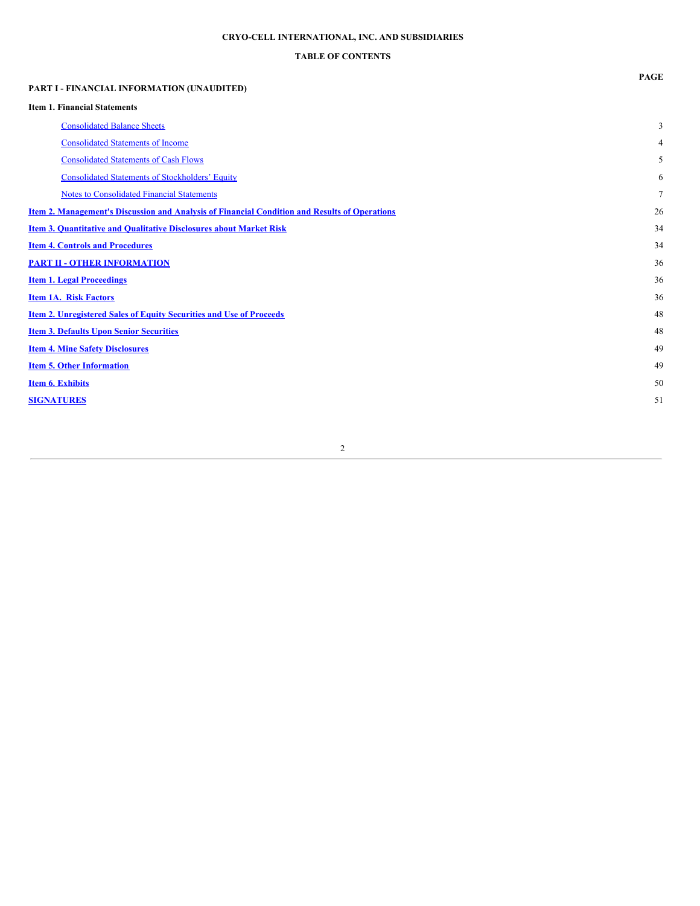**CRYO-CELL INTERNATIONAL, INC. AND SUBSIDIARIES**

**TABLE OF CONTENTS**

| | PAGE |
|---|---|
| **PART I - FINANCIAL INFORMATION (UNAUDITED)** | |
| **Item 1. Financial Statements** | |
| Consolidated Balance Sheets | 3 |
| Consolidated Statements of Income | 4 |
| Consolidated Statements of Cash Flows | 5 |
| Consolidated Statements of Stockholders' Equity | 6 |
| Notes to Consolidated Financial Statements | 7 |
| **Item 2. Management's Discussion and Analysis of Financial Condition and Results of Operations** | 26 |
| **Item 3. Quantitative and Qualitative Disclosures about Market Risk** | 34 |
| **Item 4. Controls and Procedures** | 34 |
| **PART II - OTHER INFORMATION** | 36 |
| **Item 1. Legal Proceedings** | 36 |
| **Item 1A. Risk Factors** | 36 |
| **Item 2. Unregistered Sales of Equity Securities and Use of Proceeds** | 48 |
| **Item 3. Defaults Upon Senior Securities** | 48 |
| **Item 4. Mine Safety Disclosures** | 49 |
| **Item 5. Other Information** | 49 |
| **Item 6. Exhibits** | 50 |
| **SIGNATURES** | 51 |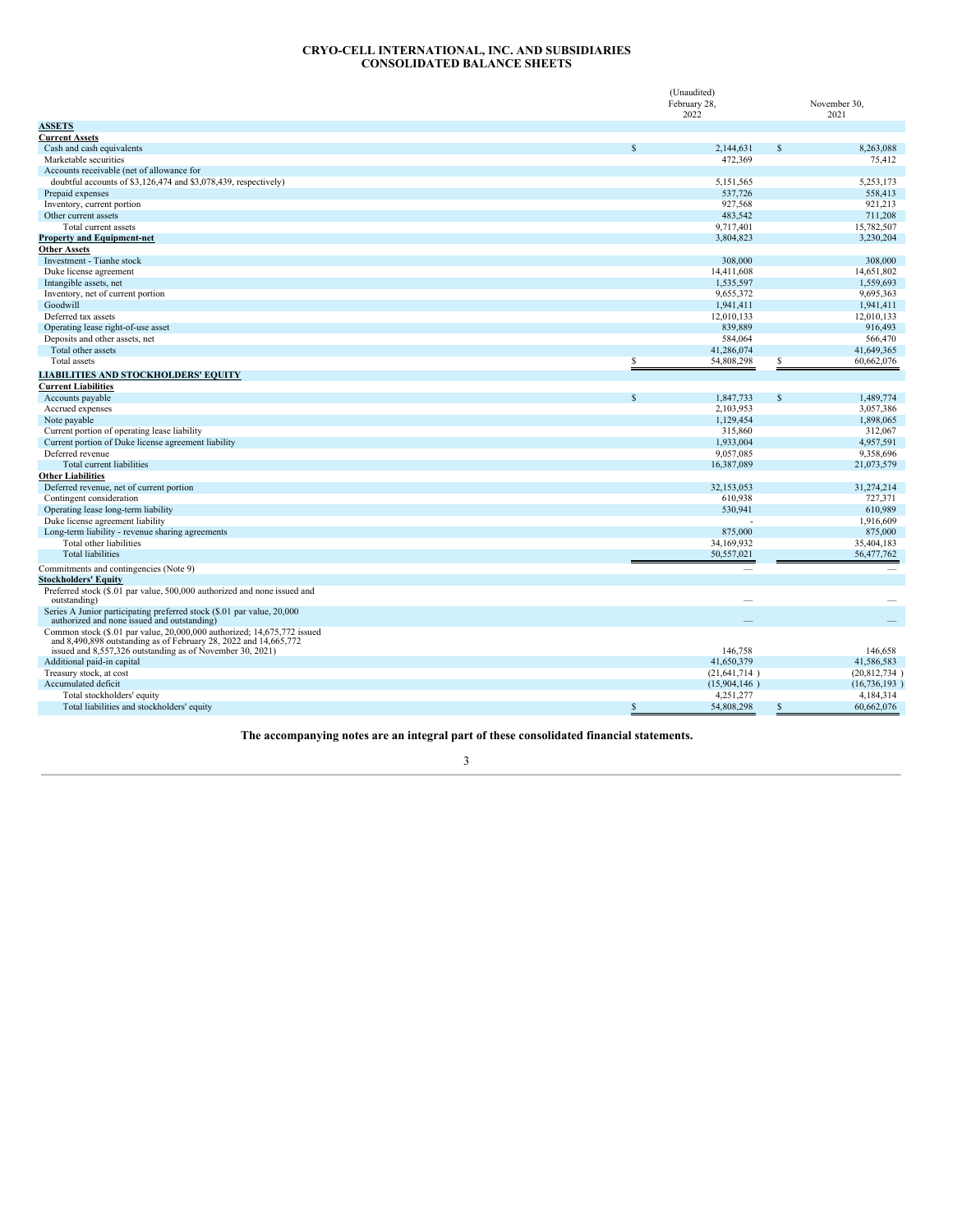# CRYO-CELL INTERNATIONAL, INC. AND SUBSIDIARIES
# CONSOLIDATED BALANCE SHEETS

| | (Unaudited) February 28, 2022 | November 30, 2021 |
|---|---|---|
| **ASSETS** | | |
| **Current Assets** | | |
| Cash and cash equivalents | $ 2,144,631 | $ 8,263,088 |
| Marketable securities | 472,369 | 75,412 |
| Accounts receivable (net of allowance for doubtful accounts of $3,126,474 and $3,078,439, respectively) | 5,151,565 | 5,253,173 |
| Prepaid expenses | 537,726 | 558,413 |
| Inventory, current portion | 927,568 | 921,213 |
| Other current assets | 483,542 | 711,208 |
| Total current assets | 9,717,401 | 15,782,507 |
| **Property and Equipment-net** | 3,804,823 | 3,230,204 |
| **Other Assets** | | |
| Investment - Tianhe stock | 308,000 | 308,000 |
| Duke license agreement | 14,411,608 | 14,651,802 |
| Intangible assets, net | 1,535,597 | 1,559,693 |
| Inventory, net of current portion | 9,655,372 | 9,695,363 |
| Goodwill | 1,941,411 | 1,941,411 |
| Deferred tax assets | 12,010,133 | 12,010,133 |
| Operating lease right-of-use asset | 839,889 | 916,493 |
| Deposits and other assets, net | 584,064 | 566,470 |
| Total other assets | 41,286,074 | 41,649,365 |
| Total assets | $ 54,808,298 | $ 60,662,076 |
| **LIABILITIES AND STOCKHOLDERS' EQUITY** | | |
| **Current Liabilities** | | |
| Accounts payable | $ 1,847,733 | $ 1,489,774 |
| Accrued expenses | 2,103,953 | 3,057,386 |
| Note payable | 1,129,454 | 1,898,065 |
| Current portion of operating lease liability | 315,860 | 312,067 |
| Current portion of Duke license agreement liability | 1,933,004 | 4,957,591 |
| Deferred revenue | 9,057,085 | 9,358,696 |
| Total current liabilities | 16,387,089 | 21,073,579 |
| **Other Liabilities** | | |
| Deferred revenue, net of current portion | 32,153,053 | 31,274,214 |
| Contingent consideration | 610,938 | 727,371 |
| Operating lease long-term liability | 530,941 | 610,989 |
| Duke license agreement liability | - | 1,916,609 |
| Long-term liability - revenue sharing agreements | 875,000 | 875,000 |
| Total other liabilities | 34,169,932 | 35,404,183 |
| Total liabilities | 50,557,021 | 56,477,762 |
| Commitments and contingencies (Note 9) | — | — |
| **Stockholders' Equity** | | |
| Preferred stock ($.01 par value, 500,000 authorized and none issued and outstanding) | — | — |
| Series A Junior participating preferred stock ($.01 par value, 20,000 authorized and none issued and outstanding) | — | — |
| Common stock ($.01 par value, 20,000,000 authorized; 14,675,772 issued and 8,490,898 outstanding as of February 28, 2022 and 14,665,772 issued and 8,557,326 outstanding as of November 30, 2021) | 146,758 | 146,658 |
| Additional paid-in capital | 41,650,379 | 41,586,583 |
| Treasury stock, at cost | (21,641,714 ) | (20,812,734 ) |
| Accumulated deficit | (15,904,146 ) | (16,736,193 ) |
| Total stockholders' equity | 4,251,277 | 4,184,314 |
| Total liabilities and stockholders' equity | $ 54,808,298 | $ 60,662,076 |

**The accompanying notes are an integral part of these consolidated financial statements.**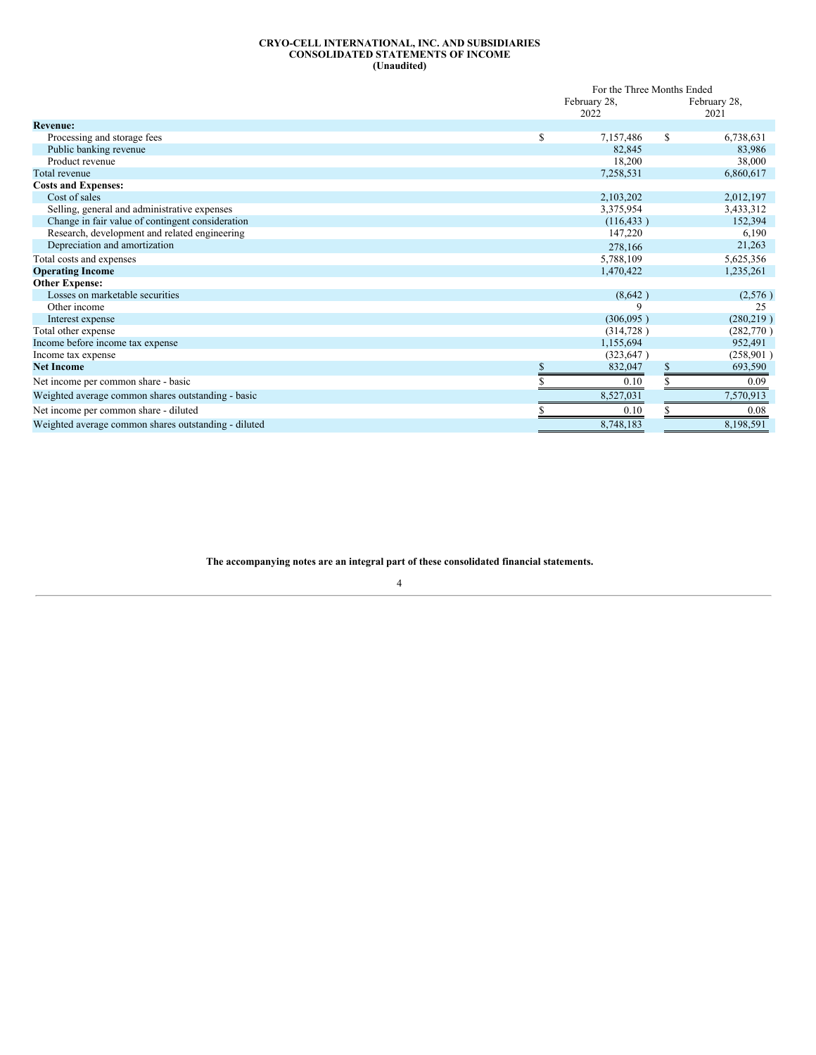**CRYO-CELL INTERNATIONAL, INC. AND SUBSIDIARIES**
**CONSOLIDATED STATEMENTS OF INCOME**
**(Unaudited)**

| | For the Three Months Ended | |
|---|---|---|
| | February 28, 2022 | February 28, 2021 |
| **Revenue:** | | |
| Processing and storage fees | $ 7,157,486 | $ 6,738,631 |
| Public banking revenue | 82,845 | 83,986 |
| Product revenue | 18,200 | 38,000 |
| Total revenue | 7,258,531 | 6,860,617 |
| **Costs and Expenses:** | | |
| Cost of sales | 2,103,202 | 2,012,197 |
| Selling, general and administrative expenses | 3,375,954 | 3,433,312 |
| Change in fair value of contingent consideration | (116,433 ) | 152,394 |
| Research, development and related engineering | 147,220 | 6,190 |
| Depreciation and amortization | 278,166 | 21,263 |
| Total costs and expenses | 5,788,109 | 5,625,356 |
| **Operating Income** | 1,470,422 | 1,235,261 |
| **Other Expense:** | | |
| Losses on marketable securities | (8,642 ) | (2,576 ) |
| Other income | 9 | 25 |
| Interest expense | (306,095 ) | (280,219 ) |
| Total other expense | (314,728 ) | (282,770 ) |
| Income before income tax expense | 1,155,694 | 952,491 |
| Income tax expense | (323,647 ) | (258,901 ) |
| **Net Income** | $ 832,047 | $ 693,590 |
| Net income per common share - basic | $ 0.10 | $ 0.09 |
| Weighted average common shares outstanding - basic | 8,527,031 | 7,570,913 |
| Net income per common share - diluted | $ 0.10 | $ 0.08 |
| Weighted average common shares outstanding - diluted | 8,748,183 | 8,198,591 |

**The accompanying notes are an integral part of these consolidated financial statements.**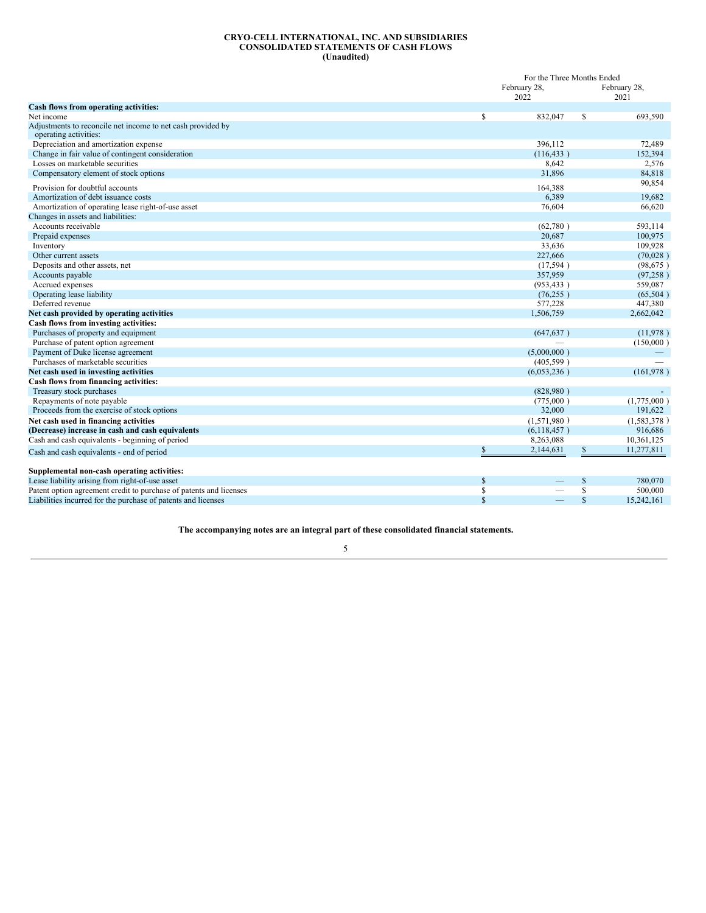# CRYO-CELL INTERNATIONAL, INC. AND SUBSIDIARIES
## CONSOLIDATED STATEMENTS OF CASH FLOWS
### (Unaudited)

| | For the Three Months Ended | |
|---|---|---|
| | February 28, 2022 | February 28, 2021 |
| **Cash flows from operating activities:** | | |
| Net income | $ 832,047 | $ 693,590 |
| Adjustments to reconcile net income to net cash provided by operating activities: | | |
| Depreciation and amortization expense | 396,112 | 72,489 |
| Change in fair value of contingent consideration | (116,433 ) | 152,394 |
| Losses on marketable securities | 8,642 | 2,576 |
| Compensatory element of stock options | 31,896 | 84,818 |
| Provision for doubtful accounts | 164,388 | 90,854 |
| Amortization of debt issuance costs | 6,389 | 19,682 |
| Amortization of operating lease right-of-use asset | 76,604 | 66,620 |
| Changes in assets and liabilities: | | |
| Accounts receivable | (62,780 ) | 593,114 |
| Prepaid expenses | 20,687 | 100,975 |
| Inventory | 33,636 | 109,928 |
| Other current assets | 227,666 | (70,028 ) |
| Deposits and other assets, net | (17,594 ) | (98,675 ) |
| Accounts payable | 357,959 | (97,258 ) |
| Accrued expenses | (953,433 ) | 559,087 |
| Operating lease liability | (76,255 ) | (65,504 ) |
| Deferred revenue | 577,228 | 447,380 |
| **Net cash provided by operating activities** | 1,506,759 | 2,662,042 |
| **Cash flows from investing activities:** | | |
| Purchases of property and equipment | (647,637 ) | (11,978 ) |
| Purchase of patent option agreement | — | (150,000 ) |
| Payment of Duke license agreement | (5,000,000 ) | — |
| Purchases of marketable securities | (405,599 ) | — |
| **Net cash used in investing activities** | (6,053,236 ) | (161,978 ) |
| **Cash flows from financing activities:** | | |
| Treasury stock purchases | (828,980 ) | - |
| Repayments of note payable | (775,000 ) | (1,775,000 ) |
| Proceeds from the exercise of stock options | 32,000 | 191,622 |
| **Net cash used in financing activities** | (1,571,980 ) | (1,583,378 ) |
| **(Decrease) increase in cash and cash equivalents** | (6,118,457 ) | 916,686 |
| Cash and cash equivalents - beginning of period | 8,263,088 | 10,361,125 |
| Cash and cash equivalents - end of period | $ 2,144,631 | $ 11,277,811 |
| | | |
| **Supplemental non-cash operating activities:** | | |
| Lease liability arising from right-of-use asset | $ — | $ 780,070 |
| Patent option agreement credit to purchase of patents and licenses | $ — | $ 500,000 |
| Liabilities incurred for the purchase of patents and licenses | $ — | $ 15,242,161 |

**The accompanying notes are an integral part of these consolidated financial statements.**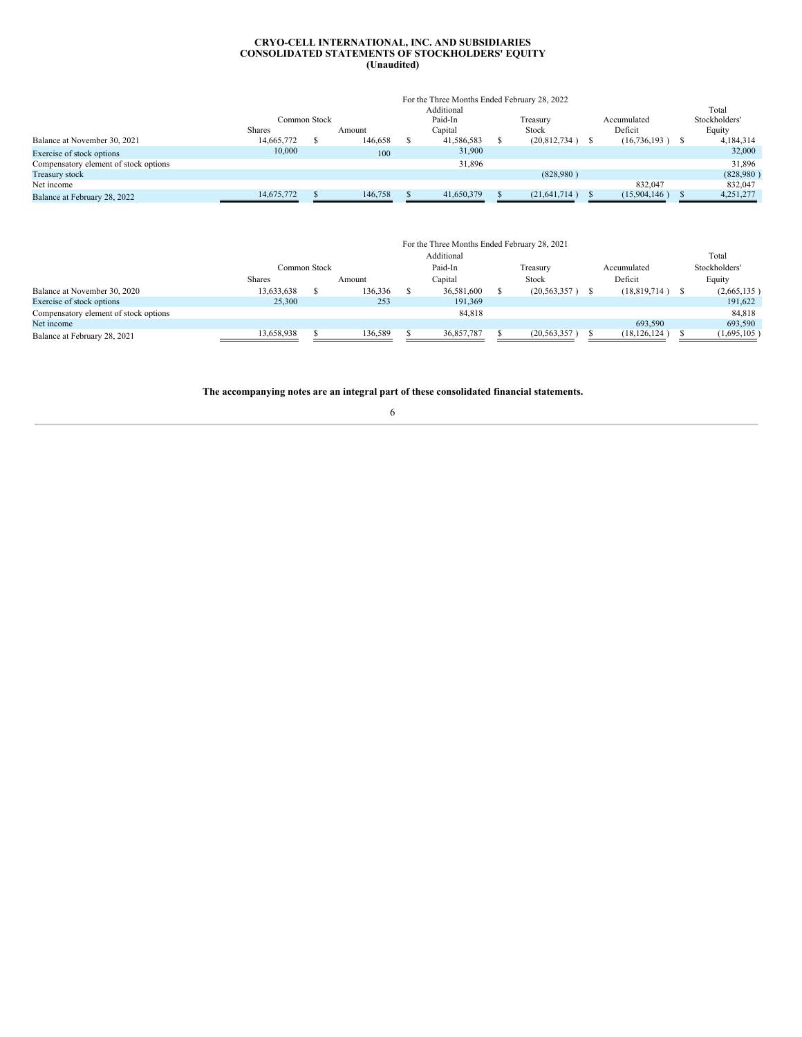**CRYO-CELL INTERNATIONAL, INC. AND SUBSIDIARIES**
**CONSOLIDATED STATEMENTS OF STOCKHOLDERS' EQUITY**
**(Unaudited)**

For the Three Months Ended February 28, 2022

| | Common Stock | | Additional Paid-In | Treasury | Accumulated | Total Stockholders' |
|---|---|---|---|---|---|---|
| | Shares | Amount | Capital | Stock | Deficit | Equity |
| Balance at November 30, 2021 | 14,665,772 | $ 146,658 | $ 41,586,583 | $ (20,812,734 ) | $ (16,736,193 ) | $ 4,184,314 |
| Exercise of stock options | 10,000 | 100 | 31,900 | | | 32,000 |
| Compensatory element of stock options | | | 31,896 | | | 31,896 |
| Treasury stock | | | | (828,980 ) | | (828,980 ) |
| Net income | | | | | 832,047 | 832,047 |
| Balance at February 28, 2022 | 14,675,772 | $ 146,758 | $ 41,650,379 | $ (21,641,714 ) | $ (15,904,146 ) | $ 4,251,277 |

For the Three Months Ended February 28, 2021

| | Common Stock | | Additional Paid-In | Treasury | Accumulated | Total Stockholders' |
|---|---|---|---|---|---|---|
| | Shares | Amount | Capital | Stock | Deficit | Equity |
| Balance at November 30, 2020 | 13,633,638 | $ 136,336 | $ 36,581,600 | $ (20,563,357 ) | $ (18,819,714 ) | $ (2,665,135 ) |
| Exercise of stock options | 25,300 | 253 | 191,369 | | | 191,622 |
| Compensatory element of stock options | | | 84,818 | | | 84,818 |
| Net income | | | | | 693,590 | 693,590 |
| Balance at February 28, 2021 | 13,658,938 | $ 136,589 | $ 36,857,787 | $ (20,563,357 ) | $ (18,126,124 ) | $ (1,695,105 ) |

**The accompanying notes are an integral part of these consolidated financial statements.**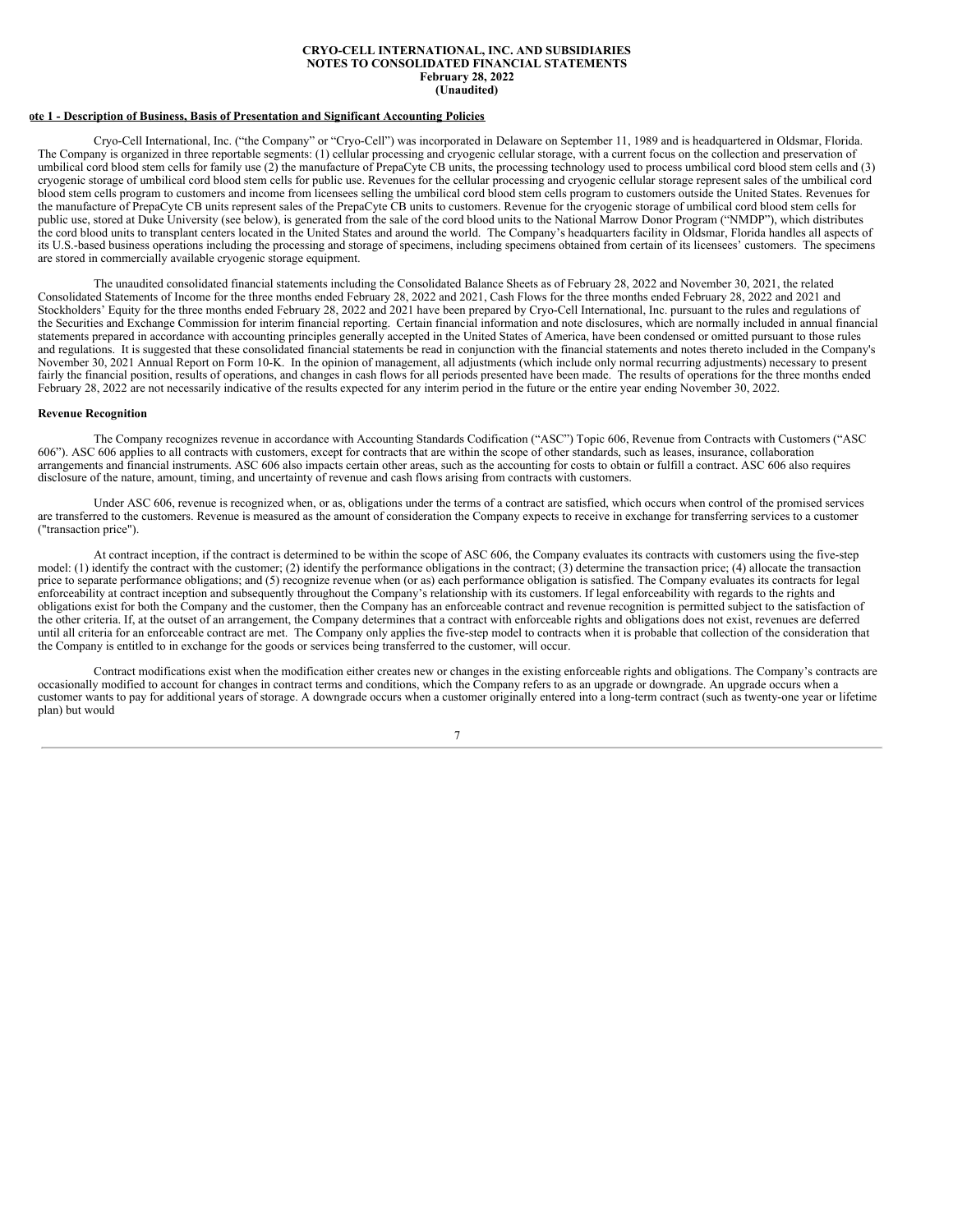**CRYO-CELL INTERNATIONAL, INC. AND SUBSIDIARIES**
**NOTES TO CONSOLIDATED FINANCIAL STATEMENTS**
**February 28, 2022**
**(Unaudited)**

**ote 1 - Description of Business, Basis of Presentation and Significant Accounting Policies**

Cryo-Cell International, Inc. ("the Company" or "Cryo-Cell") was incorporated in Delaware on September 11, 1989 and is headquartered in Oldsmar, Florida. The Company is organized in three reportable segments: (1) cellular processing and cryogenic cellular storage, with a current focus on the collection and preservation of umbilical cord blood stem cells for family use (2) the manufacture of PrepaCyte CB units, the processing technology used to process umbilical cord blood stem cells and (3) cryogenic storage of umbilical cord blood stem cells for public use. Revenues for the cellular processing and cryogenic cellular storage represent sales of the umbilical cord blood stem cells program to customers and income from licensees selling the umbilical cord blood stem cells program to customers outside the United States. Revenues for the manufacture of PrepaCyte CB units represent sales of the PrepaCyte CB units to customers. Revenue for the cryogenic storage of umbilical cord blood stem cells for public use, stored at Duke University (see below), is generated from the sale of the cord blood units to the National Marrow Donor Program ("NMDP"), which distributes the cord blood units to transplant centers located in the United States and around the world. The Company's headquarters facility in Oldsmar, Florida handles all aspects of its U.S.-based business operations including the processing and storage of specimens, including specimens obtained from certain of its licensees' customers. The specimens are stored in commercially available cryogenic storage equipment.

The unaudited consolidated financial statements including the Consolidated Balance Sheets as of February 28, 2022 and November 30, 2021, the related Consolidated Statements of Income for the three months ended February 28, 2022 and 2021, Cash Flows for the three months ended February 28, 2022 and 2021 and Stockholders' Equity for the three months ended February 28, 2022 and 2021 have been prepared by Cryo-Cell International, Inc. pursuant to the rules and regulations of the Securities and Exchange Commission for interim financial reporting. Certain financial information and note disclosures, which are normally included in annual financial statements prepared in accordance with accounting principles generally accepted in the United States of America, have been condensed or omitted pursuant to those rules and regulations. It is suggested that these consolidated financial statements be read in conjunction with the financial statements and notes thereto included in the Company's November 30, 2021 Annual Report on Form 10-K. In the opinion of management, all adjustments (which include only normal recurring adjustments) necessary to present fairly the financial position, results of operations, and changes in cash flows for all periods presented have been made. The results of operations for the three months ended February 28, 2022 are not necessarily indicative of the results expected for any interim period in the future or the entire year ending November 30, 2022.

**Revenue Recognition**

The Company recognizes revenue in accordance with Accounting Standards Codification ("ASC") Topic 606, Revenue from Contracts with Customers ("ASC 606"). ASC 606 applies to all contracts with customers, except for contracts that are within the scope of other standards, such as leases, insurance, collaboration arrangements and financial instruments. ASC 606 also impacts certain other areas, such as the accounting for costs to obtain or fulfill a contract. ASC 606 also requires disclosure of the nature, amount, timing, and uncertainty of revenue and cash flows arising from contracts with customers.

Under ASC 606, revenue is recognized when, or as, obligations under the terms of a contract are satisfied, which occurs when control of the promised services are transferred to the customers. Revenue is measured as the amount of consideration the Company expects to receive in exchange for transferring services to a customer ("transaction price").

At contract inception, if the contract is determined to be within the scope of ASC 606, the Company evaluates its contracts with customers using the five-step model: (1) identify the contract with the customer; (2) identify the performance obligations in the contract; (3) determine the transaction price; (4) allocate the transaction price to separate performance obligations; and (5) recognize revenue when (or as) each performance obligation is satisfied. The Company evaluates its contracts for legal enforceability at contract inception and subsequently throughout the Company's relationship with its customers. If legal enforceability with regards to the rights and obligations exist for both the Company and the customer, then the Company has an enforceable contract and revenue recognition is permitted subject to the satisfaction of the other criteria. If, at the outset of an arrangement, the Company determines that a contract with enforceable rights and obligations does not exist, revenues are deferred until all criteria for an enforceable contract are met. The Company only applies the five-step model to contracts when it is probable that collection of the consideration that the Company is entitled to in exchange for the goods or services being transferred to the customer, will occur.

Contract modifications exist when the modification either creates new or changes in the existing enforceable rights and obligations. The Company's contracts are occasionally modified to account for changes in contract terms and conditions, which the Company refers to as an upgrade or downgrade. An upgrade occurs when a customer wants to pay for additional years of storage. A downgrade occurs when a customer originally entered into a long-term contract (such as twenty-one year or lifetime plan) but would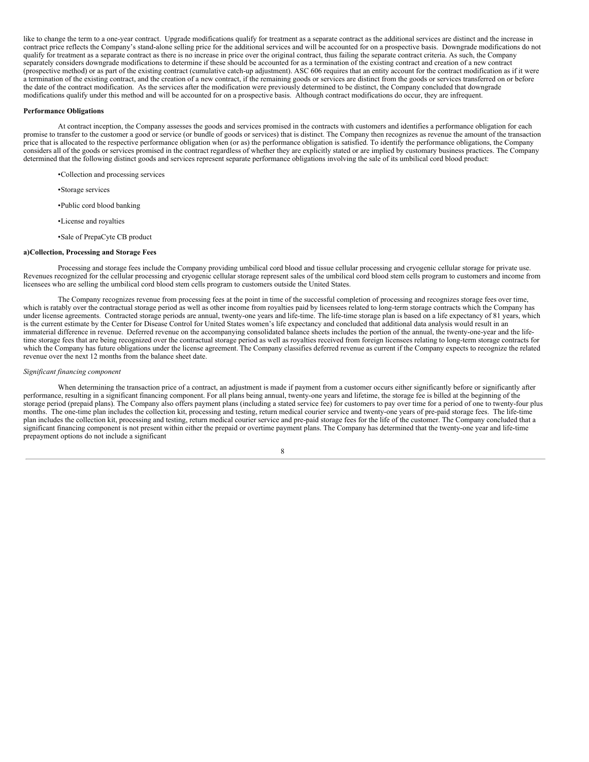like to change the term to a one-year contract. Upgrade modifications qualify for treatment as a separate contract as the additional services are distinct and the increase in contract price reflects the Company's stand-alone selling price for the additional services and will be accounted for on a prospective basis. Downgrade modifications do not qualify for treatment as a separate contract as there is no increase in price over the original contract, thus failing the separate contract criteria. As such, the Company separately considers downgrade modifications to determine if these should be accounted for as a termination of the existing contract and creation of a new contract (prospective method) or as part of the existing contract (cumulative catch-up adjustment). ASC 606 requires that an entity account for the contract modification as if it were a termination of the existing contract, and the creation of a new contract, if the remaining goods or services are distinct from the goods or services transferred on or before the date of the contract modification. As the services after the modification were previously determined to be distinct, the Company concluded that downgrade modifications qualify under this method and will be accounted for on a prospective basis. Although contract modifications do occur, they are infrequent.

**Performance Obligations**

At contract inception, the Company assesses the goods and services promised in the contracts with customers and identifies a performance obligation for each promise to transfer to the customer a good or service (or bundle of goods or services) that is distinct. The Company then recognizes as revenue the amount of the transaction price that is allocated to the respective performance obligation when (or as) the performance obligation is satisfied. To identify the performance obligations, the Company considers all of the goods or services promised in the contract regardless of whether they are explicitly stated or are implied by customary business practices. The Company determined that the following distinct goods and services represent separate performance obligations involving the sale of its umbilical cord blood product:

- Collection and processing services
- Storage services
- Public cord blood banking
- License and royalties
- Sale of PrepaCyte CB product

**a)Collection, Processing and Storage Fees**

Processing and storage fees include the Company providing umbilical cord blood and tissue cellular processing and cryogenic cellular storage for private use. Revenues recognized for the cellular processing and cryogenic cellular storage represent sales of the umbilical cord blood stem cells program to customers and income from licensees who are selling the umbilical cord blood stem cells program to customers outside the United States.

The Company recognizes revenue from processing fees at the point in time of the successful completion of processing and recognizes storage fees over time, which is ratably over the contractual storage period as well as other income from royalties paid by licensees related to long-term storage contracts which the Company has under license agreements. Contracted storage periods are annual, twenty-one years and life-time. The life-time storage plan is based on a life expectancy of 81 years, which is the current estimate by the Center for Disease Control for United States women's life expectancy and concluded that additional data analysis would result in an immaterial difference in revenue. Deferred revenue on the accompanying consolidated balance sheets includes the portion of the annual, the twenty-one-year and the life-time storage fees that are being recognized over the contractual storage period as well as royalties received from foreign licensees relating to long-term storage contracts for which the Company has future obligations under the license agreement. The Company classifies deferred revenue as current if the Company expects to recognize the related revenue over the next 12 months from the balance sheet date.

*Significant financing component*

When determining the transaction price of a contract, an adjustment is made if payment from a customer occurs either significantly before or significantly after performance, resulting in a significant financing component. For all plans being annual, twenty-one years and lifetime, the storage fee is billed at the beginning of the storage period (prepaid plans). The Company also offers payment plans (including a stated service fee) for customers to pay over time for a period of one to twenty-four plus months. The one-time plan includes the collection kit, processing and testing, return medical courier service and twenty-one years of pre-paid storage fees. The life-time plan includes the collection kit, processing and testing, return medical courier service and pre-paid storage fees for the life of the customer. The Company concluded that a significant financing component is not present within either the prepaid or overtime payment plans. The Company has determined that the twenty-one year and life-time prepayment options do not include a significant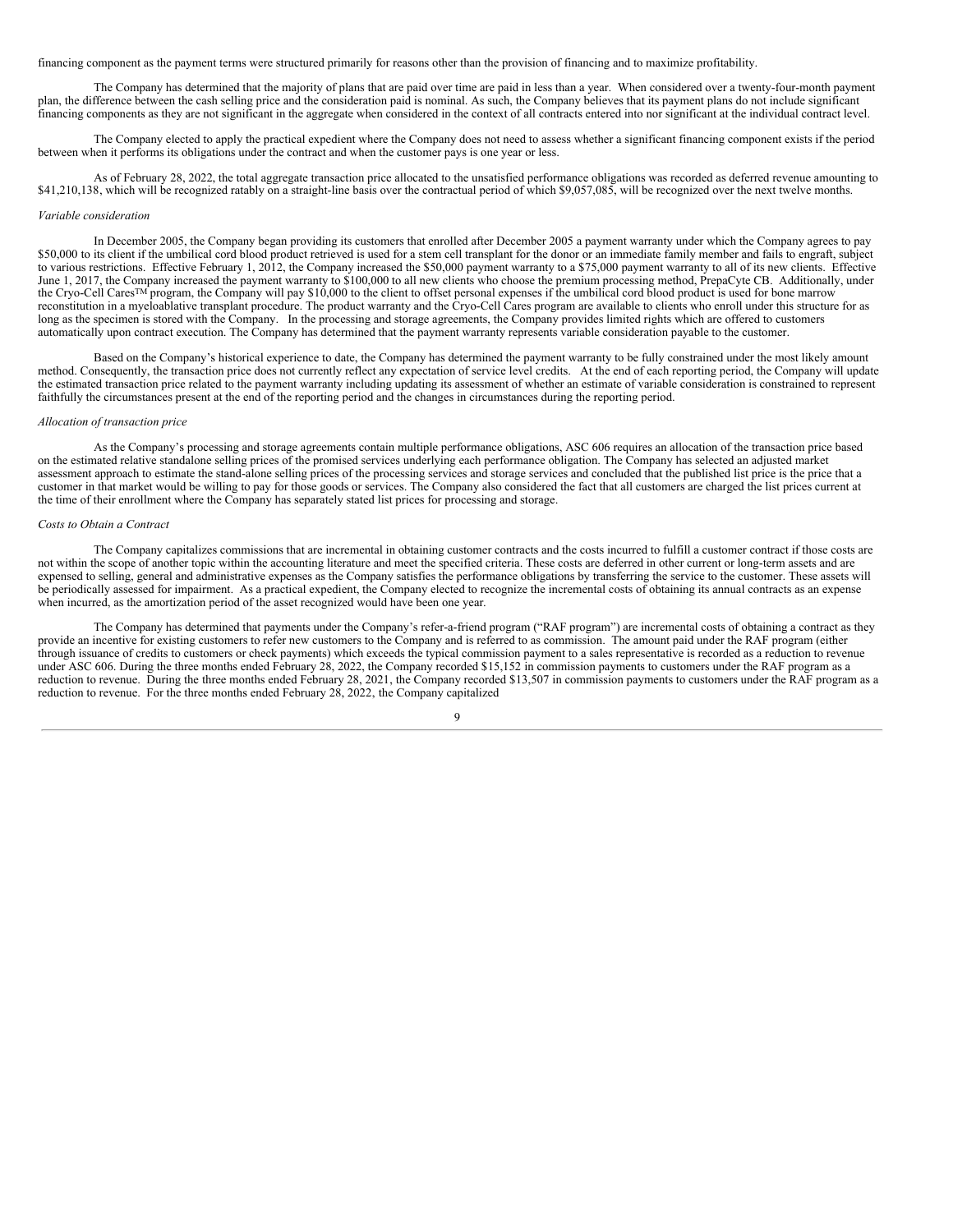financing component as the payment terms were structured primarily for reasons other than the provision of financing and to maximize profitability.

The Company has determined that the majority of plans that are paid over time are paid in less than a year. When considered over a twenty-four-month payment plan, the difference between the cash selling price and the consideration paid is nominal. As such, the Company believes that its payment plans do not include significant financing components as they are not significant in the aggregate when considered in the context of all contracts entered into nor significant at the individual contract level.

The Company elected to apply the practical expedient where the Company does not need to assess whether a significant financing component exists if the period between when it performs its obligations under the contract and when the customer pays is one year or less.

As of February 28, 2022, the total aggregate transaction price allocated to the unsatisfied performance obligations was recorded as deferred revenue amounting to $41,210,138, which will be recognized ratably on a straight-line basis over the contractual period of which $9,057,085, will be recognized over the next twelve months.

*Variable consideration*

In December 2005, the Company began providing its customers that enrolled after December 2005 a payment warranty under which the Company agrees to pay $50,000 to its client if the umbilical cord blood product retrieved is used for a stem cell transplant for the donor or an immediate family member and fails to engraft, subject to various restrictions. Effective February 1, 2012, the Company increased the $50,000 payment warranty to a $75,000 payment warranty to all of its new clients. Effective June 1, 2017, the Company increased the payment warranty to $100,000 to all new clients who choose the premium processing method, PrepaCyte CB. Additionally, under the Cryo-Cell Cares™ program, the Company will pay $10,000 to the client to offset personal expenses if the umbilical cord blood product is used for bone marrow reconstitution in a myeloablative transplant procedure. The product warranty and the Cryo-Cell Cares program are available to clients who enroll under this structure for as long as the specimen is stored with the Company. In the processing and storage agreements, the Company provides limited rights which are offered to customers automatically upon contract execution. The Company has determined that the payment warranty represents variable consideration payable to the customer.

Based on the Company's historical experience to date, the Company has determined the payment warranty to be fully constrained under the most likely amount method. Consequently, the transaction price does not currently reflect any expectation of service level credits. At the end of each reporting period, the Company will update the estimated transaction price related to the payment warranty including updating its assessment of whether an estimate of variable consideration is constrained to represent faithfully the circumstances present at the end of the reporting period and the changes in circumstances during the reporting period.

*Allocation of transaction price*

As the Company's processing and storage agreements contain multiple performance obligations, ASC 606 requires an allocation of the transaction price based on the estimated relative standalone selling prices of the promised services underlying each performance obligation. The Company has selected an adjusted market assessment approach to estimate the stand-alone selling prices of the processing services and storage services and concluded that the published list price is the price that a customer in that market would be willing to pay for those goods or services. The Company also considered the fact that all customers are charged the list prices current at the time of their enrollment where the Company has separately stated list prices for processing and storage.

*Costs to Obtain a Contract*

The Company capitalizes commissions that are incremental in obtaining customer contracts and the costs incurred to fulfill a customer contract if those costs are not within the scope of another topic within the accounting literature and meet the specified criteria. These costs are deferred in other current or long-term assets and are expensed to selling, general and administrative expenses as the Company satisfies the performance obligations by transferring the service to the customer. These assets will be periodically assessed for impairment. As a practical expedient, the Company elected to recognize the incremental costs of obtaining its annual contracts as an expense when incurred, as the amortization period of the asset recognized would have been one year.

The Company has determined that payments under the Company's refer-a-friend program ("RAF program") are incremental costs of obtaining a contract as they provide an incentive for existing customers to refer new customers to the Company and is referred to as commission. The amount paid under the RAF program (either through issuance of credits to customers or check payments) which exceeds the typical commission payment to a sales representative is recorded as a reduction to revenue under ASC 606. During the three months ended February 28, 2022, the Company recorded $15,152 in commission payments to customers under the RAF program as a reduction to revenue. During the three months ended February 28, 2021, the Company recorded $13,507 in commission payments to customers under the RAF program as a reduction to revenue. For the three months ended February 28, 2022, the Company capitalized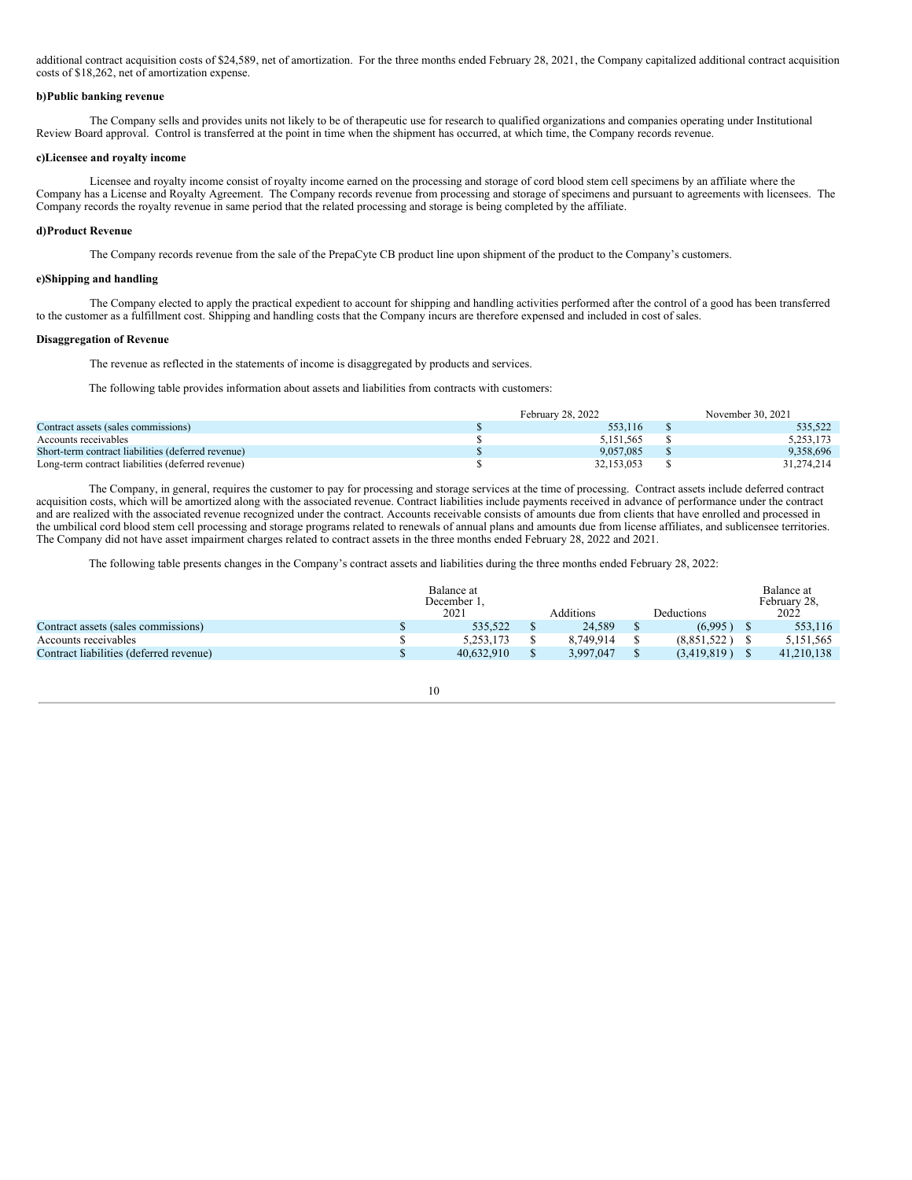additional contract acquisition costs of $24,589, net of amortization. For the three months ended February 28, 2021, the Company capitalized additional contract acquisition costs of $18,262, net of amortization expense.

**b)Public banking revenue**

The Company sells and provides units not likely to be of therapeutic use for research to qualified organizations and companies operating under Institutional Review Board approval. Control is transferred at the point in time when the shipment has occurred, at which time, the Company records revenue.

**c)Licensee and royalty income**

Licensee and royalty income consist of royalty income earned on the processing and storage of cord blood stem cell specimens by an affiliate where the Company has a License and Royalty Agreement. The Company records revenue from processing and storage of specimens and pursuant to agreements with licensees. The Company records the royalty revenue in same period that the related processing and storage is being completed by the affiliate.

**d)Product Revenue**

The Company records revenue from the sale of the PrepaCyte CB product line upon shipment of the product to the Company's customers.

**e)Shipping and handling**

The Company elected to apply the practical expedient to account for shipping and handling activities performed after the control of a good has been transferred to the customer as a fulfillment cost. Shipping and handling costs that the Company incurs are therefore expensed and included in cost of sales.

**Disaggregation of Revenue**

The revenue as reflected in the statements of income is disaggregated by products and services.

The following table provides information about assets and liabilities from contracts with customers:

| | February 28, 2022 | November 30, 2021 |
|---|---|---|
| Contract assets (sales commissions) | $ 553,116 | $ 535,522 |
| Accounts receivables | $ 5,151,565 | $ 5,253,173 |
| Short-term contract liabilities (deferred revenue) | $ 9,057,085 | $ 9,358,696 |
| Long-term contract liabilities (deferred revenue) | $ 32,153,053 | $ 31,274,214 |

The Company, in general, requires the customer to pay for processing and storage services at the time of processing. Contract assets include deferred contract acquisition costs, which will be amortized along with the associated revenue. Contract liabilities include payments received in advance of performance under the contract and are realized with the associated revenue recognized under the contract. Accounts receivable consists of amounts due from clients that have enrolled and processed in the umbilical cord blood stem cell processing and storage programs related to renewals of annual plans and amounts due from license affiliates, and sublicensee territories. The Company did not have asset impairment charges related to contract assets in the three months ended February 28, 2022 and 2021.

The following table presents changes in the Company's contract assets and liabilities during the three months ended February 28, 2022:

| | Balance at December 1, 2021 | Additions | Deductions | Balance at February 28, 2022 |
|---|---|---|---|---|
| Contract assets (sales commissions) | $ 535,522 | $ 24,589 | $ (6,995 ) | $ 553,116 |
| Accounts receivables | $ 5,253,173 | $ 8,749,914 | $ (8,851,522 ) | $ 5,151,565 |
| Contract liabilities (deferred revenue) | $ 40,632,910 | $ 3,997,047 | $ (3,419,819 ) | $ 41,210,138 |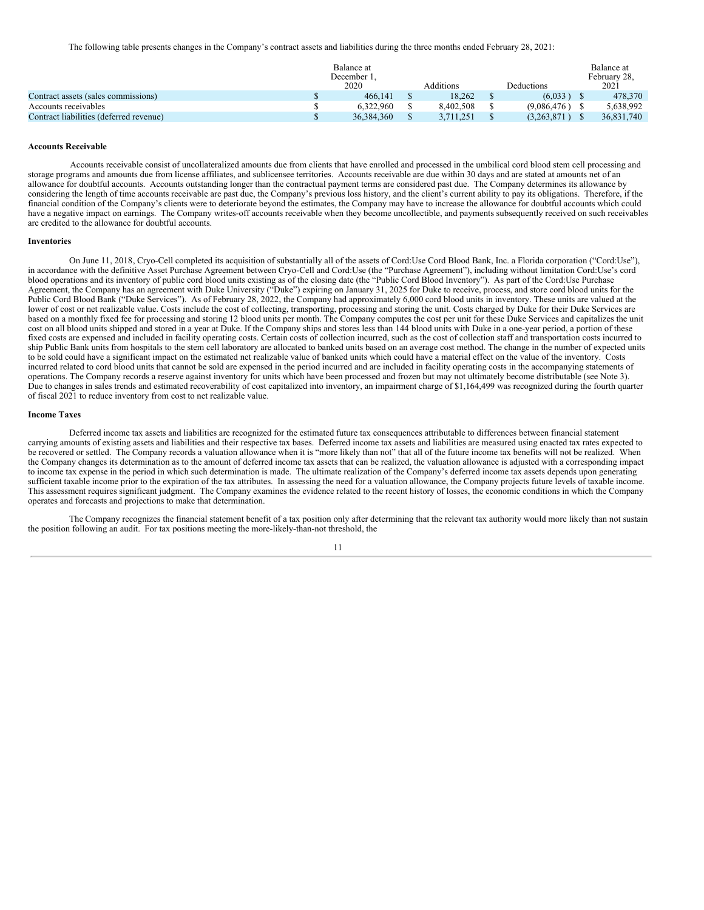The following table presents changes in the Company's contract assets and liabilities during the three months ended February 28, 2021:

| | Balance at December 1, 2020 | Additions | Deductions | Balance at February 28, 2021 |
|---|---|---|---|---|
| Contract assets (sales commissions) | $ 466,141 | $ 18,262 | $ (6,033 ) | $ 478,370 |
| Accounts receivables | $ 6,322,960 | $ 8,402,508 | $ (9,086,476 ) | $ 5,638,992 |
| Contract liabilities (deferred revenue) | $ 36,384,360 | $ 3,711,251 | $ (3,263,871 ) | $ 36,831,740 |

**Accounts Receivable**

Accounts receivable consist of uncollateralized amounts due from clients that have enrolled and processed in the umbilical cord blood stem cell processing and storage programs and amounts due from license affiliates, and sublicensee territories. Accounts receivable are due within 30 days and are stated at amounts net of an allowance for doubtful accounts. Accounts outstanding longer than the contractual payment terms are considered past due. The Company determines its allowance by considering the length of time accounts receivable are past due, the Company's previous loss history, and the client's current ability to pay its obligations. Therefore, if the financial condition of the Company's clients were to deteriorate beyond the estimates, the Company may have to increase the allowance for doubtful accounts which could have a negative impact on earnings. The Company writes-off accounts receivable when they become uncollectible, and payments subsequently received on such receivables are credited to the allowance for doubtful accounts.

**Inventories**

On June 11, 2018, Cryo-Cell completed its acquisition of substantially all of the assets of Cord:Use Cord Blood Bank, Inc. a Florida corporation ("Cord:Use"), in accordance with the definitive Asset Purchase Agreement between Cryo-Cell and Cord:Use (the "Purchase Agreement"), including without limitation Cord:Use's cord blood operations and its inventory of public cord blood units existing as of the closing date (the "Public Cord Blood Inventory"). As part of the Cord:Use Purchase Agreement, the Company has an agreement with Duke University ("Duke") expiring on January 31, 2025 for Duke to receive, process, and store cord blood units for the Public Cord Blood Bank ("Duke Services"). As of February 28, 2022, the Company had approximately 6,000 cord blood units in inventory. These units are valued at the lower of cost or net realizable value. Costs include the cost of collecting, transporting, processing and storing the unit. Costs charged by Duke for their Duke Services are based on a monthly fixed fee for processing and storing 12 blood units per month. The Company computes the cost per unit for these Duke Services and capitalizes the unit cost on all blood units shipped and stored in a year at Duke. If the Company ships and stores less than 144 blood units with Duke in a one-year period, a portion of these fixed costs are expensed and included in facility operating costs. Certain costs of collection incurred, such as the cost of collection staff and transportation costs incurred to ship Public Bank units from hospitals to the stem cell laboratory are allocated to banked units based on an average cost method. The change in the number of expected units to be sold could have a significant impact on the estimated net realizable value of banked units which could have a material effect on the value of the inventory. Costs incurred related to cord blood units that cannot be sold are expensed in the period incurred and are included in facility operating costs in the accompanying statements of operations. The Company records a reserve against inventory for units which have been processed and frozen but may not ultimately become distributable (see Note 3). Due to changes in sales trends and estimated recoverability of cost capitalized into inventory, an impairment charge of $1,164,499 was recognized during the fourth quarter of fiscal 2021 to reduce inventory from cost to net realizable value.

**Income Taxes**

Deferred income tax assets and liabilities are recognized for the estimated future tax consequences attributable to differences between financial statement carrying amounts of existing assets and liabilities and their respective tax bases. Deferred income tax assets and liabilities are measured using enacted tax rates expected to be recovered or settled. The Company records a valuation allowance when it is "more likely than not" that all of the future income tax benefits will not be realized. When the Company changes its determination as to the amount of deferred income tax assets that can be realized, the valuation allowance is adjusted with a corresponding impact to income tax expense in the period in which such determination is made. The ultimate realization of the Company's deferred income tax assets depends upon generating sufficient taxable income prior to the expiration of the tax attributes. In assessing the need for a valuation allowance, the Company projects future levels of taxable income. This assessment requires significant judgment. The Company examines the evidence related to the recent history of losses, the economic conditions in which the Company operates and forecasts and projections to make that determination.

The Company recognizes the financial statement benefit of a tax position only after determining that the relevant tax authority would more likely than not sustain the position following an audit. For tax positions meeting the more-likely-than-not threshold, the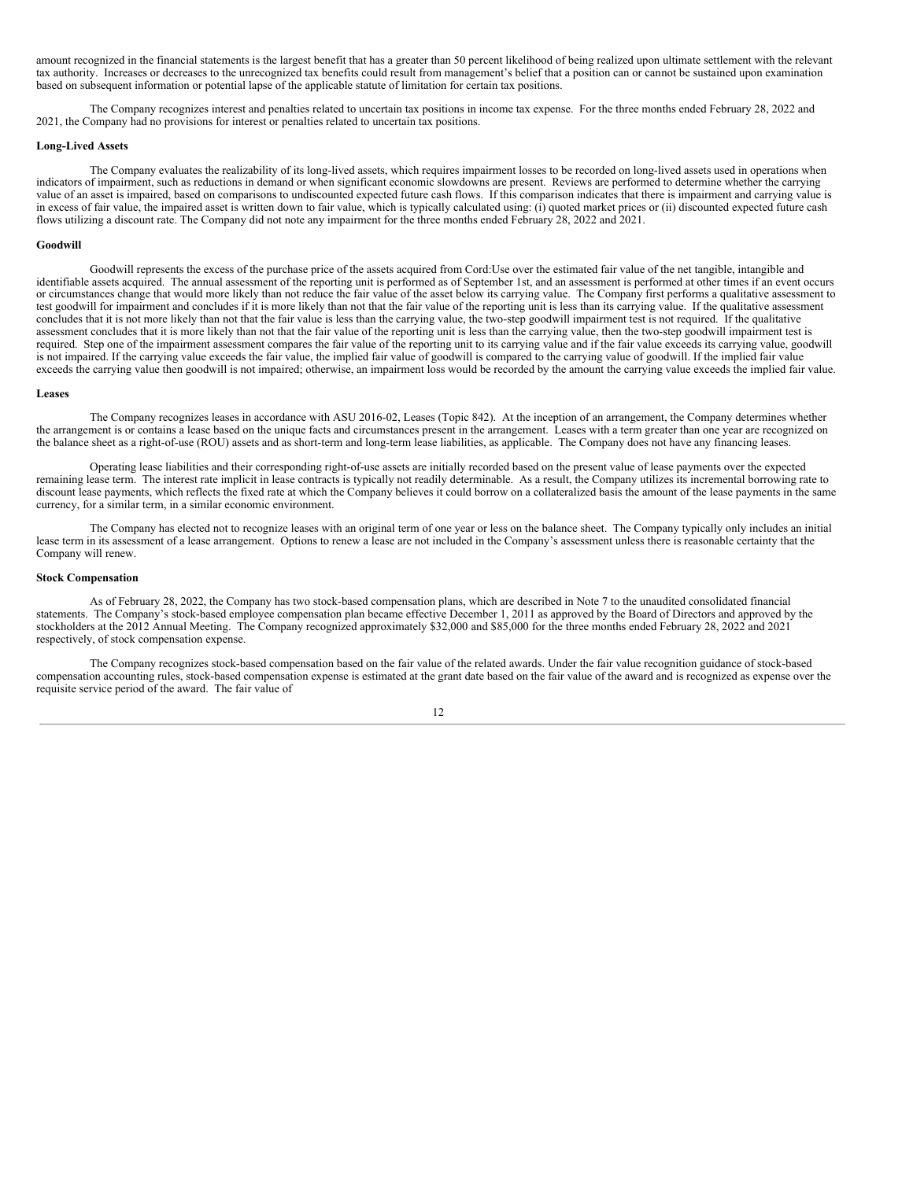amount recognized in the financial statements is the largest benefit that has a greater than 50 percent likelihood of being realized upon ultimate settlement with the relevant tax authority. Increases or decreases to the unrecognized tax benefits could result from management's belief that a position can or cannot be sustained upon examination based on subsequent information or potential lapse of the applicable statute of limitation for certain tax positions.

The Company recognizes interest and penalties related to uncertain tax positions in income tax expense. For the three months ended February 28, 2022 and 2021, the Company had no provisions for interest or penalties related to uncertain tax positions.

**Long-Lived Assets**

The Company evaluates the realizability of its long-lived assets, which requires impairment losses to be recorded on long-lived assets used in operations when indicators of impairment, such as reductions in demand or when significant economic slowdowns are present. Reviews are performed to determine whether the carrying value of an asset is impaired, based on comparisons to undiscounted expected future cash flows. If this comparison indicates that there is impairment and carrying value is in excess of fair value, the impaired asset is written down to fair value, which is typically calculated using: (i) quoted market prices or (ii) discounted expected future cash flows utilizing a discount rate. The Company did not note any impairment for the three months ended February 28, 2022 and 2021.

**Goodwill**

Goodwill represents the excess of the purchase price of the assets acquired from Cord:Use over the estimated fair value of the net tangible, intangible and identifiable assets acquired. The annual assessment of the reporting unit is performed as of September 1st, and an assessment is performed at other times if an event occurs or circumstances change that would more likely than not reduce the fair value of the asset below its carrying value. The Company first performs a qualitative assessment to test goodwill for impairment and concludes if it is more likely than not that the fair value of the reporting unit is less than its carrying value. If the qualitative assessment concludes that it is not more likely than not that the fair value is less than the carrying value, the two-step goodwill impairment test is not required. If the qualitative assessment concludes that it is more likely than not that the fair value of the reporting unit is less than the carrying value, then the two-step goodwill impairment test is required. Step one of the impairment assessment compares the fair value of the reporting unit to its carrying value and if the fair value exceeds its carrying value, goodwill is not impaired. If the carrying value exceeds the fair value, the implied fair value of goodwill is compared to the carrying value of goodwill. If the implied fair value exceeds the carrying value then goodwill is not impaired; otherwise, an impairment loss would be recorded by the amount the carrying value exceeds the implied fair value.

**Leases**

The Company recognizes leases in accordance with ASU 2016-02, Leases (Topic 842). At the inception of an arrangement, the Company determines whether the arrangement is or contains a lease based on the unique facts and circumstances present in the arrangement. Leases with a term greater than one year are recognized on the balance sheet as a right-of-use (ROU) assets and as short-term and long-term lease liabilities, as applicable. The Company does not have any financing leases.

Operating lease liabilities and their corresponding right-of-use assets are initially recorded based on the present value of lease payments over the expected remaining lease term. The interest rate implicit in lease contracts is typically not readily determinable. As a result, the Company utilizes its incremental borrowing rate to discount lease payments, which reflects the fixed rate at which the Company believes it could borrow on a collateralized basis the amount of the lease payments in the same currency, for a similar term, in a similar economic environment.

The Company has elected not to recognize leases with an original term of one year or less on the balance sheet. The Company typically only includes an initial lease term in its assessment of a lease arrangement. Options to renew a lease are not included in the Company's assessment unless there is reasonable certainty that the Company will renew.

**Stock Compensation**

As of February 28, 2022, the Company has two stock-based compensation plans, which are described in Note 7 to the unaudited consolidated financial statements. The Company's stock-based employee compensation plan became effective December 1, 2011 as approved by the Board of Directors and approved by the stockholders at the 2012 Annual Meeting. The Company recognized approximately $32,000 and $85,000 for the three months ended February 28, 2022 and 2021 respectively, of stock compensation expense.

The Company recognizes stock-based compensation based on the fair value of the related awards. Under the fair value recognition guidance of stock-based compensation accounting rules, stock-based compensation expense is estimated at the grant date based on the fair value of the award and is recognized as expense over the requisite service period of the award. The fair value of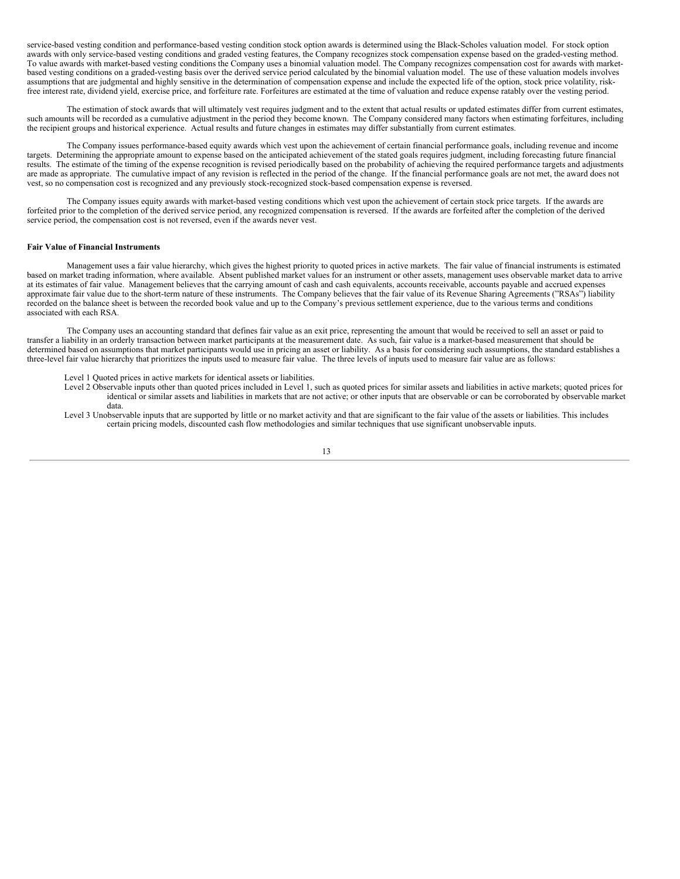service-based vesting condition and performance-based vesting condition stock option awards is determined using the Black-Scholes valuation model. For stock option awards with only service-based vesting conditions and graded vesting features, the Company recognizes stock compensation expense based on the graded-vesting method. To value awards with market-based vesting conditions the Company uses a binomial valuation model. The Company recognizes compensation cost for awards with market-based vesting conditions on a graded-vesting basis over the derived service period calculated by the binomial valuation model. The use of these valuation models involves assumptions that are judgmental and highly sensitive in the determination of compensation expense and include the expected life of the option, stock price volatility, risk-free interest rate, dividend yield, exercise price, and forfeiture rate. Forfeitures are estimated at the time of valuation and reduce expense ratably over the vesting period.

The estimation of stock awards that will ultimately vest requires judgment and to the extent that actual results or updated estimates differ from current estimates, such amounts will be recorded as a cumulative adjustment in the period they become known. The Company considered many factors when estimating forfeitures, including the recipient groups and historical experience. Actual results and future changes in estimates may differ substantially from current estimates.

The Company issues performance-based equity awards which vest upon the achievement of certain financial performance goals, including revenue and income targets. Determining the appropriate amount to expense based on the anticipated achievement of the stated goals requires judgment, including forecasting future financial results. The estimate of the timing of the expense recognition is revised periodically based on the probability of achieving the required performance targets and adjustments are made as appropriate. The cumulative impact of any revision is reflected in the period of the change. If the financial performance goals are not met, the award does not vest, so no compensation cost is recognized and any previously stock-recognized stock-based compensation expense is reversed.

The Company issues equity awards with market-based vesting conditions which vest upon the achievement of certain stock price targets. If the awards are forfeited prior to the completion of the derived service period, any recognized compensation is reversed. If the awards are forfeited after the completion of the derived service period, the compensation cost is not reversed, even if the awards never vest.

**Fair Value of Financial Instruments**

Management uses a fair value hierarchy, which gives the highest priority to quoted prices in active markets. The fair value of financial instruments is estimated based on market trading information, where available. Absent published market values for an instrument or other assets, management uses observable market data to arrive at its estimates of fair value. Management believes that the carrying amount of cash and cash equivalents, accounts receivable, accounts payable and accrued expenses approximate fair value due to the short-term nature of these instruments. The Company believes that the fair value of its Revenue Sharing Agreements ("RSAs") liability recorded on the balance sheet is between the recorded book value and up to the Company's previous settlement experience, due to the various terms and conditions associated with each RSA.

The Company uses an accounting standard that defines fair value as an exit price, representing the amount that would be received to sell an asset or paid to transfer a liability in an orderly transaction between market participants at the measurement date. As such, fair value is a market-based measurement that should be determined based on assumptions that market participants would use in pricing an asset or liability. As a basis for considering such assumptions, the standard establishes a three-level fair value hierarchy that prioritizes the inputs used to measure fair value. The three levels of inputs used to measure fair value are as follows:

- Level 1 Quoted prices in active markets for identical assets or liabilities.
- Level 2 Observable inputs other than quoted prices included in Level 1, such as quoted prices for similar assets and liabilities in active markets; quoted prices for identical or similar assets and liabilities in markets that are not active; or other inputs that are observable or can be corroborated by observable market data.
- Level 3 Unobservable inputs that are supported by little or no market activity and that are significant to the fair value of the assets or liabilities. This includes certain pricing models, discounted cash flow methodologies and similar techniques that use significant unobservable inputs.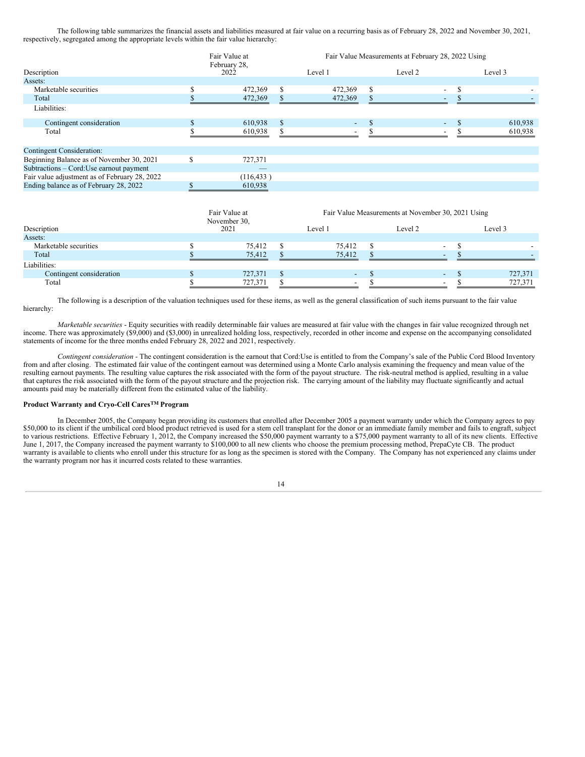The following table summarizes the financial assets and liabilities measured at fair value on a recurring basis as of February 28, 2022 and November 30, 2021, respectively, segregated among the appropriate levels within the fair value hierarchy:

| Description | Fair Value at February 28, 2022 | Fair Value Measurements at February 28, 2022 Using | | |
|---|---|---|---|---|
| | | Level 1 | Level 2 | Level 3 |
| Assets: | | | | |
| Marketable securities | $ 472,369 | $ 472,369 | $ - | $ - |
| Total | $ 472,369 | $ 472,369 | $ - | $ - |
| Liabilities: | | | | |
| Contingent consideration | $ 610,938 | $ - | $ - | $ 610,938 |
| Total | $ 610,938 | $ - | $ - | $ 610,938 |

| Contingent Consideration: | |
|---|---|
| Beginning Balance as of November 30, 2021 | $ 727,371 |
| Subtractions – Cord:Use earnout payment | — |
| Fair value adjustment as of February 28, 2022 | (116,433 ) |
| Ending balance as of February 28, 2022 | $ 610,938 |

| Description | Fair Value at November 30, 2021 | Fair Value Measurements at November 30, 2021 Using | | |
|---|---|---|---|---|
| | | Level 1 | Level 2 | Level 3 |
| Assets: | | | | |
| Marketable securities | $ 75,412 | $ 75,412 | $ - | $ - |
| Total | $ 75,412 | $ 75,412 | $ - | $ - |
| Liabilities: | | | | |
| Contingent consideration | $ 727,371 | $ - | $ - | $ 727,371 |
| Total | $ 727,371 | $ - | $ - | $ 727,371 |

The following is a description of the valuation techniques used for these items, as well as the general classification of such items pursuant to the fair value hierarchy:

*Marketable securities* - Equity securities with readily determinable fair values are measured at fair value with the changes in fair value recognized through net income. There was approximately ($9,000) and ($3,000) in unrealized holding loss, respectively, recorded in other income and expense on the accompanying consolidated statements of income for the three months ended February 28, 2022 and 2021, respectively.

*Contingent consideration* - The contingent consideration is the earnout that Cord:Use is entitled to from the Company's sale of the Public Cord Blood Inventory from and after closing. The estimated fair value of the contingent earnout was determined using a Monte Carlo analysis examining the frequency and mean value of the resulting earnout payments. The resulting value captures the risk associated with the form of the payout structure. The risk-neutral method is applied, resulting in a value that captures the risk associated with the form of the payout structure and the projection risk. The carrying amount of the liability may fluctuate significantly and actual amounts paid may be materially different from the estimated value of the liability.

**Product Warranty and Cryo-Cell Cares™ Program**

In December 2005, the Company began providing its customers that enrolled after December 2005 a payment warranty under which the Company agrees to pay $50,000 to its client if the umbilical cord blood product retrieved is used for a stem cell transplant for the donor or an immediate family member and fails to engraft, subject to various restrictions. Effective February 1, 2012, the Company increased the $50,000 payment warranty to a $75,000 payment warranty to all of its new clients. Effective June 1, 2017, the Company increased the payment warranty to $100,000 to all new clients who choose the premium processing method, PrepaCyte CB. The product warranty is available to clients who enroll under this structure for as long as the specimen is stored with the Company. The Company has not experienced any claims under the warranty program nor has it incurred costs related to these warranties.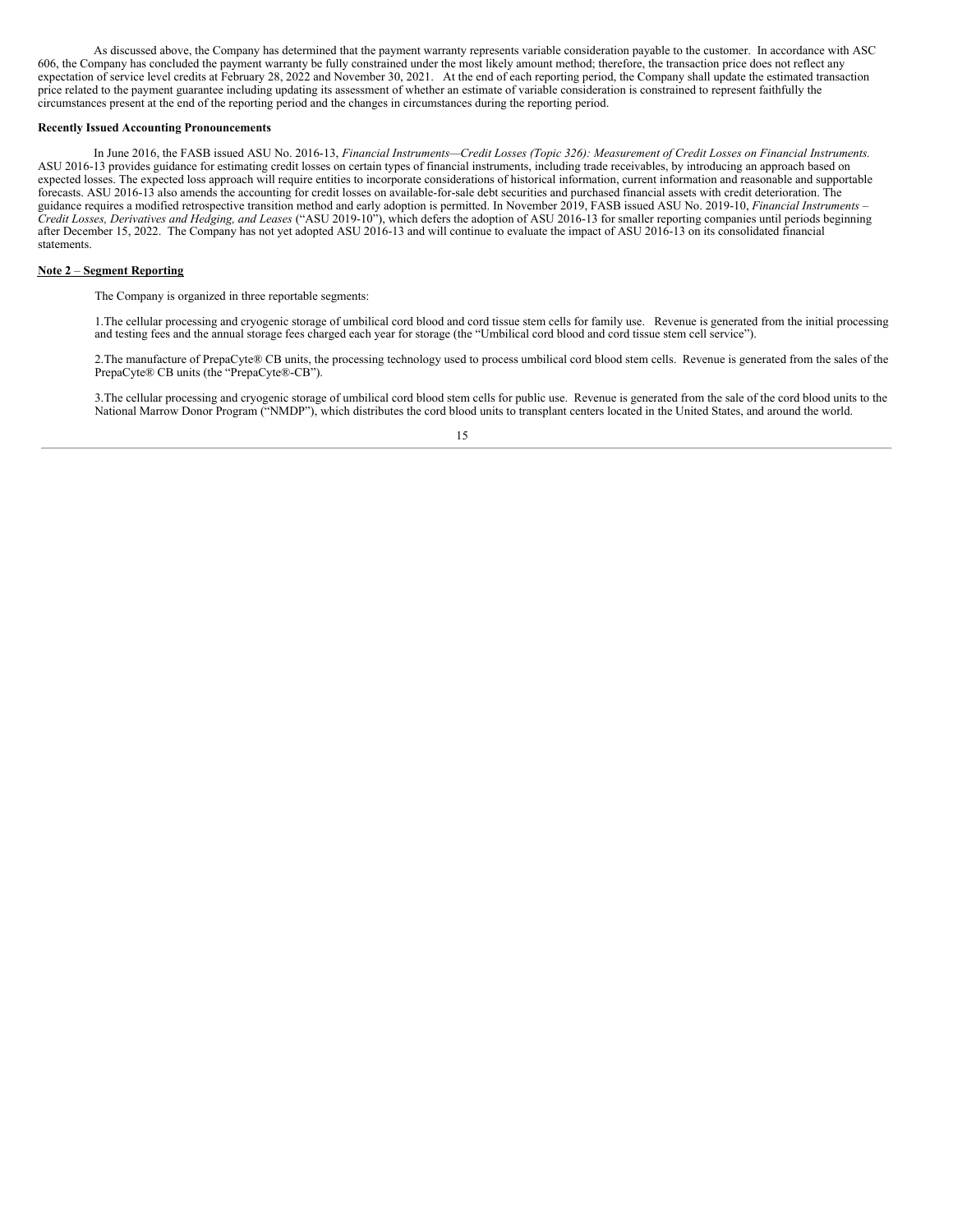As discussed above, the Company has determined that the payment warranty represents variable consideration payable to the customer. In accordance with ASC 606, the Company has concluded the payment warranty be fully constrained under the most likely amount method; therefore, the transaction price does not reflect any expectation of service level credits at February 28, 2022 and November 30, 2021. At the end of each reporting period, the Company shall update the estimated transaction price related to the payment guarantee including updating its assessment of whether an estimate of variable consideration is constrained to represent faithfully the circumstances present at the end of the reporting period and the changes in circumstances during the reporting period.

**Recently Issued Accounting Pronouncements**

In June 2016, the FASB issued ASU No. 2016-13, *Financial Instruments—Credit Losses (Topic 326): Measurement of Credit Losses on Financial Instruments.* ASU 2016-13 provides guidance for estimating credit losses on certain types of financial instruments, including trade receivables, by introducing an approach based on expected losses. The expected loss approach will require entities to incorporate considerations of historical information, current information and reasonable and supportable forecasts. ASU 2016-13 also amends the accounting for credit losses on available-for-sale debt securities and purchased financial assets with credit deterioration. The guidance requires a modified retrospective transition method and early adoption is permitted. In November 2019, FASB issued ASU No. 2019-10, *Financial Instruments – Credit Losses, Derivatives and Hedging, and Leases* ("ASU 2019-10"), which defers the adoption of ASU 2016-13 for smaller reporting companies until periods beginning after December 15, 2022. The Company has not yet adopted ASU 2016-13 and will continue to evaluate the impact of ASU 2016-13 on its consolidated financial statements.

**Note 2 – Segment Reporting**

The Company is organized in three reportable segments:

1. The cellular processing and cryogenic storage of umbilical cord blood and cord tissue stem cells for family use. Revenue is generated from the initial processing and testing fees and the annual storage fees charged each year for storage (the "Umbilical cord blood and cord tissue stem cell service").

2. The manufacture of PrepaCyte® CB units, the processing technology used to process umbilical cord blood stem cells. Revenue is generated from the sales of the PrepaCyte® CB units (the "PrepaCyte®-CB").

3. The cellular processing and cryogenic storage of umbilical cord blood stem cells for public use. Revenue is generated from the sale of the cord blood units to the National Marrow Donor Program ("NMDP"), which distributes the cord blood units to transplant centers located in the United States, and around the world.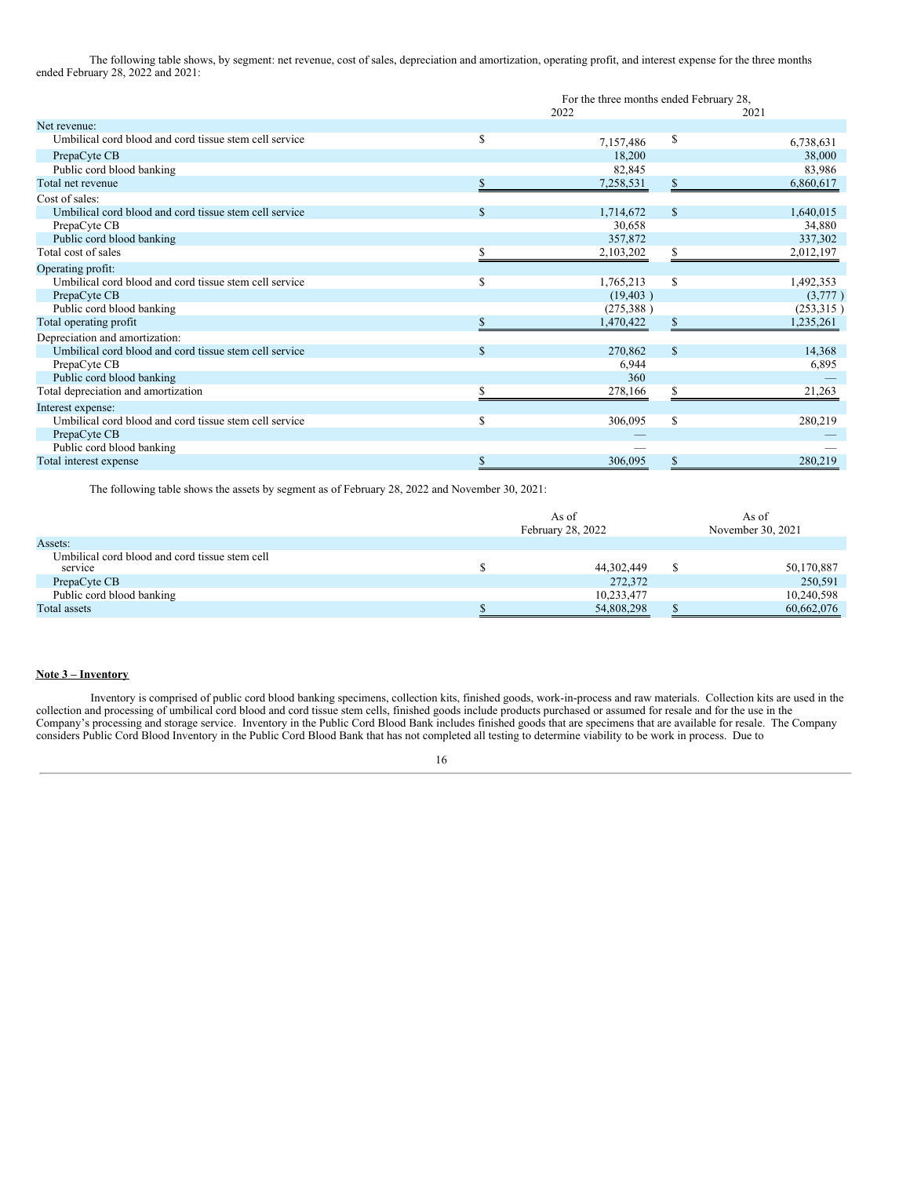The following table shows, by segment: net revenue, cost of sales, depreciation and amortization, operating profit, and interest expense for the three months ended February 28, 2022 and 2021:

| | For the three months ended February 28, | |
|---|---|---|
| | 2022 | 2021 |
| Net revenue: | | |
| Umbilical cord blood and cord tissue stem cell service | $ 7,157,486 | $ 6,738,631 |
| PrepaCyte CB | 18,200 | 38,000 |
| Public cord blood banking | 82,845 | 83,986 |
| Total net revenue | $ 7,258,531 | $ 6,860,617 |
| Cost of sales: | | |
| Umbilical cord blood and cord tissue stem cell service | $ 1,714,672 | $ 1,640,015 |
| PrepaCyte CB | 30,658 | 34,880 |
| Public cord blood banking | 357,872 | 337,302 |
| Total cost of sales | $ 2,103,202 | $ 2,012,197 |
| Operating profit: | | |
| Umbilical cord blood and cord tissue stem cell service | $ 1,765,213 | $ 1,492,353 |
| PrepaCyte CB | (19,403 ) | (3,777 ) |
| Public cord blood banking | (275,388 ) | (253,315 ) |
| Total operating profit | $ 1,470,422 | $ 1,235,261 |
| Depreciation and amortization: | | |
| Umbilical cord blood and cord tissue stem cell service | $ 270,862 | $ 14,368 |
| PrepaCyte CB | 6,944 | 6,895 |
| Public cord blood banking | 360 | — |
| Total depreciation and amortization | $ 278,166 | $ 21,263 |
| Interest expense: | | |
| Umbilical cord blood and cord tissue stem cell service | $ 306,095 | $ 280,219 |
| PrepaCyte CB | — | — |
| Public cord blood banking | — | — |
| Total interest expense | $ 306,095 | $ 280,219 |

The following table shows the assets by segment as of February 28, 2022 and November 30, 2021:

| | As of February 28, 2022 | As of November 30, 2021 |
|---|---|---|
| Assets: | | |
| Umbilical cord blood and cord tissue stem cell service | $ 44,302,449 | $ 50,170,887 |
| PrepaCyte CB | 272,372 | 250,591 |
| Public cord blood banking | 10,233,477 | 10,240,598 |
| Total assets | $ 54,808,298 | $ 60,662,076 |

**Note 3 – Inventory**

Inventory is comprised of public cord blood banking specimens, collection kits, finished goods, work-in-process and raw materials. Collection kits are used in the collection and processing of umbilical cord blood and cord tissue stem cells, finished goods include products purchased or assumed for resale and for the use in the Company's processing and storage service. Inventory in the Public Cord Blood Bank includes finished goods that are specimens that are available for resale. The Company considers Public Cord Blood Inventory in the Public Cord Blood Bank that has not completed all testing to determine viability to be work in process. Due to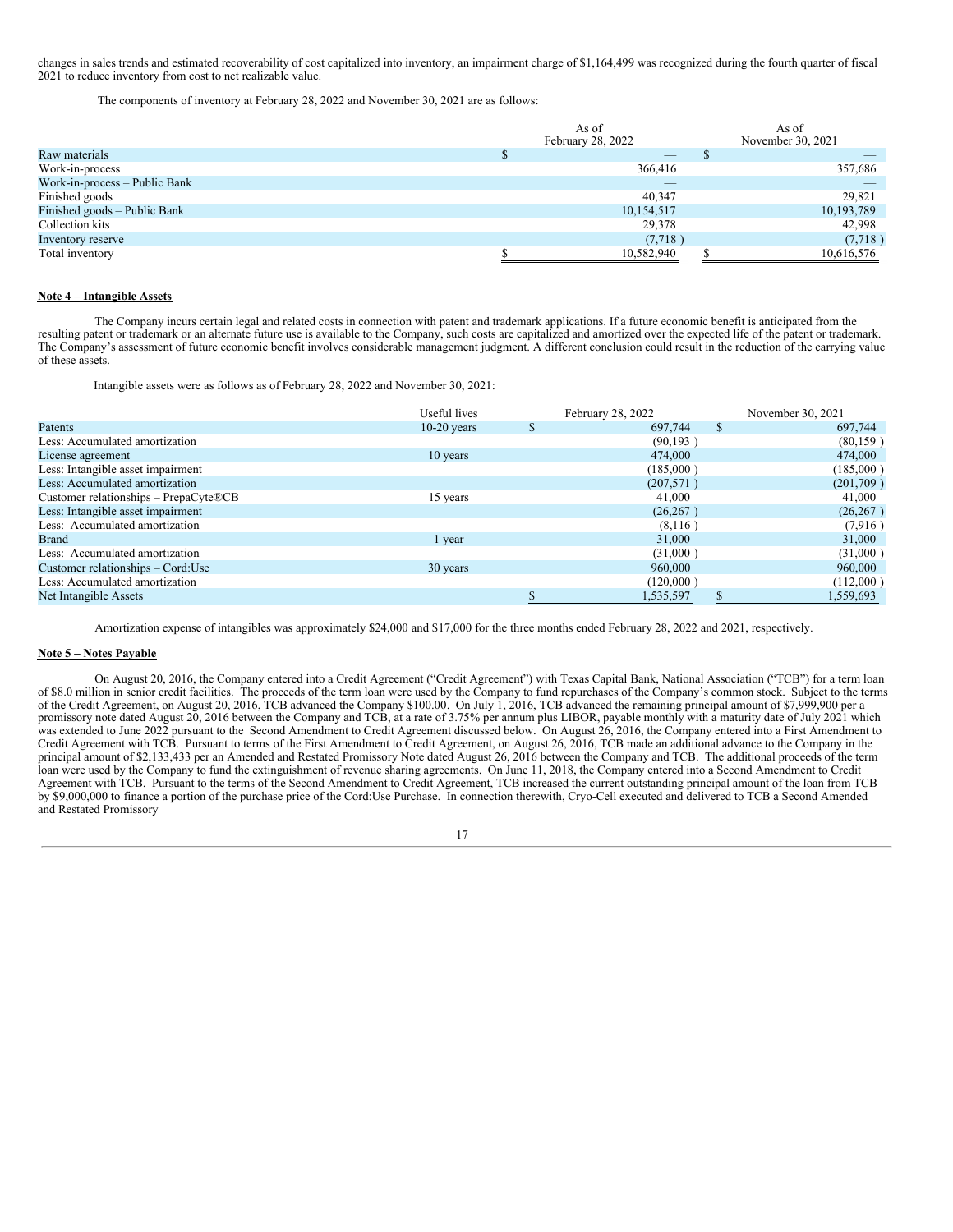changes in sales trends and estimated recoverability of cost capitalized into inventory, an impairment charge of $1,164,499 was recognized during the fourth quarter of fiscal 2021 to reduce inventory from cost to net realizable value.

The components of inventory at February 28, 2022 and November 30, 2021 are as follows:

| | As of February 28, 2022 | As of November 30, 2021 |
|---|---|---|
| Raw materials | $ — | $ — |
| Work-in-process | 366,416 | 357,686 |
| Work-in-process – Public Bank | — | — |
| Finished goods | 40,347 | 29,821 |
| Finished goods – Public Bank | 10,154,517 | 10,193,789 |
| Collection kits | 29,378 | 42,998 |
| Inventory reserve | (7,718 ) | (7,718 ) |
| Total inventory | $ 10,582,940 | $ 10,616,576 |

**Note 4 – Intangible Assets**

The Company incurs certain legal and related costs in connection with patent and trademark applications. If a future economic benefit is anticipated from the resulting patent or trademark or an alternate future use is available to the Company, such costs are capitalized and amortized over the expected life of the patent or trademark. The Company's assessment of future economic benefit involves considerable management judgment. A different conclusion could result in the reduction of the carrying value of these assets.

Intangible assets were as follows as of February 28, 2022 and November 30, 2021:

| | Useful lives | February 28, 2022 | November 30, 2021 |
|---|---|---|---|
| Patents | 10-20 years | $ 697,744 | $ 697,744 |
| Less: Accumulated amortization | | (90,193 ) | (80,159 ) |
| License agreement | 10 years | 474,000 | 474,000 |
| Less: Intangible asset impairment | | (185,000 ) | (185,000 ) |
| Less: Accumulated amortization | | (207,571 ) | (201,709 ) |
| Customer relationships – PrepaCyte®CB | 15 years | 41,000 | 41,000 |
| Less: Intangible asset impairment | | (26,267 ) | (26,267 ) |
| Less: Accumulated amortization | | (8,116 ) | (7,916 ) |
| Brand | 1 year | 31,000 | 31,000 |
| Less: Accumulated amortization | | (31,000 ) | (31,000 ) |
| Customer relationships – Cord:Use | 30 years | 960,000 | 960,000 |
| Less: Accumulated amortization | | (120,000 ) | (112,000 ) |
| Net Intangible Assets | | $ 1,535,597 | $ 1,559,693 |

Amortization expense of intangibles was approximately $24,000 and $17,000 for the three months ended February 28, 2022 and 2021, respectively.

**Note 5 – Notes Payable**

On August 20, 2016, the Company entered into a Credit Agreement ("Credit Agreement") with Texas Capital Bank, National Association ("TCB") for a term loan of $8.0 million in senior credit facilities. The proceeds of the term loan were used by the Company to fund repurchases of the Company's common stock. Subject to the terms of the Credit Agreement, on August 20, 2016, TCB advanced the Company $100.00. On July 1, 2016, TCB advanced the remaining principal amount of $7,999,900 per a promissory note dated August 20, 2016 between the Company and TCB, at a rate of 3.75% per annum plus LIBOR, payable monthly with a maturity date of July 2021 which was extended to June 2022 pursuant to the Second Amendment to Credit Agreement discussed below. On August 26, 2016, the Company entered into a First Amendment to Credit Agreement with TCB. Pursuant to terms of the First Amendment to Credit Agreement, on August 26, 2016, TCB made an additional advance to the Company in the principal amount of $2,133,433 per an Amended and Restated Promissory Note dated August 26, 2016 between the Company and TCB. The additional proceeds of the term loan were used by the Company to fund the extinguishment of revenue sharing agreements. On June 11, 2018, the Company entered into a Second Amendment to Credit Agreement with TCB. Pursuant to the terms of the Second Amendment to Credit Agreement, TCB increased the current outstanding principal amount of the loan from TCB by $9,000,000 to finance a portion of the purchase price of the Cord:Use Purchase. In connection therewith, Cryo-Cell executed and delivered to TCB a Second Amended and Restated Promissory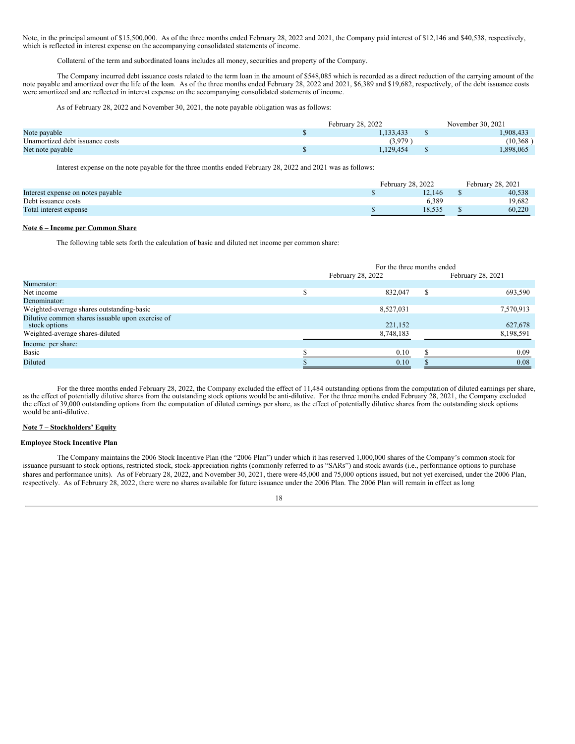Note, in the principal amount of $15,500,000. As of the three months ended February 28, 2022 and 2021, the Company paid interest of $12,146 and $40,538, respectively, which is reflected in interest expense on the accompanying consolidated statements of income.

Collateral of the term and subordinated loans includes all money, securities and property of the Company.

The Company incurred debt issuance costs related to the term loan in the amount of $548,085 which is recorded as a direct reduction of the carrying amount of the note payable and amortized over the life of the loan. As of the three months ended February 28, 2022 and 2021, $6,389 and $19,682, respectively, of the debt issuance costs were amortized and are reflected in interest expense on the accompanying consolidated statements of income.

As of February 28, 2022 and November 30, 2021, the note payable obligation was as follows:

| | February 28, 2022 | November 30, 2021 |
|---|---|---|
| Note payable | $ 1,133,433 | $ 1,908,433 |
| Unamortized debt issuance costs | (3,979 ) | (10,368 ) |
| Net note payable | $ 1,129,454 | $ 1,898,065 |

Interest expense on the note payable for the three months ended February 28, 2022 and 2021 was as follows:

| | February 28, 2022 | February 28, 2021 |
|---|---|---|
| Interest expense on notes payable | $ 12,146 | $ 40,538 |
| Debt issuance costs | 6,389 | 19,682 |
| Total interest expense | $ 18,535 | $ 60,220 |

**Note 6 – Income per Common Share**

The following table sets forth the calculation of basic and diluted net income per common share:

| | For the three months ended | |
|---|---|---|
| | February 28, 2022 | February 28, 2021 |
| Numerator: | | |
| Net income | $ 832,047 | $ 693,590 |
| Denominator: | | |
| Weighted-average shares outstanding-basic | 8,527,031 | 7,570,913 |
| Dilutive common shares issuable upon exercise of stock options | 221,152 | 627,678 |
| Weighted-average shares-diluted | 8,748,183 | 8,198,591 |
| Income per share: | | |
| Basic | $ 0.10 | $ 0.09 |
| Diluted | $ 0.10 | $ 0.08 |

For the three months ended February 28, 2022, the Company excluded the effect of 11,484 outstanding options from the computation of diluted earnings per share, as the effect of potentially dilutive shares from the outstanding stock options would be anti-dilutive. For the three months ended February 28, 2021, the Company excluded the effect of 39,000 outstanding options from the computation of diluted earnings per share, as the effect of potentially dilutive shares from the outstanding stock options would be anti-dilutive.

**Note 7 – Stockholders' Equity**

**Employee Stock Incentive Plan**

The Company maintains the 2006 Stock Incentive Plan (the "2006 Plan") under which it has reserved 1,000,000 shares of the Company's common stock for issuance pursuant to stock options, restricted stock, stock-appreciation rights (commonly referred to as "SARs") and stock awards (i.e., performance options to purchase shares and performance units). As of February 28, 2022, and November 30, 2021, there were 45,000 and 75,000 options issued, but not yet exercised, under the 2006 Plan, respectively. As of February 28, 2022, there were no shares available for future issuance under the 2006 Plan. The 2006 Plan will remain in effect as long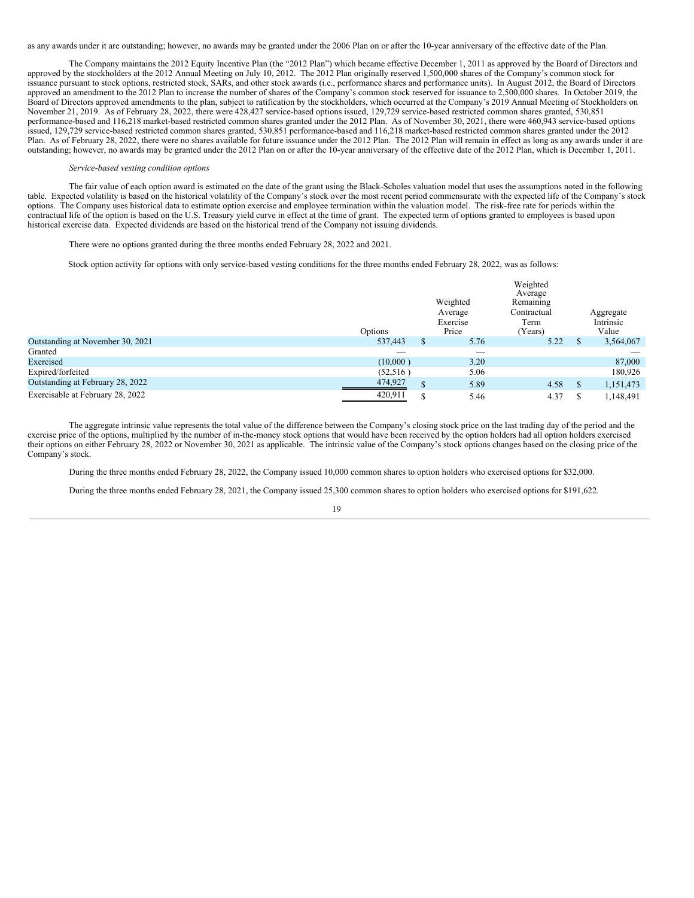as any awards under it are outstanding; however, no awards may be granted under the 2006 Plan on or after the 10-year anniversary of the effective date of the Plan.

The Company maintains the 2012 Equity Incentive Plan (the "2012 Plan") which became effective December 1, 2011 as approved by the Board of Directors and approved by the stockholders at the 2012 Annual Meeting on July 10, 2012. The 2012 Plan originally reserved 1,500,000 shares of the Company's common stock for issuance pursuant to stock options, restricted stock, SARs, and other stock awards (i.e., performance shares and performance units). In August 2012, the Board of Directors approved an amendment to the 2012 Plan to increase the number of shares of the Company's common stock reserved for issuance to 2,500,000 shares. In October 2019, the Board of Directors approved amendments to the plan, subject to ratification by the stockholders, which occurred at the Company's 2019 Annual Meeting of Stockholders on November 21, 2019. As of February 28, 2022, there were 428,427 service-based options issued, 129,729 service-based restricted common shares granted, 530,851 performance-based and 116,218 market-based restricted common shares granted under the 2012 Plan. As of November 30, 2021, there were 460,943 service-based options issued, 129,729 service-based restricted common shares granted, 530,851 performance-based and 116,218 market-based restricted common shares granted under the 2012 Plan. As of February 28, 2022, there were no shares available for future issuance under the 2012 Plan. The 2012 Plan will remain in effect as long as any awards under it are outstanding; however, no awards may be granted under the 2012 Plan on or after the 10-year anniversary of the effective date of the 2012 Plan, which is December 1, 2011.

*Service-based vesting condition options*

The fair value of each option award is estimated on the date of the grant using the Black-Scholes valuation model that uses the assumptions noted in the following table. Expected volatility is based on the historical volatility of the Company's stock over the most recent period commensurate with the expected life of the Company's stock options. The Company uses historical data to estimate option exercise and employee termination within the valuation model. The risk-free rate for periods within the contractual life of the option is based on the U.S. Treasury yield curve in effect at the time of grant. The expected term of options granted to employees is based upon historical exercise data. Expected dividends are based on the historical trend of the Company not issuing dividends.

There were no options granted during the three months ended February 28, 2022 and 2021.

Stock option activity for options with only service-based vesting conditions for the three months ended February 28, 2022, was as follows:

| | Options | Weighted Average Exercise Price | Weighted Average Remaining Contractual Term (Years) | Aggregate Intrinsic Value |
|---|---|---|---|---|
| Outstanding at November 30, 2021 | 537,443 | $ 5.76 | 5.22 | $ 3,564,067 |
| Granted | — | — | | — |
| Exercised | (10,000 ) | 3.20 | | 87,000 |
| Expired/forfeited | (52,516 ) | 5.06 | | 180,926 |
| Outstanding at February 28, 2022 | 474,927 | $ 5.89 | 4.58 | $ 1,151,473 |
| Exercisable at February 28, 2022 | 420,911 | $ 5.46 | 4.37 | $ 1,148,491 |

The aggregate intrinsic value represents the total value of the difference between the Company's closing stock price on the last trading day of the period and the exercise price of the options, multiplied by the number of in-the-money stock options that would have been received by the option holders had all option holders exercised their options on either February 28, 2022 or November 30, 2021 as applicable. The intrinsic value of the Company's stock options changes based on the closing price of the Company's stock.

During the three months ended February 28, 2022, the Company issued 10,000 common shares to option holders who exercised options for $32,000.

During the three months ended February 28, 2021, the Company issued 25,300 common shares to option holders who exercised options for $191,622.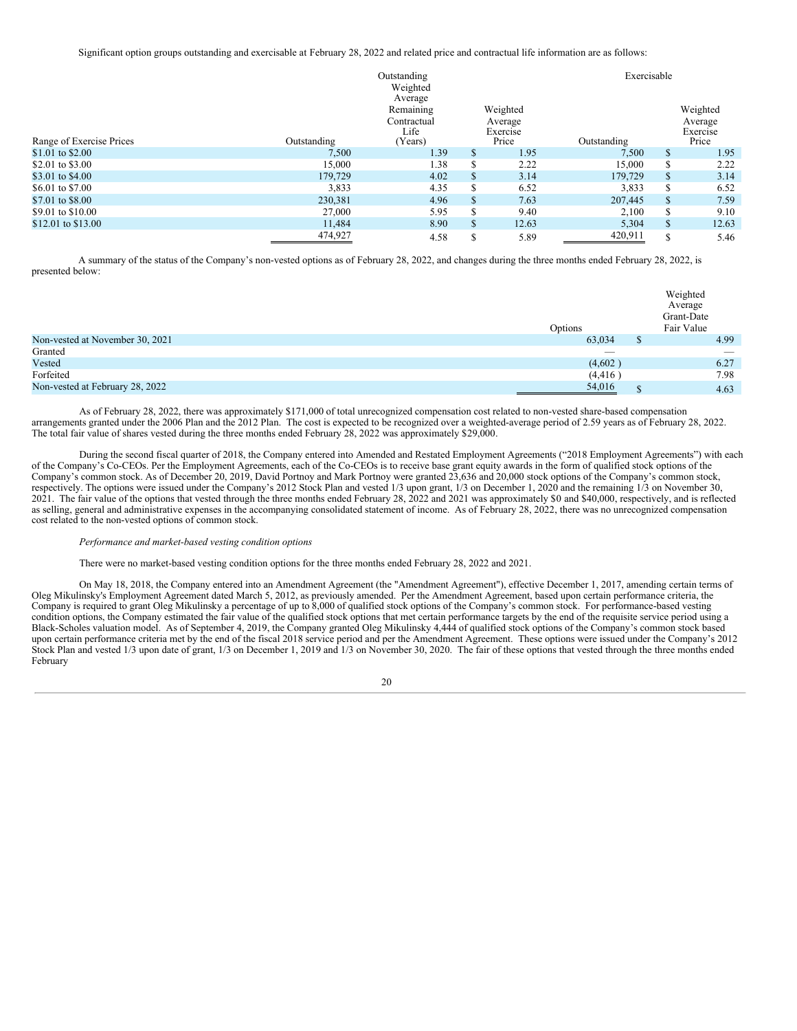Significant option groups outstanding and exercisable at February 28, 2022 and related price and contractual life information are as follows:

| | Outstanding | | | Exercisable | |
|---|---|---|---|---|---|
| Range of Exercise Prices | Outstanding | Weighted Average Remaining Contractual Life (Years) | Weighted Average Exercise Price | Outstanding | Weighted Average Exercise Price |
| \$1.01 to \$2.00 | 7,500 | 1.39 | \$ 1.95 | 7,500 | \$ 1.95 |
| \$2.01 to \$3.00 | 15,000 | 1.38 | \$ 2.22 | 15,000 | \$ 2.22 |
| \$3.01 to \$4.00 | 179,729 | 4.02 | \$ 3.14 | 179,729 | \$ 3.14 |
| \$6.01 to \$7.00 | 3,833 | 4.35 | \$ 6.52 | 3,833 | \$ 6.52 |
| \$7.01 to \$8.00 | 230,381 | 4.96 | \$ 7.63 | 207,445 | \$ 7.59 |
| \$9.01 to \$10.00 | 27,000 | 5.95 | \$ 9.40 | 2,100 | \$ 9.10 |
| \$12.01 to \$13.00 | 11,484 | 8.90 | \$ 12.63 | 5,304 | \$ 12.63 |
| | 474,927 | 4.58 | \$ 5.89 | 420,911 | \$ 5.46 |

A summary of the status of the Company's non-vested options as of February 28, 2022, and changes during the three months ended February 28, 2022, is presented below:

| | Options | Weighted Average Grant-Date Fair Value |
|---|---|---|
| Non-vested at November 30, 2021 | 63,034 | \$ 4.99 |
| Granted | — | — |
| Vested | (4,602 ) | 6.27 |
| Forfeited | (4,416 ) | 7.98 |
| Non-vested at February 28, 2022 | 54,016 | \$ 4.63 |

As of February 28, 2022, there was approximately \$171,000 of total unrecognized compensation cost related to non-vested share-based compensation arrangements granted under the 2006 Plan and the 2012 Plan. The cost is expected to be recognized over a weighted-average period of 2.59 years as of February 28, 2022. The total fair value of shares vested during the three months ended February 28, 2022 was approximately \$29,000.

During the second fiscal quarter of 2018, the Company entered into Amended and Restated Employment Agreements ("2018 Employment Agreements") with each of the Company's Co-CEOs. Per the Employment Agreements, each of the Co-CEOs is to receive base grant equity awards in the form of qualified stock options of the Company's common stock. As of December 20, 2019, David Portnoy and Mark Portnoy were granted 23,636 and 20,000 stock options of the Company's common stock, respectively. The options were issued under the Company's 2012 Stock Plan and vested 1/3 upon grant, 1/3 on December 1, 2020 and the remaining 1/3 on November 30, 2021. The fair value of the options that vested through the three months ended February 28, 2022 and 2021 was approximately \$0 and \$40,000, respectively, and is reflected as selling, general and administrative expenses in the accompanying consolidated statement of income. As of February 28, 2022, there was no unrecognized compensation cost related to the non-vested options of common stock.

*Performance and market-based vesting condition options*

There were no market-based vesting condition options for the three months ended February 28, 2022 and 2021.

On May 18, 2018, the Company entered into an Amendment Agreement (the "Amendment Agreement"), effective December 1, 2017, amending certain terms of Oleg Mikulinsky's Employment Agreement dated March 5, 2012, as previously amended. Per the Amendment Agreement, based upon certain performance criteria, the Company is required to grant Oleg Mikulinsky a percentage of up to 8,000 of qualified stock options of the Company's common stock. For performance-based vesting condition options, the Company estimated the fair value of the qualified stock options that met certain performance targets by the end of the requisite service period using a Black-Scholes valuation model. As of September 4, 2019, the Company granted Oleg Mikulinsky 4,444 of qualified stock options of the Company's common stock based upon certain performance criteria met by the end of the fiscal 2018 service period and per the Amendment Agreement. These options were issued under the Company's 2012 Stock Plan and vested 1/3 upon date of grant, 1/3 on December 1, 2019 and 1/3 on November 30, 2020. The fair of these options that vested through the three months ended February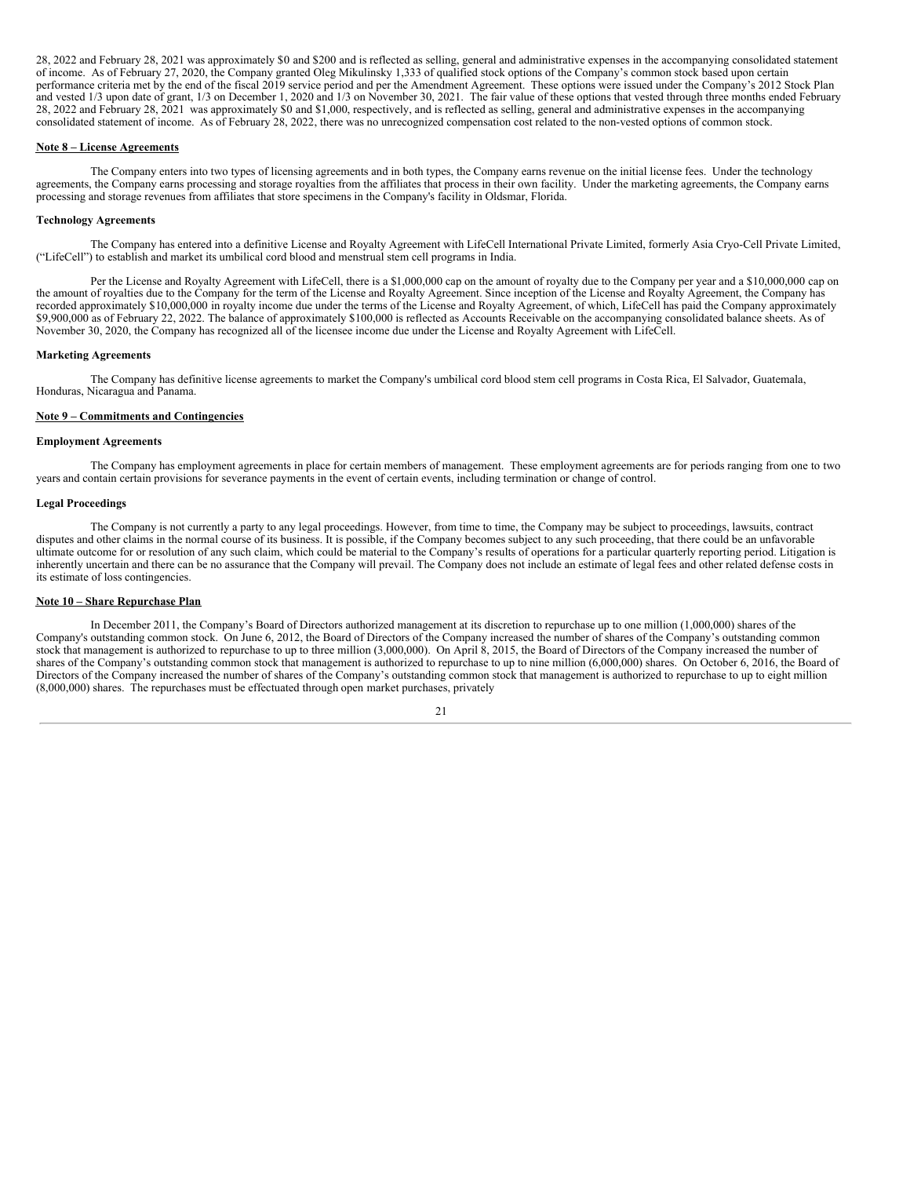28, 2022 and February 28, 2021 was approximately $0 and $200 and is reflected as selling, general and administrative expenses in the accompanying consolidated statement of income. As of February 27, 2020, the Company granted Oleg Mikulinsky 1,333 of qualified stock options of the Company's common stock based upon certain performance criteria met by the end of the fiscal 2019 service period and per the Amendment Agreement. These options were issued under the Company's 2012 Stock Plan and vested 1/3 upon date of grant, 1/3 on December 1, 2020 and 1/3 on November 30, 2021. The fair value of these options that vested through three months ended February 28, 2022 and February 28, 2021 was approximately $0 and $1,000, respectively, and is reflected as selling, general and administrative expenses in the accompanying consolidated statement of income. As of February 28, 2022, there was no unrecognized compensation cost related to the non-vested options of common stock.

**Note 8 – License Agreements**

The Company enters into two types of licensing agreements and in both types, the Company earns revenue on the initial license fees. Under the technology agreements, the Company earns processing and storage royalties from the affiliates that process in their own facility. Under the marketing agreements, the Company earns processing and storage revenues from affiliates that store specimens in the Company's facility in Oldsmar, Florida.

**Technology Agreements**

The Company has entered into a definitive License and Royalty Agreement with LifeCell International Private Limited, formerly Asia Cryo-Cell Private Limited, ("LifeCell") to establish and market its umbilical cord blood and menstrual stem cell programs in India.

Per the License and Royalty Agreement with LifeCell, there is a $1,000,000 cap on the amount of royalty due to the Company per year and a $10,000,000 cap on the amount of royalties due to the Company for the term of the License and Royalty Agreement. Since inception of the License and Royalty Agreement, the Company has recorded approximately $10,000,000 in royalty income due under the terms of the License and Royalty Agreement, of which, LifeCell has paid the Company approximately $9,900,000 as of February 22, 2022. The balance of approximately $100,000 is reflected as Accounts Receivable on the accompanying consolidated balance sheets. As of November 30, 2020, the Company has recognized all of the licensee income due under the License and Royalty Agreement with LifeCell.

**Marketing Agreements**

The Company has definitive license agreements to market the Company's umbilical cord blood stem cell programs in Costa Rica, El Salvador, Guatemala, Honduras, Nicaragua and Panama.

**Note 9 – Commitments and Contingencies**

**Employment Agreements**

The Company has employment agreements in place for certain members of management. These employment agreements are for periods ranging from one to two years and contain certain provisions for severance payments in the event of certain events, including termination or change of control.

**Legal Proceedings**

The Company is not currently a party to any legal proceedings. However, from time to time, the Company may be subject to proceedings, lawsuits, contract disputes and other claims in the normal course of its business. It is possible, if the Company becomes subject to any such proceeding, that there could be an unfavorable ultimate outcome for or resolution of any such claim, which could be material to the Company's results of operations for a particular quarterly reporting period. Litigation is inherently uncertain and there can be no assurance that the Company will prevail. The Company does not include an estimate of legal fees and other related defense costs in its estimate of loss contingencies.

**Note 10 – Share Repurchase Plan**

In December 2011, the Company's Board of Directors authorized management at its discretion to repurchase up to one million (1,000,000) shares of the Company's outstanding common stock. On June 6, 2012, the Board of Directors of the Company increased the number of shares of the Company's outstanding common stock that management is authorized to repurchase to up to three million (3,000,000). On April 8, 2015, the Board of Directors of the Company increased the number of shares of the Company's outstanding common stock that management is authorized to repurchase to up to nine million (6,000,000) shares. On October 6, 2016, the Board of Directors of the Company increased the number of shares of the Company's outstanding common stock that management is authorized to repurchase to up to eight million (8,000,000) shares. The repurchases must be effectuated through open market purchases, privately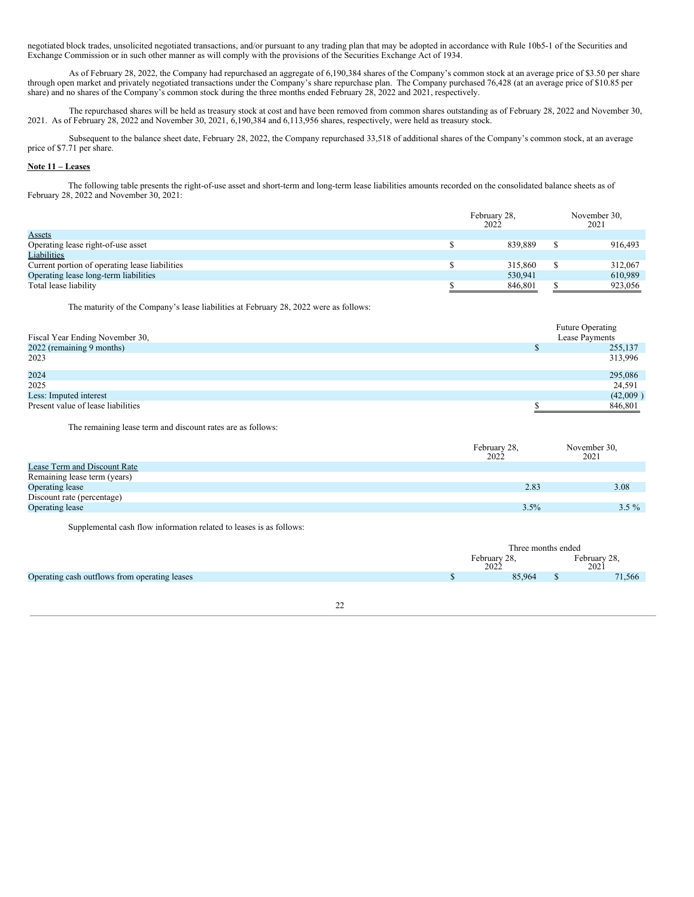negotiated block trades, unsolicited negotiated transactions, and/or pursuant to any trading plan that may be adopted in accordance with Rule 10b5-1 of the Securities and Exchange Commission or in such other manner as will comply with the provisions of the Securities Exchange Act of 1934.

As of February 28, 2022, the Company had repurchased an aggregate of 6,190,384 shares of the Company's common stock at an average price of $3.50 per share through open market and privately negotiated transactions under the Company's share repurchase plan. The Company purchased 76,428 (at an average price of $10.85 per share) and no shares of the Company's common stock during the three months ended February 28, 2022 and 2021, respectively.

The repurchased shares will be held as treasury stock at cost and have been removed from common shares outstanding as of February 28, 2022 and November 30, 2021. As of February 28, 2022 and November 30, 2021, 6,190,384 and 6,113,956 shares, respectively, were held as treasury stock.

Subsequent to the balance sheet date, February 28, 2022, the Company repurchased 33,518 of additional shares of the Company's common stock, at an average price of $7.71 per share.

**Note 11 – Leases**

The following table presents the right-of-use asset and short-term and long-term lease liabilities amounts recorded on the consolidated balance sheets as of February 28, 2022 and November 30, 2021:

| | February 28, 2022 | November 30, 2021 |
|---|---|---|
| Assets | | |
| Operating lease right-of-use asset | $ 839,889 | $ 916,493 |
| Liabilities | | |
| Current portion of operating lease liabilities | $ 315,860 | $ 312,067 |
| Operating lease long-term liabilities | 530,941 | 610,989 |
| Total lease liability | $ 846,801 | $ 923,056 |

The maturity of the Company's lease liabilities at February 28, 2022 were as follows:

| Fiscal Year Ending November 30, | Future Operating Lease Payments |
|---|---|
| 2022 (remaining 9 months) | $ 255,137 |
| 2023 | 313,996 |
| 2024 | 295,086 |
| 2025 | 24,591 |
| Less: Imputed interest | (42,009 ) |
| Present value of lease liabilities | $ 846,801 |

The remaining lease term and discount rates are as follows:

| | February 28, 2022 | November 30, 2021 |
|---|---|---|
| Lease Term and Discount Rate | | |
| Remaining lease term (years) | | |
| Operating lease | 2.83 | 3.08 |
| Discount rate (percentage) | | |
| Operating lease | 3.5% | 3.5 % |

Supplemental cash flow information related to leases is as follows:

| | Three months ended | |
|---|---|---|
| | February 28, 2022 | February 28, 2021 |
| Operating cash outflows from operating leases | $ 85,964 | $ 71,566 |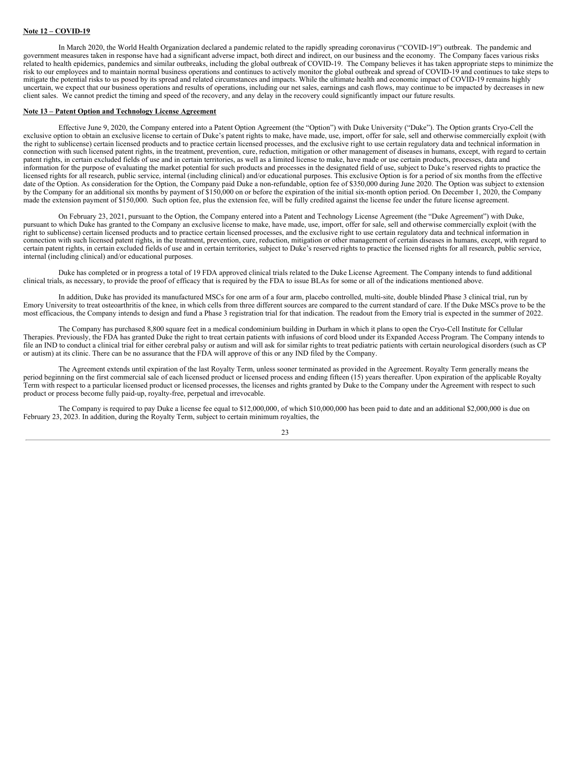**Note 12 – COVID-19**

In March 2020, the World Health Organization declared a pandemic related to the rapidly spreading coronavirus ("COVID-19") outbreak. The pandemic and government measures taken in response have had a significant adverse impact, both direct and indirect, on our business and the economy. The Company faces various risks related to health epidemics, pandemics and similar outbreaks, including the global outbreak of COVID-19. The Company believes it has taken appropriate steps to minimize the risk to our employees and to maintain normal business operations and continues to actively monitor the global outbreak and spread of COVID-19 and continues to take steps to mitigate the potential risks to us posed by its spread and related circumstances and impacts. While the ultimate health and economic impact of COVID-19 remains highly uncertain, we expect that our business operations and results of operations, including our net sales, earnings and cash flows, may continue to be impacted by decreases in new client sales. We cannot predict the timing and speed of the recovery, and any delay in the recovery could significantly impact our future results.

**Note 13 – Patent Option and Technology License Agreement**

Effective June 9, 2020, the Company entered into a Patent Option Agreement (the "Option") with Duke University ("Duke"). The Option grants Cryo-Cell the exclusive option to obtain an exclusive license to certain of Duke's patent rights to make, have made, use, import, offer for sale, sell and otherwise commercially exploit (with the right to sublicense) certain licensed products and to practice certain licensed processes, and the exclusive right to use certain regulatory data and technical information in connection with such licensed patent rights, in the treatment, prevention, cure, reduction, mitigation or other management of diseases in humans, except, with regard to certain patent rights, in certain excluded fields of use and in certain territories, as well as a limited license to make, have made or use certain products, processes, data and information for the purpose of evaluating the market potential for such products and processes in the designated field of use, subject to Duke's reserved rights to practice the licensed rights for all research, public service, internal (including clinical) and/or educational purposes. This exclusive Option is for a period of six months from the effective date of the Option. As consideration for the Option, the Company paid Duke a non-refundable, option fee of $350,000 during June 2020. The Option was subject to extension by the Company for an additional six months by payment of $150,000 on or before the expiration of the initial six-month option period. On December 1, 2020, the Company made the extension payment of $150,000. Such option fee, plus the extension fee, will be fully credited against the license fee under the future license agreement.

On February 23, 2021, pursuant to the Option, the Company entered into a Patent and Technology License Agreement (the "Duke Agreement") with Duke, pursuant to which Duke has granted to the Company an exclusive license to make, have made, use, import, offer for sale, sell and otherwise commercially exploit (with the right to sublicense) certain licensed products and to practice certain licensed processes, and the exclusive right to use certain regulatory data and technical information in connection with such licensed patent rights, in the treatment, prevention, cure, reduction, mitigation or other management of certain diseases in humans, except, with regard to certain patent rights, in certain excluded fields of use and in certain territories, subject to Duke's reserved rights to practice the licensed rights for all research, public service, internal (including clinical) and/or educational purposes.

Duke has completed or in progress a total of 19 FDA approved clinical trials related to the Duke License Agreement. The Company intends to fund additional clinical trials, as necessary, to provide the proof of efficacy that is required by the FDA to issue BLAs for some or all of the indications mentioned above.

In addition, Duke has provided its manufactured MSCs for one arm of a four arm, placebo controlled, multi-site, double blinded Phase 3 clinical trial, run by Emory University to treat osteoarthritis of the knee, in which cells from three different sources are compared to the current standard of care. If the Duke MSCs prove to be the most efficacious, the Company intends to design and fund a Phase 3 registration trial for that indication. The readout from the Emory trial is expected in the summer of 2022.

The Company has purchased 8,800 square feet in a medical condominium building in Durham in which it plans to open the Cryo-Cell Institute for Cellular Therapies. Previously, the FDA has granted Duke the right to treat certain patients with infusions of cord blood under its Expanded Access Program. The Company intends to file an IND to conduct a clinical trial for either cerebral palsy or autism and will ask for similar rights to treat pediatric patients with certain neurological disorders (such as CP or autism) at its clinic. There can be no assurance that the FDA will approve of this or any IND filed by the Company.

The Agreement extends until expiration of the last Royalty Term, unless sooner terminated as provided in the Agreement. Royalty Term generally means the period beginning on the first commercial sale of each licensed product or licensed process and ending fifteen (15) years thereafter. Upon expiration of the applicable Royalty Term with respect to a particular licensed product or licensed processes, the licenses and rights granted by Duke to the Company under the Agreement with respect to such product or process become fully paid-up, royalty-free, perpetual and irrevocable.

The Company is required to pay Duke a license fee equal to $12,000,000, of which $10,000,000 has been paid to date and an additional $2,000,000 is due on February 23, 2023. In addition, during the Royalty Term, subject to certain minimum royalties, the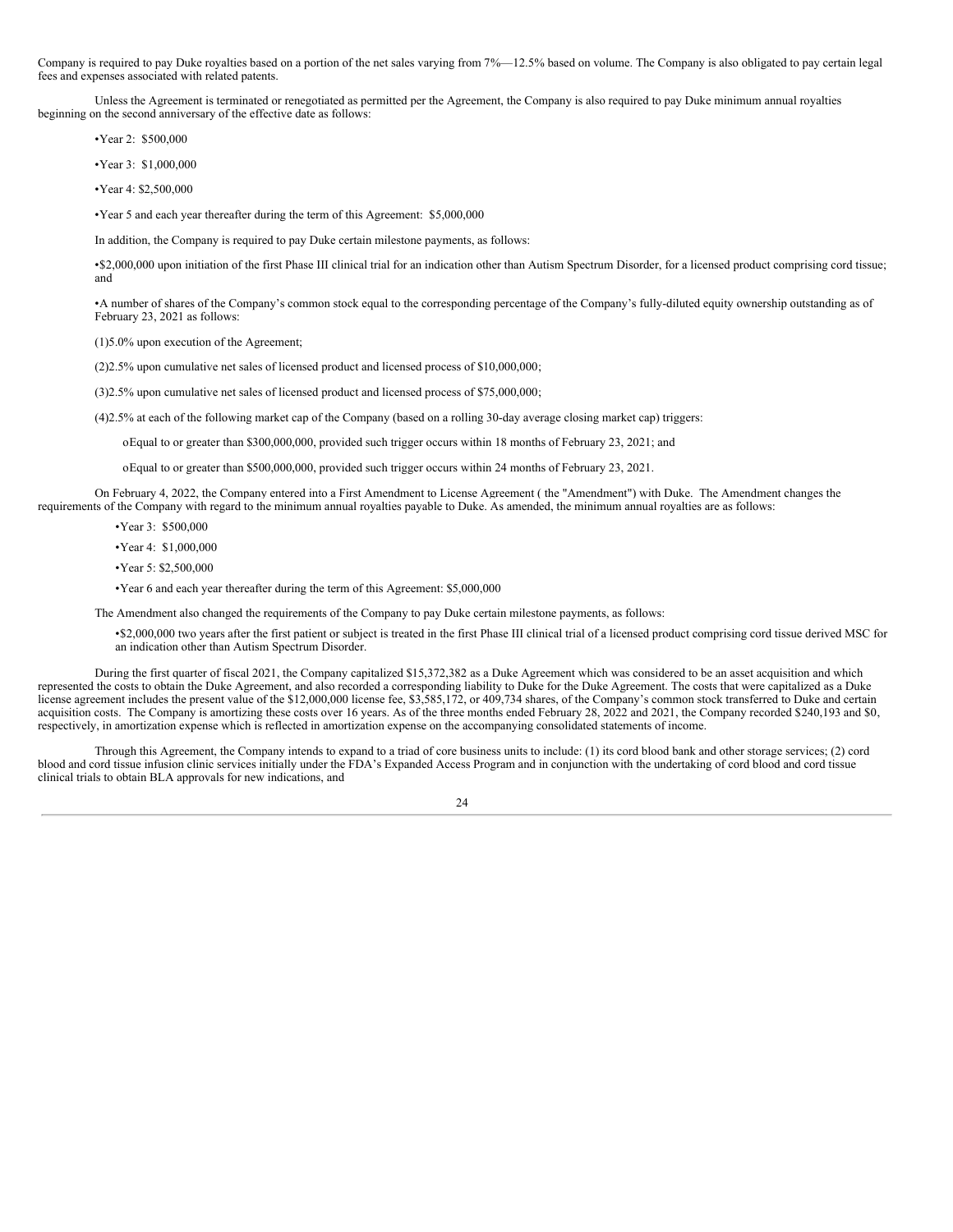Company is required to pay Duke royalties based on a portion of the net sales varying from 7%—12.5% based on volume. The Company is also obligated to pay certain legal fees and expenses associated with related patents.

Unless the Agreement is terminated or renegotiated as permitted per the Agreement, the Company is also required to pay Duke minimum annual royalties beginning on the second anniversary of the effective date as follows:

- Year 2: $500,000
- Year 3: $1,000,000
- Year 4: $2,500,000
- Year 5 and each year thereafter during the term of this Agreement: $5,000,000

In addition, the Company is required to pay Duke certain milestone payments, as follows:

- $2,000,000 upon initiation of the first Phase III clinical trial for an indication other than Autism Spectrum Disorder, for a licensed product comprising cord tissue; and
- A number of shares of the Company's common stock equal to the corresponding percentage of the Company's fully-diluted equity ownership outstanding as of February 23, 2021 as follows:

(1) 5.0% upon execution of the Agreement;

(2) 2.5% upon cumulative net sales of licensed product and licensed process of $10,000,000;

(3) 2.5% upon cumulative net sales of licensed product and licensed process of $75,000,000;

(4) 2.5% at each of the following market cap of the Company (based on a rolling 30-day average closing market cap) triggers:

- Equal to or greater than $300,000,000, provided such trigger occurs within 18 months of February 23, 2021; and
- Equal to or greater than $500,000,000, provided such trigger occurs within 24 months of February 23, 2021.

On February 4, 2022, the Company entered into a First Amendment to License Agreement ( the "Amendment") with Duke. The Amendment changes the requirements of the Company with regard to the minimum annual royalties payable to Duke. As amended, the minimum annual royalties are as follows:

- Year 3: $500,000
- Year 4: $1,000,000
- Year 5: $2,500,000
- Year 6 and each year thereafter during the term of this Agreement: $5,000,000

The Amendment also changed the requirements of the Company to pay Duke certain milestone payments, as follows:

- $2,000,000 two years after the first patient or subject is treated in the first Phase III clinical trial of a licensed product comprising cord tissue derived MSC for an indication other than Autism Spectrum Disorder.

During the first quarter of fiscal 2021, the Company capitalized $15,372,382 as a Duke Agreement which was considered to be an asset acquisition and which represented the costs to obtain the Duke Agreement, and also recorded a corresponding liability to Duke for the Duke Agreement. The costs that were capitalized as a Duke license agreement includes the present value of the $12,000,000 license fee, $3,585,172, or 409,734 shares, of the Company's common stock transferred to Duke and certain acquisition costs. The Company is amortizing these costs over 16 years. As of the three months ended February 28, 2022 and 2021, the Company recorded $240,193 and $0, respectively, in amortization expense which is reflected in amortization expense on the accompanying consolidated statements of income.

Through this Agreement, the Company intends to expand to a triad of core business units to include: (1) its cord blood bank and other storage services; (2) cord blood and cord tissue infusion clinic services initially under the FDA's Expanded Access Program and in conjunction with the undertaking of cord blood and cord tissue clinical trials to obtain BLA approvals for new indications, and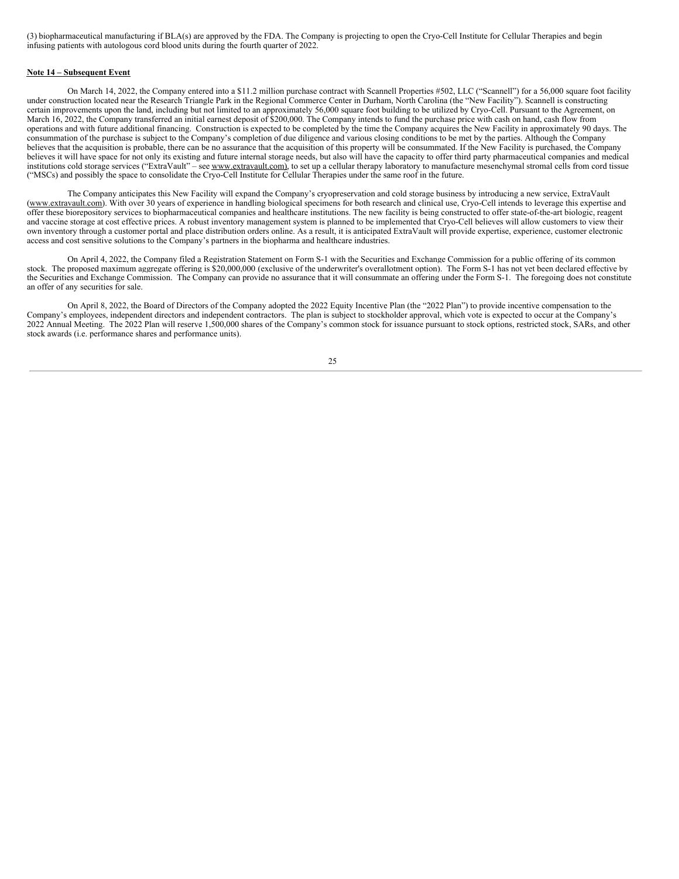(3) biopharmaceutical manufacturing if BLA(s) are approved by the FDA. The Company is projecting to open the Cryo-Cell Institute for Cellular Therapies and begin infusing patients with autologous cord blood units during the fourth quarter of 2022.

**Note 14 – Subsequent Event**

On March 14, 2022, the Company entered into a $11.2 million purchase contract with Scannell Properties #502, LLC ("Scannell") for a 56,000 square foot facility under construction located near the Research Triangle Park in the Regional Commerce Center in Durham, North Carolina (the "New Facility"). Scannell is constructing certain improvements upon the land, including but not limited to an approximately 56,000 square foot building to be utilized by Cryo-Cell. Pursuant to the Agreement, on March 16, 2022, the Company transferred an initial earnest deposit of $200,000. The Company intends to fund the purchase price with cash on hand, cash flow from operations and with future additional financing. Construction is expected to be completed by the time the Company acquires the New Facility in approximately 90 days. The consummation of the purchase is subject to the Company's completion of due diligence and various closing conditions to be met by the parties. Although the Company believes that the acquisition is probable, there can be no assurance that the acquisition of this property will be consummated. If the New Facility is purchased, the Company believes it will have space for not only its existing and future internal storage needs, but also will have the capacity to offer third party pharmaceutical companies and medical institutions cold storage services ("ExtraVault" – see www.extravault.com), to set up a cellular therapy laboratory to manufacture mesenchymal stromal cells from cord tissue ("MSCs) and possibly the space to consolidate the Cryo-Cell Institute for Cellular Therapies under the same roof in the future.

The Company anticipates this New Facility will expand the Company's cryopreservation and cold storage business by introducing a new service, ExtraVault (www.extravault.com). With over 30 years of experience in handling biological specimens for both research and clinical use, Cryo-Cell intends to leverage this expertise and offer these biorepository services to biopharmaceutical companies and healthcare institutions. The new facility is being constructed to offer state-of-the-art biologic, reagent and vaccine storage at cost effective prices. A robust inventory management system is planned to be implemented that Cryo-Cell believes will allow customers to view their own inventory through a customer portal and place distribution orders online. As a result, it is anticipated ExtraVault will provide expertise, experience, customer electronic access and cost sensitive solutions to the Company's partners in the biopharma and healthcare industries.

On April 4, 2022, the Company filed a Registration Statement on Form S-1 with the Securities and Exchange Commission for a public offering of its common stock. The proposed maximum aggregate offering is $20,000,000 (exclusive of the underwriter's overallotment option). The Form S-1 has not yet been declared effective by the Securities and Exchange Commission. The Company can provide no assurance that it will consummate an offering under the Form S-1. The foregoing does not constitute an offer of any securities for sale.

On April 8, 2022, the Board of Directors of the Company adopted the 2022 Equity Incentive Plan (the "2022 Plan") to provide incentive compensation to the Company's employees, independent directors and independent contractors. The plan is subject to stockholder approval, which vote is expected to occur at the Company's 2022 Annual Meeting. The 2022 Plan will reserve 1,500,000 shares of the Company's common stock for issuance pursuant to stock options, restricted stock, SARs, and other stock awards (i.e. performance shares and performance units).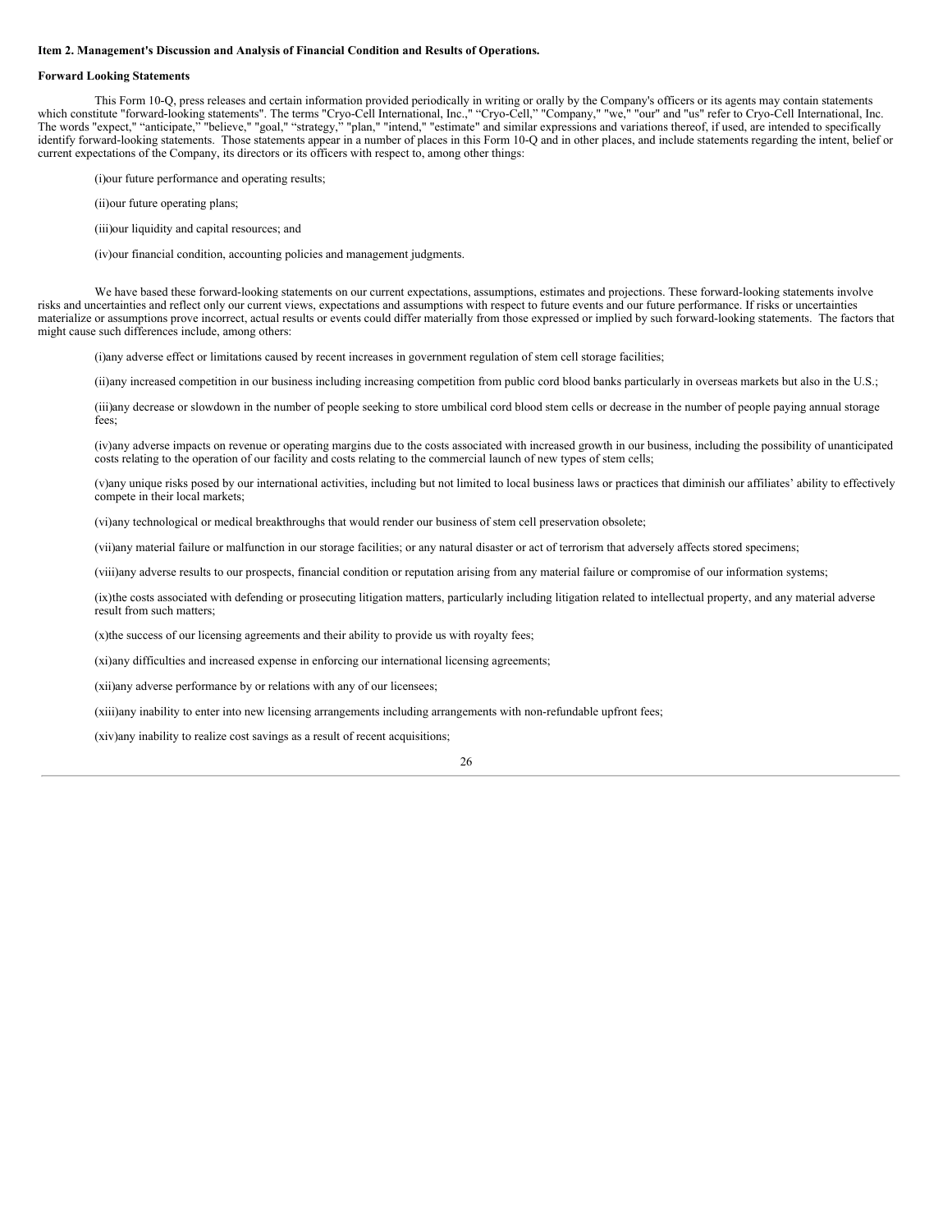**Item 2. Management's Discussion and Analysis of Financial Condition and Results of Operations.**

**Forward Looking Statements**

This Form 10-Q, press releases and certain information provided periodically in writing or orally by the Company's officers or its agents may contain statements which constitute "forward-looking statements". The terms "Cryo-Cell International, Inc.," "Cryo-Cell," "Company," "we," "our" and "us" refer to Cryo-Cell International, Inc. The words "expect," "anticipate," "believe," "goal," "strategy," "plan," "intend," "estimate" and similar expressions and variations thereof, if used, are intended to specifically identify forward-looking statements. Those statements appear in a number of places in this Form 10-Q and in other places, and include statements regarding the intent, belief or current expectations of the Company, its directors or its officers with respect to, among other things:

(i)our future performance and operating results;

(ii)our future operating plans;

(iii)our liquidity and capital resources; and

(iv)our financial condition, accounting policies and management judgments.

We have based these forward-looking statements on our current expectations, assumptions, estimates and projections. These forward-looking statements involve risks and uncertainties and reflect only our current views, expectations and assumptions with respect to future events and our future performance. If risks or uncertainties materialize or assumptions prove incorrect, actual results or events could differ materially from those expressed or implied by such forward-looking statements. The factors that might cause such differences include, among others:

(i)any adverse effect or limitations caused by recent increases in government regulation of stem cell storage facilities;

(ii)any increased competition in our business including increasing competition from public cord blood banks particularly in overseas markets but also in the U.S.;

(iii)any decrease or slowdown in the number of people seeking to store umbilical cord blood stem cells or decrease in the number of people paying annual storage fees;

(iv)any adverse impacts on revenue or operating margins due to the costs associated with increased growth in our business, including the possibility of unanticipated costs relating to the operation of our facility and costs relating to the commercial launch of new types of stem cells;

(v)any unique risks posed by our international activities, including but not limited to local business laws or practices that diminish our affiliates' ability to effectively compete in their local markets;

(vi)any technological or medical breakthroughs that would render our business of stem cell preservation obsolete;

(vii)any material failure or malfunction in our storage facilities; or any natural disaster or act of terrorism that adversely affects stored specimens;

(viii)any adverse results to our prospects, financial condition or reputation arising from any material failure or compromise of our information systems;

(ix)the costs associated with defending or prosecuting litigation matters, particularly including litigation related to intellectual property, and any material adverse result from such matters;

(x)the success of our licensing agreements and their ability to provide us with royalty fees;

(xi)any difficulties and increased expense in enforcing our international licensing agreements;

(xii)any adverse performance by or relations with any of our licensees;

(xiii)any inability to enter into new licensing arrangements including arrangements with non-refundable upfront fees;

(xiv)any inability to realize cost savings as a result of recent acquisitions;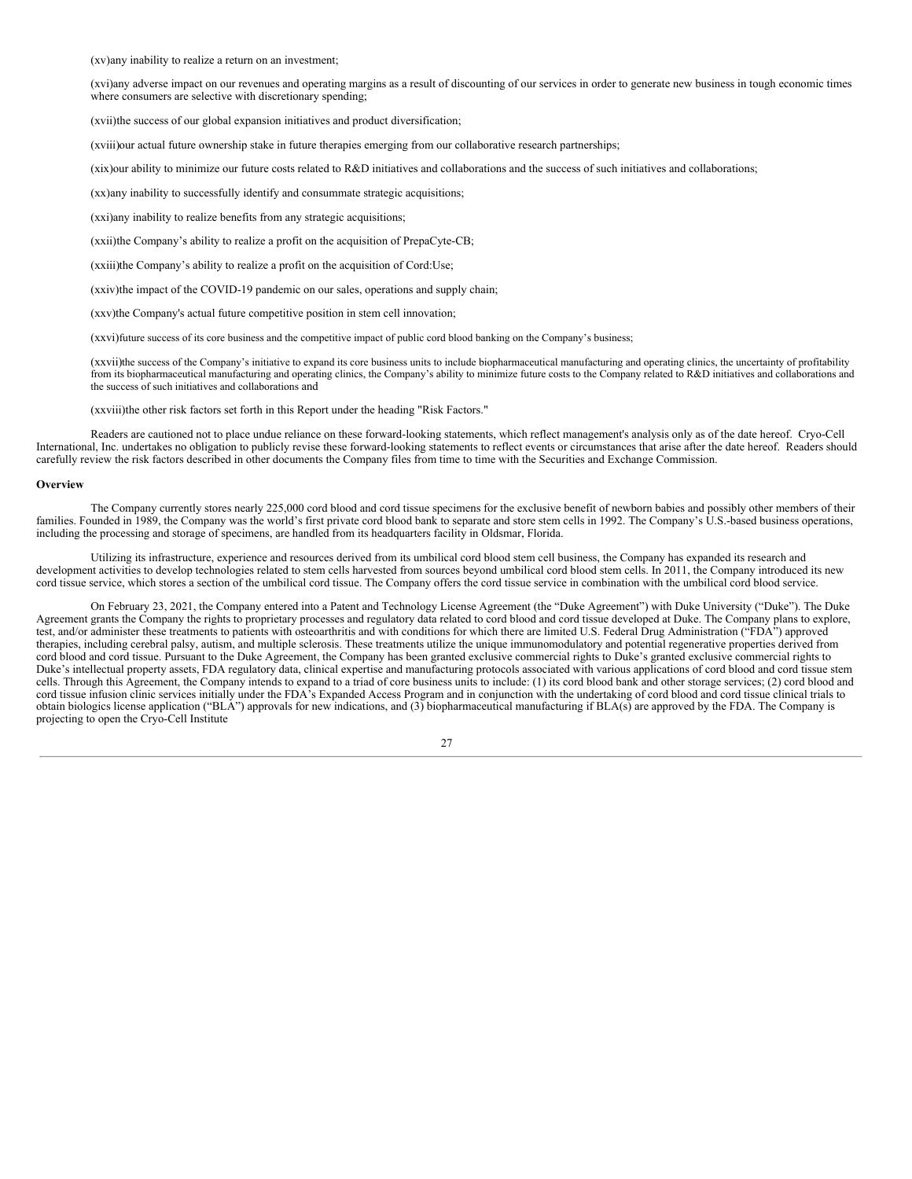(xv)any inability to realize a return on an investment;

(xvi)any adverse impact on our revenues and operating margins as a result of discounting of our services in order to generate new business in tough economic times where consumers are selective with discretionary spending;

(xvii)the success of our global expansion initiatives and product diversification;

(xviii)our actual future ownership stake in future therapies emerging from our collaborative research partnerships;

(xix)our ability to minimize our future costs related to R&D initiatives and collaborations and the success of such initiatives and collaborations;

(xx)any inability to successfully identify and consummate strategic acquisitions;

(xxi)any inability to realize benefits from any strategic acquisitions;

(xxii)the Company's ability to realize a profit on the acquisition of PrepaCyte-CB;

(xxiii)the Company's ability to realize a profit on the acquisition of Cord:Use;

(xxiv)the impact of the COVID-19 pandemic on our sales, operations and supply chain;

(xxv)the Company's actual future competitive position in stem cell innovation;

(xxvi)future success of its core business and the competitive impact of public cord blood banking on the Company's business;

(xxvii)the success of the Company's initiative to expand its core business units to include biopharmaceutical manufacturing and operating clinics, the uncertainty of profitability from its biopharmaceutical manufacturing and operating clinics, the Company's ability to minimize future costs to the Company related to R&D initiatives and collaborations and the success of such initiatives and collaborations and

(xxviii)the other risk factors set forth in this Report under the heading "Risk Factors."

Readers are cautioned not to place undue reliance on these forward-looking statements, which reflect management's analysis only as of the date hereof. Cryo-Cell International, Inc. undertakes no obligation to publicly revise these forward-looking statements to reflect events or circumstances that arise after the date hereof. Readers should carefully review the risk factors described in other documents the Company files from time to time with the Securities and Exchange Commission.

**Overview**

The Company currently stores nearly 225,000 cord blood and cord tissue specimens for the exclusive benefit of newborn babies and possibly other members of their families. Founded in 1989, the Company was the world's first private cord blood bank to separate and store stem cells in 1992. The Company's U.S.-based business operations, including the processing and storage of specimens, are handled from its headquarters facility in Oldsmar, Florida.

Utilizing its infrastructure, experience and resources derived from its umbilical cord blood stem cell business, the Company has expanded its research and development activities to develop technologies related to stem cells harvested from sources beyond umbilical cord blood stem cells. In 2011, the Company introduced its new cord tissue service, which stores a section of the umbilical cord tissue. The Company offers the cord tissue service in combination with the umbilical cord blood service.

On February 23, 2021, the Company entered into a Patent and Technology License Agreement (the "Duke Agreement") with Duke University ("Duke"). The Duke Agreement grants the Company the rights to proprietary processes and regulatory data related to cord blood and cord tissue developed at Duke. The Company plans to explore, test, and/or administer these treatments to patients with osteoarthritis and with conditions for which there are limited U.S. Federal Drug Administration ("FDA") approved therapies, including cerebral palsy, autism, and multiple sclerosis. These treatments utilize the unique immunomodulatory and potential regenerative properties derived from cord blood and cord tissue. Pursuant to the Duke Agreement, the Company has been granted exclusive commercial rights to Duke's granted exclusive commercial rights to Duke's intellectual property assets, FDA regulatory data, clinical expertise and manufacturing protocols associated with various applications of cord blood and cord tissue stem cells. Through this Agreement, the Company intends to expand to a triad of core business units to include: (1) its cord blood bank and other storage services; (2) cord blood and cord tissue infusion clinic services initially under the FDA's Expanded Access Program and in conjunction with the undertaking of cord blood and cord tissue clinical trials to obtain biologics license application ("BLA") approvals for new indications, and (3) biopharmaceutical manufacturing if BLA(s) are approved by the FDA. The Company is projecting to open the Cryo-Cell Institute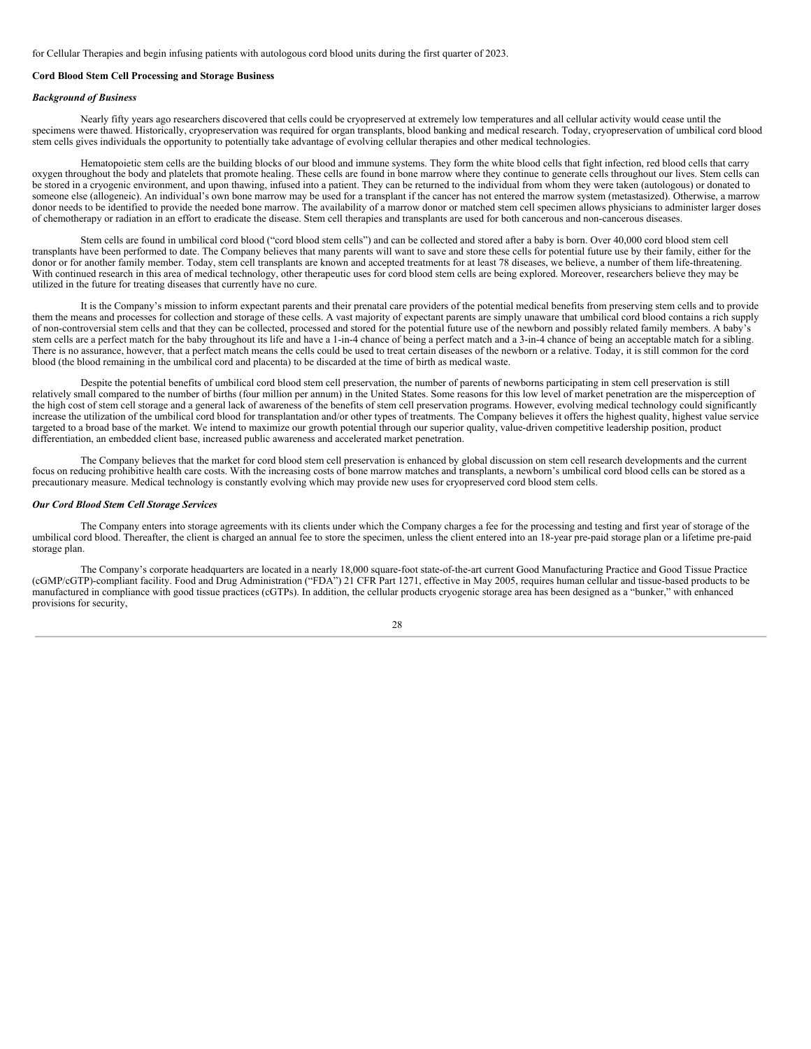for Cellular Therapies and begin infusing patients with autologous cord blood units during the first quarter of 2023.

**Cord Blood Stem Cell Processing and Storage Business**

***Background of Business***

Nearly fifty years ago researchers discovered that cells could be cryopreserved at extremely low temperatures and all cellular activity would cease until the specimens were thawed. Historically, cryopreservation was required for organ transplants, blood banking and medical research. Today, cryopreservation of umbilical cord blood stem cells gives individuals the opportunity to potentially take advantage of evolving cellular therapies and other medical technologies.

Hematopoietic stem cells are the building blocks of our blood and immune systems. They form the white blood cells that fight infection, red blood cells that carry oxygen throughout the body and platelets that promote healing. These cells are found in bone marrow where they continue to generate cells throughout our lives. Stem cells can be stored in a cryogenic environment, and upon thawing, infused into a patient. They can be returned to the individual from whom they were taken (autologous) or donated to someone else (allogeneic). An individual's own bone marrow may be used for a transplant if the cancer has not entered the marrow system (metastasized). Otherwise, a marrow donor needs to be identified to provide the needed bone marrow. The availability of a marrow donor or matched stem cell specimen allows physicians to administer larger doses of chemotherapy or radiation in an effort to eradicate the disease. Stem cell therapies and transplants are used for both cancerous and non-cancerous diseases.

Stem cells are found in umbilical cord blood ("cord blood stem cells") and can be collected and stored after a baby is born. Over 40,000 cord blood stem cell transplants have been performed to date. The Company believes that many parents will want to save and store these cells for potential future use by their family, either for the donor or for another family member. Today, stem cell transplants are known and accepted treatments for at least 78 diseases, we believe, a number of them life-threatening. With continued research in this area of medical technology, other therapeutic uses for cord blood stem cells are being explored. Moreover, researchers believe they may be utilized in the future for treating diseases that currently have no cure.

It is the Company's mission to inform expectant parents and their prenatal care providers of the potential medical benefits from preserving stem cells and to provide them the means and processes for collection and storage of these cells. A vast majority of expectant parents are simply unaware that umbilical cord blood contains a rich supply of non-controversial stem cells and that they can be collected, processed and stored for the potential future use of the newborn and possibly related family members. A baby's stem cells are a perfect match for the baby throughout its life and have a 1-in-4 chance of being a perfect match and a 3-in-4 chance of being an acceptable match for a sibling. There is no assurance, however, that a perfect match means the cells could be used to treat certain diseases of the newborn or a relative. Today, it is still common for the cord blood (the blood remaining in the umbilical cord and placenta) to be discarded at the time of birth as medical waste.

Despite the potential benefits of umbilical cord blood stem cell preservation, the number of parents of newborns participating in stem cell preservation is still relatively small compared to the number of births (four million per annum) in the United States. Some reasons for this low level of market penetration are the misperception of the high cost of stem cell storage and a general lack of awareness of the benefits of stem cell preservation programs. However, evolving medical technology could significantly increase the utilization of the umbilical cord blood for transplantation and/or other types of treatments. The Company believes it offers the highest quality, highest value service targeted to a broad base of the market. We intend to maximize our growth potential through our superior quality, value-driven competitive leadership position, product differentiation, an embedded client base, increased public awareness and accelerated market penetration.

The Company believes that the market for cord blood stem cell preservation is enhanced by global discussion on stem cell research developments and the current focus on reducing prohibitive health care costs. With the increasing costs of bone marrow matches and transplants, a newborn's umbilical cord blood cells can be stored as a precautionary measure. Medical technology is constantly evolving which may provide new uses for cryopreserved cord blood stem cells.

***Our Cord Blood Stem Cell Storage Services***

The Company enters into storage agreements with its clients under which the Company charges a fee for the processing and testing and first year of storage of the umbilical cord blood. Thereafter, the client is charged an annual fee to store the specimen, unless the client entered into an 18-year pre-paid storage plan or a lifetime pre-paid storage plan.

The Company's corporate headquarters are located in a nearly 18,000 square-foot state-of-the-art current Good Manufacturing Practice and Good Tissue Practice (cGMP/cGTP)-compliant facility. Food and Drug Administration ("FDA") 21 CFR Part 1271, effective in May 2005, requires human cellular and tissue-based products to be manufactured in compliance with good tissue practices (cGTPs). In addition, the cellular products cryogenic storage area has been designed as a "bunker," with enhanced provisions for security,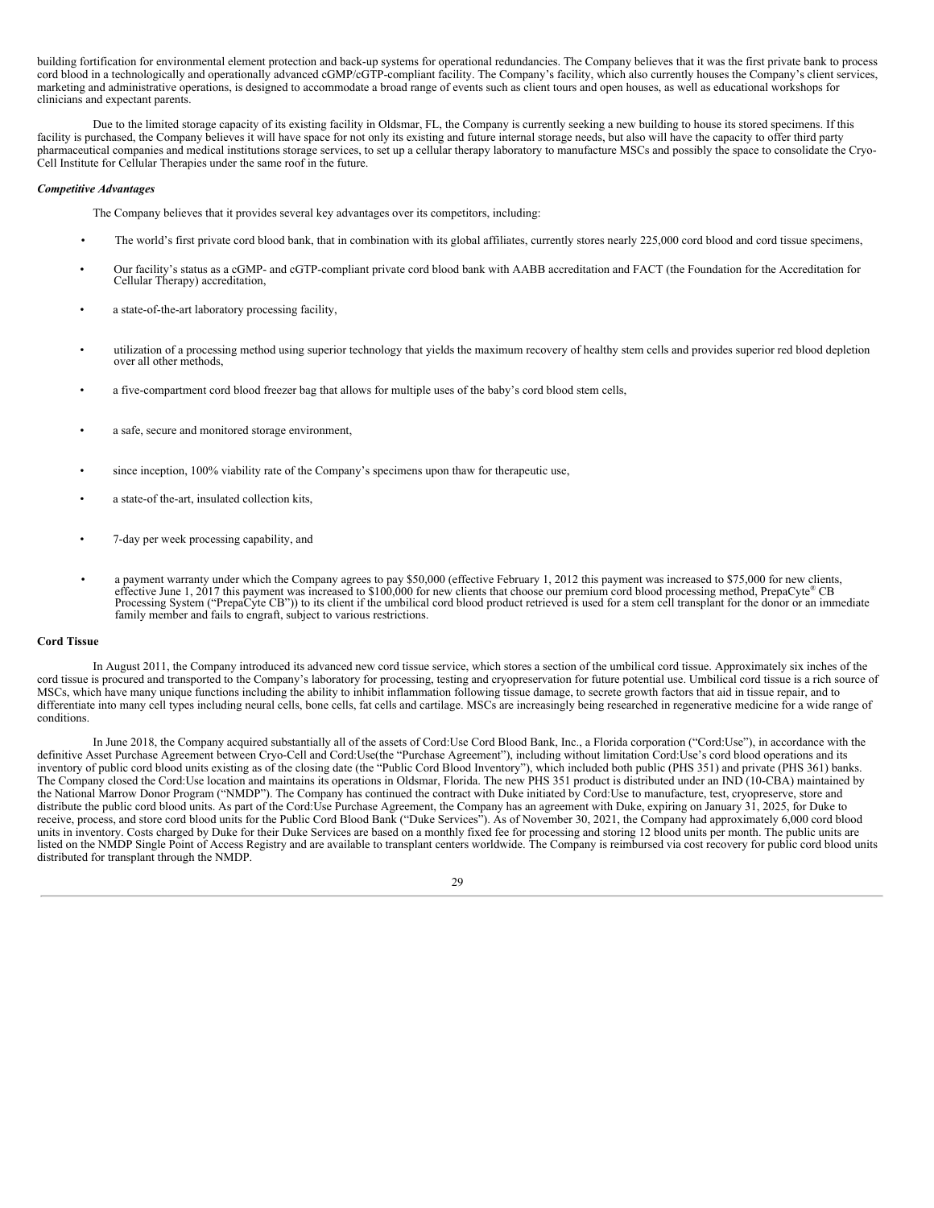building fortification for environmental element protection and back-up systems for operational redundancies. The Company believes that it was the first private bank to process cord blood in a technologically and operationally advanced cGMP/cGTP-compliant facility. The Company's facility, which also currently houses the Company's client services, marketing and administrative operations, is designed to accommodate a broad range of events such as client tours and open houses, as well as educational workshops for clinicians and expectant parents.

Due to the limited storage capacity of its existing facility in Oldsmar, FL, the Company is currently seeking a new building to house its stored specimens. If this facility is purchased, the Company believes it will have space for not only its existing and future internal storage needs, but also will have the capacity to offer third party pharmaceutical companies and medical institutions storage services, to set up a cellular therapy laboratory to manufacture MSCs and possibly the space to consolidate the Cryo-Cell Institute for Cellular Therapies under the same roof in the future.

***Competitive Advantages***

The Company believes that it provides several key advantages over its competitors, including:

- The world's first private cord blood bank, that in combination with its global affiliates, currently stores nearly 225,000 cord blood and cord tissue specimens,
- Our facility's status as a cGMP- and cGTP-compliant private cord blood bank with AABB accreditation and FACT (the Foundation for the Accreditation for Cellular Therapy) accreditation,
- a state-of-the-art laboratory processing facility,
- utilization of a processing method using superior technology that yields the maximum recovery of healthy stem cells and provides superior red blood depletion over all other methods,
- a five-compartment cord blood freezer bag that allows for multiple uses of the baby's cord blood stem cells,
- a safe, secure and monitored storage environment,
- since inception, 100% viability rate of the Company's specimens upon thaw for therapeutic use,
- a state-of the-art, insulated collection kits,
- 7-day per week processing capability, and
- a payment warranty under which the Company agrees to pay $50,000 (effective February 1, 2012 this payment was increased to $75,000 for new clients, effective June 1, 2017 this payment was increased to $100,000 for new clients that choose our premium cord blood processing method, PrepaCyte® CB Processing System ("PrepaCyte CB")) to its client if the umbilical cord blood product retrieved is used for a stem cell transplant for the donor or an immediate family member and fails to engraft, subject to various restrictions.

**Cord Tissue**

In August 2011, the Company introduced its advanced new cord tissue service, which stores a section of the umbilical cord tissue. Approximately six inches of the cord tissue is procured and transported to the Company's laboratory for processing, testing and cryopreservation for future potential use. Umbilical cord tissue is a rich source of MSCs, which have many unique functions including the ability to inhibit inflammation following tissue damage, to secrete growth factors that aid in tissue repair, and to differentiate into many cell types including neural cells, bone cells, fat cells and cartilage. MSCs are increasingly being researched in regenerative medicine for a wide range of conditions.

In June 2018, the Company acquired substantially all of the assets of Cord:Use Cord Blood Bank, Inc., a Florida corporation ("Cord:Use"), in accordance with the definitive Asset Purchase Agreement between Cryo-Cell and Cord:Use(the "Purchase Agreement"), including without limitation Cord:Use's cord blood operations and its inventory of public cord blood units existing as of the closing date (the "Public Cord Blood Inventory"), which included both public (PHS 351) and private (PHS 361) banks. The Company closed the Cord:Use location and maintains its operations in Oldsmar, Florida. The new PHS 351 product is distributed under an IND (10-CBA) maintained by the National Marrow Donor Program ("NMDP"). The Company has continued the contract with Duke initiated by Cord:Use to manufacture, test, cryopreserve, store and distribute the public cord blood units. As part of the Cord:Use Purchase Agreement, the Company has an agreement with Duke, expiring on January 31, 2025, for Duke to receive, process, and store cord blood units for the Public Cord Blood Bank ("Duke Services"). As of November 30, 2021, the Company had approximately 6,000 cord blood units in inventory. Costs charged by Duke for their Duke Services are based on a monthly fixed fee for processing and storing 12 blood units per month. The public units are listed on the NMDP Single Point of Access Registry and are available to transplant centers worldwide. The Company is reimbursed via cost recovery for public cord blood units distributed for transplant through the NMDP.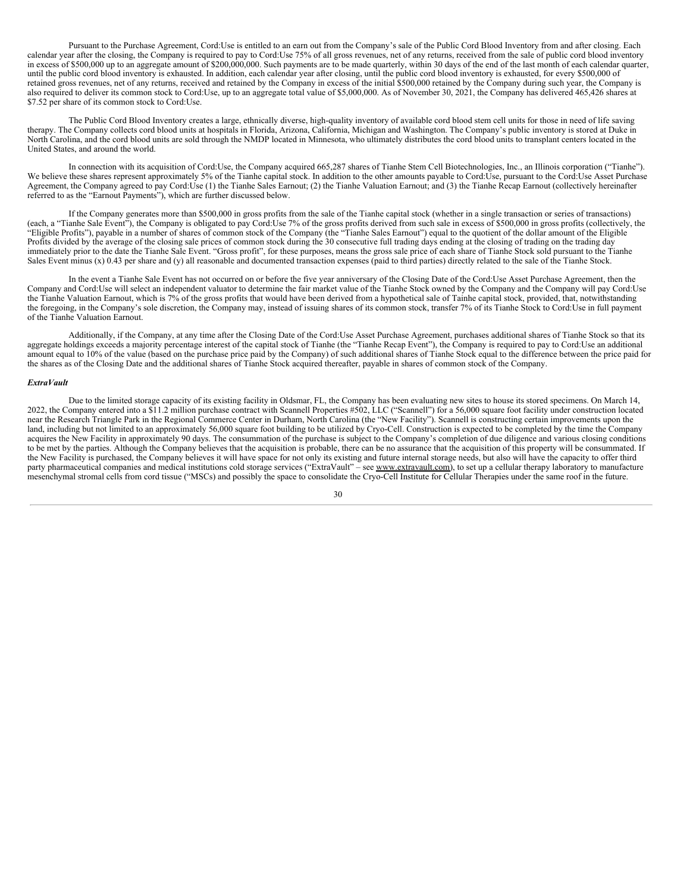Pursuant to the Purchase Agreement, Cord:Use is entitled to an earn out from the Company's sale of the Public Cord Blood Inventory from and after closing. Each calendar year after the closing, the Company is required to pay to Cord:Use 75% of all gross revenues, net of any returns, received from the sale of public cord blood inventory in excess of $500,000 up to an aggregate amount of $200,000,000. Such payments are to be made quarterly, within 30 days of the end of the last month of each calendar quarter, until the public cord blood inventory is exhausted. In addition, each calendar year after closing, until the public cord blood inventory is exhausted, for every $500,000 of retained gross revenues, net of any returns, received and retained by the Company in excess of the initial $500,000 retained by the Company during such year, the Company is also required to deliver its common stock to Cord:Use, up to an aggregate total value of $5,000,000. As of November 30, 2021, the Company has delivered 465,426 shares at $7.52 per share of its common stock to Cord:Use.

The Public Cord Blood Inventory creates a large, ethnically diverse, high-quality inventory of available cord blood stem cell units for those in need of life saving therapy. The Company collects cord blood units at hospitals in Florida, Arizona, California, Michigan and Washington. The Company's public inventory is stored at Duke in North Carolina, and the cord blood units are sold through the NMDP located in Minnesota, who ultimately distributes the cord blood units to transplant centers located in the United States, and around the world.

In connection with its acquisition of Cord:Use, the Company acquired 665,287 shares of Tianhe Stem Cell Biotechnologies, Inc., an Illinois corporation ("Tianhe"). We believe these shares represent approximately 5% of the Tianhe capital stock. In addition to the other amounts payable to Cord:Use, pursuant to the Cord:Use Asset Purchase Agreement, the Company agreed to pay Cord:Use (1) the Tianhe Sales Earnout; (2) the Tianhe Valuation Earnout; and (3) the Tianhe Recap Earnout (collectively hereinafter referred to as the "Earnout Payments"), which are further discussed below.

If the Company generates more than $500,000 in gross profits from the sale of the Tianhe capital stock (whether in a single transaction or series of transactions) (each, a "Tianhe Sale Event"), the Company is obligated to pay Cord:Use 7% of the gross profits derived from such sale in excess of $500,000 in gross profits (collectively, the "Eligible Profits"), payable in a number of shares of common stock of the Company (the "Tianhe Sales Earnout") equal to the quotient of the dollar amount of the Eligible Profits divided by the average of the closing sale prices of common stock during the 30 consecutive full trading days ending at the closing of trading on the trading day immediately prior to the date the Tianhe Sale Event. "Gross profit", for these purposes, means the gross sale price of each share of Tianhe Stock sold pursuant to the Tianhe Sales Event minus (x) 0.43 per share and (y) all reasonable and documented transaction expenses (paid to third parties) directly related to the sale of the Tianhe Stock.

In the event a Tianhe Sale Event has not occurred on or before the five year anniversary of the Closing Date of the Cord:Use Asset Purchase Agreement, then the Company and Cord:Use will select an independent valuator to determine the fair market value of the Tianhe Stock owned by the Company and the Company will pay Cord:Use the Tianhe Valuation Earnout, which is 7% of the gross profits that would have been derived from a hypothetical sale of Tainhe capital stock, provided, that, notwithstanding the foregoing, in the Company's sole discretion, the Company may, instead of issuing shares of its common stock, transfer 7% of its Tianhe Stock to Cord:Use in full payment of the Tianhe Valuation Earnout.

Additionally, if the Company, at any time after the Closing Date of the Cord:Use Asset Purchase Agreement, purchases additional shares of Tianhe Stock so that its aggregate holdings exceeds a majority percentage interest of the capital stock of Tianhe (the "Tianhe Recap Event"), the Company is required to pay to Cord:Use an additional amount equal to 10% of the value (based on the purchase price paid by the Company) of such additional shares of Tianhe Stock equal to the difference between the price paid for the shares as of the Closing Date and the additional shares of Tianhe Stock acquired thereafter, payable in shares of common stock of the Company.

***ExtraVault***

Due to the limited storage capacity of its existing facility in Oldsmar, FL, the Company has been evaluating new sites to house its stored specimens. On March 14, 2022, the Company entered into a $11.2 million purchase contract with Scannell Properties #502, LLC ("Scannell") for a 56,000 square foot facility under construction located near the Research Triangle Park in the Regional Commerce Center in Durham, North Carolina (the "New Facility"). Scannell is constructing certain improvements upon the land, including but not limited to an approximately 56,000 square foot building to be utilized by Cryo-Cell. Construction is expected to be completed by the time the Company acquires the New Facility in approximately 90 days. The consummation of the purchase is subject to the Company's completion of due diligence and various closing conditions to be met by the parties. Although the Company believes that the acquisition is probable, there can be no assurance that the acquisition of this property will be consummated. If the New Facility is purchased, the Company believes it will have space for not only its existing and future internal storage needs, but also will have the capacity to offer third party pharmaceutical companies and medical institutions cold storage services ("ExtraVault" – see www.extravault.com), to set up a cellular therapy laboratory to manufacture mesenchymal stromal cells from cord tissue ("MSCs) and possibly the space to consolidate the Cryo-Cell Institute for Cellular Therapies under the same roof in the future.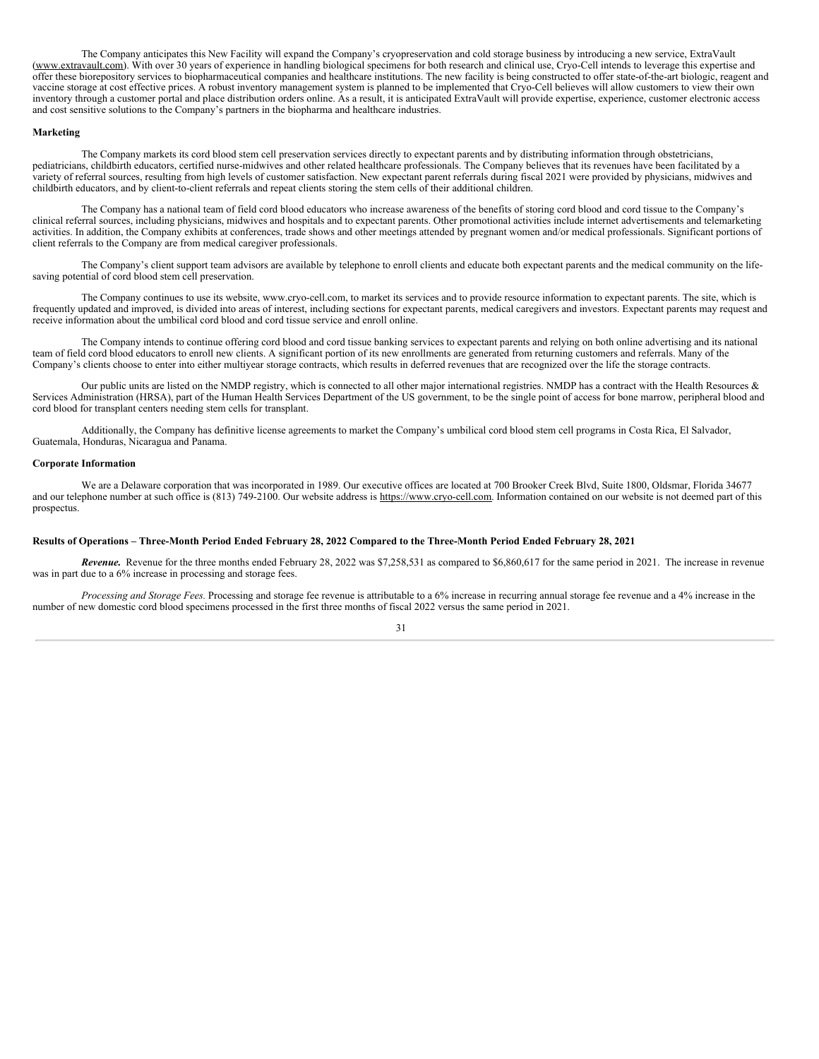The Company anticipates this New Facility will expand the Company's cryopreservation and cold storage business by introducing a new service, ExtraVault (www.extravault.com). With over 30 years of experience in handling biological specimens for both research and clinical use, Cryo-Cell intends to leverage this expertise and offer these biorepository services to biopharmaceutical companies and healthcare institutions. The new facility is being constructed to offer state-of-the-art biologic, reagent and vaccine storage at cost effective prices. A robust inventory management system is planned to be implemented that Cryo-Cell believes will allow customers to view their own inventory through a customer portal and place distribution orders online. As a result, it is anticipated ExtraVault will provide expertise, experience, customer electronic access and cost sensitive solutions to the Company's partners in the biopharma and healthcare industries.

**Marketing**

The Company markets its cord blood stem cell preservation services directly to expectant parents and by distributing information through obstetricians, pediatricians, childbirth educators, certified nurse-midwives and other related healthcare professionals. The Company believes that its revenues have been facilitated by a variety of referral sources, resulting from high levels of customer satisfaction. New expectant parent referrals during fiscal 2021 were provided by physicians, midwives and childbirth educators, and by client-to-client referrals and repeat clients storing the stem cells of their additional children.

The Company has a national team of field cord blood educators who increase awareness of the benefits of storing cord blood and cord tissue to the Company's clinical referral sources, including physicians, midwives and hospitals and to expectant parents. Other promotional activities include internet advertisements and telemarketing activities. In addition, the Company exhibits at conferences, trade shows and other meetings attended by pregnant women and/or medical professionals. Significant portions of client referrals to the Company are from medical caregiver professionals.

The Company's client support team advisors are available by telephone to enroll clients and educate both expectant parents and the medical community on the life-saving potential of cord blood stem cell preservation.

The Company continues to use its website, www.cryo-cell.com, to market its services and to provide resource information to expectant parents. The site, which is frequently updated and improved, is divided into areas of interest, including sections for expectant parents, medical caregivers and investors. Expectant parents may request and receive information about the umbilical cord blood and cord tissue service and enroll online.

The Company intends to continue offering cord blood and cord tissue banking services to expectant parents and relying on both online advertising and its national team of field cord blood educators to enroll new clients. A significant portion of its new enrollments are generated from returning customers and referrals. Many of the Company's clients choose to enter into either multiyear storage contracts, which results in deferred revenues that are recognized over the life the storage contracts.

Our public units are listed on the NMDP registry, which is connected to all other major international registries. NMDP has a contract with the Health Resources & Services Administration (HRSA), part of the Human Health Services Department of the US government, to be the single point of access for bone marrow, peripheral blood and cord blood for transplant centers needing stem cells for transplant.

Additionally, the Company has definitive license agreements to market the Company's umbilical cord blood stem cell programs in Costa Rica, El Salvador, Guatemala, Honduras, Nicaragua and Panama.

**Corporate Information**

We are a Delaware corporation that was incorporated in 1989. Our executive offices are located at 700 Brooker Creek Blvd, Suite 1800, Oldsmar, Florida 34677 and our telephone number at such office is (813) 749-2100. Our website address is https://www.cryo-cell.com. Information contained on our website is not deemed part of this prospectus.

**Results of Operations – Three-Month Period Ended February 28, 2022 Compared to the Three-Month Period Ended February 28, 2021**

***Revenue.*** Revenue for the three months ended February 28, 2022 was $7,258,531 as compared to $6,860,617 for the same period in 2021. The increase in revenue was in part due to a 6% increase in processing and storage fees.

*Processing and Storage Fees.* Processing and storage fee revenue is attributable to a 6% increase in recurring annual storage fee revenue and a 4% increase in the number of new domestic cord blood specimens processed in the first three months of fiscal 2022 versus the same period in 2021.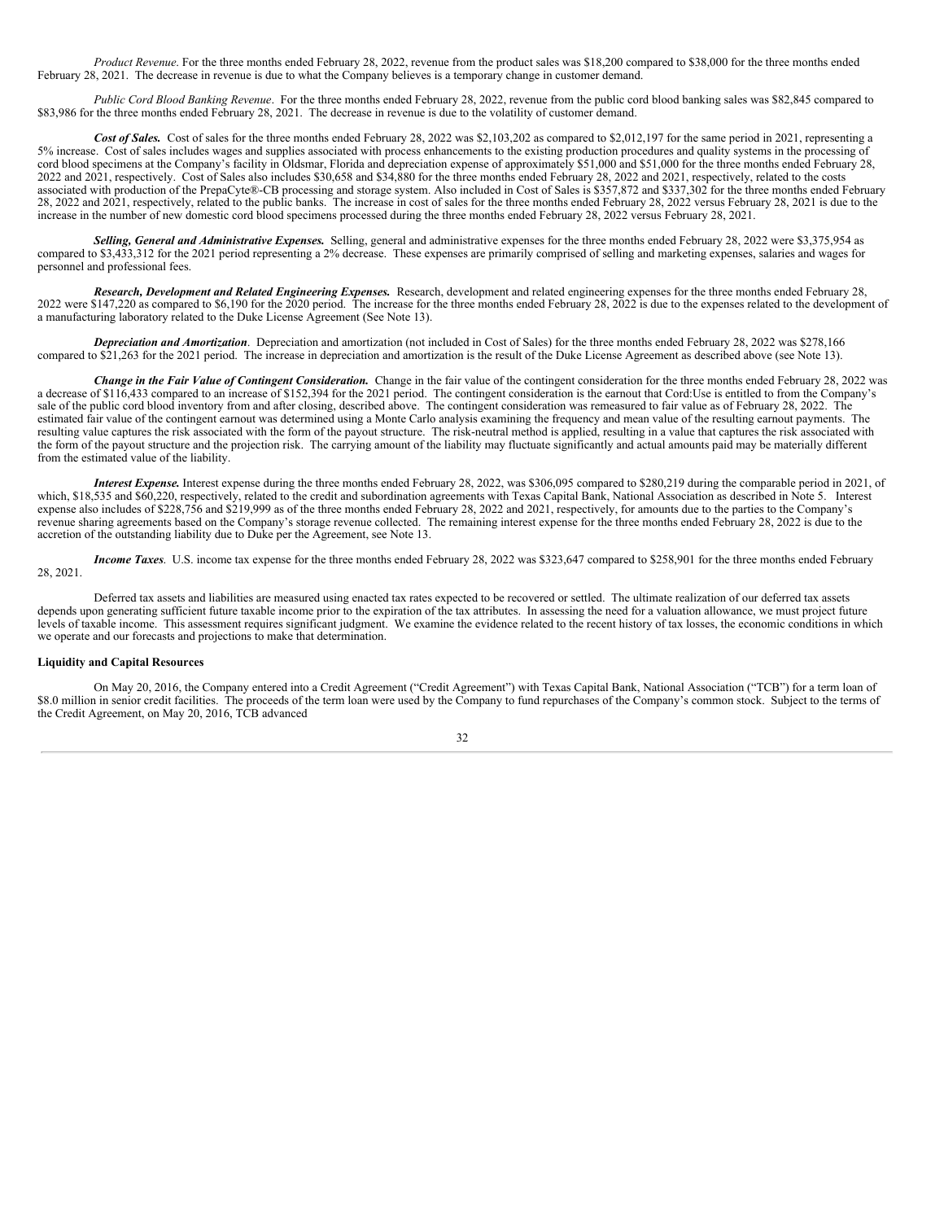*Product Revenue*. For the three months ended February 28, 2022, revenue from the product sales was $18,200 compared to $38,000 for the three months ended February 28, 2021. The decrease in revenue is due to what the Company believes is a temporary change in customer demand.

*Public Cord Blood Banking Revenue*. For the three months ended February 28, 2022, revenue from the public cord blood banking sales was $82,845 compared to $83,986 for the three months ended February 28, 2021. The decrease in revenue is due to the volatility of customer demand.

***Cost of Sales.*** Cost of sales for the three months ended February 28, 2022 was $2,103,202 as compared to $2,012,197 for the same period in 2021, representing a 5% increase. Cost of sales includes wages and supplies associated with process enhancements to the existing production procedures and quality systems in the processing of cord blood specimens at the Company's facility in Oldsmar, Florida and depreciation expense of approximately $51,000 and $51,000 for the three months ended February 28, 2022 and 2021, respectively. Cost of Sales also includes $30,658 and $34,880 for the three months ended February 28, 2022 and 2021, respectively, related to the costs associated with production of the PrepaCyte®-CB processing and storage system. Also included in Cost of Sales is $357,872 and $337,302 for the three months ended February 28, 2022 and 2021, respectively, related to the public banks. The increase in cost of sales for the three months ended February 28, 2022 versus February 28, 2021 is due to the increase in the number of new domestic cord blood specimens processed during the three months ended February 28, 2022 versus February 28, 2021.

***Selling, General and Administrative Expenses.*** Selling, general and administrative expenses for the three months ended February 28, 2022 were $3,375,954 as compared to $3,433,312 for the 2021 period representing a 2% decrease. These expenses are primarily comprised of selling and marketing expenses, salaries and wages for personnel and professional fees.

***Research, Development and Related Engineering Expenses.*** Research, development and related engineering expenses for the three months ended February 28, 2022 were $147,220 as compared to $6,190 for the 2020 period. The increase for the three months ended February 28, 2022 is due to the expenses related to the development of a manufacturing laboratory related to the Duke License Agreement (See Note 13).

***Depreciation and Amortization***. Depreciation and amortization (not included in Cost of Sales) for the three months ended February 28, 2022 was $278,166 compared to $21,263 for the 2021 period. The increase in depreciation and amortization is the result of the Duke License Agreement as described above (see Note 13).

***Change in the Fair Value of Contingent Consideration.*** Change in the fair value of the contingent consideration for the three months ended February 28, 2022 was a decrease of $116,433 compared to an increase of $152,394 for the 2021 period. The contingent consideration is the earnout that Cord:Use is entitled to from the Company's sale of the public cord blood inventory from and after closing, described above. The contingent consideration was remeasured to fair value as of February 28, 2022. The estimated fair value of the contingent earnout was determined using a Monte Carlo analysis examining the frequency and mean value of the resulting earnout payments. The resulting value captures the risk associated with the form of the payout structure. The risk-neutral method is applied, resulting in a value that captures the risk associated with the form of the payout structure and the projection risk. The carrying amount of the liability may fluctuate significantly and actual amounts paid may be materially different from the estimated value of the liability.

***Interest Expense.*** Interest expense during the three months ended February 28, 2022, was $306,095 compared to $280,219 during the comparable period in 2021, of which, $18,535 and $60,220, respectively, related to the credit and subordination agreements with Texas Capital Bank, National Association as described in Note 5. Interest expense also includes of $228,756 and $219,999 as of the three months ended February 28, 2022 and 2021, respectively, for amounts due to the parties to the Company's revenue sharing agreements based on the Company's storage revenue collected. The remaining interest expense for the three months ended February 28, 2022 is due to the accretion of the outstanding liability due to Duke per the Agreement, see Note 13.

***Income Taxes***. U.S. income tax expense for the three months ended February 28, 2022 was $323,647 compared to $258,901 for the three months ended February 28, 2021.

Deferred tax assets and liabilities are measured using enacted tax rates expected to be recovered or settled. The ultimate realization of our deferred tax assets depends upon generating sufficient future taxable income prior to the expiration of the tax attributes. In assessing the need for a valuation allowance, we must project future levels of taxable income. This assessment requires significant judgment. We examine the evidence related to the recent history of tax losses, the economic conditions in which we operate and our forecasts and projections to make that determination.

**Liquidity and Capital Resources**

On May 20, 2016, the Company entered into a Credit Agreement ("Credit Agreement") with Texas Capital Bank, National Association ("TCB") for a term loan of $8.0 million in senior credit facilities. The proceeds of the term loan were used by the Company to fund repurchases of the Company's common stock. Subject to the terms of the Credit Agreement, on May 20, 2016, TCB advanced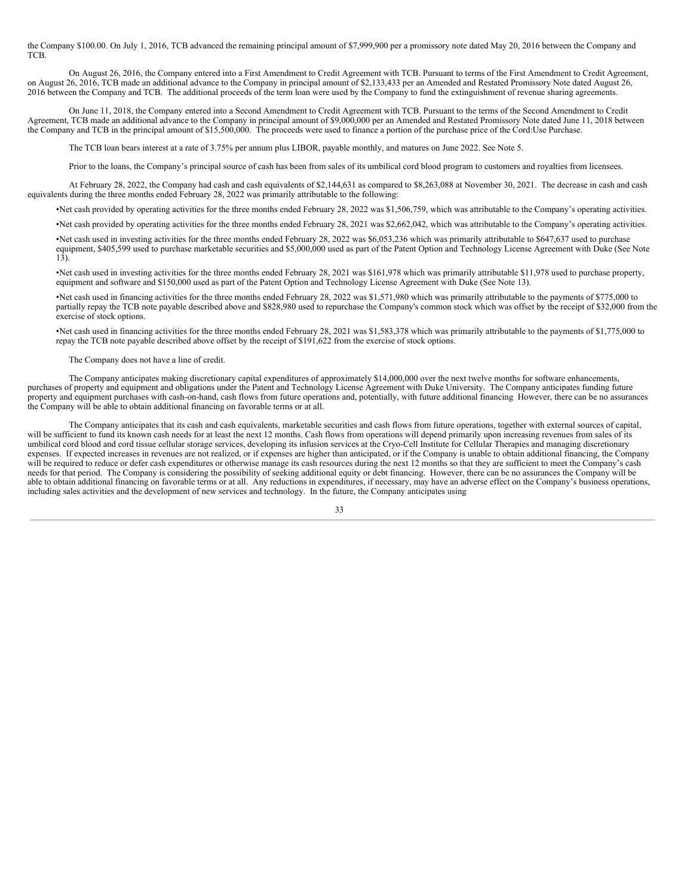the Company $100.00. On July 1, 2016, TCB advanced the remaining principal amount of $7,999,900 per a promissory note dated May 20, 2016 between the Company and TCB.

On August 26, 2016, the Company entered into a First Amendment to Credit Agreement with TCB. Pursuant to terms of the First Amendment to Credit Agreement, on August 26, 2016, TCB made an additional advance to the Company in principal amount of $2,133,433 per an Amended and Restated Promissory Note dated August 26, 2016 between the Company and TCB. The additional proceeds of the term loan were used by the Company to fund the extinguishment of revenue sharing agreements.

On June 11, 2018, the Company entered into a Second Amendment to Credit Agreement with TCB. Pursuant to the terms of the Second Amendment to Credit Agreement, TCB made an additional advance to the Company in principal amount of $9,000,000 per an Amended and Restated Promissory Note dated June 11, 2018 between the Company and TCB in the principal amount of $15,500,000. The proceeds were used to finance a portion of the purchase price of the Cord:Use Purchase.

The TCB loan bears interest at a rate of 3.75% per annum plus LIBOR, payable monthly, and matures on June 2022. See Note 5.

Prior to the loans, the Company's principal source of cash has been from sales of its umbilical cord blood program to customers and royalties from licensees.

At February 28, 2022, the Company had cash and cash equivalents of $2,144,631 as compared to $8,263,088 at November 30, 2021. The decrease in cash and cash equivalents during the three months ended February 28, 2022 was primarily attributable to the following:

- Net cash provided by operating activities for the three months ended February 28, 2022 was $1,506,759, which was attributable to the Company's operating activities.
- Net cash provided by operating activities for the three months ended February 28, 2021 was $2,662,042, which was attributable to the Company's operating activities.
- Net cash used in investing activities for the three months ended February 28, 2022 was $6,053,236 which was primarily attributable to $647,637 used to purchase equipment, $405,599 used to purchase marketable securities and $5,000,000 used as part of the Patent Option and Technology License Agreement with Duke (See Note 13).
- Net cash used in investing activities for the three months ended February 28, 2021 was $161,978 which was primarily attributable $11,978 used to purchase property, equipment and software and $150,000 used as part of the Patent Option and Technology License Agreement with Duke (See Note 13).
- Net cash used in financing activities for the three months ended February 28, 2022 was $1,571,980 which was primarily attributable to the payments of $775,000 to partially repay the TCB note payable described above and $828,980 used to repurchase the Company's common stock which was offset by the receipt of $32,000 from the exercise of stock options.
- Net cash used in financing activities for the three months ended February 28, 2021 was $1,583,378 which was primarily attributable to the payments of $1,775,000 to repay the TCB note payable described above offset by the receipt of $191,622 from the exercise of stock options.

The Company does not have a line of credit.

The Company anticipates making discretionary capital expenditures of approximately $14,000,000 over the next twelve months for software enhancements, purchases of property and equipment and obligations under the Patent and Technology License Agreement with Duke University. The Company anticipates funding future property and equipment purchases with cash-on-hand, cash flows from future operations and, potentially, with future additional financing However, there can be no assurances the Company will be able to obtain additional financing on favorable terms or at all.

The Company anticipates that its cash and cash equivalents, marketable securities and cash flows from future operations, together with external sources of capital, will be sufficient to fund its known cash needs for at least the next 12 months. Cash flows from operations will depend primarily upon increasing revenues from sales of its umbilical cord blood and cord tissue cellular storage services, developing its infusion services at the Cryo-Cell Institute for Cellular Therapies and managing discretionary expenses. If expected increases in revenues are not realized, or if expenses are higher than anticipated, or if the Company is unable to obtain additional financing, the Company will be required to reduce or defer cash expenditures or otherwise manage its cash resources during the next 12 months so that they are sufficient to meet the Company's cash needs for that period. The Company is considering the possibility of seeking additional equity or debt financing. However, there can be no assurances the Company will be able to obtain additional financing on favorable terms or at all. Any reductions in expenditures, if necessary, may have an adverse effect on the Company's business operations, including sales activities and the development of new services and technology. In the future, the Company anticipates using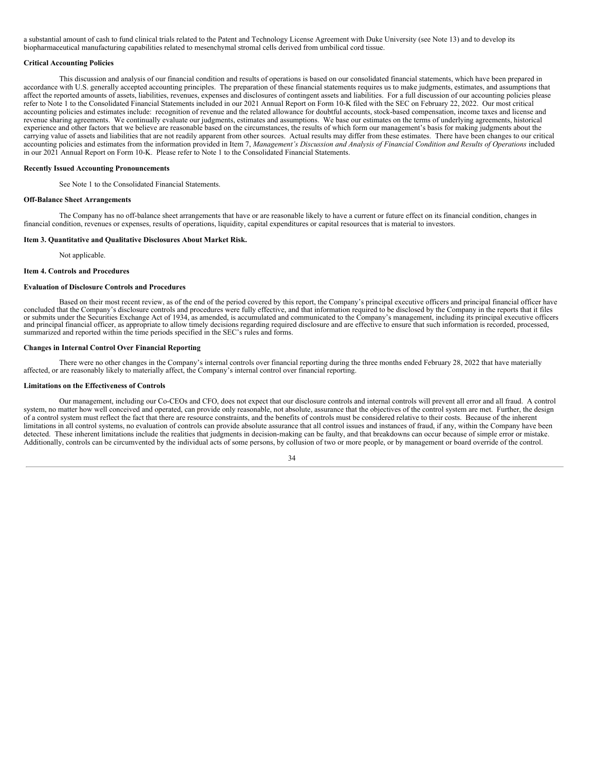a substantial amount of cash to fund clinical trials related to the Patent and Technology License Agreement with Duke University (see Note 13) and to develop its biopharmaceutical manufacturing capabilities related to mesenchymal stromal cells derived from umbilical cord tissue.

**Critical Accounting Policies**

This discussion and analysis of our financial condition and results of operations is based on our consolidated financial statements, which have been prepared in accordance with U.S. generally accepted accounting principles. The preparation of these financial statements requires us to make judgments, estimates, and assumptions that affect the reported amounts of assets, liabilities, revenues, expenses and disclosures of contingent assets and liabilities. For a full discussion of our accounting policies please refer to Note 1 to the Consolidated Financial Statements included in our 2021 Annual Report on Form 10-K filed with the SEC on February 22, 2022. Our most critical accounting policies and estimates include: recognition of revenue and the related allowance for doubtful accounts, stock-based compensation, income taxes and license and revenue sharing agreements. We continually evaluate our judgments, estimates and assumptions. We base our estimates on the terms of underlying agreements, historical experience and other factors that we believe are reasonable based on the circumstances, the results of which form our management's basis for making judgments about the carrying value of assets and liabilities that are not readily apparent from other sources. Actual results may differ from these estimates. There have been changes to our critical accounting policies and estimates from the information provided in Item 7, *Management's Discussion and Analysis of Financial Condition and Results of Operations* included in our 2021 Annual Report on Form 10-K. Please refer to Note 1 to the Consolidated Financial Statements.

**Recently Issued Accounting Pronouncements**

See Note 1 to the Consolidated Financial Statements.

**Off-Balance Sheet Arrangements**

The Company has no off-balance sheet arrangements that have or are reasonable likely to have a current or future effect on its financial condition, changes in financial condition, revenues or expenses, results of operations, liquidity, capital expenditures or capital resources that is material to investors.

**Item 3. Quantitative and Qualitative Disclosures About Market Risk.**

Not applicable.

**Item 4. Controls and Procedures**

**Evaluation of Disclosure Controls and Procedures**

Based on their most recent review, as of the end of the period covered by this report, the Company's principal executive officers and principal financial officer have concluded that the Company's disclosure controls and procedures were fully effective, and that information required to be disclosed by the Company in the reports that it files or submits under the Securities Exchange Act of 1934, as amended, is accumulated and communicated to the Company's management, including its principal executive officers and principal financial officer, as appropriate to allow timely decisions regarding required disclosure and are effective to ensure that such information is recorded, processed, summarized and reported within the time periods specified in the SEC's rules and forms.

**Changes in Internal Control Over Financial Reporting**

There were no other changes in the Company's internal controls over financial reporting during the three months ended February 28, 2022 that have materially affected, or are reasonably likely to materially affect, the Company's internal control over financial reporting.

**Limitations on the Effectiveness of Controls**

Our management, including our Co-CEOs and CFO, does not expect that our disclosure controls and internal controls will prevent all error and all fraud. A control system, no matter how well conceived and operated, can provide only reasonable, not absolute, assurance that the objectives of the control system are met. Further, the design of a control system must reflect the fact that there are resource constraints, and the benefits of controls must be considered relative to their costs. Because of the inherent limitations in all control systems, no evaluation of controls can provide absolute assurance that all control issues and instances of fraud, if any, within the Company have been detected. These inherent limitations include the realities that judgments in decision-making can be faulty, and that breakdowns can occur because of simple error or mistake. Additionally, controls can be circumvented by the individual acts of some persons, by collusion of two or more people, or by management or board override of the control.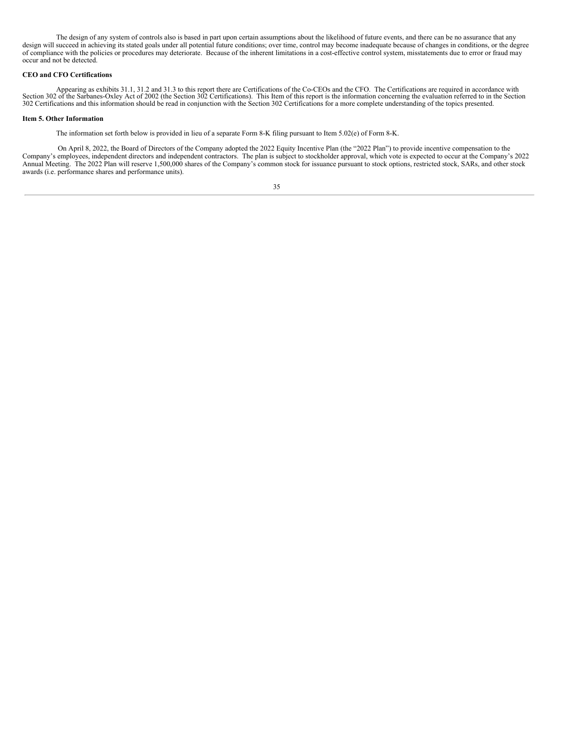The design of any system of controls also is based in part upon certain assumptions about the likelihood of future events, and there can be no assurance that any design will succeed in achieving its stated goals under all potential future conditions; over time, control may become inadequate because of changes in conditions, or the degree of compliance with the policies or procedures may deteriorate. Because of the inherent limitations in a cost-effective control system, misstatements due to error or fraud may occur and not be detected.

**CEO and CFO Certifications**

Appearing as exhibits 31.1, 31.2 and 31.3 to this report there are Certifications of the Co-CEOs and the CFO. The Certifications are required in accordance with Section 302 of the Sarbanes-Oxley Act of 2002 (the Section 302 Certifications). This Item of this report is the information concerning the evaluation referred to in the Section 302 Certifications and this information should be read in conjunction with the Section 302 Certifications for a more complete understanding of the topics presented.

**Item 5. Other Information**

The information set forth below is provided in lieu of a separate Form 8-K filing pursuant to Item 5.02(e) of Form 8-K.

On April 8, 2022, the Board of Directors of the Company adopted the 2022 Equity Incentive Plan (the "2022 Plan") to provide incentive compensation to the Company's employees, independent directors and independent contractors. The plan is subject to stockholder approval, which vote is expected to occur at the Company's 2022 Annual Meeting. The 2022 Plan will reserve 1,500,000 shares of the Company's common stock for issuance pursuant to stock options, restricted stock, SARs, and other stock awards (i.e. performance shares and performance units).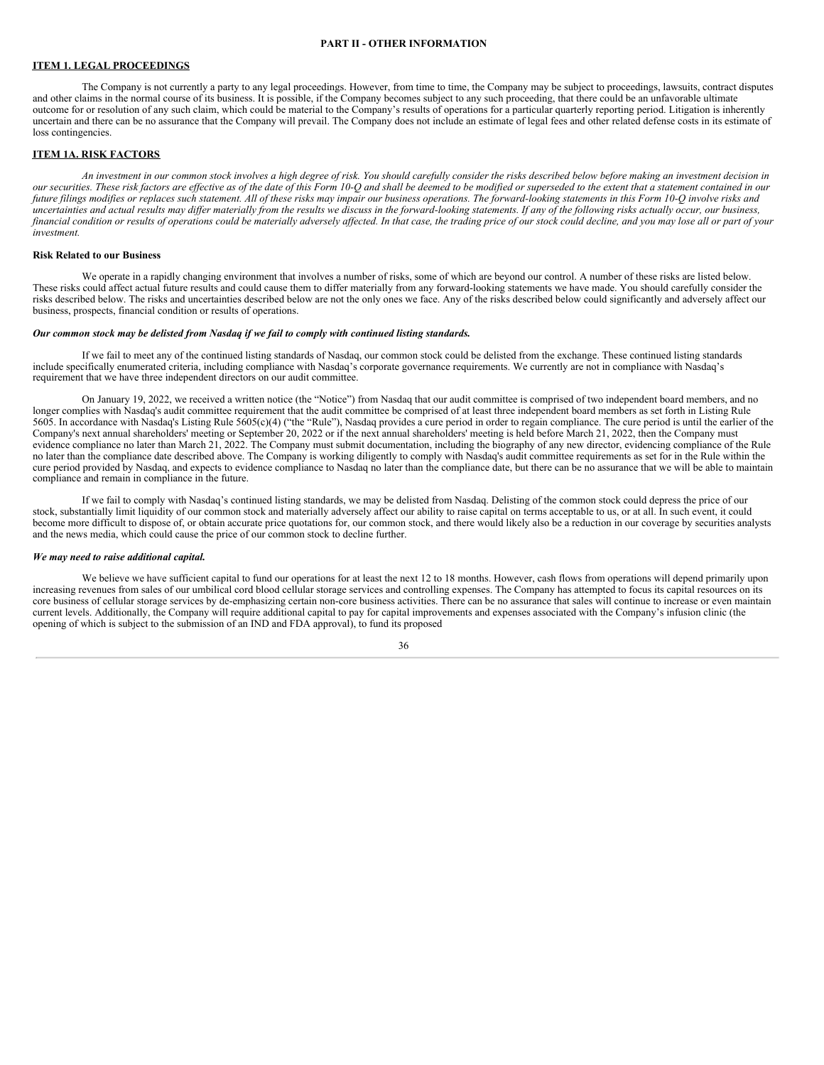## PART II - OTHER INFORMATION

### ITEM 1. LEGAL PROCEEDINGS

The Company is not currently a party to any legal proceedings. However, from time to time, the Company may be subject to proceedings, lawsuits, contract disputes and other claims in the normal course of its business. It is possible, if the Company becomes subject to any such proceeding, that there could be an unfavorable ultimate outcome for or resolution of any such claim, which could be material to the Company's results of operations for a particular quarterly reporting period. Litigation is inherently uncertain and there can be no assurance that the Company will prevail. The Company does not include an estimate of legal fees and other related defense costs in its estimate of loss contingencies.

### ITEM 1A. RISK FACTORS

*An investment in our common stock involves a high degree of risk. You should carefully consider the risks described below before making an investment decision in our securities. These risk factors are effective as of the date of this Form 10-Q and shall be deemed to be modified or superseded to the extent that a statement contained in our future filings modifies or replaces such statement. All of these risks may impair our business operations. The forward-looking statements in this Form 10-Q involve risks and uncertainties and actual results may differ materially from the results we discuss in the forward-looking statements. If any of the following risks actually occur, our business, financial condition or results of operations could be materially adversely affected. In that case, the trading price of our stock could decline, and you may lose all or part of your investment.*

**Risk Related to our Business**

We operate in a rapidly changing environment that involves a number of risks, some of which are beyond our control. A number of these risks are listed below. These risks could affect actual future results and could cause them to differ materially from any forward-looking statements we have made. You should carefully consider the risks described below. The risks and uncertainties described below are not the only ones we face. Any of the risks described below could significantly and adversely affect our business, prospects, financial condition or results of operations.

***Our common stock may be delisted from Nasdaq if we fail to comply with continued listing standards.***

If we fail to meet any of the continued listing standards of Nasdaq, our common stock could be delisted from the exchange. These continued listing standards include specifically enumerated criteria, including compliance with Nasdaq's corporate governance requirements. We currently are not in compliance with Nasdaq's requirement that we have three independent directors on our audit committee.

On January 19, 2022, we received a written notice (the "Notice") from Nasdaq that our audit committee is comprised of two independent board members, and no longer complies with Nasdaq's audit committee requirement that the audit committee be comprised of at least three independent board members as set forth in Listing Rule 5605. In accordance with Nasdaq's Listing Rule 5605(c)(4) ("the "Rule"), Nasdaq provides a cure period in order to regain compliance. The cure period is until the earlier of the Company's next annual shareholders' meeting or September 20, 2022 or if the next annual shareholders' meeting is held before March 21, 2022, then the Company must evidence compliance no later than March 21, 2022. The Company must submit documentation, including the biography of any new director, evidencing compliance of the Rule no later than the compliance date described above. The Company is working diligently to comply with Nasdaq's audit committee requirements as set for in the Rule within the cure period provided by Nasdaq, and expects to evidence compliance to Nasdaq no later than the compliance date, but there can be no assurance that we will be able to maintain compliance and remain in compliance in the future.

If we fail to comply with Nasdaq's continued listing standards, we may be delisted from Nasdaq. Delisting of the common stock could depress the price of our stock, substantially limit liquidity of our common stock and materially adversely affect our ability to raise capital on terms acceptable to us, or at all. In such event, it could become more difficult to dispose of, or obtain accurate price quotations for, our common stock, and there would likely also be a reduction in our coverage by securities analysts and the news media, which could cause the price of our common stock to decline further.

***We may need to raise additional capital.***

We believe we have sufficient capital to fund our operations for at least the next 12 to 18 months. However, cash flows from operations will depend primarily upon increasing revenues from sales of our umbilical cord blood cellular storage services and controlling expenses. The Company has attempted to focus its capital resources on its core business of cellular storage services by de-emphasizing certain non-core business activities. There can be no assurance that sales will continue to increase or even maintain current levels. Additionally, the Company will require additional capital to pay for capital improvements and expenses associated with the Company's infusion clinic (the opening of which is subject to the submission of an IND and FDA approval), to fund its proposed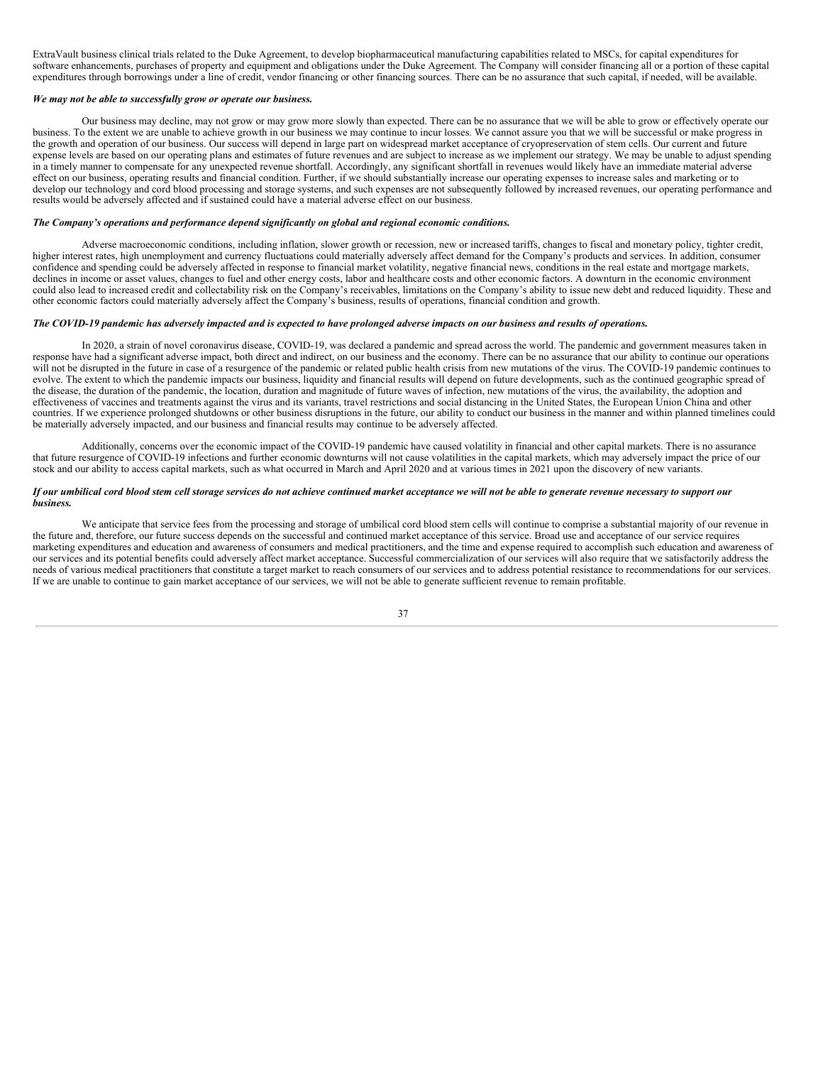ExtraVault business clinical trials related to the Duke Agreement, to develop biopharmaceutical manufacturing capabilities related to MSCs, for capital expenditures for software enhancements, purchases of property and equipment and obligations under the Duke Agreement. The Company will consider financing all or a portion of these capital expenditures through borrowings under a line of credit, vendor financing or other financing sources. There can be no assurance that such capital, if needed, will be available.

***We may not be able to successfully grow or operate our business.***

Our business may decline, may not grow or may grow more slowly than expected. There can be no assurance that we will be able to grow or effectively operate our business. To the extent we are unable to achieve growth in our business we may continue to incur losses. We cannot assure you that we will be successful or make progress in the growth and operation of our business. Our success will depend in large part on widespread market acceptance of cryopreservation of stem cells. Our current and future expense levels are based on our operating plans and estimates of future revenues and are subject to increase as we implement our strategy. We may be unable to adjust spending in a timely manner to compensate for any unexpected revenue shortfall. Accordingly, any significant shortfall in revenues would likely have an immediate material adverse effect on our business, operating results and financial condition. Further, if we should substantially increase our operating expenses to increase sales and marketing or to develop our technology and cord blood processing and storage systems, and such expenses are not subsequently followed by increased revenues, our operating performance and results would be adversely affected and if sustained could have a material adverse effect on our business.

***The Company's operations and performance depend significantly on global and regional economic conditions.***

Adverse macroeconomic conditions, including inflation, slower growth or recession, new or increased tariffs, changes to fiscal and monetary policy, tighter credit, higher interest rates, high unemployment and currency fluctuations could materially adversely affect demand for the Company's products and services. In addition, consumer confidence and spending could be adversely affected in response to financial market volatility, negative financial news, conditions in the real estate and mortgage markets, declines in income or asset values, changes to fuel and other energy costs, labor and healthcare costs and other economic factors. A downturn in the economic environment could also lead to increased credit and collectability risk on the Company's receivables, limitations on the Company's ability to issue new debt and reduced liquidity. These and other economic factors could materially adversely affect the Company's business, results of operations, financial condition and growth.

***The COVID-19 pandemic has adversely impacted and is expected to have prolonged adverse impacts on our business and results of operations.***

In 2020, a strain of novel coronavirus disease, COVID-19, was declared a pandemic and spread across the world. The pandemic and government measures taken in response have had a significant adverse impact, both direct and indirect, on our business and the economy. There can be no assurance that our ability to continue our operations will not be disrupted in the future in case of a resurgence of the pandemic or related public health crisis from new mutations of the virus. The COVID-19 pandemic continues to evolve. The extent to which the pandemic impacts our business, liquidity and financial results will depend on future developments, such as the continued geographic spread of the disease, the duration of the pandemic, the location, duration and magnitude of future waves of infection, new mutations of the virus, the availability, the adoption and effectiveness of vaccines and treatments against the virus and its variants, travel restrictions and social distancing in the United States, the European Union China and other countries. If we experience prolonged shutdowns or other business disruptions in the future, our ability to conduct our business in the manner and within planned timelines could be materially adversely impacted, and our business and financial results may continue to be adversely affected.

Additionally, concerns over the economic impact of the COVID-19 pandemic have caused volatility in financial and other capital markets. There is no assurance that future resurgence of COVID-19 infections and further economic downturns will not cause volatilities in the capital markets, which may adversely impact the price of our stock and our ability to access capital markets, such as what occurred in March and April 2020 and at various times in 2021 upon the discovery of new variants.

***If our umbilical cord blood stem cell storage services do not achieve continued market acceptance we will not be able to generate revenue necessary to support our business.***

We anticipate that service fees from the processing and storage of umbilical cord blood stem cells will continue to comprise a substantial majority of our revenue in the future and, therefore, our future success depends on the successful and continued market acceptance of this service. Broad use and acceptance of our service requires marketing expenditures and education and awareness of consumers and medical practitioners, and the time and expense required to accomplish such education and awareness of our services and its potential benefits could adversely affect market acceptance. Successful commercialization of our services will also require that we satisfactorily address the needs of various medical practitioners that constitute a target market to reach consumers of our services and to address potential resistance to recommendations for our services. If we are unable to continue to gain market acceptance of our services, we will not be able to generate sufficient revenue to remain profitable.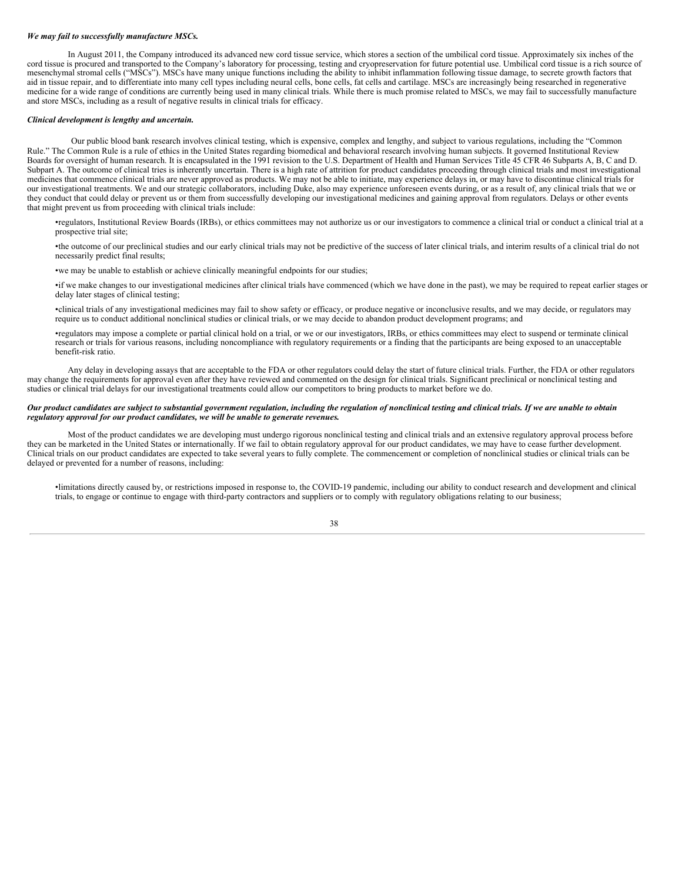***We may fail to successfully manufacture MSCs.***

In August 2011, the Company introduced its advanced new cord tissue service, which stores a section of the umbilical cord tissue. Approximately six inches of the cord tissue is procured and transported to the Company's laboratory for processing, testing and cryopreservation for future potential use. Umbilical cord tissue is a rich source of mesenchymal stromal cells ("MSCs"). MSCs have many unique functions including the ability to inhibit inflammation following tissue damage, to secrete growth factors that aid in tissue repair, and to differentiate into many cell types including neural cells, bone cells, fat cells and cartilage. MSCs are increasingly being researched in regenerative medicine for a wide range of conditions are currently being used in many clinical trials. While there is much promise related to MSCs, we may fail to successfully manufacture and store MSCs, including as a result of negative results in clinical trials for efficacy.

***Clinical development is lengthy and uncertain.***

Our public blood bank research involves clinical testing, which is expensive, complex and lengthy, and subject to various regulations, including the "Common Rule." The Common Rule is a rule of ethics in the United States regarding biomedical and behavioral research involving human subjects. It governed Institutional Review Boards for oversight of human research. It is encapsulated in the 1991 revision to the U.S. Department of Health and Human Services Title 45 CFR 46 Subparts A, B, C and D. Subpart A. The outcome of clinical tries is inherently uncertain. There is a high rate of attrition for product candidates proceeding through clinical trials and most investigational medicines that commence clinical trials are never approved as products. We may not be able to initiate, may experience delays in, or may have to discontinue clinical trials for our investigational treatments. We and our strategic collaborators, including Duke, also may experience unforeseen events during, or as a result of, any clinical trials that we or they conduct that could delay or prevent us or them from successfully developing our investigational medicines and gaining approval from regulators. Delays or other events that might prevent us from proceeding with clinical trials include:

- regulators, Institutional Review Boards (IRBs), or ethics committees may not authorize us or our investigators to commence a clinical trial or conduct a clinical trial at a prospective trial site;
- the outcome of our preclinical studies and our early clinical trials may not be predictive of the success of later clinical trials, and interim results of a clinical trial do not necessarily predict final results;
- we may be unable to establish or achieve clinically meaningful endpoints for our studies;
- if we make changes to our investigational medicines after clinical trials have commenced (which we have done in the past), we may be required to repeat earlier stages or delay later stages of clinical testing;
- clinical trials of any investigational medicines may fail to show safety or efficacy, or produce negative or inconclusive results, and we may decide, or regulators may require us to conduct additional nonclinical studies or clinical trials, or we may decide to abandon product development programs; and
- regulators may impose a complete or partial clinical hold on a trial, or we or our investigators, IRBs, or ethics committees may elect to suspend or terminate clinical research or trials for various reasons, including noncompliance with regulatory requirements or a finding that the participants are being exposed to an unacceptable benefit-risk ratio.

Any delay in developing assays that are acceptable to the FDA or other regulators could delay the start of future clinical trials. Further, the FDA or other regulators may change the requirements for approval even after they have reviewed and commented on the design for clinical trials. Significant preclinical or nonclinical testing and studies or clinical trial delays for our investigational treatments could allow our competitors to bring products to market before we do.

***Our product candidates are subject to substantial government regulation, including the regulation of nonclinical testing and clinical trials. If we are unable to obtain regulatory approval for our product candidates, we will be unable to generate revenues.***

Most of the product candidates we are developing must undergo rigorous nonclinical testing and clinical trials and an extensive regulatory approval process before they can be marketed in the United States or internationally. If we fail to obtain regulatory approval for our product candidates, we may have to cease further development. Clinical trials on our product candidates are expected to take several years to fully complete. The commencement or completion of nonclinical studies or clinical trials can be delayed or prevented for a number of reasons, including:

- limitations directly caused by, or restrictions imposed in response to, the COVID-19 pandemic, including our ability to conduct research and development and clinical trials, to engage or continue to engage with third-party contractors and suppliers or to comply with regulatory obligations relating to our business;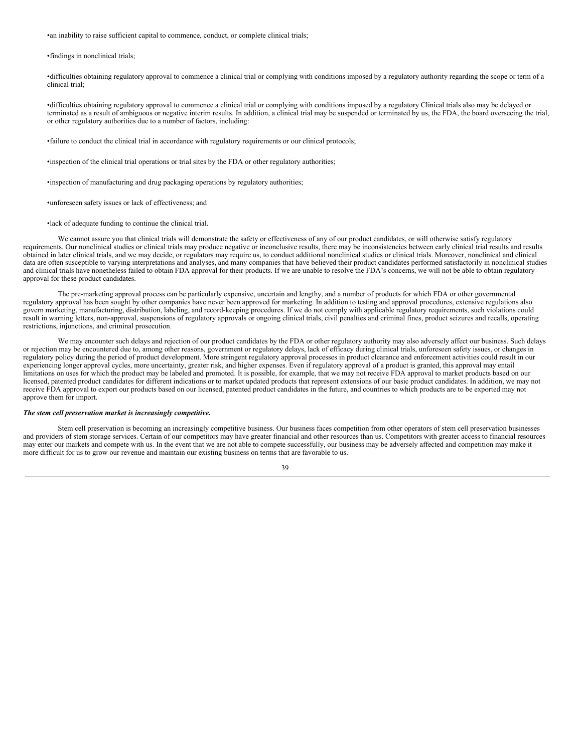- an inability to raise sufficient capital to commence, conduct, or complete clinical trials;

- findings in nonclinical trials;

- difficulties obtaining regulatory approval to commence a clinical trial or complying with conditions imposed by a regulatory authority regarding the scope or term of a clinical trial;

- difficulties obtaining regulatory approval to commence a clinical trial or complying with conditions imposed by a regulatory Clinical trials also may be delayed or terminated as a result of ambiguous or negative interim results. In addition, a clinical trial may be suspended or terminated by us, the FDA, the board overseeing the trial, or other regulatory authorities due to a number of factors, including:

- failure to conduct the clinical trial in accordance with regulatory requirements or our clinical protocols;

- inspection of the clinical trial operations or trial sites by the FDA or other regulatory authorities;

- inspection of manufacturing and drug packaging operations by regulatory authorities;

- unforeseen safety issues or lack of effectiveness; and

- lack of adequate funding to continue the clinical trial.

We cannot assure you that clinical trials will demonstrate the safety or effectiveness of any of our product candidates, or will otherwise satisfy regulatory requirements. Our nonclinical studies or clinical trials may produce negative or inconclusive results, there may be inconsistencies between early clinical trial results and results obtained in later clinical trials, and we may decide, or regulators may require us, to conduct additional nonclinical studies or clinical trials. Moreover, nonclinical and clinical data are often susceptible to varying interpretations and analyses, and many companies that have believed their product candidates performed satisfactorily in nonclinical studies and clinical trials have nonetheless failed to obtain FDA approval for their products. If we are unable to resolve the FDA's concerns, we will not be able to obtain regulatory approval for these product candidates.

The pre-marketing approval process can be particularly expensive, uncertain and lengthy, and a number of products for which FDA or other governmental regulatory approval has been sought by other companies have never been approved for marketing. In addition to testing and approval procedures, extensive regulations also govern marketing, manufacturing, distribution, labeling, and record-keeping procedures. If we do not comply with applicable regulatory requirements, such violations could result in warning letters, non-approval, suspensions of regulatory approvals or ongoing clinical trials, civil penalties and criminal fines, product seizures and recalls, operating restrictions, injunctions, and criminal prosecution.

We may encounter such delays and rejection of our product candidates by the FDA or other regulatory authority may also adversely affect our business. Such delays or rejection may be encountered due to, among other reasons, government or regulatory delays, lack of efficacy during clinical trials, unforeseen safety issues, or changes in regulatory policy during the period of product development. More stringent regulatory approval processes in product clearance and enforcement activities could result in our experiencing longer approval cycles, more uncertainty, greater risk, and higher expenses. Even if regulatory approval of a product is granted, this approval may entail limitations on uses for which the product may be labeled and promoted. It is possible, for example, that we may not receive FDA approval to market products based on our licensed, patented product candidates for different indications or to market updated products that represent extensions of our basic product candidates. In addition, we may not receive FDA approval to export our products based on our licensed, patented product candidates in the future, and countries to which products are to be exported may not approve them for import.

***The stem cell preservation market is increasingly competitive.***

Stem cell preservation is becoming an increasingly competitive business. Our business faces competition from other operators of stem cell preservation businesses and providers of stem storage services. Certain of our competitors may have greater financial and other resources than us. Competitors with greater access to financial resources may enter our markets and compete with us. In the event that we are not able to compete successfully, our business may be adversely affected and competition may make it more difficult for us to grow our revenue and maintain our existing business on terms that are favorable to us.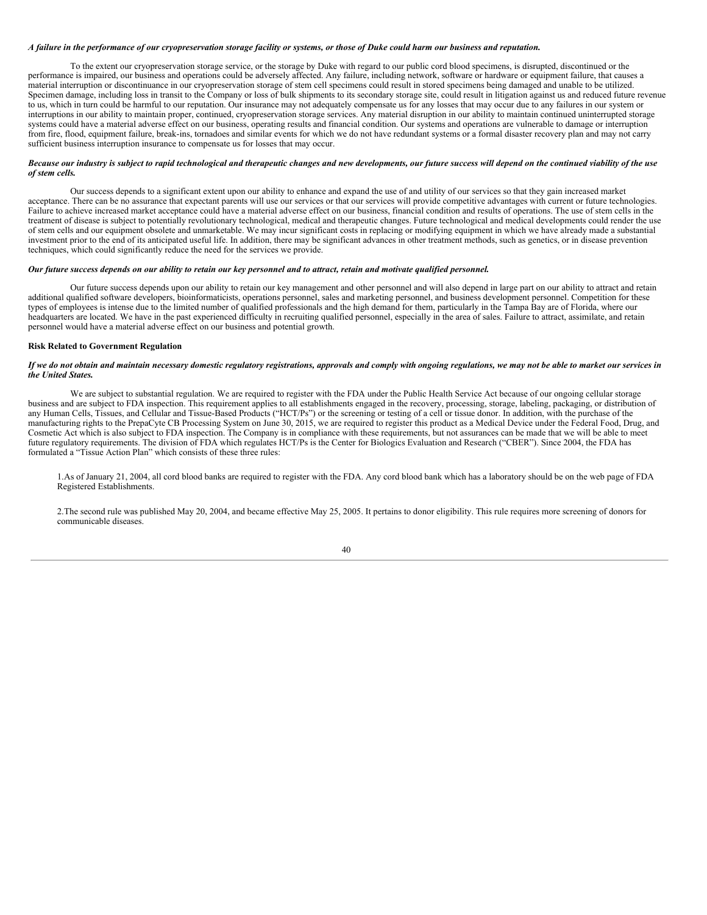***A failure in the performance of our cryopreservation storage facility or systems, or those of Duke could harm our business and reputation.***

To the extent our cryopreservation storage service, or the storage by Duke with regard to our public cord blood specimens, is disrupted, discontinued or the performance is impaired, our business and operations could be adversely affected. Any failure, including network, software or hardware or equipment failure, that causes a material interruption or discontinuance in our cryopreservation storage of stem cell specimens could result in stored specimens being damaged and unable to be utilized. Specimen damage, including loss in transit to the Company or loss of bulk shipments to its secondary storage site, could result in litigation against us and reduced future revenue to us, which in turn could be harmful to our reputation. Our insurance may not adequately compensate us for any losses that may occur due to any failures in our system or interruptions in our ability to maintain proper, continued, cryopreservation storage services. Any material disruption in our ability to maintain continued uninterrupted storage systems could have a material adverse effect on our business, operating results and financial condition. Our systems and operations are vulnerable to damage or interruption from fire, flood, equipment failure, break-ins, tornadoes and similar events for which we do not have redundant systems or a formal disaster recovery plan and may not carry sufficient business interruption insurance to compensate us for losses that may occur.

***Because our industry is subject to rapid technological and therapeutic changes and new developments, our future success will depend on the continued viability of the use of stem cells.***

Our success depends to a significant extent upon our ability to enhance and expand the use of and utility of our services so that they gain increased market acceptance. There can be no assurance that expectant parents will use our services or that our services will provide competitive advantages with current or future technologies. Failure to achieve increased market acceptance could have a material adverse effect on our business, financial condition and results of operations. The use of stem cells in the treatment of disease is subject to potentially revolutionary technological, medical and therapeutic changes. Future technological and medical developments could render the use of stem cells and our equipment obsolete and unmarketable. We may incur significant costs in replacing or modifying equipment in which we have already made a substantial investment prior to the end of its anticipated useful life. In addition, there may be significant advances in other treatment methods, such as genetics, or in disease prevention techniques, which could significantly reduce the need for the services we provide.

***Our future success depends on our ability to retain our key personnel and to attract, retain and motivate qualified personnel.***

Our future success depends upon our ability to retain our key management and other personnel and will also depend in large part on our ability to attract and retain additional qualified software developers, bioinformaticists, operations personnel, sales and marketing personnel, and business development personnel. Competition for these types of employees is intense due to the limited number of qualified professionals and the high demand for them, particularly in the Tampa Bay are of Florida, where our headquarters are located. We have in the past experienced difficulty in recruiting qualified personnel, especially in the area of sales. Failure to attract, assimilate, and retain personnel would have a material adverse effect on our business and potential growth.

**Risk Related to Government Regulation**

***If we do not obtain and maintain necessary domestic regulatory registrations, approvals and comply with ongoing regulations, we may not be able to market our services in the United States.***

We are subject to substantial regulation. We are required to register with the FDA under the Public Health Service Act because of our ongoing cellular storage business and are subject to FDA inspection. This requirement applies to all establishments engaged in the recovery, processing, storage, labeling, packaging, or distribution of any Human Cells, Tissues, and Cellular and Tissue-Based Products ("HCT/Ps") or the screening or testing of a cell or tissue donor. In addition, with the purchase of the manufacturing rights to the PrepaCyte CB Processing System on June 30, 2015, we are required to register this product as a Medical Device under the Federal Food, Drug, and Cosmetic Act which is also subject to FDA inspection. The Company is in compliance with these requirements, but not assurances can be made that we will be able to meet future regulatory requirements. The division of FDA which regulates HCT/Ps is the Center for Biologics Evaluation and Research ("CBER"). Since 2004, the FDA has formulated a "Tissue Action Plan" which consists of these three rules:

1. As of January 21, 2004, all cord blood banks are required to register with the FDA. Any cord blood bank which has a laboratory should be on the web page of FDA Registered Establishments.

2. The second rule was published May 20, 2004, and became effective May 25, 2005. It pertains to donor eligibility. This rule requires more screening of donors for communicable diseases.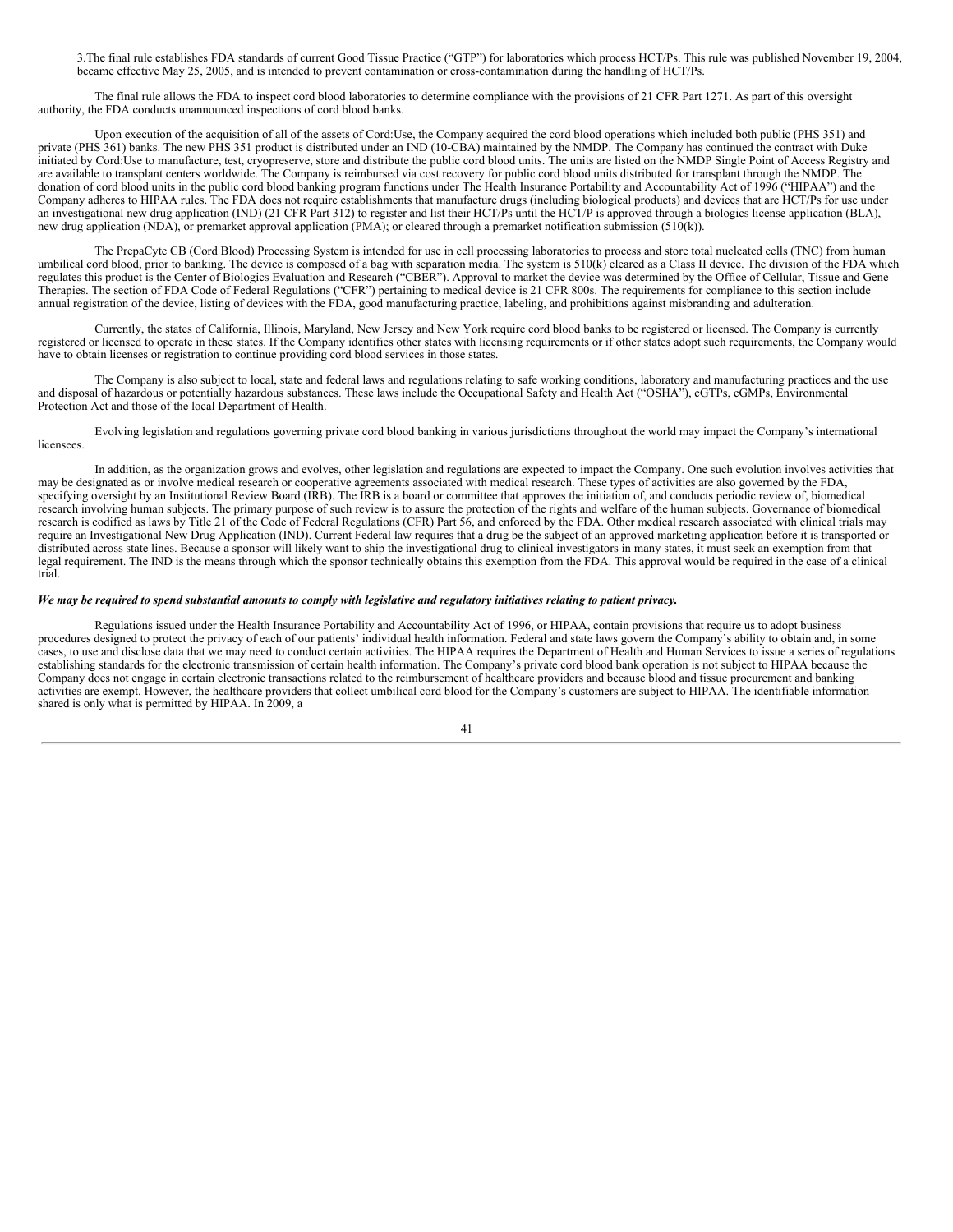3.The final rule establishes FDA standards of current Good Tissue Practice ("GTP") for laboratories which process HCT/Ps. This rule was published November 19, 2004, became effective May 25, 2005, and is intended to prevent contamination or cross-contamination during the handling of HCT/Ps.

The final rule allows the FDA to inspect cord blood laboratories to determine compliance with the provisions of 21 CFR Part 1271. As part of this oversight authority, the FDA conducts unannounced inspections of cord blood banks.

Upon execution of the acquisition of all of the assets of Cord:Use, the Company acquired the cord blood operations which included both public (PHS 351) and private (PHS 361) banks. The new PHS 351 product is distributed under an IND (10-CBA) maintained by the NMDP. The Company has continued the contract with Duke initiated by Cord:Use to manufacture, test, cryopreserve, store and distribute the public cord blood units. The units are listed on the NMDP Single Point of Access Registry and are available to transplant centers worldwide. The Company is reimbursed via cost recovery for public cord blood units distributed for transplant through the NMDP. The donation of cord blood units in the public cord blood banking program functions under The Health Insurance Portability and Accountability Act of 1996 ("HIPAA") and the Company adheres to HIPAA rules. The FDA does not require establishments that manufacture drugs (including biological products) and devices that are HCT/Ps for use under an investigational new drug application (IND) (21 CFR Part 312) to register and list their HCT/Ps until the HCT/P is approved through a biologics license application (BLA), new drug application (NDA), or premarket approval application (PMA); or cleared through a premarket notification submission (510(k)).

The PrepaCyte CB (Cord Blood) Processing System is intended for use in cell processing laboratories to process and store total nucleated cells (TNC) from human umbilical cord blood, prior to banking. The device is composed of a bag with separation media. The system is 510(k) cleared as a Class II device. The division of the FDA which regulates this product is the Center of Biologics Evaluation and Research ("CBER"). Approval to market the device was determined by the Office of Cellular, Tissue and Gene Therapies. The section of FDA Code of Federal Regulations ("CFR") pertaining to medical device is 21 CFR 800s. The requirements for compliance to this section include annual registration of the device, listing of devices with the FDA, good manufacturing practice, labeling, and prohibitions against misbranding and adulteration.

Currently, the states of California, Illinois, Maryland, New Jersey and New York require cord blood banks to be registered or licensed. The Company is currently registered or licensed to operate in these states. If the Company identifies other states with licensing requirements or if other states adopt such requirements, the Company would have to obtain licenses or registration to continue providing cord blood services in those states.

The Company is also subject to local, state and federal laws and regulations relating to safe working conditions, laboratory and manufacturing practices and the use and disposal of hazardous or potentially hazardous substances. These laws include the Occupational Safety and Health Act ("OSHA"), cGTPs, cGMPs, Environmental Protection Act and those of the local Department of Health.

Evolving legislation and regulations governing private cord blood banking in various jurisdictions throughout the world may impact the Company's international licensees.

In addition, as the organization grows and evolves, other legislation and regulations are expected to impact the Company. One such evolution involves activities that may be designated as or involve medical research or cooperative agreements associated with medical research. These types of activities are also governed by the FDA, specifying oversight by an Institutional Review Board (IRB). The IRB is a board or committee that approves the initiation of, and conducts periodic review of, biomedical research involving human subjects. The primary purpose of such review is to assure the protection of the rights and welfare of the human subjects. Governance of biomedical research is codified as laws by Title 21 of the Code of Federal Regulations (CFR) Part 56, and enforced by the FDA. Other medical research associated with clinical trials may require an Investigational New Drug Application (IND). Current Federal law requires that a drug be the subject of an approved marketing application before it is transported or distributed across state lines. Because a sponsor will likely want to ship the investigational drug to clinical investigators in many states, it must seek an exemption from that legal requirement. The IND is the means through which the sponsor technically obtains this exemption from the FDA. This approval would be required in the case of a clinical trial.

***We may be required to spend substantial amounts to comply with legislative and regulatory initiatives relating to patient privacy.***

Regulations issued under the Health Insurance Portability and Accountability Act of 1996, or HIPAA, contain provisions that require us to adopt business procedures designed to protect the privacy of each of our patients' individual health information. Federal and state laws govern the Company's ability to obtain and, in some cases, to use and disclose data that we may need to conduct certain activities. The HIPAA requires the Department of Health and Human Services to issue a series of regulations establishing standards for the electronic transmission of certain health information. The Company's private cord blood bank operation is not subject to HIPAA because the Company does not engage in certain electronic transactions related to the reimbursement of healthcare providers and because blood and tissue procurement and banking activities are exempt. However, the healthcare providers that collect umbilical cord blood for the Company's customers are subject to HIPAA. The identifiable information shared is only what is permitted by HIPAA. In 2009, a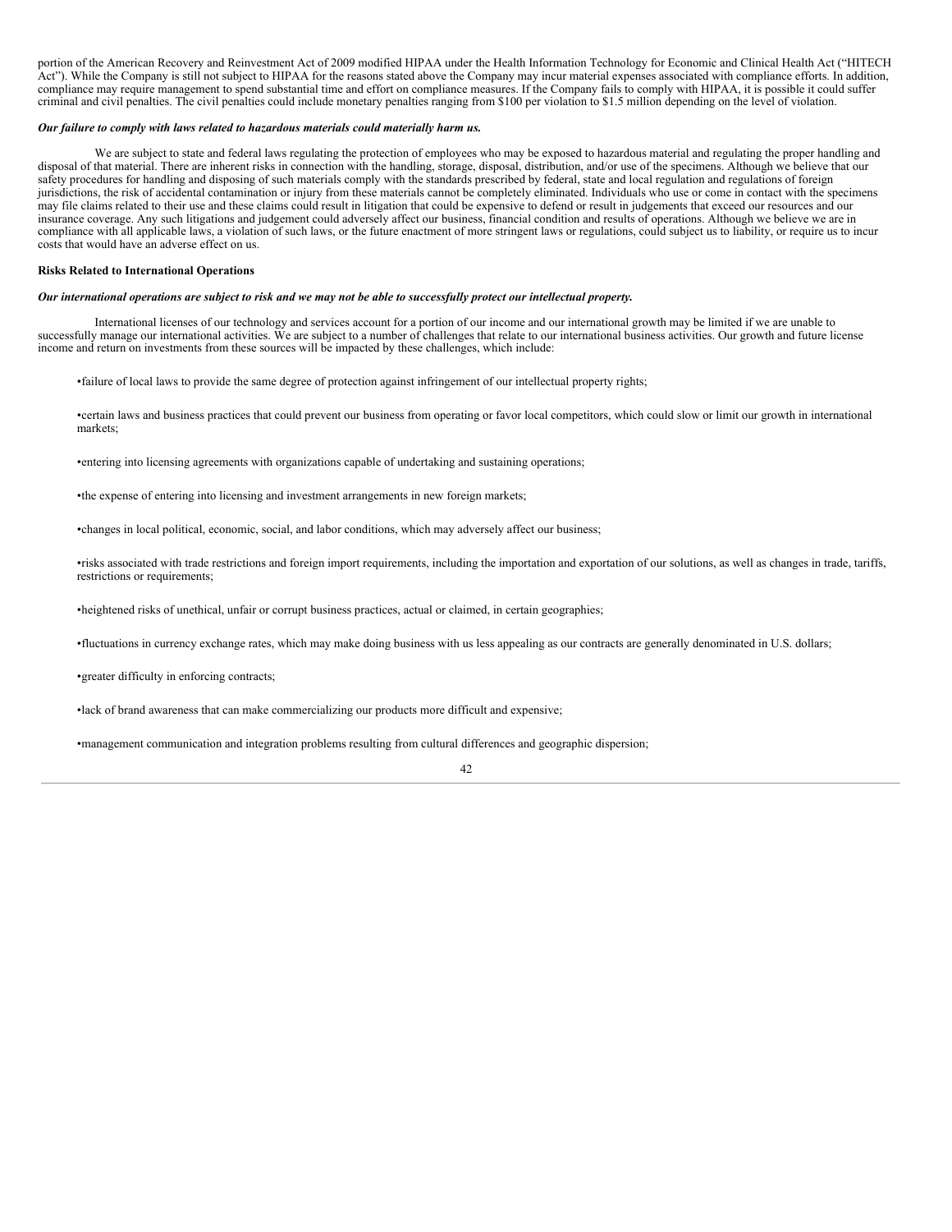portion of the American Recovery and Reinvestment Act of 2009 modified HIPAA under the Health Information Technology for Economic and Clinical Health Act ("HITECH Act"). While the Company is still not subject to HIPAA for the reasons stated above the Company may incur material expenses associated with compliance efforts. In addition, compliance may require management to spend substantial time and effort on compliance measures. If the Company fails to comply with HIPAA, it is possible it could suffer criminal and civil penalties. The civil penalties could include monetary penalties ranging from $100 per violation to $1.5 million depending on the level of violation.

***Our failure to comply with laws related to hazardous materials could materially harm us.***

We are subject to state and federal laws regulating the protection of employees who may be exposed to hazardous material and regulating the proper handling and disposal of that material. There are inherent risks in connection with the handling, storage, disposal, distribution, and/or use of the specimens. Although we believe that our safety procedures for handling and disposing of such materials comply with the standards prescribed by federal, state and local regulation and regulations of foreign jurisdictions, the risk of accidental contamination or injury from these materials cannot be completely eliminated. Individuals who use or come in contact with the specimens may file claims related to their use and these claims could result in litigation that could be expensive to defend or result in judgements that exceed our resources and our insurance coverage. Any such litigations and judgement could adversely affect our business, financial condition and results of operations. Although we believe we are in compliance with all applicable laws, a violation of such laws, or the future enactment of more stringent laws or regulations, could subject us to liability, or require us to incur costs that would have an adverse effect on us.

**Risks Related to International Operations**

***Our international operations are subject to risk and we may not be able to successfully protect our intellectual property.***

International licenses of our technology and services account for a portion of our income and our international growth may be limited if we are unable to successfully manage our international activities. We are subject to a number of challenges that relate to our international business activities. Our growth and future license income and return on investments from these sources will be impacted by these challenges, which include:

- failure of local laws to provide the same degree of protection against infringement of our intellectual property rights;
- certain laws and business practices that could prevent our business from operating or favor local competitors, which could slow or limit our growth in international markets;
- entering into licensing agreements with organizations capable of undertaking and sustaining operations;
- the expense of entering into licensing and investment arrangements in new foreign markets;
- changes in local political, economic, social, and labor conditions, which may adversely affect our business;
- risks associated with trade restrictions and foreign import requirements, including the importation and exportation of our solutions, as well as changes in trade, tariffs, restrictions or requirements;
- heightened risks of unethical, unfair or corrupt business practices, actual or claimed, in certain geographies;
- fluctuations in currency exchange rates, which may make doing business with us less appealing as our contracts are generally denominated in U.S. dollars;
- greater difficulty in enforcing contracts;
- lack of brand awareness that can make commercializing our products more difficult and expensive;
- management communication and integration problems resulting from cultural differences and geographic dispersion;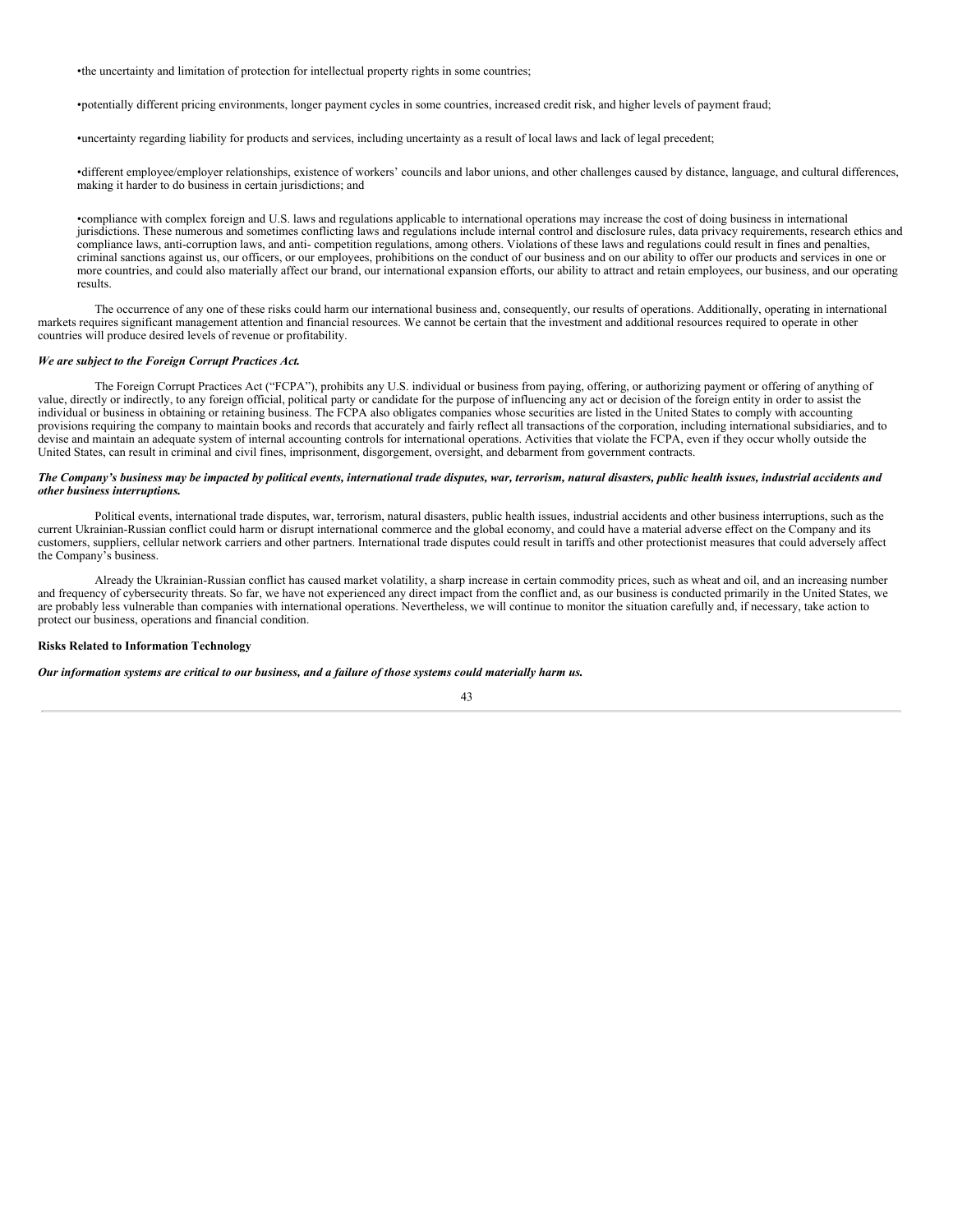- the uncertainty and limitation of protection for intellectual property rights in some countries;
- potentially different pricing environments, longer payment cycles in some countries, increased credit risk, and higher levels of payment fraud;
- uncertainty regarding liability for products and services, including uncertainty as a result of local laws and lack of legal precedent;
- different employee/employer relationships, existence of workers' councils and labor unions, and other challenges caused by distance, language, and cultural differences, making it harder to do business in certain jurisdictions; and
- compliance with complex foreign and U.S. laws and regulations applicable to international operations may increase the cost of doing business in international jurisdictions. These numerous and sometimes conflicting laws and regulations include internal control and disclosure rules, data privacy requirements, research ethics and compliance laws, anti-corruption laws, and anti- competition regulations, among others. Violations of these laws and regulations could result in fines and penalties, criminal sanctions against us, our officers, or our employees, prohibitions on the conduct of our business and on our ability to offer our products and services in one or more countries, and could also materially affect our brand, our international expansion efforts, our ability to attract and retain employees, our business, and our operating results.

The occurrence of any one of these risks could harm our international business and, consequently, our results of operations. Additionally, operating in international markets requires significant management attention and financial resources. We cannot be certain that the investment and additional resources required to operate in other countries will produce desired levels of revenue or profitability.

***We are subject to the Foreign Corrupt Practices Act.***

The Foreign Corrupt Practices Act ("FCPA"), prohibits any U.S. individual or business from paying, offering, or authorizing payment or offering of anything of value, directly or indirectly, to any foreign official, political party or candidate for the purpose of influencing any act or decision of the foreign entity in order to assist the individual or business in obtaining or retaining business. The FCPA also obligates companies whose securities are listed in the United States to comply with accounting provisions requiring the company to maintain books and records that accurately and fairly reflect all transactions of the corporation, including international subsidiaries, and to devise and maintain an adequate system of internal accounting controls for international operations. Activities that violate the FCPA, even if they occur wholly outside the United States, can result in criminal and civil fines, imprisonment, disgorgement, oversight, and debarment from government contracts.

***The Company's business may be impacted by political events, international trade disputes, war, terrorism, natural disasters, public health issues, industrial accidents and other business interruptions.***

Political events, international trade disputes, war, terrorism, natural disasters, public health issues, industrial accidents and other business interruptions, such as the current Ukrainian-Russian conflict could harm or disrupt international commerce and the global economy, and could have a material adverse effect on the Company and its customers, suppliers, cellular network carriers and other partners. International trade disputes could result in tariffs and other protectionist measures that could adversely affect the Company's business.

Already the Ukrainian-Russian conflict has caused market volatility, a sharp increase in certain commodity prices, such as wheat and oil, and an increasing number and frequency of cybersecurity threats. So far, we have not experienced any direct impact from the conflict and, as our business is conducted primarily in the United States, we are probably less vulnerable than companies with international operations. Nevertheless, we will continue to monitor the situation carefully and, if necessary, take action to protect our business, operations and financial condition.

**Risks Related to Information Technology**

***Our information systems are critical to our business, and a failure of those systems could materially harm us.***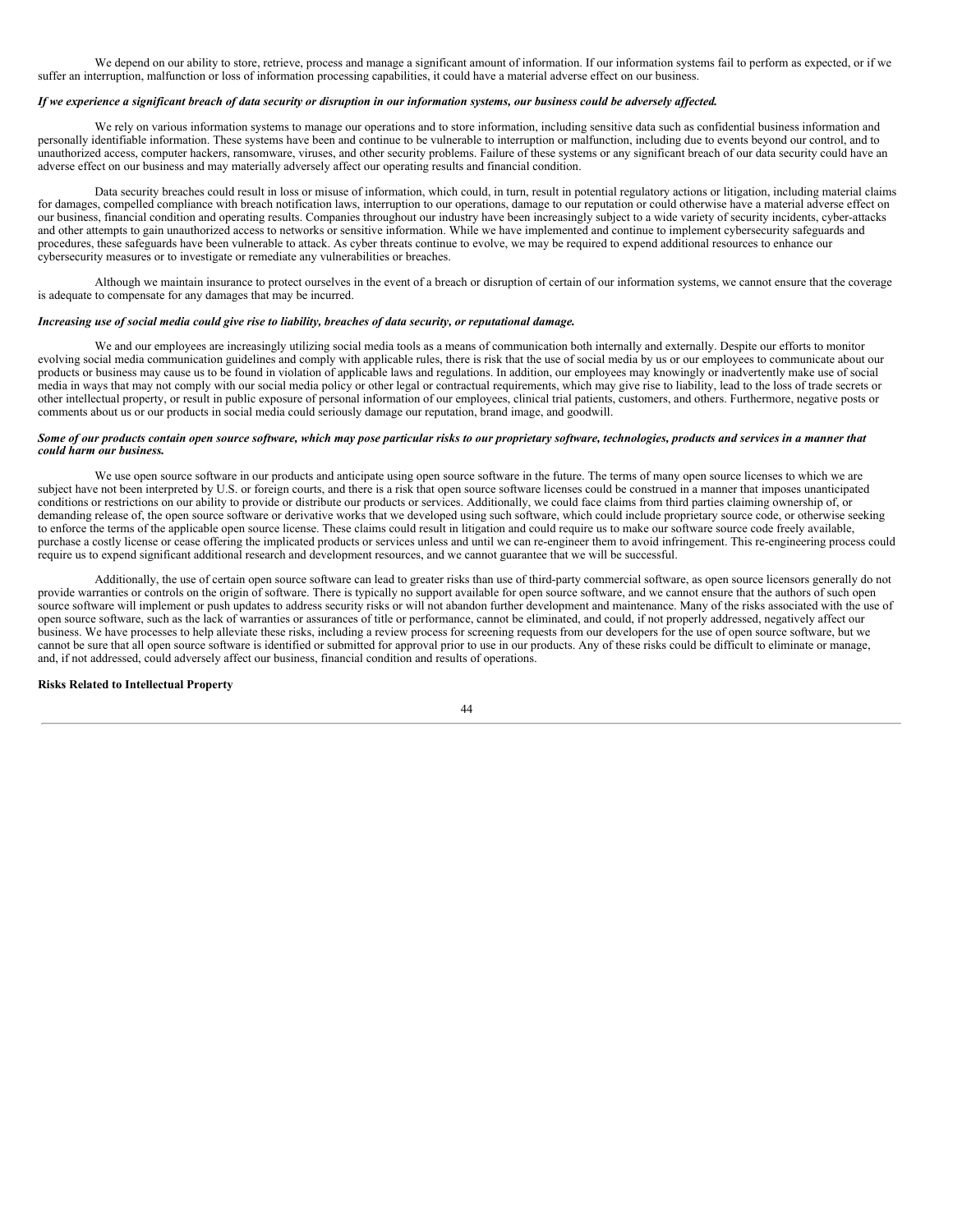We depend on our ability to store, retrieve, process and manage a significant amount of information. If our information systems fail to perform as expected, or if we suffer an interruption, malfunction or loss of information processing capabilities, it could have a material adverse effect on our business.

***If we experience a significant breach of data security or disruption in our information systems, our business could be adversely affected.***

We rely on various information systems to manage our operations and to store information, including sensitive data such as confidential business information and personally identifiable information. These systems have been and continue to be vulnerable to interruption or malfunction, including due to events beyond our control, and to unauthorized access, computer hackers, ransomware, viruses, and other security problems. Failure of these systems or any significant breach of our data security could have an adverse effect on our business and may materially adversely affect our operating results and financial condition.

Data security breaches could result in loss or misuse of information, which could, in turn, result in potential regulatory actions or litigation, including material claims for damages, compelled compliance with breach notification laws, interruption to our operations, damage to our reputation or could otherwise have a material adverse effect on our business, financial condition and operating results. Companies throughout our industry have been increasingly subject to a wide variety of security incidents, cyber-attacks and other attempts to gain unauthorized access to networks or sensitive information. While we have implemented and continue to implement cybersecurity safeguards and procedures, these safeguards have been vulnerable to attack. As cyber threats continue to evolve, we may be required to expend additional resources to enhance our cybersecurity measures or to investigate or remediate any vulnerabilities or breaches.

Although we maintain insurance to protect ourselves in the event of a breach or disruption of certain of our information systems, we cannot ensure that the coverage is adequate to compensate for any damages that may be incurred.

***Increasing use of social media could give rise to liability, breaches of data security, or reputational damage.***

We and our employees are increasingly utilizing social media tools as a means of communication both internally and externally. Despite our efforts to monitor evolving social media communication guidelines and comply with applicable rules, there is risk that the use of social media by us or our employees to communicate about our products or business may cause us to be found in violation of applicable laws and regulations. In addition, our employees may knowingly or inadvertently make use of social media in ways that may not comply with our social media policy or other legal or contractual requirements, which may give rise to liability, lead to the loss of trade secrets or other intellectual property, or result in public exposure of personal information of our employees, clinical trial patients, customers, and others. Furthermore, negative posts or comments about us or our products in social media could seriously damage our reputation, brand image, and goodwill.

***Some of our products contain open source software, which may pose particular risks to our proprietary software, technologies, products and services in a manner that could harm our business.***

We use open source software in our products and anticipate using open source software in the future. The terms of many open source licenses to which we are subject have not been interpreted by U.S. or foreign courts, and there is a risk that open source software licenses could be construed in a manner that imposes unanticipated conditions or restrictions on our ability to provide or distribute our products or services. Additionally, we could face claims from third parties claiming ownership of, or demanding release of, the open source software or derivative works that we developed using such software, which could include proprietary source code, or otherwise seeking to enforce the terms of the applicable open source license. These claims could result in litigation and could require us to make our software source code freely available, purchase a costly license or cease offering the implicated products or services unless and until we can re-engineer them to avoid infringement. This re-engineering process could require us to expend significant additional research and development resources, and we cannot guarantee that we will be successful.

Additionally, the use of certain open source software can lead to greater risks than use of third-party commercial software, as open source licensors generally do not provide warranties or controls on the origin of software. There is typically no support available for open source software, and we cannot ensure that the authors of such open source software will implement or push updates to address security risks or will not abandon further development and maintenance. Many of the risks associated with the use of open source software, such as the lack of warranties or assurances of title or performance, cannot be eliminated, and could, if not properly addressed, negatively affect our business. We have processes to help alleviate these risks, including a review process for screening requests from our developers for the use of open source software, but we cannot be sure that all open source software is identified or submitted for approval prior to use in our products. Any of these risks could be difficult to eliminate or manage, and, if not addressed, could adversely affect our business, financial condition and results of operations.

**Risks Related to Intellectual Property**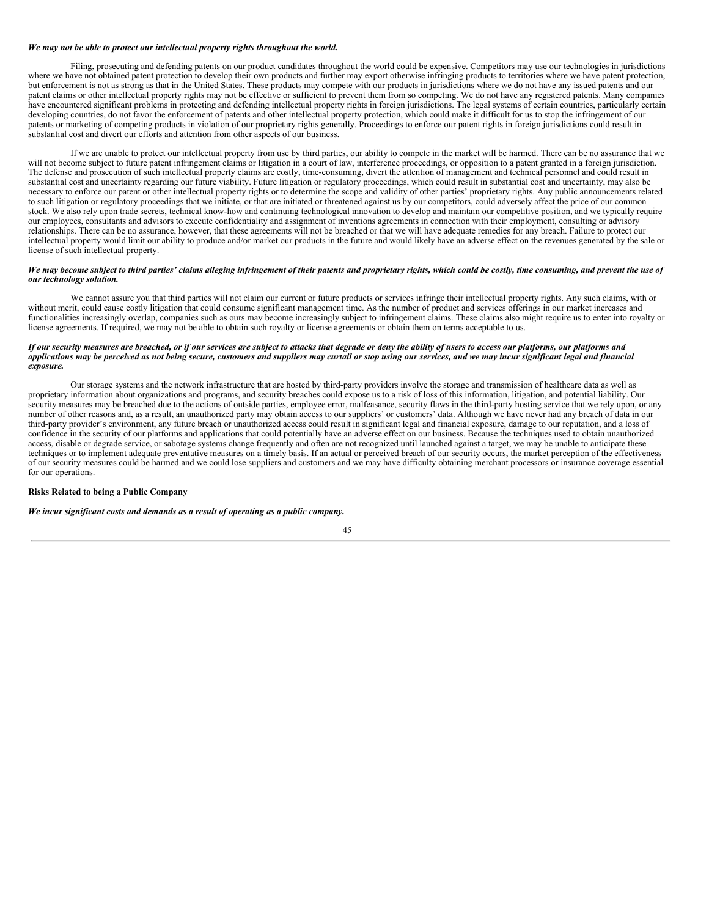***We may not be able to protect our intellectual property rights throughout the world.***

Filing, prosecuting and defending patents on our product candidates throughout the world could be expensive. Competitors may use our technologies in jurisdictions where we have not obtained patent protection to develop their own products and further may export otherwise infringing products to territories where we have patent protection, but enforcement is not as strong as that in the United States. These products may compete with our products in jurisdictions where we do not have any issued patents and our patent claims or other intellectual property rights may not be effective or sufficient to prevent them from so competing. We do not have any registered patents. Many companies have encountered significant problems in protecting and defending intellectual property rights in foreign jurisdictions. The legal systems of certain countries, particularly certain developing countries, do not favor the enforcement of patents and other intellectual property protection, which could make it difficult for us to stop the infringement of our patents or marketing of competing products in violation of our proprietary rights generally. Proceedings to enforce our patent rights in foreign jurisdictions could result in substantial cost and divert our efforts and attention from other aspects of our business.

If we are unable to protect our intellectual property from use by third parties, our ability to compete in the market will be harmed. There can be no assurance that we will not become subject to future patent infringement claims or litigation in a court of law, interference proceedings, or opposition to a patent granted in a foreign jurisdiction. The defense and prosecution of such intellectual property claims are costly, time-consuming, divert the attention of management and technical personnel and could result in substantial cost and uncertainty regarding our future viability. Future litigation or regulatory proceedings, which could result in substantial cost and uncertainty, may also be necessary to enforce our patent or other intellectual property rights or to determine the scope and validity of other parties' proprietary rights. Any public announcements related to such litigation or regulatory proceedings that we initiate, or that are initiated or threatened against us by our competitors, could adversely affect the price of our common stock. We also rely upon trade secrets, technical know-how and continuing technological innovation to develop and maintain our competitive position, and we typically require our employees, consultants and advisors to execute confidentiality and assignment of inventions agreements in connection with their employment, consulting or advisory relationships. There can be no assurance, however, that these agreements will not be breached or that we will have adequate remedies for any breach. Failure to protect our intellectual property would limit our ability to produce and/or market our products in the future and would likely have an adverse effect on the revenues generated by the sale or license of such intellectual property.

***We may become subject to third parties' claims alleging infringement of their patents and proprietary rights, which could be costly, time consuming, and prevent the use of our technology solution.***

We cannot assure you that third parties will not claim our current or future products or services infringe their intellectual property rights. Any such claims, with or without merit, could cause costly litigation that could consume significant management time. As the number of product and services offerings in our market increases and functionalities increasingly overlap, companies such as ours may become increasingly subject to infringement claims. These claims also might require us to enter into royalty or license agreements. If required, we may not be able to obtain such royalty or license agreements or obtain them on terms acceptable to us.

***If our security measures are breached, or if our services are subject to attacks that degrade or deny the ability of users to access our platforms, our platforms and applications may be perceived as not being secure, customers and suppliers may curtail or stop using our services, and we may incur significant legal and financial exposure.***

Our storage systems and the network infrastructure that are hosted by third-party providers involve the storage and transmission of healthcare data as well as proprietary information about organizations and programs, and security breaches could expose us to a risk of loss of this information, litigation, and potential liability. Our security measures may be breached due to the actions of outside parties, employee error, malfeasance, security flaws in the third-party hosting service that we rely upon, or any number of other reasons and, as a result, an unauthorized party may obtain access to our suppliers' or customers' data. Although we have never had any breach of data in our third-party provider's environment, any future breach or unauthorized access could result in significant legal and financial exposure, damage to our reputation, and a loss of confidence in the security of our platforms and applications that could potentially have an adverse effect on our business. Because the techniques used to obtain unauthorized access, disable or degrade service, or sabotage systems change frequently and often are not recognized until launched against a target, we may be unable to anticipate these techniques or to implement adequate preventative measures on a timely basis. If an actual or perceived breach of our security occurs, the market perception of the effectiveness of our security measures could be harmed and we could lose suppliers and customers and we may have difficulty obtaining merchant processors or insurance coverage essential for our operations.

**Risks Related to being a Public Company**

***We incur significant costs and demands as a result of operating as a public company.***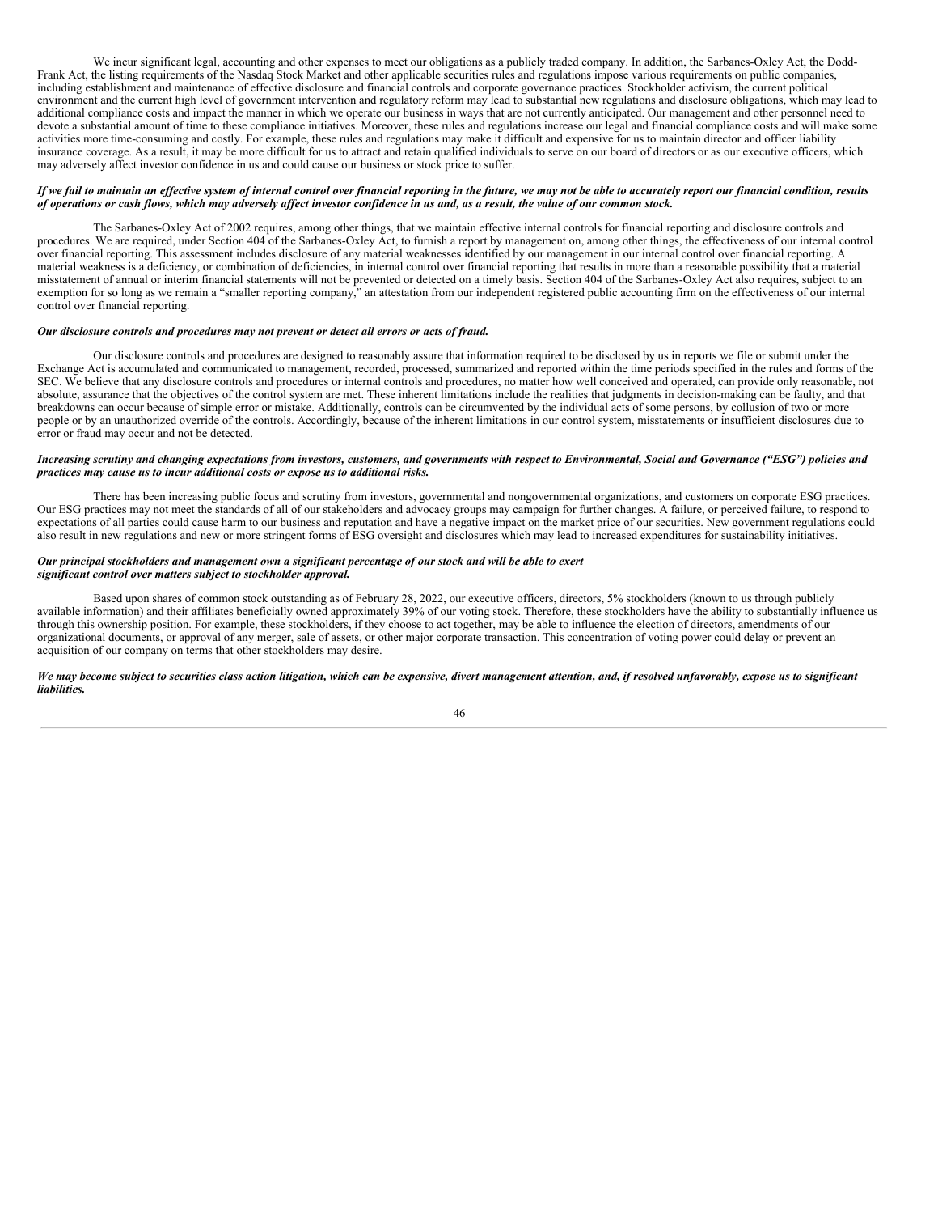We incur significant legal, accounting and other expenses to meet our obligations as a publicly traded company. In addition, the Sarbanes-Oxley Act, the Dodd-Frank Act, the listing requirements of the Nasdaq Stock Market and other applicable securities rules and regulations impose various requirements on public companies, including establishment and maintenance of effective disclosure and financial controls and corporate governance practices. Stockholder activism, the current political environment and the current high level of government intervention and regulatory reform may lead to substantial new regulations and disclosure obligations, which may lead to additional compliance costs and impact the manner in which we operate our business in ways that are not currently anticipated. Our management and other personnel need to devote a substantial amount of time to these compliance initiatives. Moreover, these rules and regulations increase our legal and financial compliance costs and will make some activities more time-consuming and costly. For example, these rules and regulations may make it difficult and expensive for us to maintain director and officer liability insurance coverage. As a result, it may be more difficult for us to attract and retain qualified individuals to serve on our board of directors or as our executive officers, which may adversely affect investor confidence in us and could cause our business or stock price to suffer.

***If we fail to maintain an effective system of internal control over financial reporting in the future, we may not be able to accurately report our financial condition, results of operations or cash flows, which may adversely affect investor confidence in us and, as a result, the value of our common stock.***

The Sarbanes-Oxley Act of 2002 requires, among other things, that we maintain effective internal controls for financial reporting and disclosure controls and procedures. We are required, under Section 404 of the Sarbanes-Oxley Act, to furnish a report by management on, among other things, the effectiveness of our internal control over financial reporting. This assessment includes disclosure of any material weaknesses identified by our management in our internal control over financial reporting. A material weakness is a deficiency, or combination of deficiencies, in internal control over financial reporting that results in more than a reasonable possibility that a material misstatement of annual or interim financial statements will not be prevented or detected on a timely basis. Section 404 of the Sarbanes-Oxley Act also requires, subject to an exemption for so long as we remain a "smaller reporting company," an attestation from our independent registered public accounting firm on the effectiveness of our internal control over financial reporting.

***Our disclosure controls and procedures may not prevent or detect all errors or acts of fraud.***

Our disclosure controls and procedures are designed to reasonably assure that information required to be disclosed by us in reports we file or submit under the Exchange Act is accumulated and communicated to management, recorded, processed, summarized and reported within the time periods specified in the rules and forms of the SEC. We believe that any disclosure controls and procedures or internal controls and procedures, no matter how well conceived and operated, can provide only reasonable, not absolute, assurance that the objectives of the control system are met. These inherent limitations include the realities that judgments in decision-making can be faulty, and that breakdowns can occur because of simple error or mistake. Additionally, controls can be circumvented by the individual acts of some persons, by collusion of two or more people or by an unauthorized override of the controls. Accordingly, because of the inherent limitations in our control system, misstatements or insufficient disclosures due to error or fraud may occur and not be detected.

***Increasing scrutiny and changing expectations from investors, customers, and governments with respect to Environmental, Social and Governance ("ESG") policies and practices may cause us to incur additional costs or expose us to additional risks.***

There has been increasing public focus and scrutiny from investors, governmental and nongovernmental organizations, and customers on corporate ESG practices. Our ESG practices may not meet the standards of all of our stakeholders and advocacy groups may campaign for further changes. A failure, or perceived failure, to respond to expectations of all parties could cause harm to our business and reputation and have a negative impact on the market price of our securities. New government regulations could also result in new regulations and new or more stringent forms of ESG oversight and disclosures which may lead to increased expenditures for sustainability initiatives.

***Our principal stockholders and management own a significant percentage of our stock and will be able to exert significant control over matters subject to stockholder approval.***

Based upon shares of common stock outstanding as of February 28, 2022, our executive officers, directors, 5% stockholders (known to us through publicly available information) and their affiliates beneficially owned approximately 39% of our voting stock. Therefore, these stockholders have the ability to substantially influence us through this ownership position. For example, these stockholders, if they choose to act together, may be able to influence the election of directors, amendments of our organizational documents, or approval of any merger, sale of assets, or other major corporate transaction. This concentration of voting power could delay or prevent an acquisition of our company on terms that other stockholders may desire.

***We may become subject to securities class action litigation, which can be expensive, divert management attention, and, if resolved unfavorably, expose us to significant liabilities.***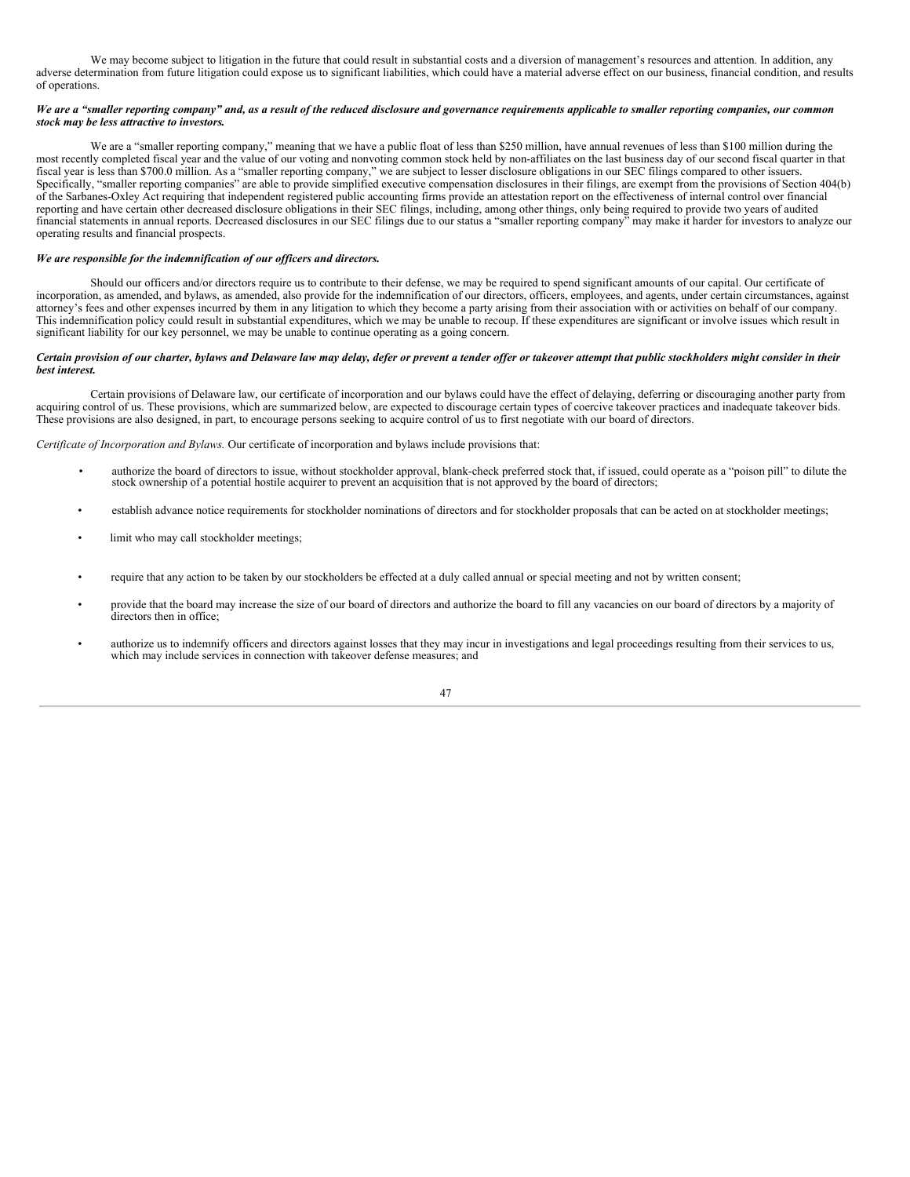We may become subject to litigation in the future that could result in substantial costs and a diversion of management's resources and attention. In addition, any adverse determination from future litigation could expose us to significant liabilities, which could have a material adverse effect on our business, financial condition, and results of operations.

***We are a "smaller reporting company" and, as a result of the reduced disclosure and governance requirements applicable to smaller reporting companies, our common stock may be less attractive to investors.***

We are a "smaller reporting company," meaning that we have a public float of less than $250 million, have annual revenues of less than $100 million during the most recently completed fiscal year and the value of our voting and nonvoting common stock held by non-affiliates on the last business day of our second fiscal quarter in that fiscal year is less than $700.0 million. As a "smaller reporting company," we are subject to lesser disclosure obligations in our SEC filings compared to other issuers. Specifically, "smaller reporting companies" are able to provide simplified executive compensation disclosures in their filings, are exempt from the provisions of Section 404(b) of the Sarbanes-Oxley Act requiring that independent registered public accounting firms provide an attestation report on the effectiveness of internal control over financial reporting and have certain other decreased disclosure obligations in their SEC filings, including, among other things, only being required to provide two years of audited financial statements in annual reports. Decreased disclosures in our SEC filings due to our status a "smaller reporting company" may make it harder for investors to analyze our operating results and financial prospects.

***We are responsible for the indemnification of our officers and directors.***

Should our officers and/or directors require us to contribute to their defense, we may be required to spend significant amounts of our capital. Our certificate of incorporation, as amended, and bylaws, as amended, also provide for the indemnification of our directors, officers, employees, and agents, under certain circumstances, against attorney's fees and other expenses incurred by them in any litigation to which they become a party arising from their association with or activities on behalf of our company. This indemnification policy could result in substantial expenditures, which we may be unable to recoup. If these expenditures are significant or involve issues which result in significant liability for our key personnel, we may be unable to continue operating as a going concern.

***Certain provision of our charter, bylaws and Delaware law may delay, defer or prevent a tender offer or takeover attempt that public stockholders might consider in their best interest.***

Certain provisions of Delaware law, our certificate of incorporation and our bylaws could have the effect of delaying, deferring or discouraging another party from acquiring control of us. These provisions, which are summarized below, are expected to discourage certain types of coercive takeover practices and inadequate takeover bids. These provisions are also designed, in part, to encourage persons seeking to acquire control of us to first negotiate with our board of directors.

*Certificate of Incorporation and Bylaws.* Our certificate of incorporation and bylaws include provisions that:

- authorize the board of directors to issue, without stockholder approval, blank-check preferred stock that, if issued, could operate as a "poison pill" to dilute the stock ownership of a potential hostile acquirer to prevent an acquisition that is not approved by the board of directors;
- establish advance notice requirements for stockholder nominations of directors and for stockholder proposals that can be acted on at stockholder meetings;
- limit who may call stockholder meetings;
- require that any action to be taken by our stockholders be effected at a duly called annual or special meeting and not by written consent;
- provide that the board may increase the size of our board of directors and authorize the board to fill any vacancies on our board of directors by a majority of directors then in office;
- authorize us to indemnify officers and directors against losses that they may incur in investigations and legal proceedings resulting from their services to us, which may include services in connection with takeover defense measures; and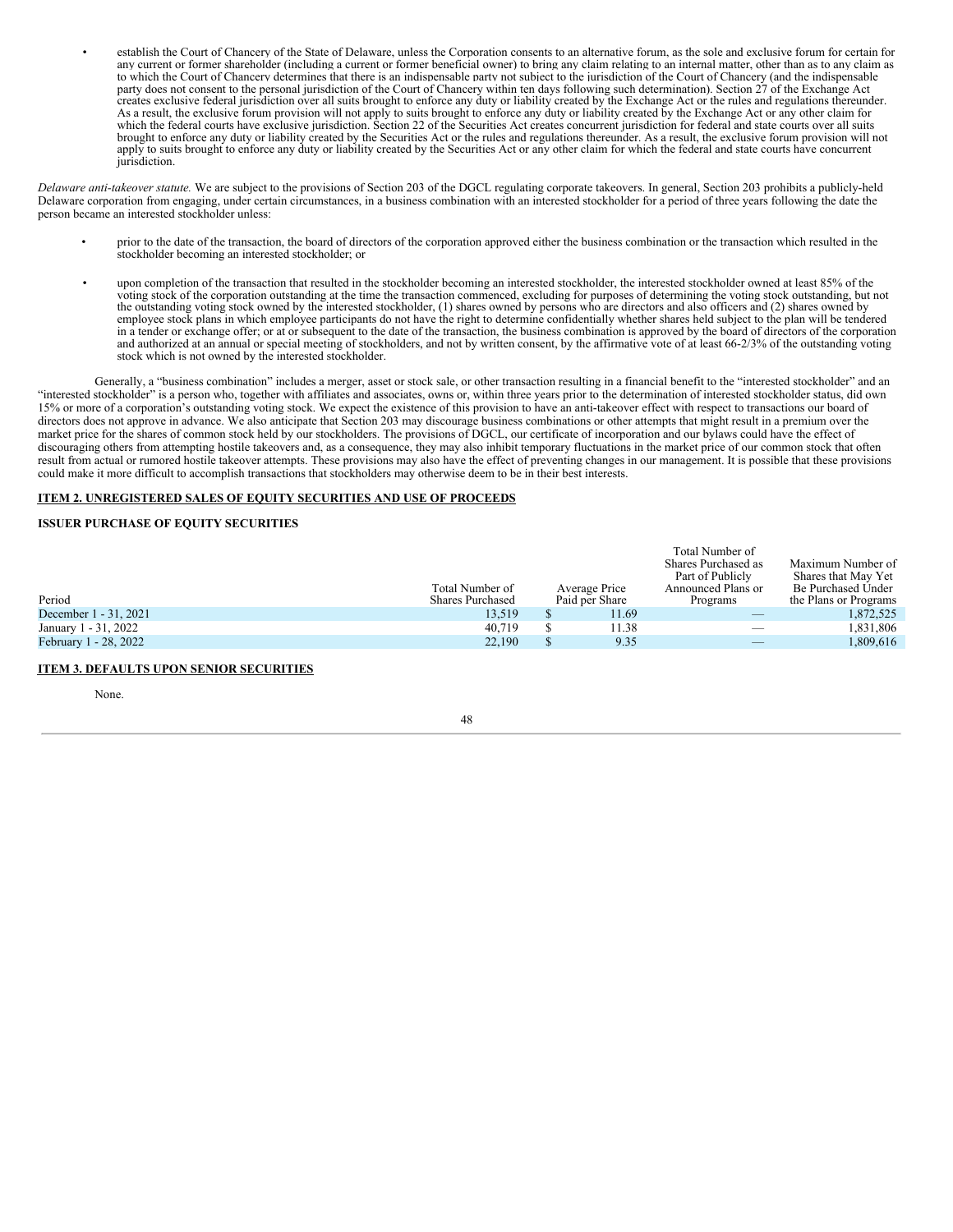- establish the Court of Chancery of the State of Delaware, unless the Corporation consents to an alternative forum, as the sole and exclusive forum for certain for any current or former shareholder (including a current or former beneficial owner) to bring any claim relating to an internal matter, other than as to any claim as to which the Court of Chancery determines that there is an indispensable party not subject to the jurisdiction of the Court of Chancery (and the indispensable party does not consent to the personal jurisdiction of the Court of Chancery within ten days following such determination). Section 27 of the Exchange Act creates exclusive federal jurisdiction over all suits brought to enforce any duty or liability created by the Exchange Act or the rules and regulations thereunder. As a result, the exclusive forum provision will not apply to suits brought to enforce any duty or liability created by the Exchange Act or any other claim for which the federal courts have exclusive jurisdiction. Section 22 of the Securities Act creates concurrent jurisdiction for federal and state courts over all suits brought to enforce any duty or liability created by the Securities Act or the rules and regulations thereunder. As a result, the exclusive forum provision will not apply to suits brought to enforce any duty or liability created by the Securities Act or any other claim for which the federal and state courts have concurrent jurisdiction.

*Delaware anti-takeover statute.* We are subject to the provisions of Section 203 of the DGCL regulating corporate takeovers. In general, Section 203 prohibits a publicly-held Delaware corporation from engaging, under certain circumstances, in a business combination with an interested stockholder for a period of three years following the date the person became an interested stockholder unless:

- prior to the date of the transaction, the board of directors of the corporation approved either the business combination or the transaction which resulted in the stockholder becoming an interested stockholder; or
- upon completion of the transaction that resulted in the stockholder becoming an interested stockholder, the interested stockholder owned at least 85% of the voting stock of the corporation outstanding at the time the transaction commenced, excluding for purposes of determining the voting stock outstanding, but not the outstanding voting stock owned by the interested stockholder, (1) shares owned by persons who are directors and also officers and (2) shares owned by employee stock plans in which employee participants do not have the right to determine confidentially whether shares held subject to the plan will be tendered in a tender or exchange offer; or at or subsequent to the date of the transaction, the business combination is approved by the board of directors of the corporation and authorized at an annual or special meeting of stockholders, and not by written consent, by the affirmative vote of at least 66-2/3% of the outstanding voting stock which is not owned by the interested stockholder.

Generally, a “business combination” includes a merger, asset or stock sale, or other transaction resulting in a financial benefit to the “interested stockholder” and an “interested stockholder” is a person who, together with affiliates and associates, owns or, within three years prior to the determination of interested stockholder status, did own 15% or more of a corporation’s outstanding voting stock. We expect the existence of this provision to have an anti-takeover effect with respect to transactions our board of directors does not approve in advance. We also anticipate that Section 203 may discourage business combinations or other attempts that might result in a premium over the market price for the shares of common stock held by our stockholders. The provisions of DGCL, our certificate of incorporation and our bylaws could have the effect of discouraging others from attempting hostile takeovers and, as a consequence, they may also inhibit temporary fluctuations in the market price of our common stock that often result from actual or rumored hostile takeover attempts. These provisions may also have the effect of preventing changes in our management. It is possible that these provisions could make it more difficult to accomplish transactions that stockholders may otherwise deem to be in their best interests.

## ITEM 2. UNREGISTERED SALES OF EQUITY SECURITIES AND USE OF PROCEEDS

### ISSUER PURCHASE OF EQUITY SECURITIES

| Period | Total Number of Shares Purchased | Average Price Paid per Share | Total Number of Shares Purchased as Part of Publicly Announced Plans or Programs | Maximum Number of Shares that May Yet Be Purchased Under the Plans or Programs |
|---|---|---|---|---|
| December 1 - 31, 2021 | 13,519 | $ 11.69 | — | 1,872,525 |
| January 1 - 31, 2022 | 40,719 | $ 11.38 | — | 1,831,806 |
| February 1 - 28, 2022 | 22,190 | $ 9.35 | — | 1,809,616 |

## ITEM 3. DEFAULTS UPON SENIOR SECURITIES

None.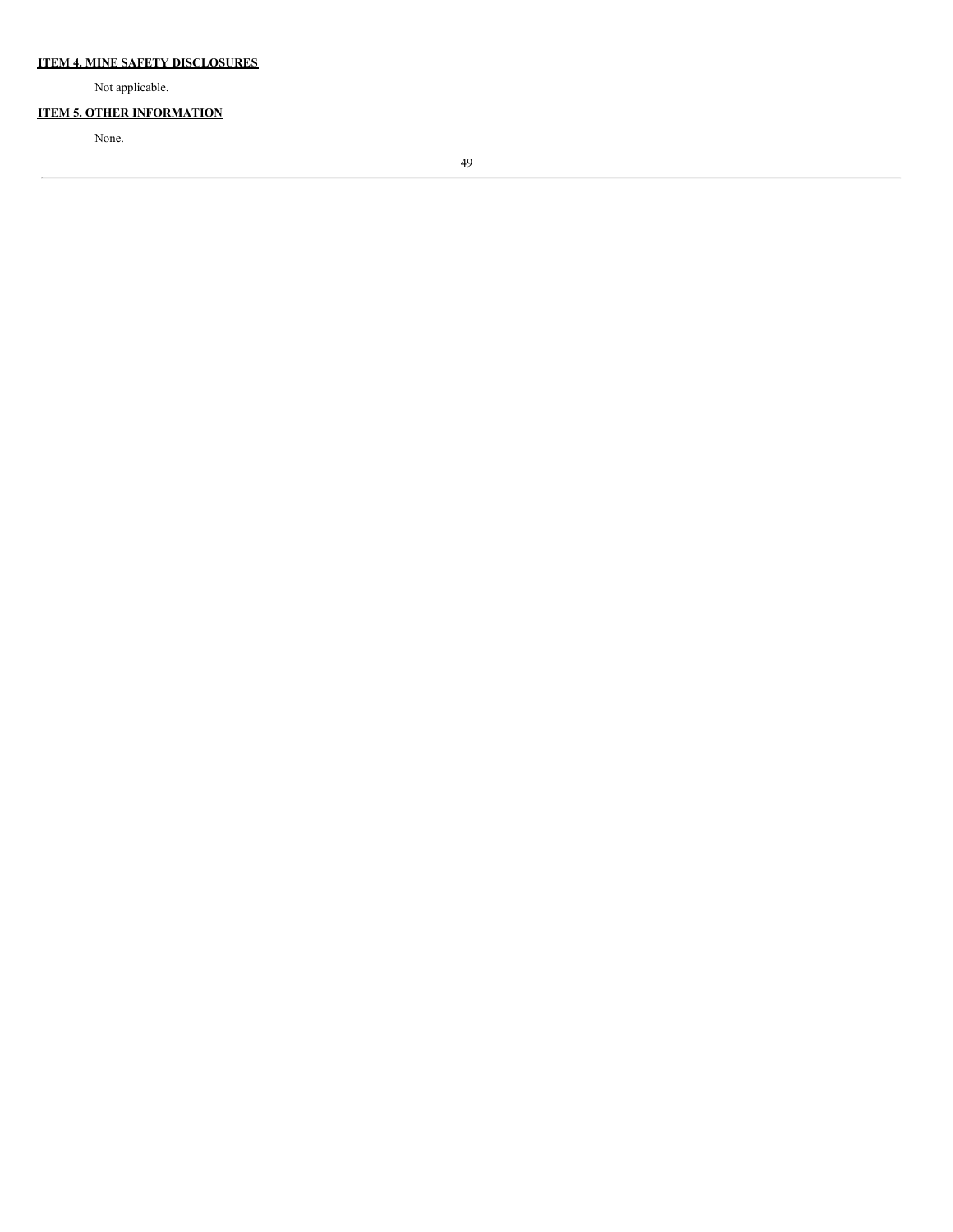## ITEM 4. MINE SAFETY DISCLOSURES

Not applicable.

## ITEM 5. OTHER INFORMATION

None.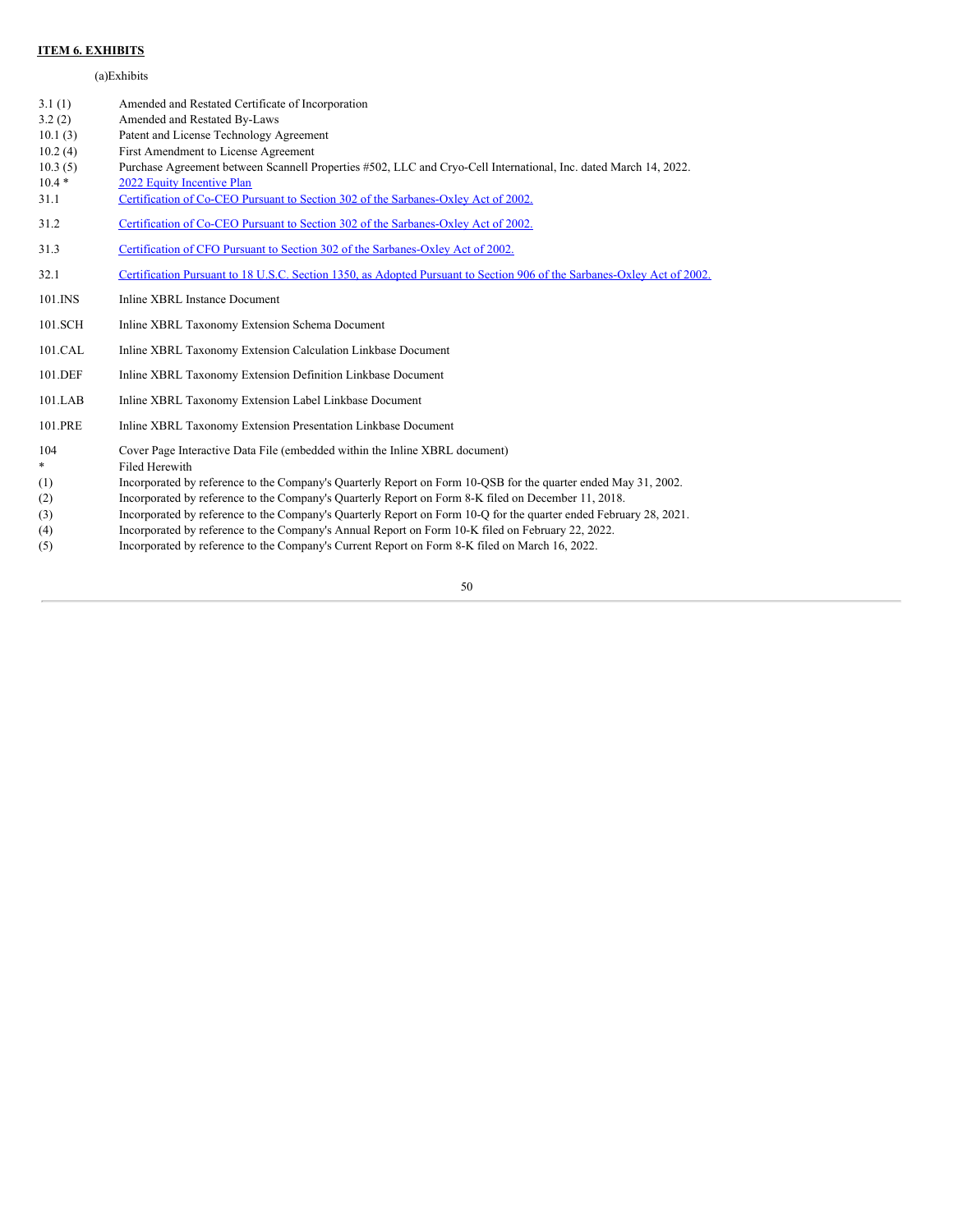**ITEM 6. EXHIBITS**

(a)Exhibits

| | |
|---|---|
| 3.1 (1) | Amended and Restated Certificate of Incorporation |
| 3.2 (2) | Amended and Restated By-Laws |
| 10.1 (3) | Patent and License Technology Agreement |
| 10.2 (4) | First Amendment to License Agreement |
| 10.3 (5) | Purchase Agreement between Scannell Properties #502, LLC and Cryo-Cell International, Inc. dated March 14, 2022. |
| 10.4 * | 2022 Equity Incentive Plan |
| 31.1 | Certification of Co-CEO Pursuant to Section 302 of the Sarbanes-Oxley Act of 2002. |
| 31.2 | Certification of Co-CEO Pursuant to Section 302 of the Sarbanes-Oxley Act of 2002. |
| 31.3 | Certification of CFO Pursuant to Section 302 of the Sarbanes-Oxley Act of 2002. |
| 32.1 | Certification Pursuant to 18 U.S.C. Section 1350, as Adopted Pursuant to Section 906 of the Sarbanes-Oxley Act of 2002. |
| 101.INS | Inline XBRL Instance Document |
| 101.SCH | Inline XBRL Taxonomy Extension Schema Document |
| 101.CAL | Inline XBRL Taxonomy Extension Calculation Linkbase Document |
| 101.DEF | Inline XBRL Taxonomy Extension Definition Linkbase Document |
| 101.LAB | Inline XBRL Taxonomy Extension Label Linkbase Document |
| 101.PRE | Inline XBRL Taxonomy Extension Presentation Linkbase Document |
| 104 | Cover Page Interactive Data File (embedded within the Inline XBRL document) |
| * | Filed Herewith |
| (1) | Incorporated by reference to the Company's Quarterly Report on Form 10-QSB for the quarter ended May 31, 2002. |
| (2) | Incorporated by reference to the Company's Quarterly Report on Form 8-K filed on December 11, 2018. |
| (3) | Incorporated by reference to the Company's Quarterly Report on Form 10-Q for the quarter ended February 28, 2021. |
| (4) | Incorporated by reference to the Company's Annual Report on Form 10-K filed on February 22, 2022. |
| (5) | Incorporated by reference to the Company's Current Report on Form 8-K filed on March 16, 2022. |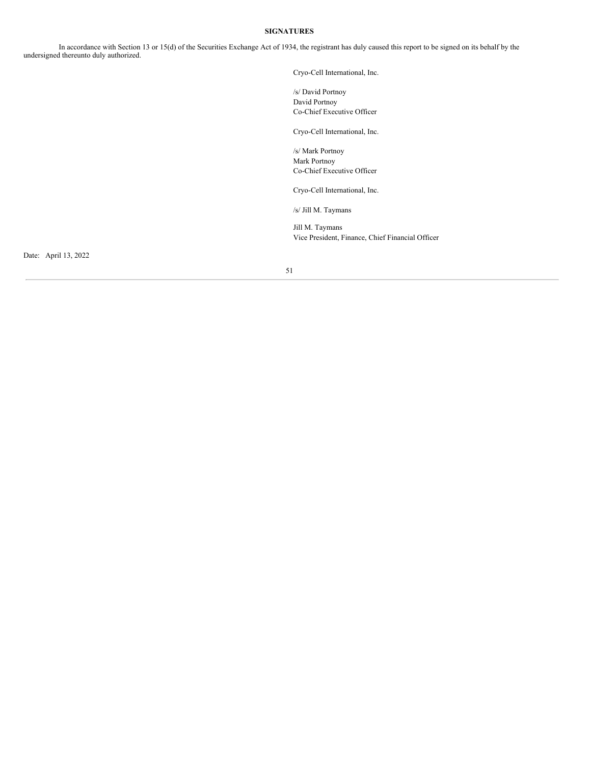**SIGNATURES**

In accordance with Section 13 or 15(d) of the Securities Exchange Act of 1934, the registrant has duly caused this report to be signed on its behalf by the undersigned thereunto duly authorized.

Cryo-Cell International, Inc.

/s/ David Portnoy
David Portnoy
Co-Chief Executive Officer

Cryo-Cell International, Inc.

/s/ Mark Portnoy
Mark Portnoy
Co-Chief Executive Officer

Cryo-Cell International, Inc.

/s/ Jill M. Taymans

Jill M. Taymans
Vice President, Finance, Chief Financial Officer

Date: April 13, 2022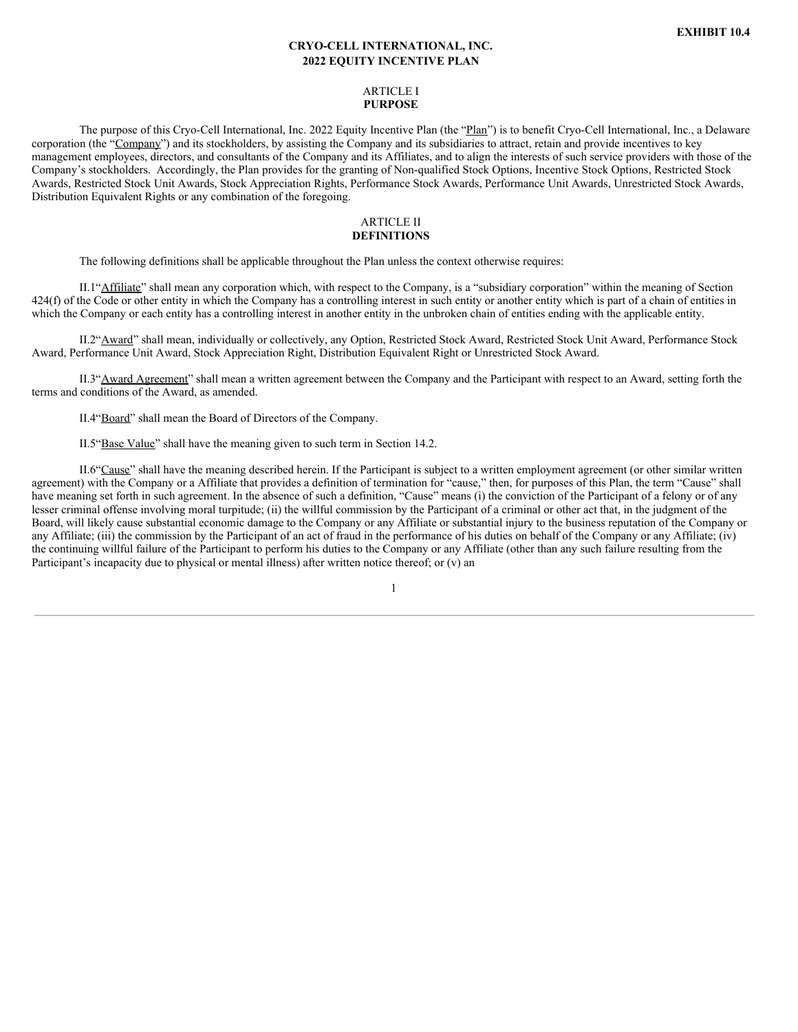**EXHIBIT 10.4**

# CRYO-CELL INTERNATIONAL, INC.
# 2022 EQUITY INCENTIVE PLAN

## ARTICLE I
## PURPOSE

The purpose of this Cryo-Cell International, Inc. 2022 Equity Incentive Plan (the "Plan") is to benefit Cryo-Cell International, Inc., a Delaware corporation (the "Company") and its stockholders, by assisting the Company and its subsidiaries to attract, retain and provide incentives to key management employees, directors, and consultants of the Company and its Affiliates, and to align the interests of such service providers with those of the Company's stockholders. Accordingly, the Plan provides for the granting of Non-qualified Stock Options, Incentive Stock Options, Restricted Stock Awards, Restricted Stock Unit Awards, Stock Appreciation Rights, Performance Stock Awards, Performance Unit Awards, Unrestricted Stock Awards, Distribution Equivalent Rights or any combination of the foregoing.

## ARTICLE II
## DEFINITIONS

The following definitions shall be applicable throughout the Plan unless the context otherwise requires:

II.1"Affiliate" shall mean any corporation which, with respect to the Company, is a "subsidiary corporation" within the meaning of Section 424(f) of the Code or other entity in which the Company has a controlling interest in such entity or another entity which is part of a chain of entities in which the Company or each entity has a controlling interest in another entity in the unbroken chain of entities ending with the applicable entity.

II.2"Award" shall mean, individually or collectively, any Option, Restricted Stock Award, Restricted Stock Unit Award, Performance Stock Award, Performance Unit Award, Stock Appreciation Right, Distribution Equivalent Right or Unrestricted Stock Award.

II.3"Award Agreement" shall mean a written agreement between the Company and the Participant with respect to an Award, setting forth the terms and conditions of the Award, as amended.

II.4"Board" shall mean the Board of Directors of the Company.

II.5"Base Value" shall have the meaning given to such term in Section 14.2.

II.6"Cause" shall have the meaning described herein. If the Participant is subject to a written employment agreement (or other similar written agreement) with the Company or a Affiliate that provides a definition of termination for "cause," then, for purposes of this Plan, the term "Cause" shall have meaning set forth in such agreement. In the absence of such a definition, "Cause" means (i) the conviction of the Participant of a felony or of any lesser criminal offense involving moral turpitude; (ii) the willful commission by the Participant of a criminal or other act that, in the judgment of the Board, will likely cause substantial economic damage to the Company or any Affiliate or substantial injury to the business reputation of the Company or any Affiliate; (iii) the commission by the Participant of an act of fraud in the performance of his duties on behalf of the Company or any Affiliate; (iv) the continuing willful failure of the Participant to perform his duties to the Company or any Affiliate (other than any such failure resulting from the Participant's incapacity due to physical or mental illness) after written notice thereof; or (v) an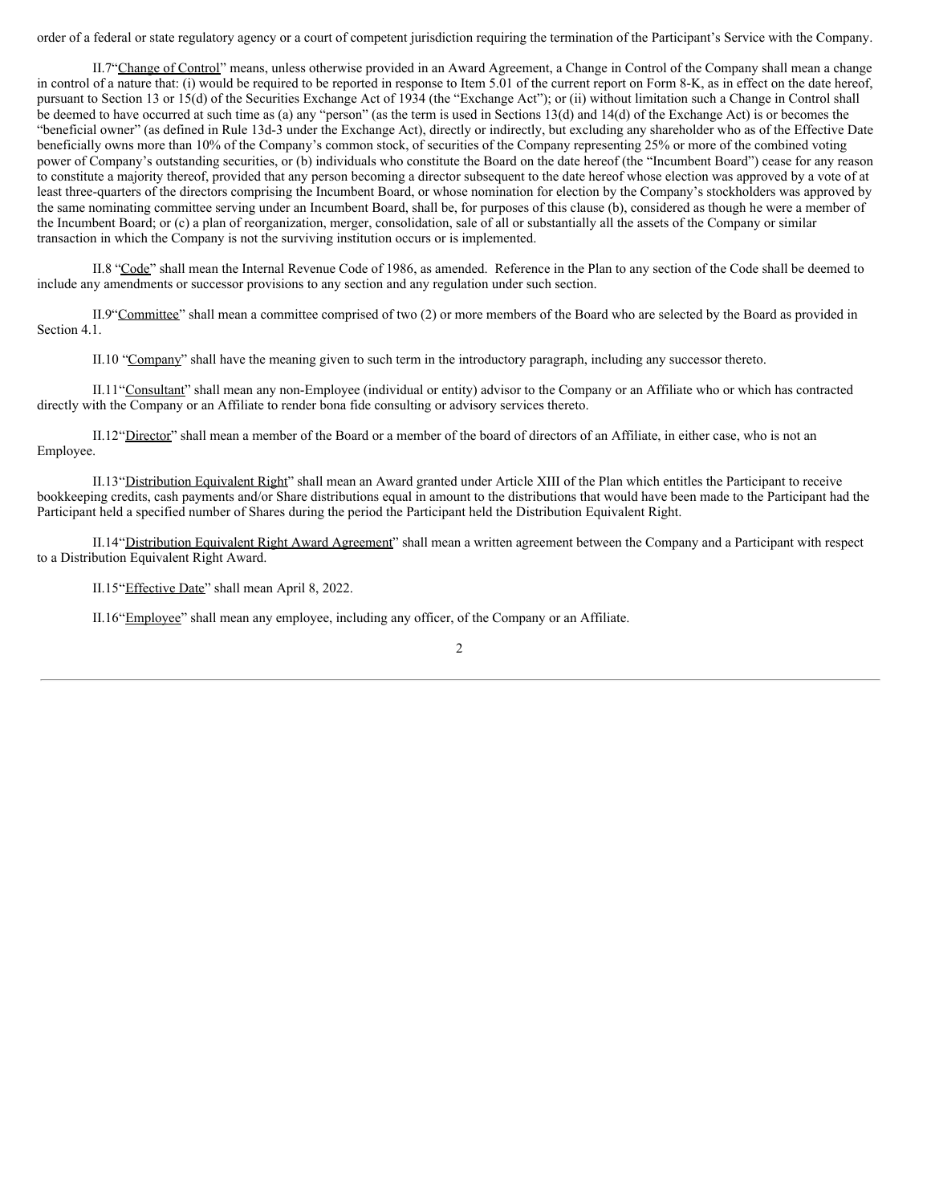order of a federal or state regulatory agency or a court of competent jurisdiction requiring the termination of the Participant's Service with the Company.

II.7 "Change of Control" means, unless otherwise provided in an Award Agreement, a Change in Control of the Company shall mean a change in control of a nature that: (i) would be required to be reported in response to Item 5.01 of the current report on Form 8-K, as in effect on the date hereof, pursuant to Section 13 or 15(d) of the Securities Exchange Act of 1934 (the "Exchange Act"); or (ii) without limitation such a Change in Control shall be deemed to have occurred at such time as (a) any "person" (as the term is used in Sections 13(d) and 14(d) of the Exchange Act) is or becomes the "beneficial owner" (as defined in Rule 13d-3 under the Exchange Act), directly or indirectly, but excluding any shareholder who as of the Effective Date beneficially owns more than 10% of the Company's common stock, of securities of the Company representing 25% or more of the combined voting power of Company's outstanding securities, or (b) individuals who constitute the Board on the date hereof (the "Incumbent Board") cease for any reason to constitute a majority thereof, provided that any person becoming a director subsequent to the date hereof whose election was approved by a vote of at least three-quarters of the directors comprising the Incumbent Board, or whose nomination for election by the Company's stockholders was approved by the same nominating committee serving under an Incumbent Board, shall be, for purposes of this clause (b), considered as though he were a member of the Incumbent Board; or (c) a plan of reorganization, merger, consolidation, sale of all or substantially all the assets of the Company or similar transaction in which the Company is not the surviving institution occurs or is implemented.

II.8 "Code" shall mean the Internal Revenue Code of 1986, as amended. Reference in the Plan to any section of the Code shall be deemed to include any amendments or successor provisions to any section and any regulation under such section.

II.9 "Committee" shall mean a committee comprised of two (2) or more members of the Board who are selected by the Board as provided in Section 4.1.

II.10 "Company" shall have the meaning given to such term in the introductory paragraph, including any successor thereto.

II.11 "Consultant" shall mean any non-Employee (individual or entity) advisor to the Company or an Affiliate who or which has contracted directly with the Company or an Affiliate to render bona fide consulting or advisory services thereto.

II.12 "Director" shall mean a member of the Board or a member of the board of directors of an Affiliate, in either case, who is not an Employee.

II.13 "Distribution Equivalent Right" shall mean an Award granted under Article XIII of the Plan which entitles the Participant to receive bookkeeping credits, cash payments and/or Share distributions equal in amount to the distributions that would have been made to the Participant had the Participant held a specified number of Shares during the period the Participant held the Distribution Equivalent Right.

II.14 "Distribution Equivalent Right Award Agreement" shall mean a written agreement between the Company and a Participant with respect to a Distribution Equivalent Right Award.

II.15 "Effective Date" shall mean April 8, 2022.

II.16 "Employee" shall mean any employee, including any officer, of the Company or an Affiliate.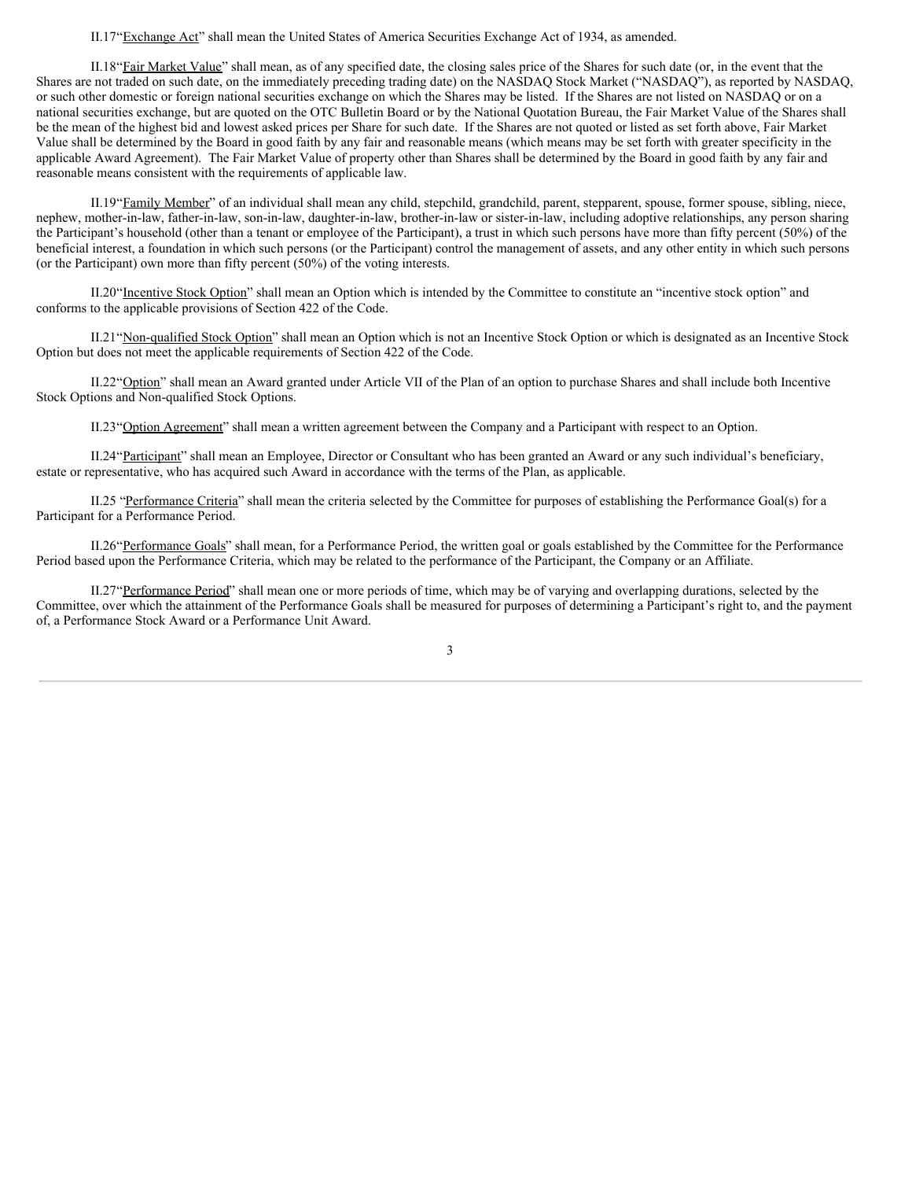II.17"Exchange Act" shall mean the United States of America Securities Exchange Act of 1934, as amended.

II.18"Fair Market Value" shall mean, as of any specified date, the closing sales price of the Shares for such date (or, in the event that the Shares are not traded on such date, on the immediately preceding trading date) on the NASDAQ Stock Market ("NASDAQ"), as reported by NASDAQ, or such other domestic or foreign national securities exchange on which the Shares may be listed. If the Shares are not listed on NASDAQ or on a national securities exchange, but are quoted on the OTC Bulletin Board or by the National Quotation Bureau, the Fair Market Value of the Shares shall be the mean of the highest bid and lowest asked prices per Share for such date. If the Shares are not quoted or listed as set forth above, Fair Market Value shall be determined by the Board in good faith by any fair and reasonable means (which means may be set forth with greater specificity in the applicable Award Agreement). The Fair Market Value of property other than Shares shall be determined by the Board in good faith by any fair and reasonable means consistent with the requirements of applicable law.

II.19"Family Member" of an individual shall mean any child, stepchild, grandchild, parent, stepparent, spouse, former spouse, sibling, niece, nephew, mother-in-law, father-in-law, son-in-law, daughter-in-law, brother-in-law or sister-in-law, including adoptive relationships, any person sharing the Participant's household (other than a tenant or employee of the Participant), a trust in which such persons have more than fifty percent (50%) of the beneficial interest, a foundation in which such persons (or the Participant) control the management of assets, and any other entity in which such persons (or the Participant) own more than fifty percent (50%) of the voting interests.

II.20"Incentive Stock Option" shall mean an Option which is intended by the Committee to constitute an "incentive stock option" and conforms to the applicable provisions of Section 422 of the Code.

II.21"Non-qualified Stock Option" shall mean an Option which is not an Incentive Stock Option or which is designated as an Incentive Stock Option but does not meet the applicable requirements of Section 422 of the Code.

II.22"Option" shall mean an Award granted under Article VII of the Plan of an option to purchase Shares and shall include both Incentive Stock Options and Non-qualified Stock Options.

II.23"Option Agreement" shall mean a written agreement between the Company and a Participant with respect to an Option.

II.24"Participant" shall mean an Employee, Director or Consultant who has been granted an Award or any such individual's beneficiary, estate or representative, who has acquired such Award in accordance with the terms of the Plan, as applicable.

II.25 "Performance Criteria" shall mean the criteria selected by the Committee for purposes of establishing the Performance Goal(s) for a Participant for a Performance Period.

II.26"Performance Goals" shall mean, for a Performance Period, the written goal or goals established by the Committee for the Performance Period based upon the Performance Criteria, which may be related to the performance of the Participant, the Company or an Affiliate.

II.27"Performance Period" shall mean one or more periods of time, which may be of varying and overlapping durations, selected by the Committee, over which the attainment of the Performance Goals shall be measured for purposes of determining a Participant's right to, and the payment of, a Performance Stock Award or a Performance Unit Award.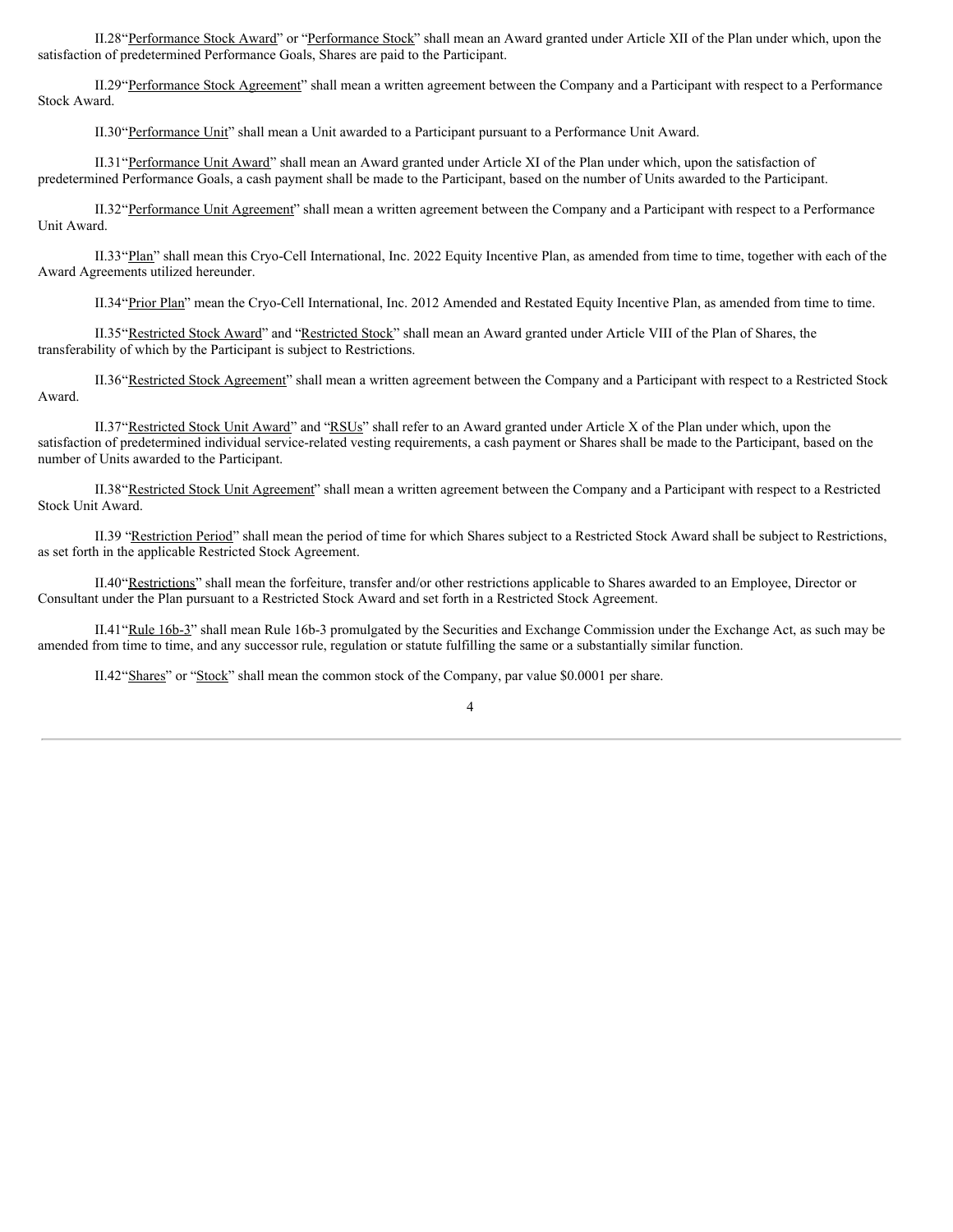II.28“Performance Stock Award” or “Performance Stock” shall mean an Award granted under Article XII of the Plan under which, upon the satisfaction of predetermined Performance Goals, Shares are paid to the Participant.

II.29“Performance Stock Agreement” shall mean a written agreement between the Company and a Participant with respect to a Performance Stock Award.

II.30“Performance Unit” shall mean a Unit awarded to a Participant pursuant to a Performance Unit Award.

II.31“Performance Unit Award” shall mean an Award granted under Article XI of the Plan under which, upon the satisfaction of predetermined Performance Goals, a cash payment shall be made to the Participant, based on the number of Units awarded to the Participant.

II.32“Performance Unit Agreement” shall mean a written agreement between the Company and a Participant with respect to a Performance Unit Award.

II.33“Plan” shall mean this Cryo-Cell International, Inc. 2022 Equity Incentive Plan, as amended from time to time, together with each of the Award Agreements utilized hereunder.

II.34“Prior Plan” mean the Cryo-Cell International, Inc. 2012 Amended and Restated Equity Incentive Plan, as amended from time to time.

II.35“Restricted Stock Award” and “Restricted Stock” shall mean an Award granted under Article VIII of the Plan of Shares, the transferability of which by the Participant is subject to Restrictions.

II.36“Restricted Stock Agreement” shall mean a written agreement between the Company and a Participant with respect to a Restricted Stock Award.

II.37“Restricted Stock Unit Award” and “RSUs” shall refer to an Award granted under Article X of the Plan under which, upon the satisfaction of predetermined individual service-related vesting requirements, a cash payment or Shares shall be made to the Participant, based on the number of Units awarded to the Participant.

II.38“Restricted Stock Unit Agreement” shall mean a written agreement between the Company and a Participant with respect to a Restricted Stock Unit Award.

II.39 “Restriction Period” shall mean the period of time for which Shares subject to a Restricted Stock Award shall be subject to Restrictions, as set forth in the applicable Restricted Stock Agreement.

II.40“Restrictions” shall mean the forfeiture, transfer and/or other restrictions applicable to Shares awarded to an Employee, Director or Consultant under the Plan pursuant to a Restricted Stock Award and set forth in a Restricted Stock Agreement.

II.41“Rule 16b-3” shall mean Rule 16b-3 promulgated by the Securities and Exchange Commission under the Exchange Act, as such may be amended from time to time, and any successor rule, regulation or statute fulfilling the same or a substantially similar function.

II.42“Shares” or “Stock” shall mean the common stock of the Company, par value $0.0001 per share.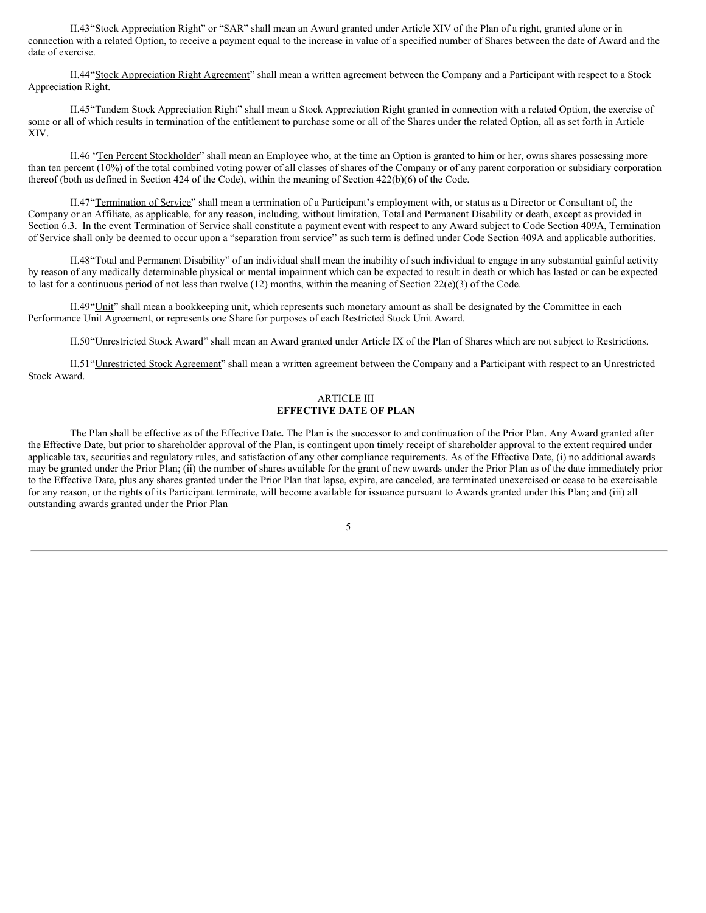II.43“Stock Appreciation Right” or “SAR” shall mean an Award granted under Article XIV of the Plan of a right, granted alone or in connection with a related Option, to receive a payment equal to the increase in value of a specified number of Shares between the date of Award and the date of exercise.

II.44“Stock Appreciation Right Agreement” shall mean a written agreement between the Company and a Participant with respect to a Stock Appreciation Right.

II.45“Tandem Stock Appreciation Right” shall mean a Stock Appreciation Right granted in connection with a related Option, the exercise of some or all of which results in termination of the entitlement to purchase some or all of the Shares under the related Option, all as set forth in Article XIV.

II.46 “Ten Percent Stockholder” shall mean an Employee who, at the time an Option is granted to him or her, owns shares possessing more than ten percent (10%) of the total combined voting power of all classes of shares of the Company or of any parent corporation or subsidiary corporation thereof (both as defined in Section 424 of the Code), within the meaning of Section 422(b)(6) of the Code.

II.47“Termination of Service” shall mean a termination of a Participant’s employment with, or status as a Director or Consultant of, the Company or an Affiliate, as applicable, for any reason, including, without limitation, Total and Permanent Disability or death, except as provided in Section 6.3. In the event Termination of Service shall constitute a payment event with respect to any Award subject to Code Section 409A, Termination of Service shall only be deemed to occur upon a “separation from service” as such term is defined under Code Section 409A and applicable authorities.

II.48“Total and Permanent Disability” of an individual shall mean the inability of such individual to engage in any substantial gainful activity by reason of any medically determinable physical or mental impairment which can be expected to result in death or which has lasted or can be expected to last for a continuous period of not less than twelve (12) months, within the meaning of Section 22(e)(3) of the Code.

II.49“Unit” shall mean a bookkeeping unit, which represents such monetary amount as shall be designated by the Committee in each Performance Unit Agreement, or represents one Share for purposes of each Restricted Stock Unit Award.

II.50“Unrestricted Stock Award” shall mean an Award granted under Article IX of the Plan of Shares which are not subject to Restrictions.

II.51“Unrestricted Stock Agreement” shall mean a written agreement between the Company and a Participant with respect to an Unrestricted Stock Award.

## ARTICLE III
## EFFECTIVE DATE OF PLAN

The Plan shall be effective as of the Effective Date**.** The Plan is the successor to and continuation of the Prior Plan. Any Award granted after the Effective Date, but prior to shareholder approval of the Plan, is contingent upon timely receipt of shareholder approval to the extent required under applicable tax, securities and regulatory rules, and satisfaction of any other compliance requirements. As of the Effective Date, (i) no additional awards may be granted under the Prior Plan; (ii) the number of shares available for the grant of new awards under the Prior Plan as of the date immediately prior to the Effective Date, plus any shares granted under the Prior Plan that lapse, expire, are canceled, are terminated unexercised or cease to be exercisable for any reason, or the rights of its Participant terminate, will become available for issuance pursuant to Awards granted under this Plan; and (iii) all outstanding awards granted under the Prior Plan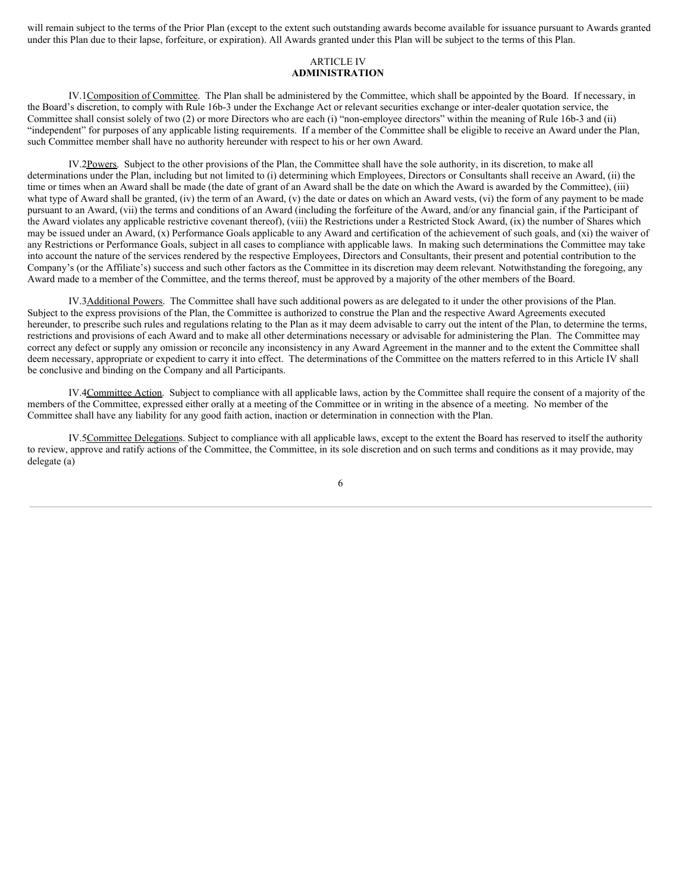will remain subject to the terms of the Prior Plan (except to the extent such outstanding awards become available for issuance pursuant to Awards granted under this Plan due to their lapse, forfeiture, or expiration). All Awards granted under this Plan will be subject to the terms of this Plan.

## ARTICLE IV
## ADMINISTRATION

IV.1 Composition of Committee. The Plan shall be administered by the Committee, which shall be appointed by the Board. If necessary, in the Board's discretion, to comply with Rule 16b-3 under the Exchange Act or relevant securities exchange or inter-dealer quotation service, the Committee shall consist solely of two (2) or more Directors who are each (i) "non-employee directors" within the meaning of Rule 16b-3 and (ii) "independent" for purposes of any applicable listing requirements. If a member of the Committee shall be eligible to receive an Award under the Plan, such Committee member shall have no authority hereunder with respect to his or her own Award.

IV.2 Powers. Subject to the other provisions of the Plan, the Committee shall have the sole authority, in its discretion, to make all determinations under the Plan, including but not limited to (i) determining which Employees, Directors or Consultants shall receive an Award, (ii) the time or times when an Award shall be made (the date of grant of an Award shall be the date on which the Award is awarded by the Committee), (iii) what type of Award shall be granted, (iv) the term of an Award, (v) the date or dates on which an Award vests, (vi) the form of any payment to be made pursuant to an Award, (vii) the terms and conditions of an Award (including the forfeiture of the Award, and/or any financial gain, if the Participant of the Award violates any applicable restrictive covenant thereof), (viii) the Restrictions under a Restricted Stock Award, (ix) the number of Shares which may be issued under an Award, (x) Performance Goals applicable to any Award and certification of the achievement of such goals, and (xi) the waiver of any Restrictions or Performance Goals, subject in all cases to compliance with applicable laws. In making such determinations the Committee may take into account the nature of the services rendered by the respective Employees, Directors and Consultants, their present and potential contribution to the Company's (or the Affiliate's) success and such other factors as the Committee in its discretion may deem relevant. Notwithstanding the foregoing, any Award made to a member of the Committee, and the terms thereof, must be approved by a majority of the other members of the Board.

IV.3 Additional Powers. The Committee shall have such additional powers as are delegated to it under the other provisions of the Plan. Subject to the express provisions of the Plan, the Committee is authorized to construe the Plan and the respective Award Agreements executed hereunder, to prescribe such rules and regulations relating to the Plan as it may deem advisable to carry out the intent of the Plan, to determine the terms, restrictions and provisions of each Award and to make all other determinations necessary or advisable for administering the Plan. The Committee may correct any defect or supply any omission or reconcile any inconsistency in any Award Agreement in the manner and to the extent the Committee shall deem necessary, appropriate or expedient to carry it into effect. The determinations of the Committee on the matters referred to in this Article IV shall be conclusive and binding on the Company and all Participants.

IV.4 Committee Action. Subject to compliance with all applicable laws, action by the Committee shall require the consent of a majority of the members of the Committee, expressed either orally at a meeting of the Committee or in writing in the absence of a meeting. No member of the Committee shall have any liability for any good faith action, inaction or determination in connection with the Plan.

IV.5 Committee Delegations. Subject to compliance with all applicable laws, except to the extent the Board has reserved to itself the authority to review, approve and ratify actions of the Committee, the Committee, in its sole discretion and on such terms and conditions as it may provide, may delegate (a)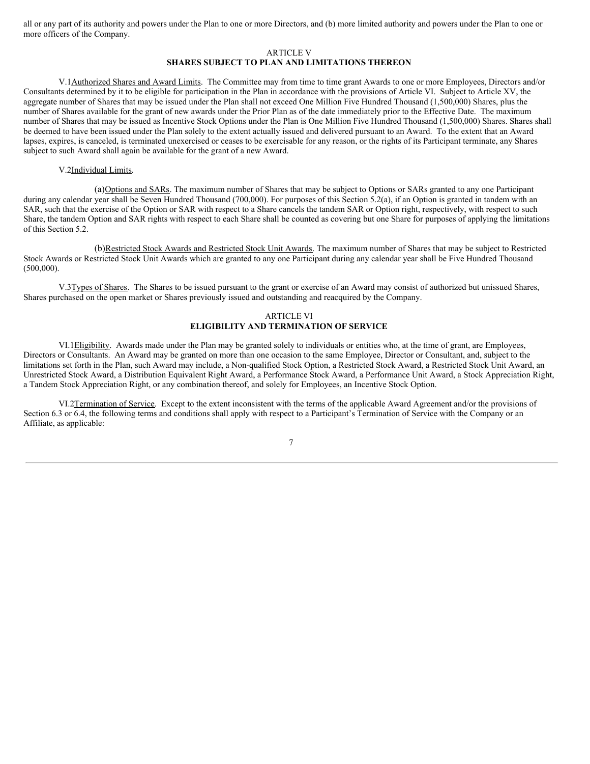all or any part of its authority and powers under the Plan to one or more Directors, and (b) more limited authority and powers under the Plan to one or more officers of the Company.

## ARTICLE V
## SHARES SUBJECT TO PLAN AND LIMITATIONS THEREON

V.1Authorized Shares and Award Limits. The Committee may from time to time grant Awards to one or more Employees, Directors and/or Consultants determined by it to be eligible for participation in the Plan in accordance with the provisions of Article VI. Subject to Article XV, the aggregate number of Shares that may be issued under the Plan shall not exceed One Million Five Hundred Thousand (1,500,000) Shares, plus the number of Shares available for the grant of new awards under the Prior Plan as of the date immediately prior to the Effective Date. The maximum number of Shares that may be issued as Incentive Stock Options under the Plan is One Million Five Hundred Thousand (1,500,000) Shares. Shares shall be deemed to have been issued under the Plan solely to the extent actually issued and delivered pursuant to an Award. To the extent that an Award lapses, expires, is canceled, is terminated unexercised or ceases to be exercisable for any reason, or the rights of its Participant terminate, any Shares subject to such Award shall again be available for the grant of a new Award.

V.2Individual Limits.

(a)Options and SARs. The maximum number of Shares that may be subject to Options or SARs granted to any one Participant during any calendar year shall be Seven Hundred Thousand (700,000). For purposes of this Section 5.2(a), if an Option is granted in tandem with an SAR, such that the exercise of the Option or SAR with respect to a Share cancels the tandem SAR or Option right, respectively, with respect to such Share, the tandem Option and SAR rights with respect to each Share shall be counted as covering but one Share for purposes of applying the limitations of this Section 5.2.

(b)Restricted Stock Awards and Restricted Stock Unit Awards. The maximum number of Shares that may be subject to Restricted Stock Awards or Restricted Stock Unit Awards which are granted to any one Participant during any calendar year shall be Five Hundred Thousand (500,000).

V.3Types of Shares. The Shares to be issued pursuant to the grant or exercise of an Award may consist of authorized but unissued Shares, Shares purchased on the open market or Shares previously issued and outstanding and reacquired by the Company.

## ARTICLE VI
## ELIGIBILITY AND TERMINATION OF SERVICE

VI.1Eligibility. Awards made under the Plan may be granted solely to individuals or entities who, at the time of grant, are Employees, Directors or Consultants. An Award may be granted on more than one occasion to the same Employee, Director or Consultant, and, subject to the limitations set forth in the Plan, such Award may include, a Non-qualified Stock Option, a Restricted Stock Award, a Restricted Stock Unit Award, an Unrestricted Stock Award, a Distribution Equivalent Right Award, a Performance Stock Award, a Performance Unit Award, a Stock Appreciation Right, a Tandem Stock Appreciation Right, or any combination thereof, and solely for Employees, an Incentive Stock Option.

VI.2Termination of Service. Except to the extent inconsistent with the terms of the applicable Award Agreement and/or the provisions of Section 6.3 or 6.4, the following terms and conditions shall apply with respect to a Participant's Termination of Service with the Company or an Affiliate, as applicable: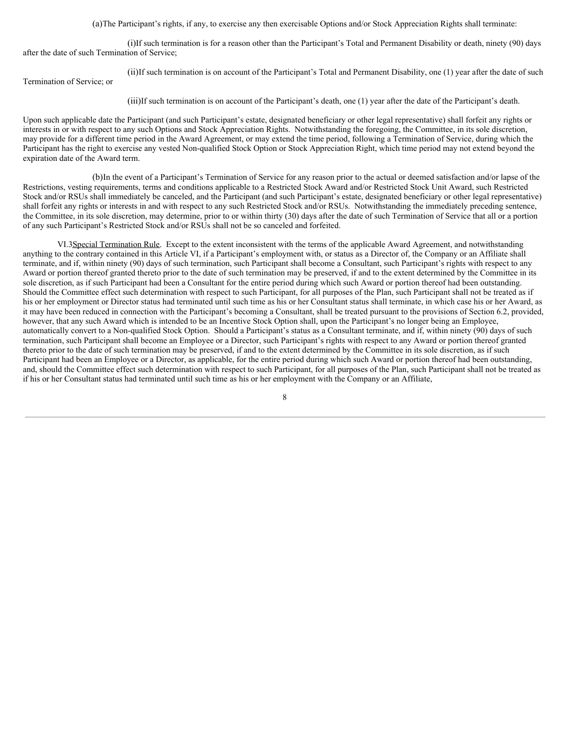(a)The Participant's rights, if any, to exercise any then exercisable Options and/or Stock Appreciation Rights shall terminate:

(i)If such termination is for a reason other than the Participant's Total and Permanent Disability or death, ninety (90) days after the date of such Termination of Service;

(ii)If such termination is on account of the Participant's Total and Permanent Disability, one (1) year after the date of such Termination of Service; or

(iii)If such termination is on account of the Participant's death, one (1) year after the date of the Participant's death.

Upon such applicable date the Participant (and such Participant's estate, designated beneficiary or other legal representative) shall forfeit any rights or interests in or with respect to any such Options and Stock Appreciation Rights. Notwithstanding the foregoing, the Committee, in its sole discretion, may provide for a different time period in the Award Agreement, or may extend the time period, following a Termination of Service, during which the Participant has the right to exercise any vested Non-qualified Stock Option or Stock Appreciation Right, which time period may not extend beyond the expiration date of the Award term.

(b)In the event of a Participant's Termination of Service for any reason prior to the actual or deemed satisfaction and/or lapse of the Restrictions, vesting requirements, terms and conditions applicable to a Restricted Stock Award and/or Restricted Stock Unit Award, such Restricted Stock and/or RSUs shall immediately be canceled, and the Participant (and such Participant's estate, designated beneficiary or other legal representative) shall forfeit any rights or interests in and with respect to any such Restricted Stock and/or RSUs. Notwithstanding the immediately preceding sentence, the Committee, in its sole discretion, may determine, prior to or within thirty (30) days after the date of such Termination of Service that all or a portion of any such Participant's Restricted Stock and/or RSUs shall not be so canceled and forfeited.

VI.3Special Termination Rule. Except to the extent inconsistent with the terms of the applicable Award Agreement, and notwithstanding anything to the contrary contained in this Article VI, if a Participant's employment with, or status as a Director of, the Company or an Affiliate shall terminate, and if, within ninety (90) days of such termination, such Participant shall become a Consultant, such Participant's rights with respect to any Award or portion thereof granted thereto prior to the date of such termination may be preserved, if and to the extent determined by the Committee in its sole discretion, as if such Participant had been a Consultant for the entire period during which such Award or portion thereof had been outstanding. Should the Committee effect such determination with respect to such Participant, for all purposes of the Plan, such Participant shall not be treated as if his or her employment or Director status had terminated until such time as his or her Consultant status shall terminate, in which case his or her Award, as it may have been reduced in connection with the Participant's becoming a Consultant, shall be treated pursuant to the provisions of Section 6.2, provided, however, that any such Award which is intended to be an Incentive Stock Option shall, upon the Participant's no longer being an Employee, automatically convert to a Non-qualified Stock Option. Should a Participant's status as a Consultant terminate, and if, within ninety (90) days of such termination, such Participant shall become an Employee or a Director, such Participant's rights with respect to any Award or portion thereof granted thereto prior to the date of such termination may be preserved, if and to the extent determined by the Committee in its sole discretion, as if such Participant had been an Employee or a Director, as applicable, for the entire period during which such Award or portion thereof had been outstanding, and, should the Committee effect such determination with respect to such Participant, for all purposes of the Plan, such Participant shall not be treated as if his or her Consultant status had terminated until such time as his or her employment with the Company or an Affiliate,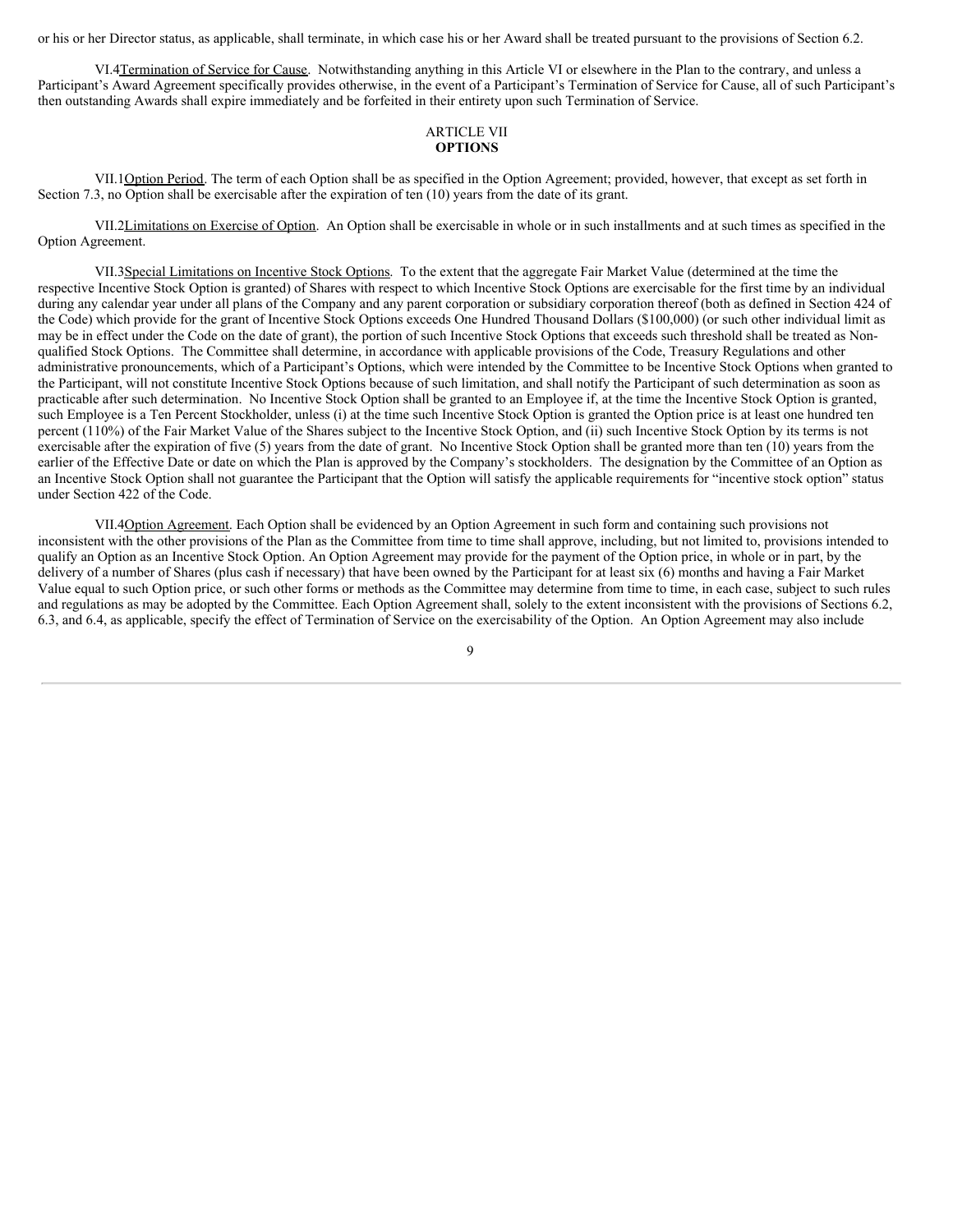or his or her Director status, as applicable, shall terminate, in which case his or her Award shall be treated pursuant to the provisions of Section 6.2.

VI.4 Termination of Service for Cause. Notwithstanding anything in this Article VI or elsewhere in the Plan to the contrary, and unless a Participant's Award Agreement specifically provides otherwise, in the event of a Participant's Termination of Service for Cause, all of such Participant's then outstanding Awards shall expire immediately and be forfeited in their entirety upon such Termination of Service.

## ARTICLE VII
## **OPTIONS**

VII.1 Option Period. The term of each Option shall be as specified in the Option Agreement; provided, however, that except as set forth in Section 7.3, no Option shall be exercisable after the expiration of ten (10) years from the date of its grant.

VII.2 Limitations on Exercise of Option. An Option shall be exercisable in whole or in such installments and at such times as specified in the Option Agreement.

VII.3 Special Limitations on Incentive Stock Options. To the extent that the aggregate Fair Market Value (determined at the time the respective Incentive Stock Option is granted) of Shares with respect to which Incentive Stock Options are exercisable for the first time by an individual during any calendar year under all plans of the Company and any parent corporation or subsidiary corporation thereof (both as defined in Section 424 of the Code) which provide for the grant of Incentive Stock Options exceeds One Hundred Thousand Dollars ($100,000) (or such other individual limit as may be in effect under the Code on the date of grant), the portion of such Incentive Stock Options that exceeds such threshold shall be treated as Non-qualified Stock Options. The Committee shall determine, in accordance with applicable provisions of the Code, Treasury Regulations and other administrative pronouncements, which of a Participant's Options, which were intended by the Committee to be Incentive Stock Options when granted to the Participant, will not constitute Incentive Stock Options because of such limitation, and shall notify the Participant of such determination as soon as practicable after such determination. No Incentive Stock Option shall be granted to an Employee if, at the time the Incentive Stock Option is granted, such Employee is a Ten Percent Stockholder, unless (i) at the time such Incentive Stock Option is granted the Option price is at least one hundred ten percent (110%) of the Fair Market Value of the Shares subject to the Incentive Stock Option, and (ii) such Incentive Stock Option by its terms is not exercisable after the expiration of five (5) years from the date of grant. No Incentive Stock Option shall be granted more than ten (10) years from the earlier of the Effective Date or date on which the Plan is approved by the Company's stockholders. The designation by the Committee of an Option as an Incentive Stock Option shall not guarantee the Participant that the Option will satisfy the applicable requirements for "incentive stock option" status under Section 422 of the Code.

VII.4 Option Agreement. Each Option shall be evidenced by an Option Agreement in such form and containing such provisions not inconsistent with the other provisions of the Plan as the Committee from time to time shall approve, including, but not limited to, provisions intended to qualify an Option as an Incentive Stock Option. An Option Agreement may provide for the payment of the Option price, in whole or in part, by the delivery of a number of Shares (plus cash if necessary) that have been owned by the Participant for at least six (6) months and having a Fair Market Value equal to such Option price, or such other forms or methods as the Committee may determine from time to time, in each case, subject to such rules and regulations as may be adopted by the Committee. Each Option Agreement shall, solely to the extent inconsistent with the provisions of Sections 6.2, 6.3, and 6.4, as applicable, specify the effect of Termination of Service on the exercisability of the Option. An Option Agreement may also include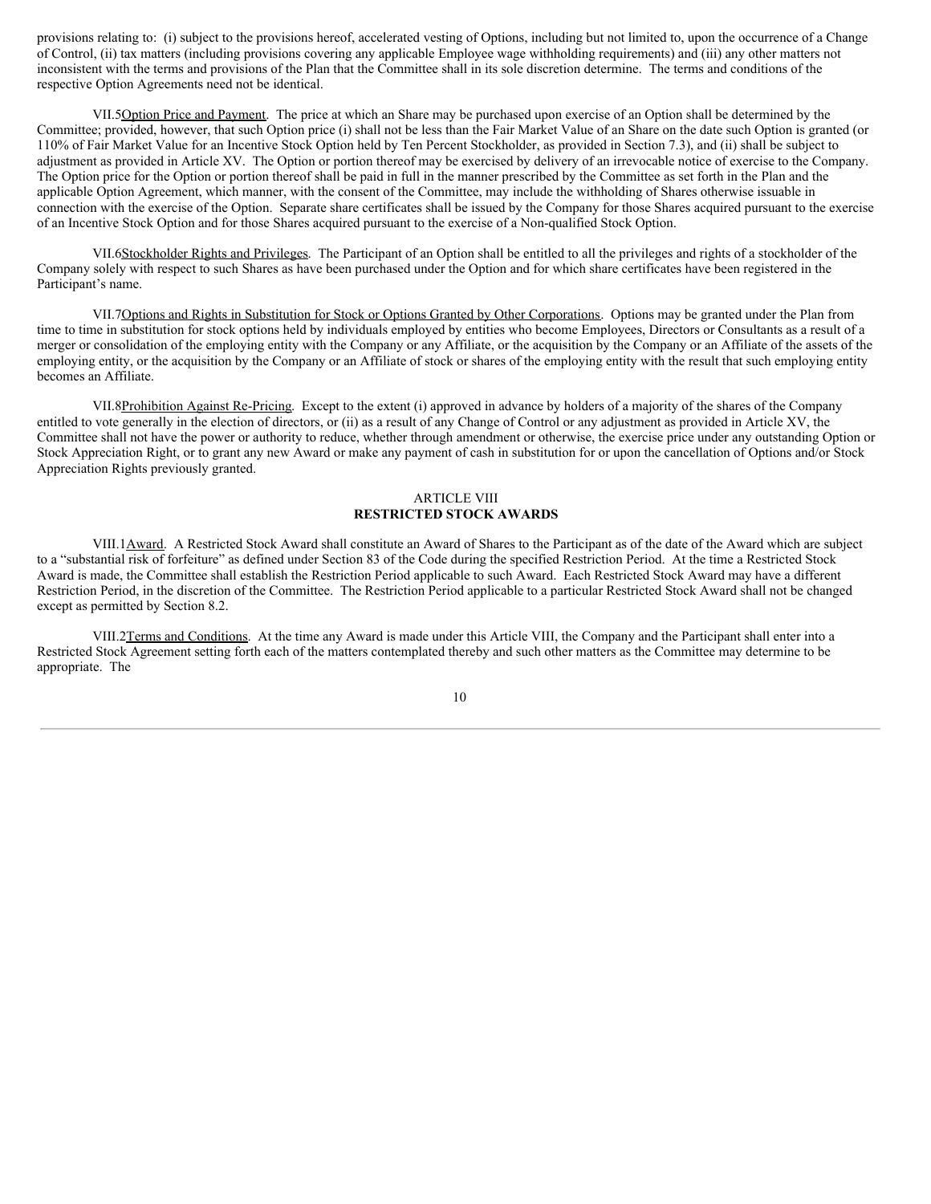provisions relating to: (i) subject to the provisions hereof, accelerated vesting of Options, including but not limited to, upon the occurrence of a Change of Control, (ii) tax matters (including provisions covering any applicable Employee wage withholding requirements) and (iii) any other matters not inconsistent with the terms and provisions of the Plan that the Committee shall in its sole discretion determine. The terms and conditions of the respective Option Agreements need not be identical.

VII.5Option Price and Payment. The price at which an Share may be purchased upon exercise of an Option shall be determined by the Committee; provided, however, that such Option price (i) shall not be less than the Fair Market Value of an Share on the date such Option is granted (or 110% of Fair Market Value for an Incentive Stock Option held by Ten Percent Stockholder, as provided in Section 7.3), and (ii) shall be subject to adjustment as provided in Article XV. The Option or portion thereof may be exercised by delivery of an irrevocable notice of exercise to the Company. The Option price for the Option or portion thereof shall be paid in full in the manner prescribed by the Committee as set forth in the Plan and the applicable Option Agreement, which manner, with the consent of the Committee, may include the withholding of Shares otherwise issuable in connection with the exercise of the Option. Separate share certificates shall be issued by the Company for those Shares acquired pursuant to the exercise of an Incentive Stock Option and for those Shares acquired pursuant to the exercise of a Non-qualified Stock Option.

VII.6Stockholder Rights and Privileges. The Participant of an Option shall be entitled to all the privileges and rights of a stockholder of the Company solely with respect to such Shares as have been purchased under the Option and for which share certificates have been registered in the Participant's name.

VII.7Options and Rights in Substitution for Stock or Options Granted by Other Corporations. Options may be granted under the Plan from time to time in substitution for stock options held by individuals employed by entities who become Employees, Directors or Consultants as a result of a merger or consolidation of the employing entity with the Company or any Affiliate, or the acquisition by the Company or an Affiliate of the assets of the employing entity, or the acquisition by the Company or an Affiliate of stock or shares of the employing entity with the result that such employing entity becomes an Affiliate.

VII.8Prohibition Against Re-Pricing. Except to the extent (i) approved in advance by holders of a majority of the shares of the Company entitled to vote generally in the election of directors, or (ii) as a result of any Change of Control or any adjustment as provided in Article XV, the Committee shall not have the power or authority to reduce, whether through amendment or otherwise, the exercise price under any outstanding Option or Stock Appreciation Right, or to grant any new Award or make any payment of cash in substitution for or upon the cancellation of Options and/or Stock Appreciation Rights previously granted.

ARTICLE VIII
**RESTRICTED STOCK AWARDS**

VIII.1Award. A Restricted Stock Award shall constitute an Award of Shares to the Participant as of the date of the Award which are subject to a "substantial risk of forfeiture" as defined under Section 83 of the Code during the specified Restriction Period. At the time a Restricted Stock Award is made, the Committee shall establish the Restriction Period applicable to such Award. Each Restricted Stock Award may have a different Restriction Period, in the discretion of the Committee. The Restriction Period applicable to a particular Restricted Stock Award shall not be changed except as permitted by Section 8.2.

VIII.2Terms and Conditions. At the time any Award is made under this Article VIII, the Company and the Participant shall enter into a Restricted Stock Agreement setting forth each of the matters contemplated thereby and such other matters as the Committee may determine to be appropriate. The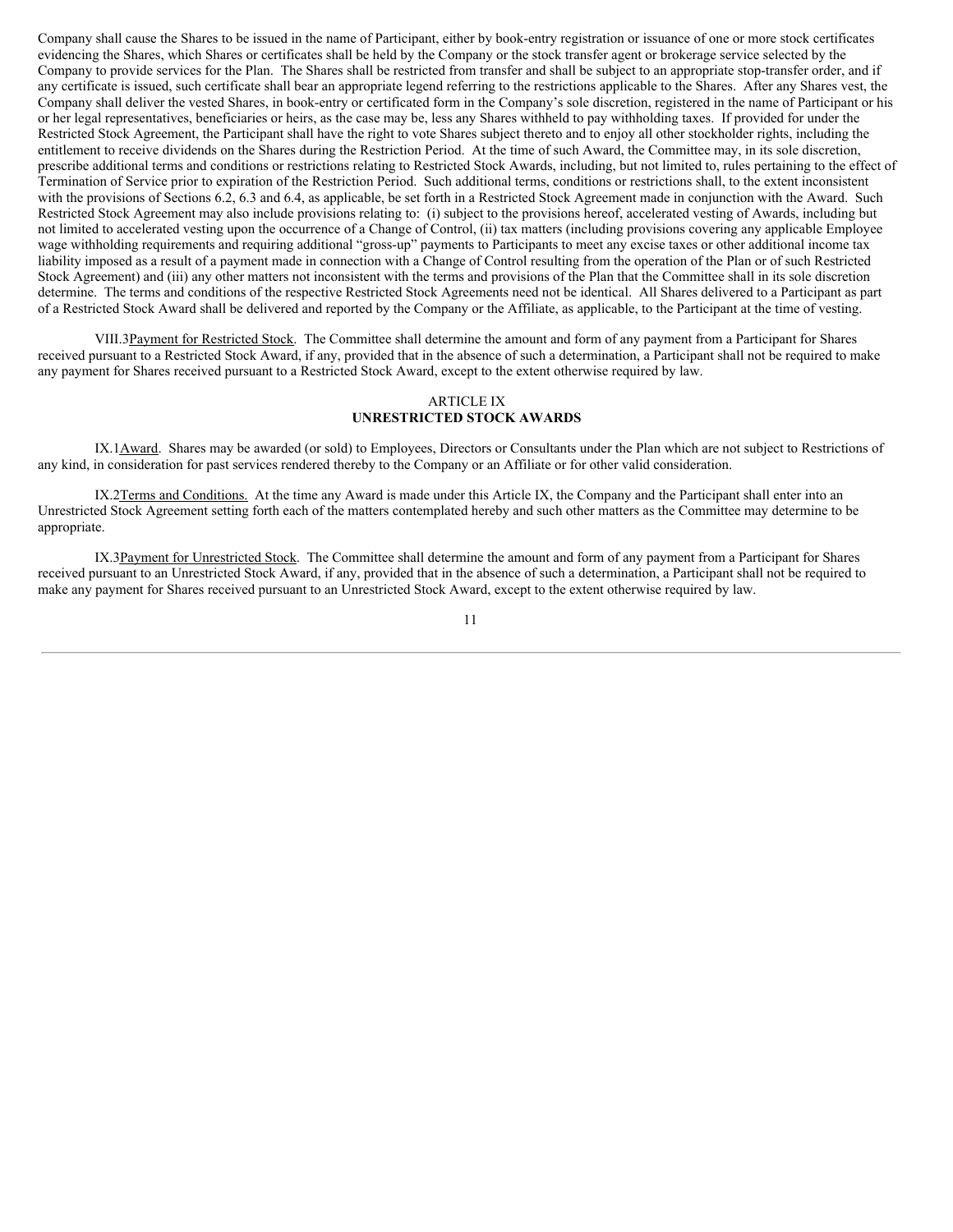Company shall cause the Shares to be issued in the name of Participant, either by book-entry registration or issuance of one or more stock certificates evidencing the Shares, which Shares or certificates shall be held by the Company or the stock transfer agent or brokerage service selected by the Company to provide services for the Plan. The Shares shall be restricted from transfer and shall be subject to an appropriate stop-transfer order, and if any certificate is issued, such certificate shall bear an appropriate legend referring to the restrictions applicable to the Shares. After any Shares vest, the Company shall deliver the vested Shares, in book-entry or certificated form in the Company's sole discretion, registered in the name of Participant or his or her legal representatives, beneficiaries or heirs, as the case may be, less any Shares withheld to pay withholding taxes. If provided for under the Restricted Stock Agreement, the Participant shall have the right to vote Shares subject thereto and to enjoy all other stockholder rights, including the entitlement to receive dividends on the Shares during the Restriction Period. At the time of such Award, the Committee may, in its sole discretion, prescribe additional terms and conditions or restrictions relating to Restricted Stock Awards, including, but not limited to, rules pertaining to the effect of Termination of Service prior to expiration of the Restriction Period. Such additional terms, conditions or restrictions shall, to the extent inconsistent with the provisions of Sections 6.2, 6.3 and 6.4, as applicable, be set forth in a Restricted Stock Agreement made in conjunction with the Award. Such Restricted Stock Agreement may also include provisions relating to: (i) subject to the provisions hereof, accelerated vesting of Awards, including but not limited to accelerated vesting upon the occurrence of a Change of Control, (ii) tax matters (including provisions covering any applicable Employee wage withholding requirements and requiring additional "gross-up" payments to Participants to meet any excise taxes or other additional income tax liability imposed as a result of a payment made in connection with a Change of Control resulting from the operation of the Plan or of such Restricted Stock Agreement) and (iii) any other matters not inconsistent with the terms and provisions of the Plan that the Committee shall in its sole discretion determine. The terms and conditions of the respective Restricted Stock Agreements need not be identical. All Shares delivered to a Participant as part of a Restricted Stock Award shall be delivered and reported by the Company or the Affiliate, as applicable, to the Participant at the time of vesting.

VIII.3Payment for Restricted Stock. The Committee shall determine the amount and form of any payment from a Participant for Shares received pursuant to a Restricted Stock Award, if any, provided that in the absence of such a determination, a Participant shall not be required to make any payment for Shares received pursuant to a Restricted Stock Award, except to the extent otherwise required by law.

## ARTICLE IX
## **UNRESTRICTED STOCK AWARDS**

IX.1Award. Shares may be awarded (or sold) to Employees, Directors or Consultants under the Plan which are not subject to Restrictions of any kind, in consideration for past services rendered thereby to the Company or an Affiliate or for other valid consideration.

IX.2Terms and Conditions. At the time any Award is made under this Article IX, the Company and the Participant shall enter into an Unrestricted Stock Agreement setting forth each of the matters contemplated hereby and such other matters as the Committee may determine to be appropriate.

IX.3Payment for Unrestricted Stock. The Committee shall determine the amount and form of any payment from a Participant for Shares received pursuant to an Unrestricted Stock Award, if any, provided that in the absence of such a determination, a Participant shall not be required to make any payment for Shares received pursuant to an Unrestricted Stock Award, except to the extent otherwise required by law.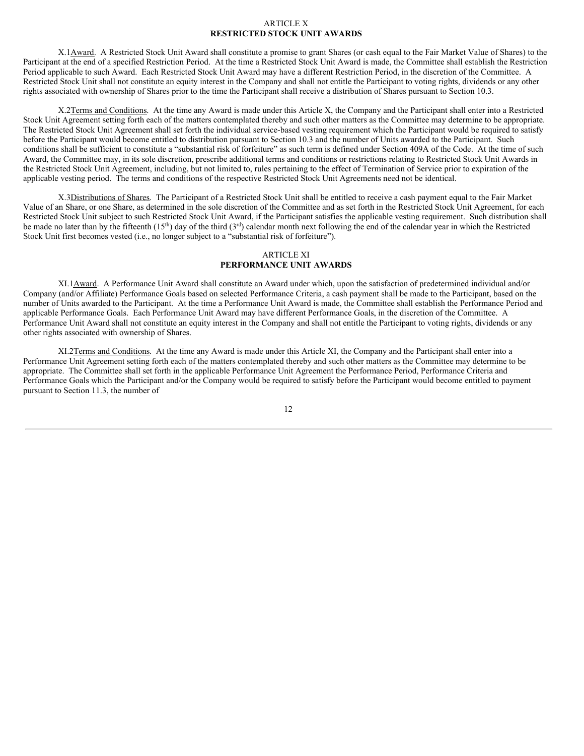## ARTICLE X
## RESTRICTED STOCK UNIT AWARDS

X.1 Award. A Restricted Stock Unit Award shall constitute a promise to grant Shares (or cash equal to the Fair Market Value of Shares) to the Participant at the end of a specified Restriction Period. At the time a Restricted Stock Unit Award is made, the Committee shall establish the Restriction Period applicable to such Award. Each Restricted Stock Unit Award may have a different Restriction Period, in the discretion of the Committee. A Restricted Stock Unit shall not constitute an equity interest in the Company and shall not entitle the Participant to voting rights, dividends or any other rights associated with ownership of Shares prior to the time the Participant shall receive a distribution of Shares pursuant to Section 10.3.

X.2 Terms and Conditions. At the time any Award is made under this Article X, the Company and the Participant shall enter into a Restricted Stock Unit Agreement setting forth each of the matters contemplated thereby and such other matters as the Committee may determine to be appropriate. The Restricted Stock Unit Agreement shall set forth the individual service-based vesting requirement which the Participant would be required to satisfy before the Participant would become entitled to distribution pursuant to Section 10.3 and the number of Units awarded to the Participant. Such conditions shall be sufficient to constitute a "substantial risk of forfeiture" as such term is defined under Section 409A of the Code. At the time of such Award, the Committee may, in its sole discretion, prescribe additional terms and conditions or restrictions relating to Restricted Stock Unit Awards in the Restricted Stock Unit Agreement, including, but not limited to, rules pertaining to the effect of Termination of Service prior to expiration of the applicable vesting period. The terms and conditions of the respective Restricted Stock Unit Agreements need not be identical.

X.3 Distributions of Shares. The Participant of a Restricted Stock Unit shall be entitled to receive a cash payment equal to the Fair Market Value of an Share, or one Share, as determined in the sole discretion of the Committee and as set forth in the Restricted Stock Unit Agreement, for each Restricted Stock Unit subject to such Restricted Stock Unit Award, if the Participant satisfies the applicable vesting requirement. Such distribution shall be made no later than by the fifteenth (15th) day of the third (3rd) calendar month next following the end of the calendar year in which the Restricted Stock Unit first becomes vested (i.e., no longer subject to a "substantial risk of forfeiture").

## ARTICLE XI
## PERFORMANCE UNIT AWARDS

XI.1 Award. A Performance Unit Award shall constitute an Award under which, upon the satisfaction of predetermined individual and/or Company (and/or Affiliate) Performance Goals based on selected Performance Criteria, a cash payment shall be made to the Participant, based on the number of Units awarded to the Participant. At the time a Performance Unit Award is made, the Committee shall establish the Performance Period and applicable Performance Goals. Each Performance Unit Award may have different Performance Goals, in the discretion of the Committee. A Performance Unit Award shall not constitute an equity interest in the Company and shall not entitle the Participant to voting rights, dividends or any other rights associated with ownership of Shares.

XI.2 Terms and Conditions. At the time any Award is made under this Article XI, the Company and the Participant shall enter into a Performance Unit Agreement setting forth each of the matters contemplated thereby and such other matters as the Committee may determine to be appropriate. The Committee shall set forth in the applicable Performance Unit Agreement the Performance Period, Performance Criteria and Performance Goals which the Participant and/or the Company would be required to satisfy before the Participant would become entitled to payment pursuant to Section 11.3, the number of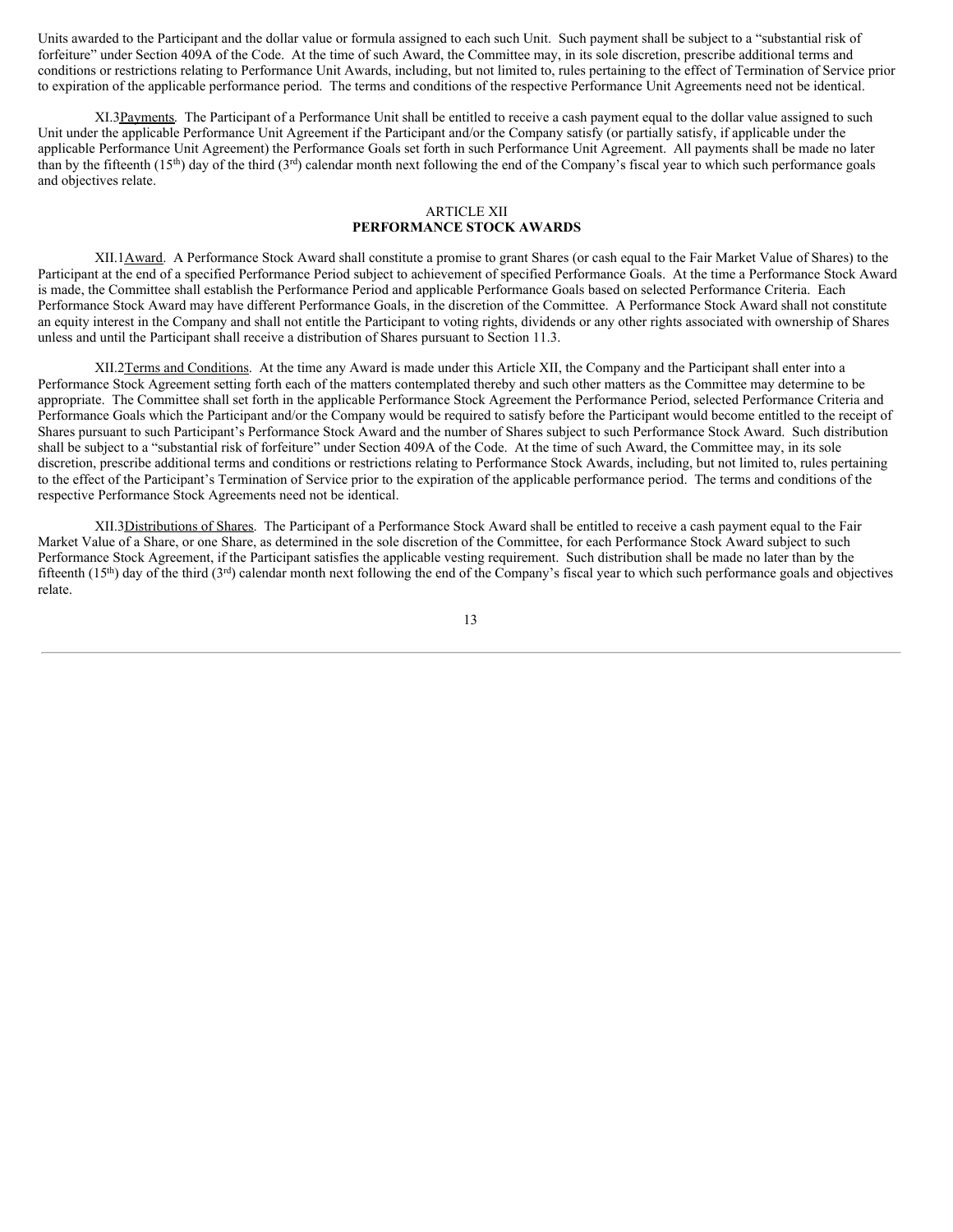Units awarded to the Participant and the dollar value or formula assigned to each such Unit. Such payment shall be subject to a "substantial risk of forfeiture" under Section 409A of the Code. At the time of such Award, the Committee may, in its sole discretion, prescribe additional terms and conditions or restrictions relating to Performance Unit Awards, including, but not limited to, rules pertaining to the effect of Termination of Service prior to expiration of the applicable performance period. The terms and conditions of the respective Performance Unit Agreements need not be identical.

XI.3 Payments. The Participant of a Performance Unit shall be entitled to receive a cash payment equal to the dollar value assigned to such Unit under the applicable Performance Unit Agreement if the Participant and/or the Company satisfy (or partially satisfy, if applicable under the applicable Performance Unit Agreement) the Performance Goals set forth in such Performance Unit Agreement. All payments shall be made no later than by the fifteenth (15th) day of the third (3rd) calendar month next following the end of the Company's fiscal year to which such performance goals and objectives relate.

## ARTICLE XII
## PERFORMANCE STOCK AWARDS

XII.1 Award. A Performance Stock Award shall constitute a promise to grant Shares (or cash equal to the Fair Market Value of Shares) to the Participant at the end of a specified Performance Period subject to achievement of specified Performance Goals. At the time a Performance Stock Award is made, the Committee shall establish the Performance Period and applicable Performance Goals based on selected Performance Criteria. Each Performance Stock Award may have different Performance Goals, in the discretion of the Committee. A Performance Stock Award shall not constitute an equity interest in the Company and shall not entitle the Participant to voting rights, dividends or any other rights associated with ownership of Shares unless and until the Participant shall receive a distribution of Shares pursuant to Section 11.3.

XII.2 Terms and Conditions. At the time any Award is made under this Article XII, the Company and the Participant shall enter into a Performance Stock Agreement setting forth each of the matters contemplated thereby and such other matters as the Committee may determine to be appropriate. The Committee shall set forth in the applicable Performance Stock Agreement the Performance Period, selected Performance Criteria and Performance Goals which the Participant and/or the Company would be required to satisfy before the Participant would become entitled to the receipt of Shares pursuant to such Participant's Performance Stock Award and the number of Shares subject to such Performance Stock Award. Such distribution shall be subject to a "substantial risk of forfeiture" under Section 409A of the Code. At the time of such Award, the Committee may, in its sole discretion, prescribe additional terms and conditions or restrictions relating to Performance Stock Awards, including, but not limited to, rules pertaining to the effect of the Participant's Termination of Service prior to the expiration of the applicable performance period. The terms and conditions of the respective Performance Stock Agreements need not be identical.

XII.3 Distributions of Shares. The Participant of a Performance Stock Award shall be entitled to receive a cash payment equal to the Fair Market Value of a Share, or one Share, as determined in the sole discretion of the Committee, for each Performance Stock Award subject to such Performance Stock Agreement, if the Participant satisfies the applicable vesting requirement. Such distribution shall be made no later than by the fifteenth (15th) day of the third (3rd) calendar month next following the end of the Company's fiscal year to which such performance goals and objectives relate.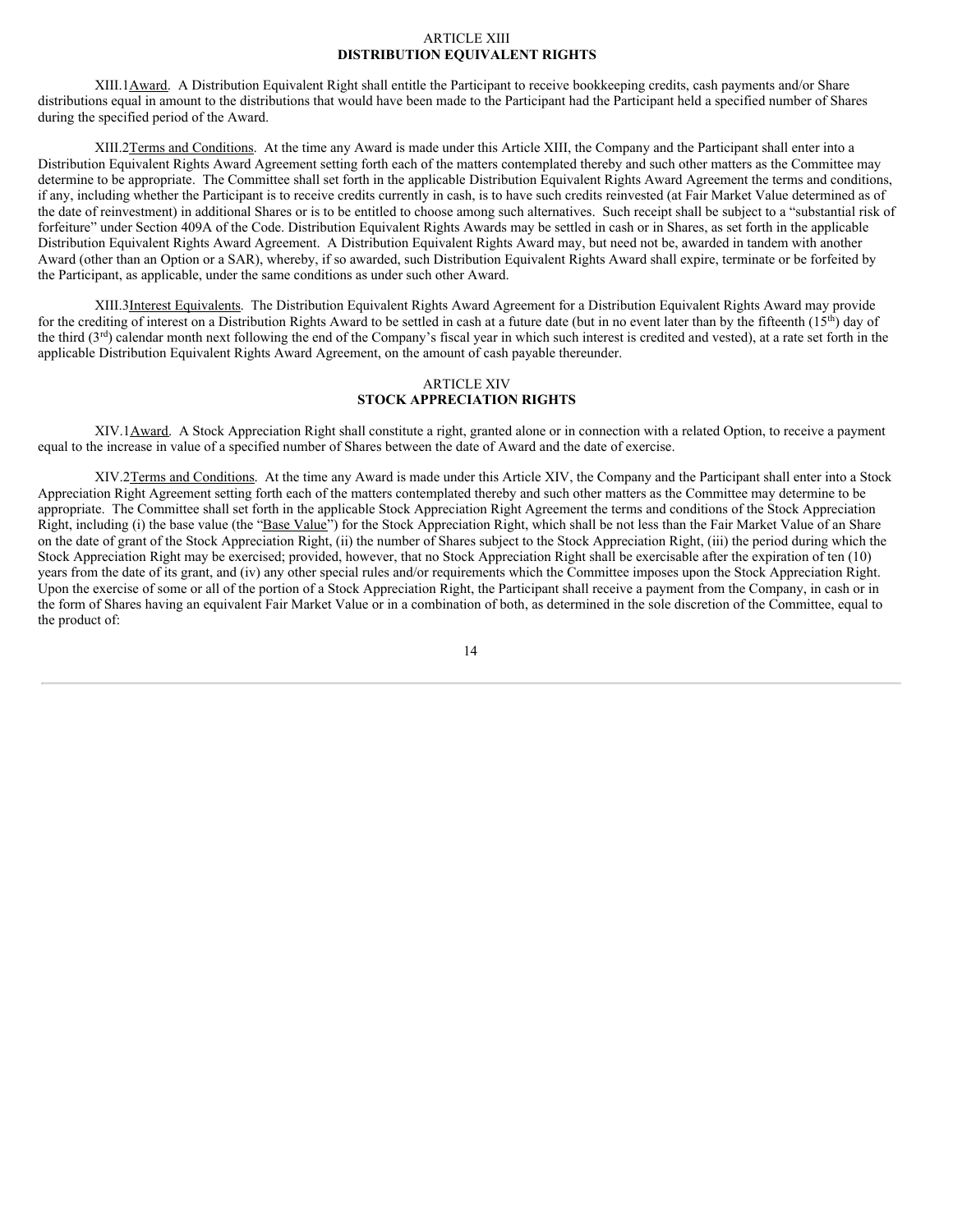## ARTICLE XIII
## DISTRIBUTION EQUIVALENT RIGHTS

XIII.1 Award. A Distribution Equivalent Right shall entitle the Participant to receive bookkeeping credits, cash payments and/or Share distributions equal in amount to the distributions that would have been made to the Participant had the Participant held a specified number of Shares during the specified period of the Award.

XIII.2 Terms and Conditions. At the time any Award is made under this Article XIII, the Company and the Participant shall enter into a Distribution Equivalent Rights Award Agreement setting forth each of the matters contemplated thereby and such other matters as the Committee may determine to be appropriate. The Committee shall set forth in the applicable Distribution Equivalent Rights Award Agreement the terms and conditions, if any, including whether the Participant is to receive credits currently in cash, is to have such credits reinvested (at Fair Market Value determined as of the date of reinvestment) in additional Shares or is to be entitled to choose among such alternatives. Such receipt shall be subject to a "substantial risk of forfeiture" under Section 409A of the Code. Distribution Equivalent Rights Awards may be settled in cash or in Shares, as set forth in the applicable Distribution Equivalent Rights Award Agreement. A Distribution Equivalent Rights Award may, but need not be, awarded in tandem with another Award (other than an Option or a SAR), whereby, if so awarded, such Distribution Equivalent Rights Award shall expire, terminate or be forfeited by the Participant, as applicable, under the same conditions as under such other Award.

XIII.3 Interest Equivalents. The Distribution Equivalent Rights Award Agreement for a Distribution Equivalent Rights Award may provide for the crediting of interest on a Distribution Rights Award to be settled in cash at a future date (but in no event later than by the fifteenth (15th) day of the third (3rd) calendar month next following the end of the Company's fiscal year in which such interest is credited and vested), at a rate set forth in the applicable Distribution Equivalent Rights Award Agreement, on the amount of cash payable thereunder.

## ARTICLE XIV
## STOCK APPRECIATION RIGHTS

XIV.1 Award. A Stock Appreciation Right shall constitute a right, granted alone or in connection with a related Option, to receive a payment equal to the increase in value of a specified number of Shares between the date of Award and the date of exercise.

XIV.2 Terms and Conditions. At the time any Award is made under this Article XIV, the Company and the Participant shall enter into a Stock Appreciation Right Agreement setting forth each of the matters contemplated thereby and such other matters as the Committee may determine to be appropriate. The Committee shall set forth in the applicable Stock Appreciation Right Agreement the terms and conditions of the Stock Appreciation Right, including (i) the base value (the "Base Value") for the Stock Appreciation Right, which shall be not less than the Fair Market Value of an Share on the date of grant of the Stock Appreciation Right, (ii) the number of Shares subject to the Stock Appreciation Right, (iii) the period during which the Stock Appreciation Right may be exercised; provided, however, that no Stock Appreciation Right shall be exercisable after the expiration of ten (10) years from the date of its grant, and (iv) any other special rules and/or requirements which the Committee imposes upon the Stock Appreciation Right. Upon the exercise of some or all of the portion of a Stock Appreciation Right, the Participant shall receive a payment from the Company, in cash or in the form of Shares having an equivalent Fair Market Value or in a combination of both, as determined in the sole discretion of the Committee, equal to the product of: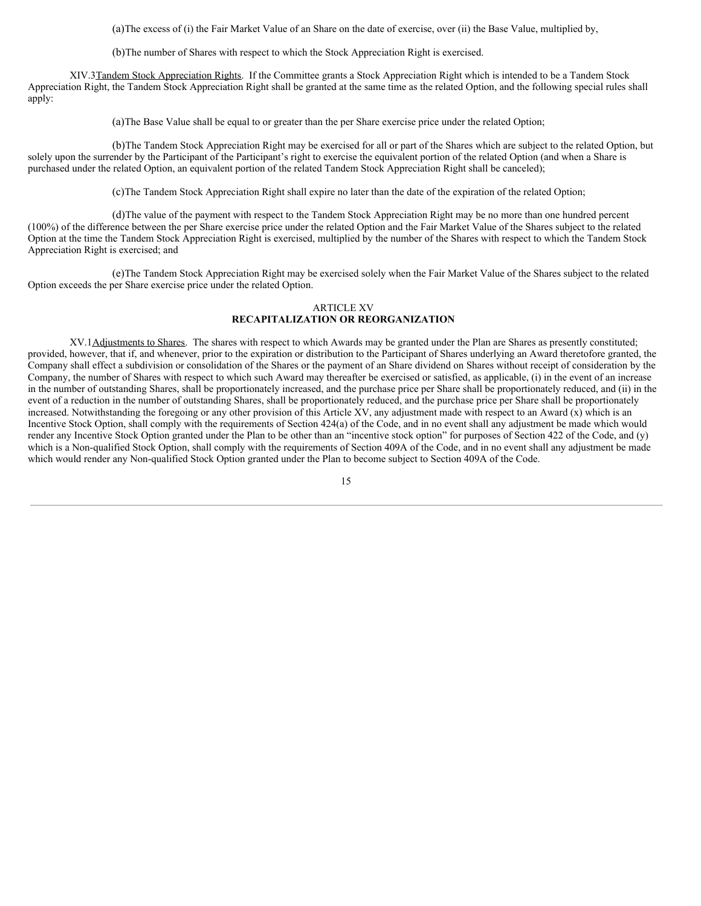(a)The excess of (i) the Fair Market Value of an Share on the date of exercise, over (ii) the Base Value, multiplied by,

(b)The number of Shares with respect to which the Stock Appreciation Right is exercised.

XIV.3Tandem Stock Appreciation Rights. If the Committee grants a Stock Appreciation Right which is intended to be a Tandem Stock Appreciation Right, the Tandem Stock Appreciation Right shall be granted at the same time as the related Option, and the following special rules shall apply:

(a)The Base Value shall be equal to or greater than the per Share exercise price under the related Option;

(b)The Tandem Stock Appreciation Right may be exercised for all or part of the Shares which are subject to the related Option, but solely upon the surrender by the Participant of the Participant's right to exercise the equivalent portion of the related Option (and when a Share is purchased under the related Option, an equivalent portion of the related Tandem Stock Appreciation Right shall be canceled);

(c)The Tandem Stock Appreciation Right shall expire no later than the date of the expiration of the related Option;

(d)The value of the payment with respect to the Tandem Stock Appreciation Right may be no more than one hundred percent (100%) of the difference between the per Share exercise price under the related Option and the Fair Market Value of the Shares subject to the related Option at the time the Tandem Stock Appreciation Right is exercised, multiplied by the number of the Shares with respect to which the Tandem Stock Appreciation Right is exercised; and

(e)The Tandem Stock Appreciation Right may be exercised solely when the Fair Market Value of the Shares subject to the related Option exceeds the per Share exercise price under the related Option.

## ARTICLE XV
## RECAPITALIZATION OR REORGANIZATION

XV.1Adjustments to Shares. The shares with respect to which Awards may be granted under the Plan are Shares as presently constituted; provided, however, that if, and whenever, prior to the expiration or distribution to the Participant of Shares underlying an Award theretofore granted, the Company shall effect a subdivision or consolidation of the Shares or the payment of an Share dividend on Shares without receipt of consideration by the Company, the number of Shares with respect to which such Award may thereafter be exercised or satisfied, as applicable, (i) in the event of an increase in the number of outstanding Shares, shall be proportionately increased, and the purchase price per Share shall be proportionately reduced, and (ii) in the event of a reduction in the number of outstanding Shares, shall be proportionately reduced, and the purchase price per Share shall be proportionately increased. Notwithstanding the foregoing or any other provision of this Article XV, any adjustment made with respect to an Award (x) which is an Incentive Stock Option, shall comply with the requirements of Section 424(a) of the Code, and in no event shall any adjustment be made which would render any Incentive Stock Option granted under the Plan to be other than an "incentive stock option" for purposes of Section 422 of the Code, and (y) which is a Non-qualified Stock Option, shall comply with the requirements of Section 409A of the Code, and in no event shall any adjustment be made which would render any Non-qualified Stock Option granted under the Plan to become subject to Section 409A of the Code.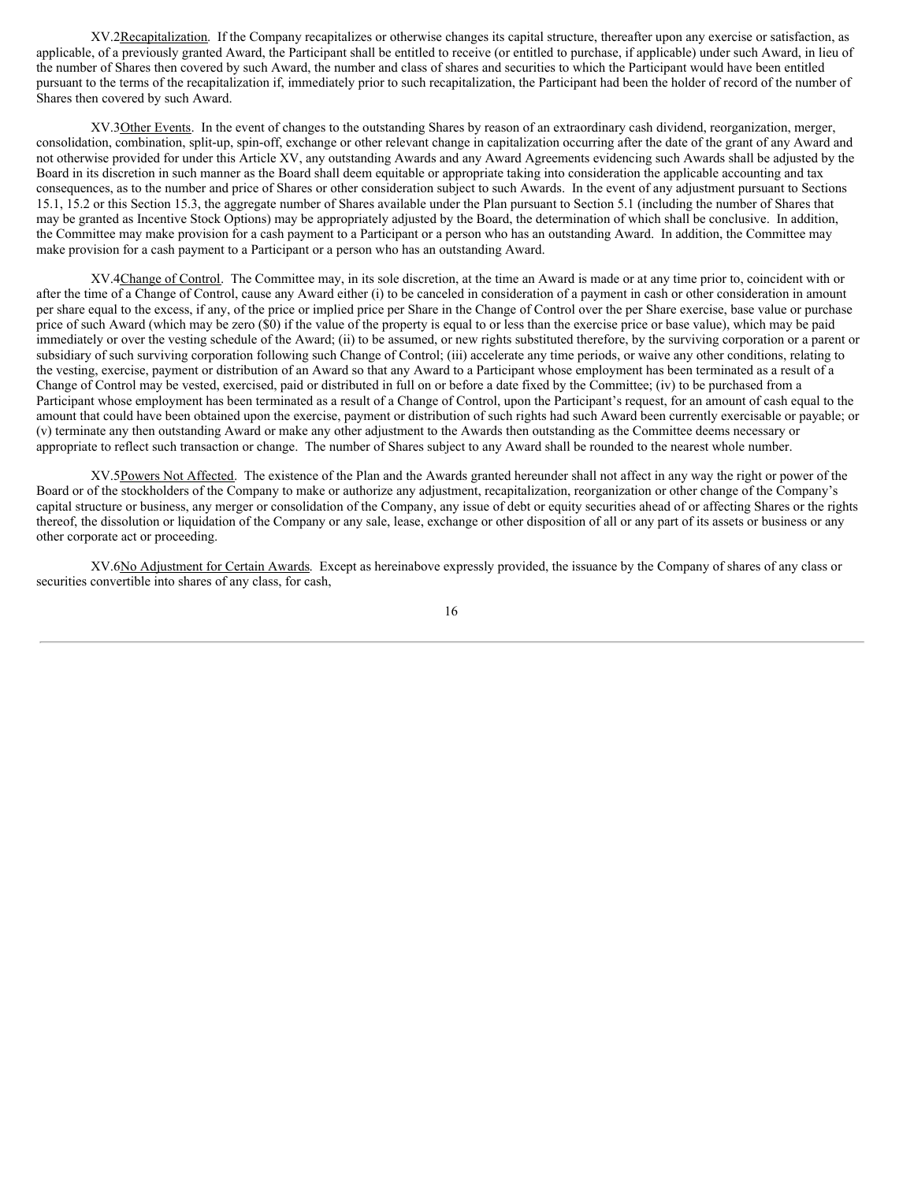XV.2 Recapitalization. If the Company recapitalizes or otherwise changes its capital structure, thereafter upon any exercise or satisfaction, as applicable, of a previously granted Award, the Participant shall be entitled to receive (or entitled to purchase, if applicable) under such Award, in lieu of the number of Shares then covered by such Award, the number and class of shares and securities to which the Participant would have been entitled pursuant to the terms of the recapitalization if, immediately prior to such recapitalization, the Participant had been the holder of record of the number of Shares then covered by such Award.

XV.3 Other Events. In the event of changes to the outstanding Shares by reason of an extraordinary cash dividend, reorganization, merger, consolidation, combination, split-up, spin-off, exchange or other relevant change in capitalization occurring after the date of the grant of any Award and not otherwise provided for under this Article XV, any outstanding Awards and any Award Agreements evidencing such Awards shall be adjusted by the Board in its discretion in such manner as the Board shall deem equitable or appropriate taking into consideration the applicable accounting and tax consequences, as to the number and price of Shares or other consideration subject to such Awards. In the event of any adjustment pursuant to Sections 15.1, 15.2 or this Section 15.3, the aggregate number of Shares available under the Plan pursuant to Section 5.1 (including the number of Shares that may be granted as Incentive Stock Options) may be appropriately adjusted by the Board, the determination of which shall be conclusive. In addition, the Committee may make provision for a cash payment to a Participant or a person who has an outstanding Award. In addition, the Committee may make provision for a cash payment to a Participant or a person who has an outstanding Award.

XV.4 Change of Control. The Committee may, in its sole discretion, at the time an Award is made or at any time prior to, coincident with or after the time of a Change of Control, cause any Award either (i) to be canceled in consideration of a payment in cash or other consideration in amount per share equal to the excess, if any, of the price or implied price per Share in the Change of Control over the per Share exercise, base value or purchase price of such Award (which may be zero ($0) if the value of the property is equal to or less than the exercise price or base value), which may be paid immediately or over the vesting schedule of the Award; (ii) to be assumed, or new rights substituted therefore, by the surviving corporation or a parent or subsidiary of such surviving corporation following such Change of Control; (iii) accelerate any time periods, or waive any other conditions, relating to the vesting, exercise, payment or distribution of an Award so that any Award to a Participant whose employment has been terminated as a result of a Change of Control may be vested, exercised, paid or distributed in full on or before a date fixed by the Committee; (iv) to be purchased from a Participant whose employment has been terminated as a result of a Change of Control, upon the Participant's request, for an amount of cash equal to the amount that could have been obtained upon the exercise, payment or distribution of such rights had such Award been currently exercisable or payable; or (v) terminate any then outstanding Award or make any other adjustment to the Awards then outstanding as the Committee deems necessary or appropriate to reflect such transaction or change. The number of Shares subject to any Award shall be rounded to the nearest whole number.

XV.5 Powers Not Affected. The existence of the Plan and the Awards granted hereunder shall not affect in any way the right or power of the Board or of the stockholders of the Company to make or authorize any adjustment, recapitalization, reorganization or other change of the Company's capital structure or business, any merger or consolidation of the Company, any issue of debt or equity securities ahead of or affecting Shares or the rights thereof, the dissolution or liquidation of the Company or any sale, lease, exchange or other disposition of all or any part of its assets or business or any other corporate act or proceeding.

XV.6 No Adjustment for Certain Awards. Except as hereinabove expressly provided, the issuance by the Company of shares of any class or securities convertible into shares of any class, for cash,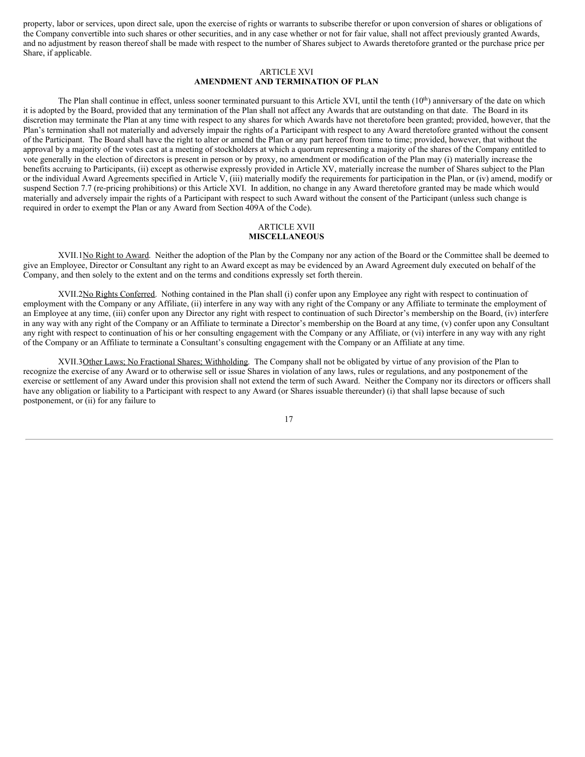property, labor or services, upon direct sale, upon the exercise of rights or warrants to subscribe therefor or upon conversion of shares or obligations of the Company convertible into such shares or other securities, and in any case whether or not for fair value, shall not affect previously granted Awards, and no adjustment by reason thereof shall be made with respect to the number of Shares subject to Awards theretofore granted or the purchase price per Share, if applicable.

## ARTICLE XVI
## AMENDMENT AND TERMINATION OF PLAN

The Plan shall continue in effect, unless sooner terminated pursuant to this Article XVI, until the tenth (10th) anniversary of the date on which it is adopted by the Board, provided that any termination of the Plan shall not affect any Awards that are outstanding on that date. The Board in its discretion may terminate the Plan at any time with respect to any shares for which Awards have not theretofore been granted; provided, however, that the Plan's termination shall not materially and adversely impair the rights of a Participant with respect to any Award theretofore granted without the consent of the Participant. The Board shall have the right to alter or amend the Plan or any part hereof from time to time; provided, however, that without the approval by a majority of the votes cast at a meeting of stockholders at which a quorum representing a majority of the shares of the Company entitled to vote generally in the election of directors is present in person or by proxy, no amendment or modification of the Plan may (i) materially increase the benefits accruing to Participants, (ii) except as otherwise expressly provided in Article XV, materially increase the number of Shares subject to the Plan or the individual Award Agreements specified in Article V, (iii) materially modify the requirements for participation in the Plan, or (iv) amend, modify or suspend Section 7.7 (re-pricing prohibitions) or this Article XVI. In addition, no change in any Award theretofore granted may be made which would materially and adversely impair the rights of a Participant with respect to such Award without the consent of the Participant (unless such change is required in order to exempt the Plan or any Award from Section 409A of the Code).

## ARTICLE XVII
## MISCELLANEOUS

XVII.1 No Right to Award. Neither the adoption of the Plan by the Company nor any action of the Board or the Committee shall be deemed to give an Employee, Director or Consultant any right to an Award except as may be evidenced by an Award Agreement duly executed on behalf of the Company, and then solely to the extent and on the terms and conditions expressly set forth therein.

XVII.2 No Rights Conferred. Nothing contained in the Plan shall (i) confer upon any Employee any right with respect to continuation of employment with the Company or any Affiliate, (ii) interfere in any way with any right of the Company or any Affiliate to terminate the employment of an Employee at any time, (iii) confer upon any Director any right with respect to continuation of such Director's membership on the Board, (iv) interfere in any way with any right of the Company or an Affiliate to terminate a Director's membership on the Board at any time, (v) confer upon any Consultant any right with respect to continuation of his or her consulting engagement with the Company or any Affiliate, or (vi) interfere in any way with any right of the Company or an Affiliate to terminate a Consultant's consulting engagement with the Company or an Affiliate at any time.

XVII.3 Other Laws; No Fractional Shares; Withholding. The Company shall not be obligated by virtue of any provision of the Plan to recognize the exercise of any Award or to otherwise sell or issue Shares in violation of any laws, rules or regulations, and any postponement of the exercise or settlement of any Award under this provision shall not extend the term of such Award. Neither the Company nor its directors or officers shall have any obligation or liability to a Participant with respect to any Award (or Shares issuable thereunder) (i) that shall lapse because of such postponement, or (ii) for any failure to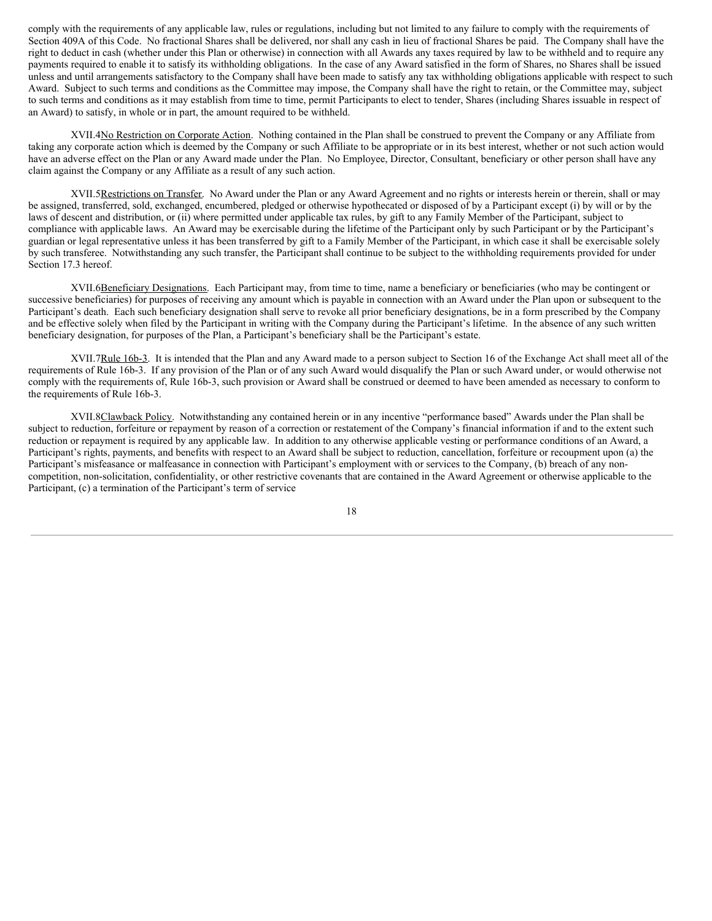comply with the requirements of any applicable law, rules or regulations, including but not limited to any failure to comply with the requirements of Section 409A of this Code. No fractional Shares shall be delivered, nor shall any cash in lieu of fractional Shares be paid. The Company shall have the right to deduct in cash (whether under this Plan or otherwise) in connection with all Awards any taxes required by law to be withheld and to require any payments required to enable it to satisfy its withholding obligations. In the case of any Award satisfied in the form of Shares, no Shares shall be issued unless and until arrangements satisfactory to the Company shall have been made to satisfy any tax withholding obligations applicable with respect to such Award. Subject to such terms and conditions as the Committee may impose, the Company shall have the right to retain, or the Committee may, subject to such terms and conditions as it may establish from time to time, permit Participants to elect to tender, Shares (including Shares issuable in respect of an Award) to satisfy, in whole or in part, the amount required to be withheld.

XVII.4No Restriction on Corporate Action. Nothing contained in the Plan shall be construed to prevent the Company or any Affiliate from taking any corporate action which is deemed by the Company or such Affiliate to be appropriate or in its best interest, whether or not such action would have an adverse effect on the Plan or any Award made under the Plan. No Employee, Director, Consultant, beneficiary or other person shall have any claim against the Company or any Affiliate as a result of any such action.

XVII.5Restrictions on Transfer. No Award under the Plan or any Award Agreement and no rights or interests herein or therein, shall or may be assigned, transferred, sold, exchanged, encumbered, pledged or otherwise hypothecated or disposed of by a Participant except (i) by will or by the laws of descent and distribution, or (ii) where permitted under applicable tax rules, by gift to any Family Member of the Participant, subject to compliance with applicable laws. An Award may be exercisable during the lifetime of the Participant only by such Participant or by the Participant's guardian or legal representative unless it has been transferred by gift to a Family Member of the Participant, in which case it shall be exercisable solely by such transferee. Notwithstanding any such transfer, the Participant shall continue to be subject to the withholding requirements provided for under Section 17.3 hereof.

XVII.6Beneficiary Designations. Each Participant may, from time to time, name a beneficiary or beneficiaries (who may be contingent or successive beneficiaries) for purposes of receiving any amount which is payable in connection with an Award under the Plan upon or subsequent to the Participant's death. Each such beneficiary designation shall serve to revoke all prior beneficiary designations, be in a form prescribed by the Company and be effective solely when filed by the Participant in writing with the Company during the Participant's lifetime. In the absence of any such written beneficiary designation, for purposes of the Plan, a Participant's beneficiary shall be the Participant's estate.

XVII.7Rule 16b-3. It is intended that the Plan and any Award made to a person subject to Section 16 of the Exchange Act shall meet all of the requirements of Rule 16b-3. If any provision of the Plan or of any such Award would disqualify the Plan or such Award under, or would otherwise not comply with the requirements of, Rule 16b-3, such provision or Award shall be construed or deemed to have been amended as necessary to conform to the requirements of Rule 16b-3.

XVII.8Clawback Policy. Notwithstanding any contained herein or in any incentive "performance based" Awards under the Plan shall be subject to reduction, forfeiture or repayment by reason of a correction or restatement of the Company's financial information if and to the extent such reduction or repayment is required by any applicable law. In addition to any otherwise applicable vesting or performance conditions of an Award, a Participant's rights, payments, and benefits with respect to an Award shall be subject to reduction, cancellation, forfeiture or recoupment upon (a) the Participant's misfeasance or malfeasance in connection with Participant's employment with or services to the Company, (b) breach of any non-competition, non-solicitation, confidentiality, or other restrictive covenants that are contained in the Award Agreement or otherwise applicable to the Participant, (c) a termination of the Participant's term of service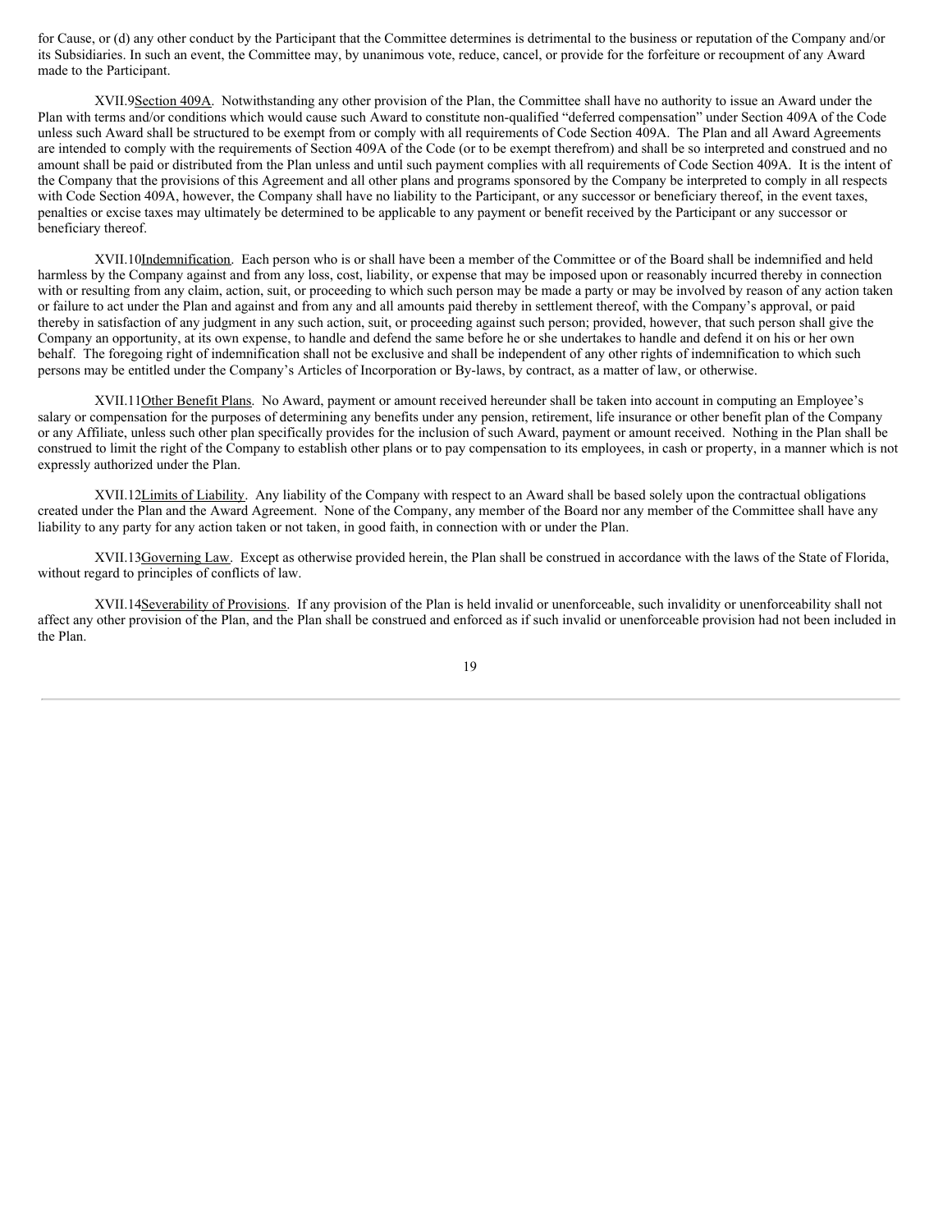for Cause, or (d) any other conduct by the Participant that the Committee determines is detrimental to the business or reputation of the Company and/or its Subsidiaries. In such an event, the Committee may, by unanimous vote, reduce, cancel, or provide for the forfeiture or recoupment of any Award made to the Participant.

XVII.9Section 409A. Notwithstanding any other provision of the Plan, the Committee shall have no authority to issue an Award under the Plan with terms and/or conditions which would cause such Award to constitute non-qualified "deferred compensation" under Section 409A of the Code unless such Award shall be structured to be exempt from or comply with all requirements of Code Section 409A. The Plan and all Award Agreements are intended to comply with the requirements of Section 409A of the Code (or to be exempt therefrom) and shall be so interpreted and construed and no amount shall be paid or distributed from the Plan unless and until such payment complies with all requirements of Code Section 409A. It is the intent of the Company that the provisions of this Agreement and all other plans and programs sponsored by the Company be interpreted to comply in all respects with Code Section 409A, however, the Company shall have no liability to the Participant, or any successor or beneficiary thereof, in the event taxes, penalties or excise taxes may ultimately be determined to be applicable to any payment or benefit received by the Participant or any successor or beneficiary thereof.

XVII.10Indemnification. Each person who is or shall have been a member of the Committee or of the Board shall be indemnified and held harmless by the Company against and from any loss, cost, liability, or expense that may be imposed upon or reasonably incurred thereby in connection with or resulting from any claim, action, suit, or proceeding to which such person may be made a party or may be involved by reason of any action taken or failure to act under the Plan and against and from any and all amounts paid thereby in settlement thereof, with the Company's approval, or paid thereby in satisfaction of any judgment in any such action, suit, or proceeding against such person; provided, however, that such person shall give the Company an opportunity, at its own expense, to handle and defend the same before he or she undertakes to handle and defend it on his or her own behalf. The foregoing right of indemnification shall not be exclusive and shall be independent of any other rights of indemnification to which such persons may be entitled under the Company's Articles of Incorporation or By-laws, by contract, as a matter of law, or otherwise.

XVII.11Other Benefit Plans. No Award, payment or amount received hereunder shall be taken into account in computing an Employee's salary or compensation for the purposes of determining any benefits under any pension, retirement, life insurance or other benefit plan of the Company or any Affiliate, unless such other plan specifically provides for the inclusion of such Award, payment or amount received. Nothing in the Plan shall be construed to limit the right of the Company to establish other plans or to pay compensation to its employees, in cash or property, in a manner which is not expressly authorized under the Plan.

XVII.12Limits of Liability. Any liability of the Company with respect to an Award shall be based solely upon the contractual obligations created under the Plan and the Award Agreement. None of the Company, any member of the Board nor any member of the Committee shall have any liability to any party for any action taken or not taken, in good faith, in connection with or under the Plan.

XVII.13Governing Law. Except as otherwise provided herein, the Plan shall be construed in accordance with the laws of the State of Florida, without regard to principles of conflicts of law.

XVII.14Severability of Provisions. If any provision of the Plan is held invalid or unenforceable, such invalidity or unenforceability shall not affect any other provision of the Plan, and the Plan shall be construed and enforced as if such invalid or unenforceable provision had not been included in the Plan.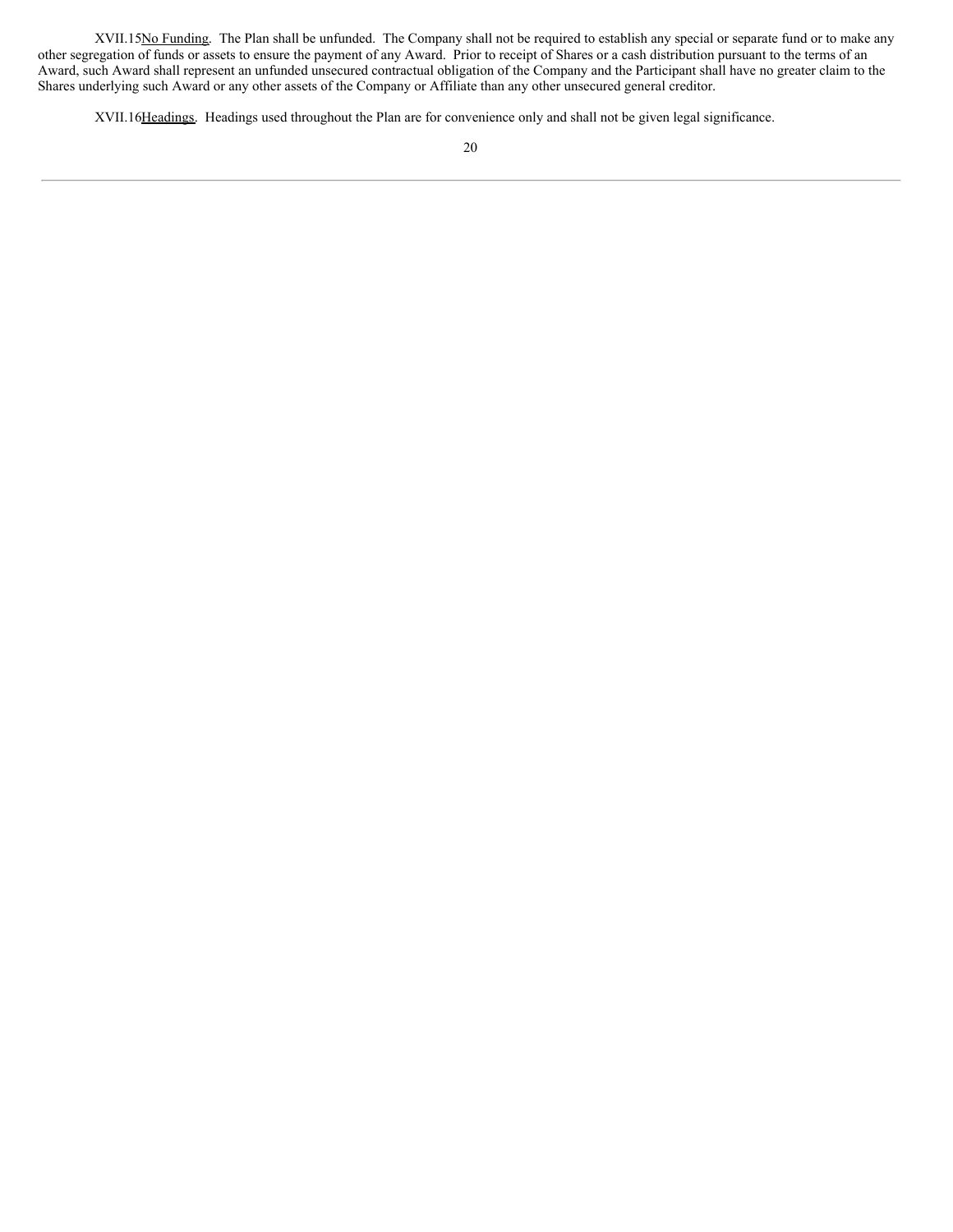XVII.15<u>No Funding</u>. The Plan shall be unfunded. The Company shall not be required to establish any special or separate fund or to make any other segregation of funds or assets to ensure the payment of any Award. Prior to receipt of Shares or a cash distribution pursuant to the terms of an Award, such Award shall represent an unfunded unsecured contractual obligation of the Company and the Participant shall have no greater claim to the Shares underlying such Award or any other assets of the Company or Affiliate than any other unsecured general creditor.

XVII.16<u>Headings</u>. Headings used throughout the Plan are for convenience only and shall not be given legal significance.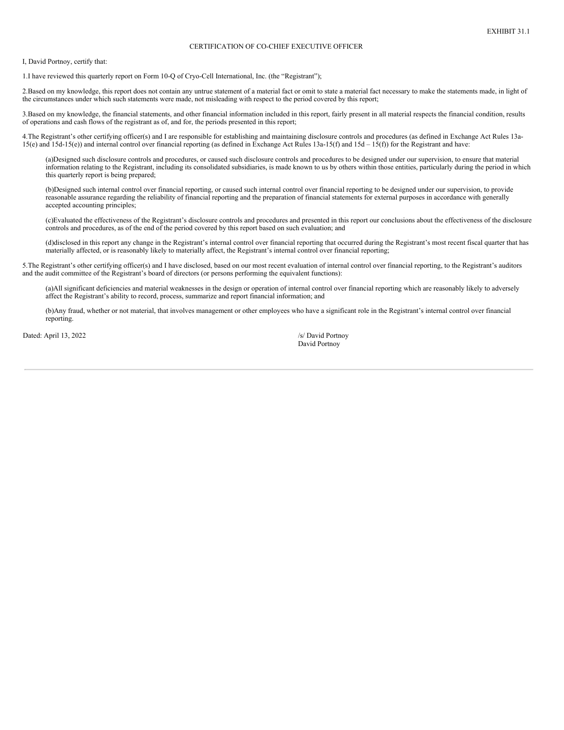EXHIBIT 31.1

CERTIFICATION OF CO-CHIEF EXECUTIVE OFFICER

I, David Portnoy, certify that:

1.I have reviewed this quarterly report on Form 10-Q of Cryo-Cell International, Inc. (the "Registrant");

2.Based on my knowledge, this report does not contain any untrue statement of a material fact or omit to state a material fact necessary to make the statements made, in light of the circumstances under which such statements were made, not misleading with respect to the period covered by this report;

3.Based on my knowledge, the financial statements, and other financial information included in this report, fairly present in all material respects the financial condition, results of operations and cash flows of the registrant as of, and for, the periods presented in this report;

4.The Registrant's other certifying officer(s) and I are responsible for establishing and maintaining disclosure controls and procedures (as defined in Exchange Act Rules 13a-15(e) and 15d-15(e)) and internal control over financial reporting (as defined in Exchange Act Rules 13a-15(f) and 15d – 15(f)) for the Registrant and have:

(a)Designed such disclosure controls and procedures, or caused such disclosure controls and procedures to be designed under our supervision, to ensure that material information relating to the Registrant, including its consolidated subsidiaries, is made known to us by others within those entities, particularly during the period in which this quarterly report is being prepared;

(b)Designed such internal control over financial reporting, or caused such internal control over financial reporting to be designed under our supervision, to provide reasonable assurance regarding the reliability of financial reporting and the preparation of financial statements for external purposes in accordance with generally accepted accounting principles;

(c)Evaluated the effectiveness of the Registrant's disclosure controls and procedures and presented in this report our conclusions about the effectiveness of the disclosure controls and procedures, as of the end of the period covered by this report based on such evaluation; and

(d)disclosed in this report any change in the Registrant's internal control over financial reporting that occurred during the Registrant's most recent fiscal quarter that has materially affected, or is reasonably likely to materially affect, the Registrant's internal control over financial reporting;

5.The Registrant's other certifying officer(s) and I have disclosed, based on our most recent evaluation of internal control over financial reporting, to the Registrant's auditors and the audit committee of the Registrant's board of directors (or persons performing the equivalent functions):

(a)All significant deficiencies and material weaknesses in the design or operation of internal control over financial reporting which are reasonably likely to adversely affect the Registrant's ability to record, process, summarize and report financial information; and

(b)Any fraud, whether or not material, that involves management or other employees who have a significant role in the Registrant's internal control over financial reporting.

Dated: April 13, 2022

/s/ David Portnoy
David Portnoy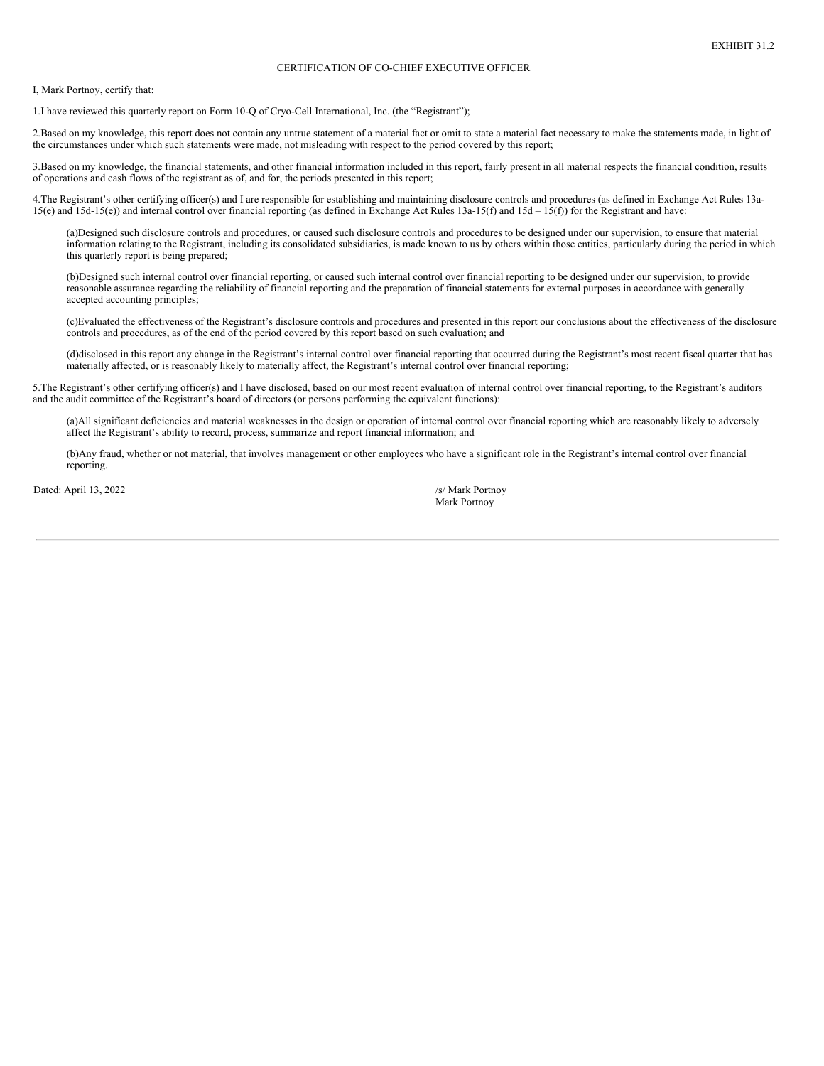EXHIBIT 31.2

CERTIFICATION OF CO-CHIEF EXECUTIVE OFFICER

I, Mark Portnoy, certify that:

1.I have reviewed this quarterly report on Form 10-Q of Cryo-Cell International, Inc. (the “Registrant”);

2.Based on my knowledge, this report does not contain any untrue statement of a material fact or omit to state a material fact necessary to make the statements made, in light of the circumstances under which such statements were made, not misleading with respect to the period covered by this report;

3.Based on my knowledge, the financial statements, and other financial information included in this report, fairly present in all material respects the financial condition, results of operations and cash flows of the registrant as of, and for, the periods presented in this report;

4.The Registrant’s other certifying officer(s) and I are responsible for establishing and maintaining disclosure controls and procedures (as defined in Exchange Act Rules 13a-15(e) and 15d-15(e)) and internal control over financial reporting (as defined in Exchange Act Rules 13a-15(f) and 15d – 15(f)) for the Registrant and have:

(a)Designed such disclosure controls and procedures, or caused such disclosure controls and procedures to be designed under our supervision, to ensure that material information relating to the Registrant, including its consolidated subsidiaries, is made known to us by others within those entities, particularly during the period in which this quarterly report is being prepared;

(b)Designed such internal control over financial reporting, or caused such internal control over financial reporting to be designed under our supervision, to provide reasonable assurance regarding the reliability of financial reporting and the preparation of financial statements for external purposes in accordance with generally accepted accounting principles;

(c)Evaluated the effectiveness of the Registrant’s disclosure controls and procedures and presented in this report our conclusions about the effectiveness of the disclosure controls and procedures, as of the end of the period covered by this report based on such evaluation; and

(d)disclosed in this report any change in the Registrant’s internal control over financial reporting that occurred during the Registrant’s most recent fiscal quarter that has materially affected, or is reasonably likely to materially affect, the Registrant’s internal control over financial reporting;

5.The Registrant’s other certifying officer(s) and I have disclosed, based on our most recent evaluation of internal control over financial reporting, to the Registrant’s auditors and the audit committee of the Registrant’s board of directors (or persons performing the equivalent functions):

(a)All significant deficiencies and material weaknesses in the design or operation of internal control over financial reporting which are reasonably likely to adversely affect the Registrant’s ability to record, process, summarize and report financial information; and

(b)Any fraud, whether or not material, that involves management or other employees who have a significant role in the Registrant’s internal control over financial reporting.

Dated: April 13, 2022

/s/ Mark Portnoy
Mark Portnoy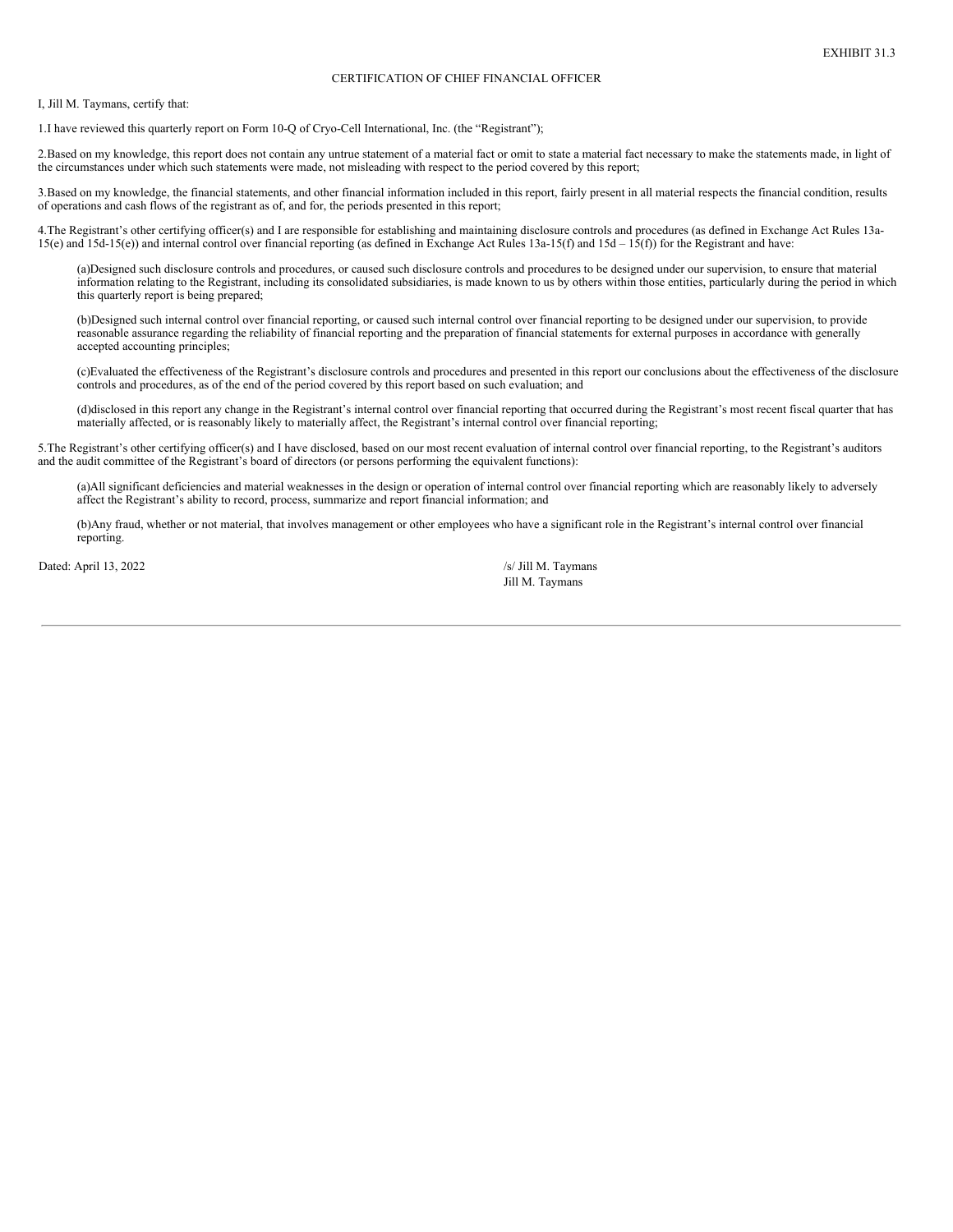EXHIBIT 31.3

# CERTIFICATION OF CHIEF FINANCIAL OFFICER

I, Jill M. Taymans, certify that:

1.I have reviewed this quarterly report on Form 10-Q of Cryo-Cell International, Inc. (the "Registrant");

2.Based on my knowledge, this report does not contain any untrue statement of a material fact or omit to state a material fact necessary to make the statements made, in light of the circumstances under which such statements were made, not misleading with respect to the period covered by this report;

3.Based on my knowledge, the financial statements, and other financial information included in this report, fairly present in all material respects the financial condition, results of operations and cash flows of the registrant as of, and for, the periods presented in this report;

4.The Registrant's other certifying officer(s) and I are responsible for establishing and maintaining disclosure controls and procedures (as defined in Exchange Act Rules 13a-15(e) and 15d-15(e)) and internal control over financial reporting (as defined in Exchange Act Rules 13a-15(f) and 15d – 15(f)) for the Registrant and have:

(a)Designed such disclosure controls and procedures, or caused such disclosure controls and procedures to be designed under our supervision, to ensure that material information relating to the Registrant, including its consolidated subsidiaries, is made known to us by others within those entities, particularly during the period in which this quarterly report is being prepared;

(b)Designed such internal control over financial reporting, or caused such internal control over financial reporting to be designed under our supervision, to provide reasonable assurance regarding the reliability of financial reporting and the preparation of financial statements for external purposes in accordance with generally accepted accounting principles;

(c)Evaluated the effectiveness of the Registrant's disclosure controls and procedures and presented in this report our conclusions about the effectiveness of the disclosure controls and procedures, as of the end of the period covered by this report based on such evaluation; and

(d)disclosed in this report any change in the Registrant's internal control over financial reporting that occurred during the Registrant's most recent fiscal quarter that has materially affected, or is reasonably likely to materially affect, the Registrant's internal control over financial reporting;

5.The Registrant's other certifying officer(s) and I have disclosed, based on our most recent evaluation of internal control over financial reporting, to the Registrant's auditors and the audit committee of the Registrant's board of directors (or persons performing the equivalent functions):

(a)All significant deficiencies and material weaknesses in the design or operation of internal control over financial reporting which are reasonably likely to adversely affect the Registrant's ability to record, process, summarize and report financial information; and

(b)Any fraud, whether or not material, that involves management or other employees who have a significant role in the Registrant's internal control over financial reporting.

Dated: April 13, 2022

/s/ Jill M. Taymans
Jill M. Taymans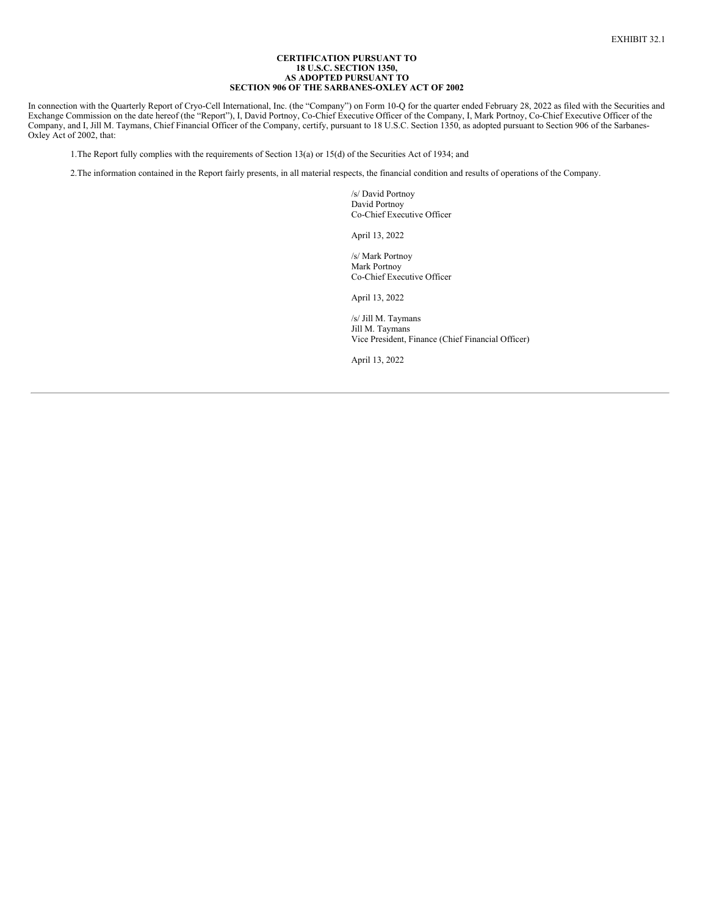EXHIBIT 32.1

**CERTIFICATION PURSUANT TO**
**18 U.S.C. SECTION 1350,**
**AS ADOPTED PURSUANT TO**
**SECTION 906 OF THE SARBANES-OXLEY ACT OF 2002**

In connection with the Quarterly Report of Cryo-Cell International, Inc. (the "Company") on Form 10-Q for the quarter ended February 28, 2022 as filed with the Securities and Exchange Commission on the date hereof (the "Report"), I, David Portnoy, Co-Chief Executive Officer of the Company, I, Mark Portnoy, Co-Chief Executive Officer of the Company, and I, Jill M. Taymans, Chief Financial Officer of the Company, certify, pursuant to 18 U.S.C. Section 1350, as adopted pursuant to Section 906 of the Sarbanes-Oxley Act of 2002, that:

1. The Report fully complies with the requirements of Section 13(a) or 15(d) of the Securities Act of 1934; and

2. The information contained in the Report fairly presents, in all material respects, the financial condition and results of operations of the Company.

/s/ David Portnoy
David Portnoy
Co-Chief Executive Officer

April 13, 2022

/s/ Mark Portnoy
Mark Portnoy
Co-Chief Executive Officer

April 13, 2022

/s/ Jill M. Taymans
Jill M. Taymans
Vice President, Finance (Chief Financial Officer)

April 13, 2022